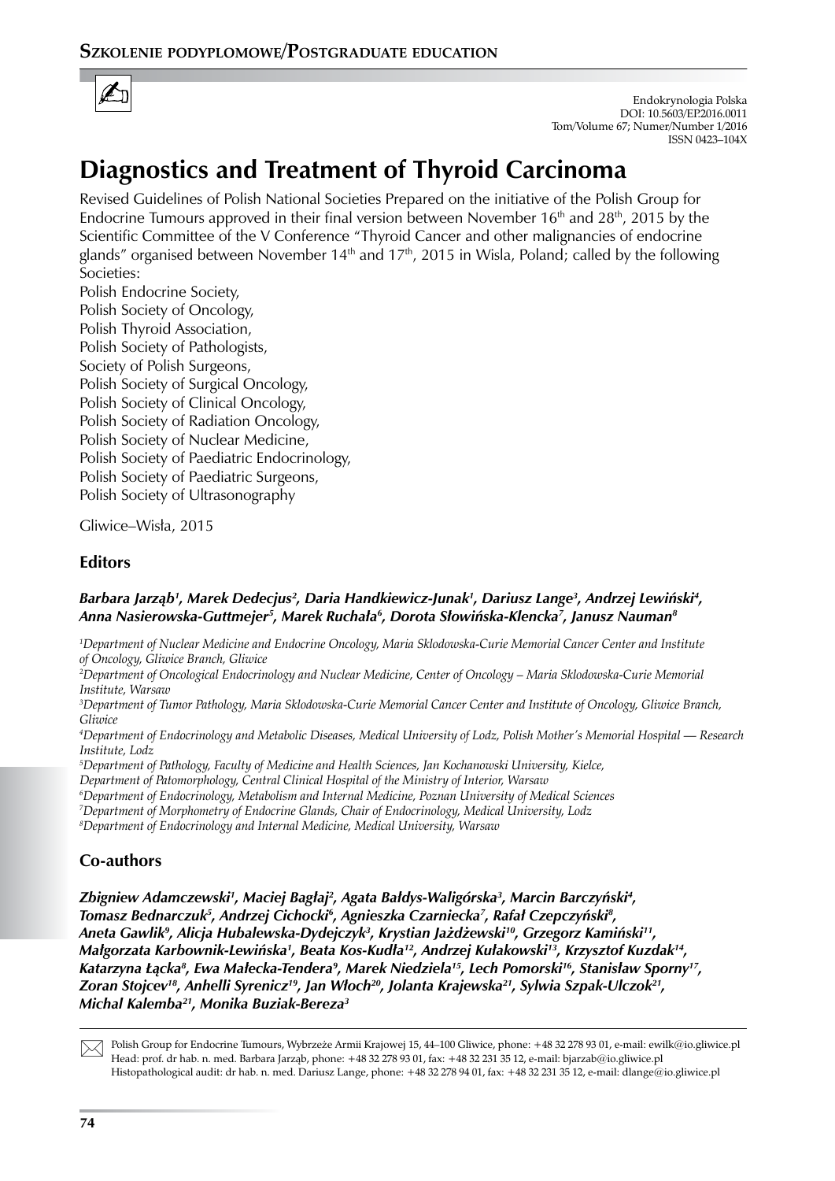**Szkolenie podyplomowe/Postgraduate education**

Endokrynologia Polska
DOI: 10.5603/EP.2016.0011
Tom/Volume 67; Numer/Number 1/2016
ISSN 0423–104X

# Diagnostics and Treatment of Thyroid Carcinoma

Revised Guidelines of Polish National Societies Prepared on the initiative of the Polish Group for Endocrine Tumours approved in their final version between November 16th and 28th, 2015 by the Scientific Committee of the V Conference "Thyroid Cancer and other malignancies of endocrine glands" organised between November 14th and 17th, 2015 in Wisla, Poland; called by the following Societies:

Polish Endocrine Society,
Polish Society of Oncology,
Polish Thyroid Association,
Polish Society of Pathologists,
Society of Polish Surgeons,
Polish Society of Surgical Oncology,
Polish Society of Clinical Oncology,
Polish Society of Radiation Oncology,
Polish Society of Nuclear Medicine,
Polish Society of Paediatric Endocrinology,
Polish Society of Paediatric Surgeons,
Polish Society of Ultrasonography

Gliwice–Wisła, 2015

## Editors

***Barbara Jarząb[1], Marek Dedecjus[2], Daria Handkiewicz-Junak[1], Dariusz Lange[3], Andrzej Lewiński[4], Anna Nasierowska-Guttmejer[5], Marek Ruchała[6], Dorota Słowińska-Klencka[7], Janusz Nauman[8]***

*[1]Department of Nuclear Medicine and Endocrine Oncology, Maria Sklodowska-Curie Memorial Cancer Center and Institute of Oncology, Gliwice Branch, Gliwice*
*[2]Department of Oncological Endocrinology and Nuclear Medicine, Center of Oncology – Maria Sklodowska-Curie Memorial Institute, Warsaw*
*[3]Department of Tumor Pathology, Maria Sklodowska-Curie Memorial Cancer Center and Institute of Oncology, Gliwice Branch, Gliwice*
*[4]Department of Endocrinology and Metabolic Diseases, Medical University of Lodz, Polish Mother's Memorial Hospital — Research Institute, Lodz*
*[5]Department of Pathology, Faculty of Medicine and Health Sciences, Jan Kochanowski University, Kielce, Department of Patomorphology, Central Clinical Hospital of the Ministry of Interior, Warsaw*
*[6]Department of Endocrinology, Metabolism and Internal Medicine, Poznan University of Medical Sciences*
*[7]Department of Morphometry of Endocrine Glands, Chair of Endocrinology, Medical University, Lodz*
*[8]Department of Endocrinology and Internal Medicine, Medical University, Warsaw*

## Co-authors

***Zbigniew Adamczewski[1], Maciej Bagłaj[2], Agata Bałdys-Waligórska[3], Marcin Barczyński[4], Tomasz Bednarczuk[5], Andrzej Cichocki[6], Agnieszka Czarniecka[7], Rafał Czepczyński[8], Aneta Gawlik[9], Alicja Hubalewska-Dydejczyk[3], Krystian Jażdżewski[10], Grzegorz Kamiński[11], Małgorzata Karbownik-Lewińska[1], Beata Kos-Kudła[12], Andrzej Kułakowski[13], Krzysztof Kuzdak[14], Katarzyna Łącka[8], Ewa Małecka-Tendera[9], Marek Niedziela[15], Lech Pomorski[16], Stanisław Sporny[17], Zoran Stojcev[18], Anhelli Syrenicz[19], Jan Włoch[20], Jolanta Krajewska[21], Sylwia Szpak-Ulczok[21], Michal Kalemba[21], Monika Buziak-Bereza[3]***

Polish Group for Endocrine Tumours, Wybrzeże Armii Krajowej 15, 44–100 Gliwice, phone: +48 32 278 93 01, e-mail: ewilk@io.gliwice.pl
Head: prof. dr hab. n. med. Barbara Jarząb, phone: +48 32 278 93 01, fax: +48 32 231 35 12, e-mail: bjarzab@io.gliwice.pl
Histopathological audit: dr hab. n. med. Dariusz Lange, phone: +48 32 278 94 01, fax: +48 32 231 35 12, e-mail: dlange@io.gliwice.pl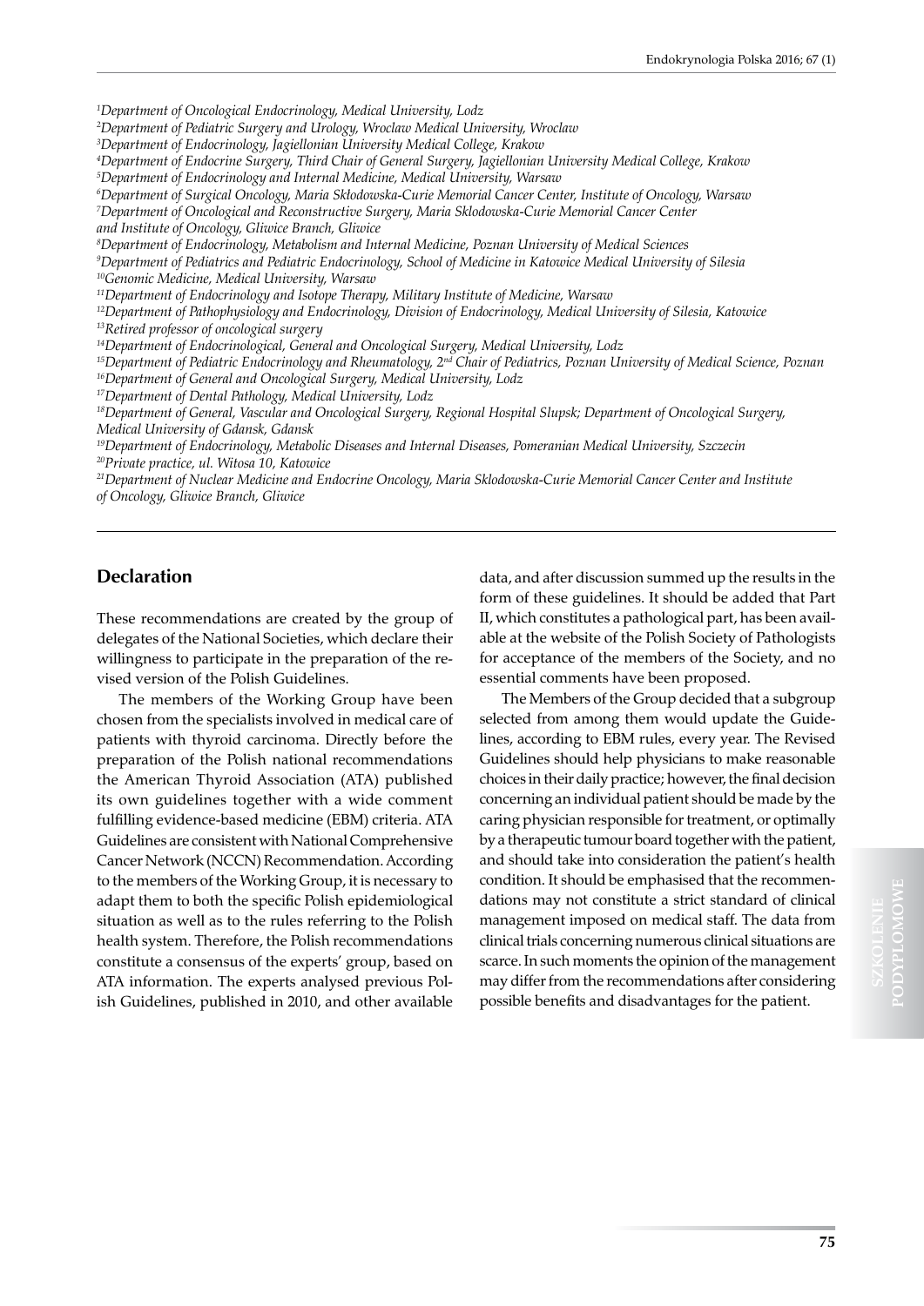[1]*Department of Oncological Endocrinology, Medical University, Lodz*
[2]*Department of Pediatric Surgery and Urology, Wroclaw Medical University, Wroclaw*
[3]*Department of Endocrinology, Jagiellonian University Medical College, Krakow*
[4]*Department of Endocrine Surgery, Third Chair of General Surgery, Jagiellonian University Medical College, Krakow*
[5]*Department of Endocrinology and Internal Medicine, Medical University, Warsaw*
[6]*Department of Surgical Oncology, Maria Skłodowska-Curie Memorial Cancer Center, Institute of Oncology, Warsaw*
[7]*Department of Oncological and Reconstructive Surgery, Maria Sklodowska-Curie Memorial Cancer Center and Institute of Oncology, Gliwice Branch, Gliwice*
[8]*Department of Endocrinology, Metabolism and Internal Medicine, Poznan University of Medical Sciences*
[9]*Department of Pediatrics and Pediatric Endocrinology, School of Medicine in Katowice Medical University of Silesia*
[10]*Genomic Medicine, Medical University, Warsaw*
[11]*Department of Endocrinology and Isotope Therapy, Military Institute of Medicine, Warsaw*
[12]*Department of Pathophysiology and Endocrinology, Division of Endocrinology, Medical University of Silesia, Katowice*
[13]*Retired professor of oncological surgery*
[14]*Department of Endocrinological, General and Oncological Surgery, Medical University, Lodz*
[15]*Department of Pediatric Endocrinology and Rheumatology, 2nd Chair of Pediatrics, Poznan University of Medical Science, Poznan*
[16]*Department of General and Oncological Surgery, Medical University, Lodz*
[17]*Department of Dental Pathology, Medical University, Lodz*
[18]*Department of General, Vascular and Oncological Surgery, Regional Hospital Slupsk; Department of Oncological Surgery, Medical University of Gdansk, Gdansk*
[19]*Department of Endocrinology, Metabolic Diseases and Internal Diseases, Pomeranian Medical University, Szczecin*
[20]*Private practice, ul. Witosa 10, Katowice*
[21]*Department of Nuclear Medicine and Endocrine Oncology, Maria Sklodowska-Curie Memorial Cancer Center and Institute of Oncology, Gliwice Branch, Gliwice*

## Declaration

These recommendations are created by the group of delegates of the National Societies, which declare their willingness to participate in the preparation of the revised version of the Polish Guidelines.

The members of the Working Group have been chosen from the specialists involved in medical care of patients with thyroid carcinoma. Directly before the preparation of the Polish national recommendations the American Thyroid Association (ATA) published its own guidelines together with a wide comment fulfilling evidence-based medicine (EBM) criteria. ATA Guidelines are consistent with National Comprehensive Cancer Network (NCCN) Recommendation. According to the members of the Working Group, it is necessary to adapt them to both the specific Polish epidemiological situation as well as to the rules referring to the Polish health system. Therefore, the Polish recommendations constitute a consensus of the experts' group, based on ATA information. The experts analysed previous Polish Guidelines, published in 2010, and other available data, and after discussion summed up the results in the form of these guidelines. It should be added that Part II, which constitutes a pathological part, has been available at the website of the Polish Society of Pathologists for acceptance of the members of the Society, and no essential comments have been proposed.

The Members of the Group decided that a subgroup selected from among them would update the Guidelines, according to EBM rules, every year. The Revised Guidelines should help physicians to make reasonable choices in their daily practice; however, the final decision concerning an individual patient should be made by the caring physician responsible for treatment, or optimally by a therapeutic tumour board together with the patient, and should take into consideration the patient's health condition. It should be emphasised that the recommendations may not constitute a strict standard of clinical management imposed on medical staff. The data from clinical trials concerning numerous clinical situations are scarce. In such moments the opinion of the management may differ from the recommendations after considering possible benefits and disadvantages for the patient.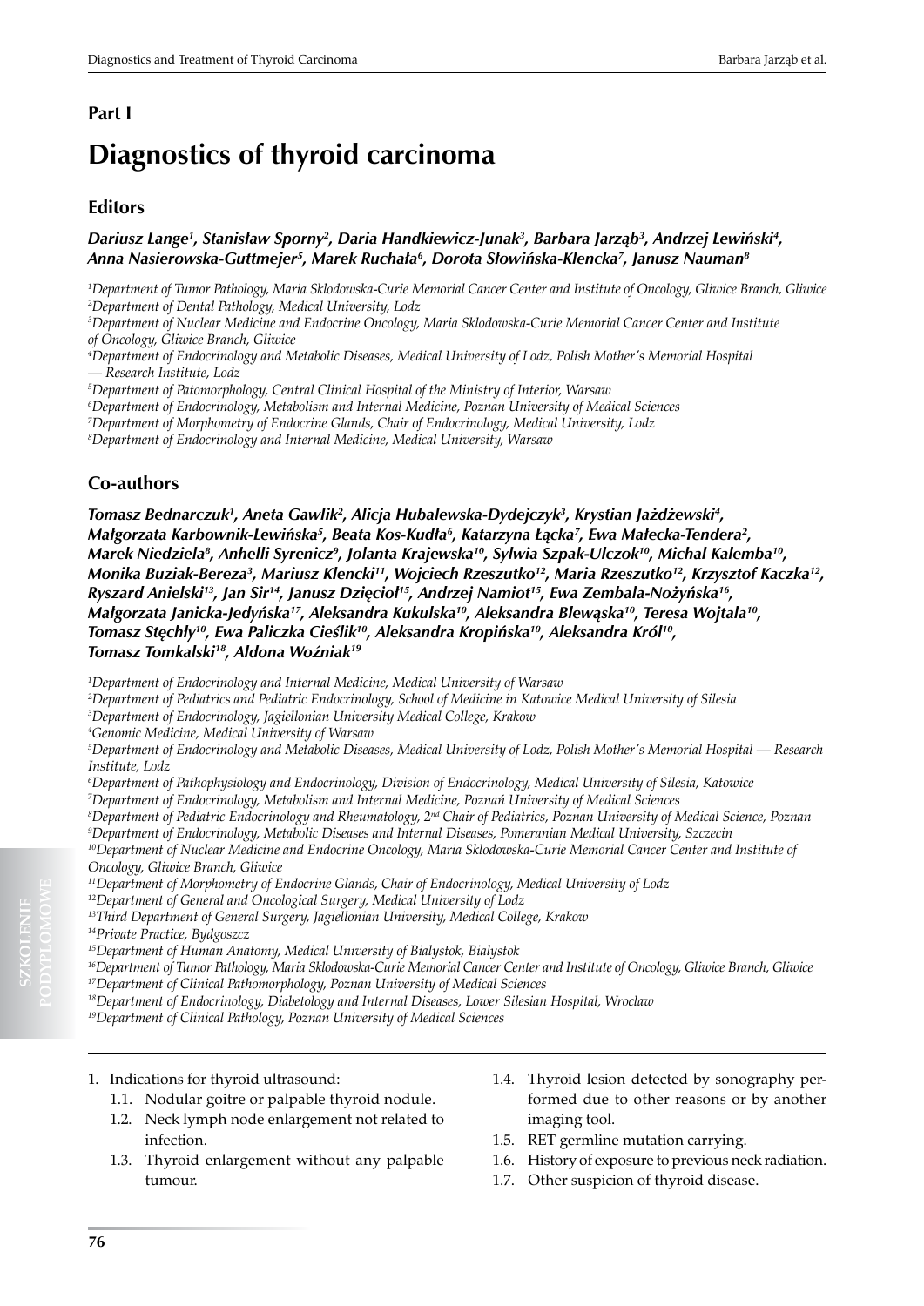## Part I

# Diagnostics of thyroid carcinoma

### Editors

***Dariusz Lange[1], Stanisław Sporny[2], Daria Handkiewicz-Junak[3], Barbara Jarząb[3], Andrzej Lewiński[4], Anna Nasierowska-Guttmejer[5], Marek Ruchała[6], Dorota Słowińska-Klencka[7], Janusz Nauman[8]***

*[1]Department of Tumor Pathology, Maria Sklodowska-Curie Memorial Cancer Center and Institute of Oncology, Gliwice Branch, Gliwice*
*[2]Department of Dental Pathology, Medical University, Lodz*
*[3]Department of Nuclear Medicine and Endocrine Oncology, Maria Sklodowska-Curie Memorial Cancer Center and Institute of Oncology, Gliwice Branch, Gliwice*
*[4]Department of Endocrinology and Metabolic Diseases, Medical University of Lodz, Polish Mother's Memorial Hospital — Research Institute, Lodz*
*[5]Department of Patomorphology, Central Clinical Hospital of the Ministry of Interior, Warsaw*
*[6]Department of Endocrinology, Metabolism and Internal Medicine, Poznan University of Medical Sciences*
*[7]Department of Morphometry of Endocrine Glands, Chair of Endocrinology, Medical University, Lodz*
*[8]Department of Endocrinology and Internal Medicine, Medical University, Warsaw*

### Co-authors

***Tomasz Bednarczuk[1], Aneta Gawlik[2], Alicja Hubalewska-Dydejczyk[3], Krystian Jażdżewski[4], Małgorzata Karbownik-Lewińska[5], Beata Kos-Kudła[6], Katarzyna Łącka[7], Ewa Małecka-Tendera[2], Marek Niedziela[8], Anhelli Syrenicz[9], Jolanta Krajewska[10], Sylwia Szpak-Ulczok[10], Michal Kalemba[10], Monika Buziak-Bereza[3], Mariusz Klencki[11], Wojciech Rzeszutko[12], Maria Rzeszutko[12], Krzysztof Kaczka[12], Ryszard Anielski[13], Jan Sir[14], Janusz Dzięcioł[15], Andrzej Namiot[15], Ewa Zembala-Nożyńska[16], Małgorzata Janicka-Jedyńska[17], Aleksandra Kukulska[10], Aleksandra Blewąska[10], Teresa Wojtala[10], Tomasz Stęchły[10], Ewa Paliczka Cieślik[10], Aleksandra Kropińska[10], Aleksandra Król[10], Tomasz Tomkalski[18], Aldona Woźniak[19]***

*[1]Department of Endocrinology and Internal Medicine, Medical University of Warsaw*
*[2]Department of Pediatrics and Pediatric Endocrinology, School of Medicine in Katowice Medical University of Silesia*
*[3]Department of Endocrinology, Jagiellonian University Medical College, Krakow*
*[4]Genomic Medicine, Medical University of Warsaw*
*[5]Department of Endocrinology and Metabolic Diseases, Medical University of Lodz, Polish Mother's Memorial Hospital — Research Institute, Lodz*
*[6]Department of Pathophysiology and Endocrinology, Division of Endocrinology, Medical University of Silesia, Katowice*
*[7]Department of Endocrinology, Metabolism and Internal Medicine, Poznań University of Medical Sciences*
*[8]Department of Pediatric Endocrinology and Rheumatology, 2nd Chair of Pediatrics, Poznan University of Medical Science, Poznan*
*[9]Department of Endocrinology, Metabolic Diseases and Internal Diseases, Pomeranian Medical University, Szczecin*
*[10]Department of Nuclear Medicine and Endocrine Oncology, Maria Sklodowska-Curie Memorial Cancer Center and Institute of Oncology, Gliwice Branch, Gliwice*
*[11]Department of Morphometry of Endocrine Glands, Chair of Endocrinology, Medical University of Lodz*
*[12]Department of General and Oncological Surgery, Medical University of Lodz*
*[13]Third Department of General Surgery, Jagiellonian University, Medical College, Krakow*
*[14]Private Practice, Bydgoszcz*
*[15]Department of Human Anatomy, Medical University of Bialystok, Bialystok*
*[16]Department of Tumor Pathology, Maria Sklodowska-Curie Memorial Cancer Center and Institute of Oncology, Gliwice Branch, Gliwice*
*[17]Department of Clinical Pathomorphology, Poznan University of Medical Sciences*
*[18]Department of Endocrinology, Diabetology and Internal Diseases, Lower Silesian Hospital, Wroclaw*
*[19]Department of Clinical Pathology, Poznan University of Medical Sciences*

1. Indications for thyroid ultrasound:
   1.1. Nodular goitre or palpable thyroid nodule.
   1.2. Neck lymph node enlargement not related to infection.
   1.3. Thyroid enlargement without any palpable tumour.
   1.4. Thyroid lesion detected by sonography performed due to other reasons or by another imaging tool.
   1.5. RET germline mutation carrying.
   1.6. History of exposure to previous neck radiation.
   1.7. Other suspicion of thyroid disease.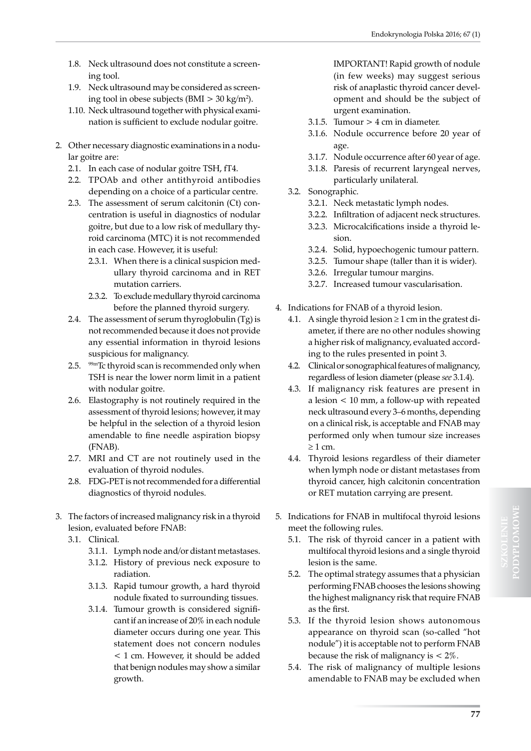1.8. Neck ultrasound does not constitute a screening tool.

1.9. Neck ultrasound may be considered as screening tool in obese subjects (BMI > 30 kg/m$^2$).

1.10. Neck ultrasound together with physical examination is sufficient to exclude nodular goitre.

2. Other necessary diagnostic examinations in a nodular goitre are:
   - 2.1. In each case of nodular goitre TSH, fT4.
   - 2.2. TPOAb and other antithyroid antibodies depending on a choice of a particular centre.
   - 2.3. The assessment of serum calcitonin (Ct) concentration is useful in diagnostics of nodular goitre, but due to a low risk of medullary thyroid carcinoma (MTC) it is not recommended in each case. However, it is useful:
     - 2.3.1. When there is a clinical suspicion medullary thyroid carcinoma and in RET mutation carriers.
     - 2.3.2. To exclude medullary thyroid carcinoma before the planned thyroid surgery.
   - 2.4. The assessment of serum thyroglobulin (Tg) is not recommended because it does not provide any essential information in thyroid lesions suspicious for malignancy.
   - 2.5. $^{99m}$Tc thyroid scan is recommended only when TSH is near the lower norm limit in a patient with nodular goitre.
   - 2.6. Elastography is not routinely required in the assessment of thyroid lesions; however, it may be helpful in the selection of a thyroid lesion amendable to fine needle aspiration biopsy (FNAB).
   - 2.7. MRI and CT are not routinely used in the evaluation of thyroid nodules.
   - 2.8. FDG-PET is not recommended for a differential diagnostics of thyroid nodules.

3. The factors of increased malignancy risk in a thyroid lesion, evaluated before FNAB:
   - 3.1. Clinical.
     - 3.1.1. Lymph node and/or distant metastases.
     - 3.1.2. History of previous neck exposure to radiation.
     - 3.1.3. Rapid tumour growth, a hard thyroid nodule fixated to surrounding tissues.
     - 3.1.4. Tumour growth is considered significant if an increase of 20% in each nodule diameter occurs during one year. This statement does not concern nodules < 1 cm. However, it should be added that benign nodules may show a similar growth.

       IMPORTANT! Rapid growth of nodule (in few weeks) may suggest serious risk of anaplastic thyroid cancer development and should be the subject of urgent examination.
     - 3.1.5. Tumour > 4 cm in diameter.
     - 3.1.6. Nodule occurrence before 20 year of age.
     - 3.1.7. Nodule occurrence after 60 year of age.
     - 3.1.8. Paresis of recurrent laryngeal nerves, particularly unilateral.
   - 3.2. Sonographic.
     - 3.2.1. Neck metastatic lymph nodes.
     - 3.2.2. Infiltration of adjacent neck structures.
     - 3.2.3. Microcalcifications inside a thyroid lesion.
     - 3.2.4. Solid, hypoechogenic tumour pattern.
     - 3.2.5. Tumour shape (taller than it is wider).
     - 3.2.6. Irregular tumour margins.
     - 3.2.7. Increased tumour vascularisation.

4. Indications for FNAB of a thyroid lesion.
   - 4.1. A single thyroid lesion ≥ 1 cm in the gratest diameter, if there are no other nodules showing a higher risk of malignancy, evaluated according to the rules presented in point 3.
   - 4.2. Clinical or sonographical features of malignancy, regardless of lesion diameter (please *see* 3.1.4).
   - 4.3. If malignancy risk features are present in a lesion < 10 mm, a follow-up with repeated neck ultrasound every 3–6 months, depending on a clinical risk, is acceptable and FNAB may performed only when tumour size increases ≥ 1 cm.
   - 4.4. Thyroid lesions regardless of their diameter when lymph node or distant metastases from thyroid cancer, high calcitonin concentration or RET mutation carrying are present.

5. Indications for FNAB in multifocal thyroid lesions meet the following rules.
   - 5.1. The risk of thyroid cancer in a patient with multifocal thyroid lesions and a single thyroid lesion is the same.
   - 5.2. The optimal strategy assumes that a physician performing FNAB chooses the lesions showing the highest malignancy risk that require FNAB as the first.
   - 5.3. If the thyroid lesion shows autonomous appearance on thyroid scan (so-called "hot nodule") it is acceptable not to perform FNAB because the risk of malignancy is < 2%.
   - 5.4. The risk of malignancy of multiple lesions amendable to FNAB may be excluded when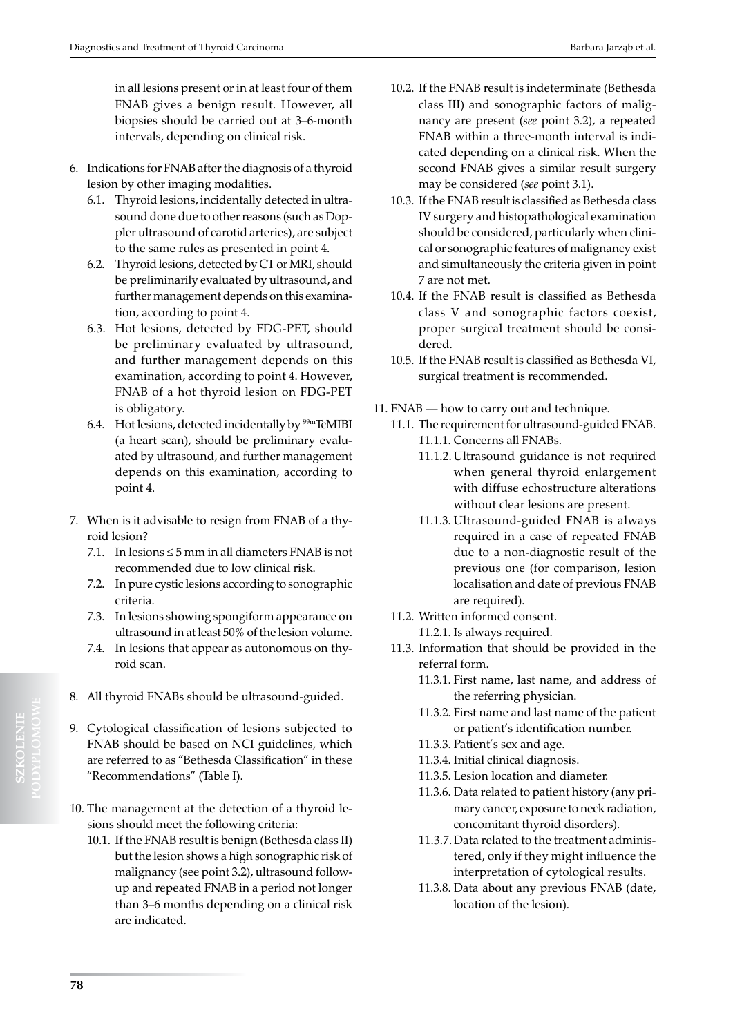in all lesions present or in at least four of them FNAB gives a benign result. However, all biopsies should be carried out at 3–6-month intervals, depending on clinical risk.

6. Indications for FNAB after the diagnosis of a thyroid lesion by other imaging modalities.
   - 6.1. Thyroid lesions, incidentally detected in ultrasound done due to other reasons (such as Doppler ultrasound of carotid arteries), are subject to the same rules as presented in point 4.
   - 6.2. Thyroid lesions, detected by CT or MRI, should be preliminarily evaluated by ultrasound, and further management depends on this examination, according to point 4.
   - 6.3. Hot lesions, detected by FDG-PET, should be preliminary evaluated by ultrasound, and further management depends on this examination, according to point 4. However, FNAB of a hot thyroid lesion on FDG-PET is obligatory.
   - 6.4. Hot lesions, detected incidentally by $^{99m}$TcMIBI (a heart scan), should be preliminary evaluated by ultrasound, and further management depends on this examination, according to point 4.

7. When is it advisable to resign from FNAB of a thyroid lesion?
   - 7.1. In lesions ≤ 5 mm in all diameters FNAB is not recommended due to low clinical risk.
   - 7.2. In pure cystic lesions according to sonographic criteria.
   - 7.3. In lesions showing spongiform appearance on ultrasound in at least 50% of the lesion volume.
   - 7.4. In lesions that appear as autonomous on thyroid scan.

8. All thyroid FNABs should be ultrasound-guided.

9. Cytological classification of lesions subjected to FNAB should be based on NCI guidelines, which are referred to as "Bethesda Classification" in these "Recommendations" (Table I).

10. The management at the detection of a thyroid lesions should meet the following criteria:
    - 10.1. If the FNAB result is benign (Bethesda class II) but the lesion shows a high sonographic risk of malignancy (see point 3.2), ultrasound follow-up and repeated FNAB in a period not longer than 3–6 months depending on a clinical risk are indicated.
    - 10.2. If the FNAB result is indeterminate (Bethesda class III) and sonographic factors of malignancy are present (*see* point 3.2), a repeated FNAB within a three-month interval is indicated depending on a clinical risk. When the second FNAB gives a similar result surgery may be considered (*see* point 3.1).
    - 10.3. If the FNAB result is classified as Bethesda class IV surgery and histopathological examination should be considered, particularly when clinical or sonographic features of malignancy exist and simultaneously the criteria given in point 7 are not met.
    - 10.4. If the FNAB result is classified as Bethesda class V and sonographic factors coexist, proper surgical treatment should be considered.
    - 10.5. If the FNAB result is classified as Bethesda VI, surgical treatment is recommended.

11. FNAB — how to carry out and technique.
    - 11.1. The requirement for ultrasound-guided FNAB.
      - 11.1.1. Concerns all FNABs.
      - 11.1.2. Ultrasound guidance is not required when general thyroid enlargement with diffuse echostructure alterations without clear lesions are present.
      - 11.1.3. Ultrasound-guided FNAB is always required in a case of repeated FNAB due to a non-diagnostic result of the previous one (for comparison, lesion localisation and date of previous FNAB are required).
    - 11.2. Written informed consent.
      - 11.2.1. Is always required.
    - 11.3. Information that should be provided in the referral form.
      - 11.3.1. First name, last name, and address of the referring physician.
      - 11.3.2. First name and last name of the patient or patient's identification number.
      - 11.3.3. Patient's sex and age.
      - 11.3.4. Initial clinical diagnosis.
      - 11.3.5. Lesion location and diameter.
      - 11.3.6. Data related to patient history (any primary cancer, exposure to neck radiation, concomitant thyroid disorders).
      - 11.3.7. Data related to the treatment administered, only if they might influence the interpretation of cytological results.
      - 11.3.8. Data about any previous FNAB (date, location of the lesion).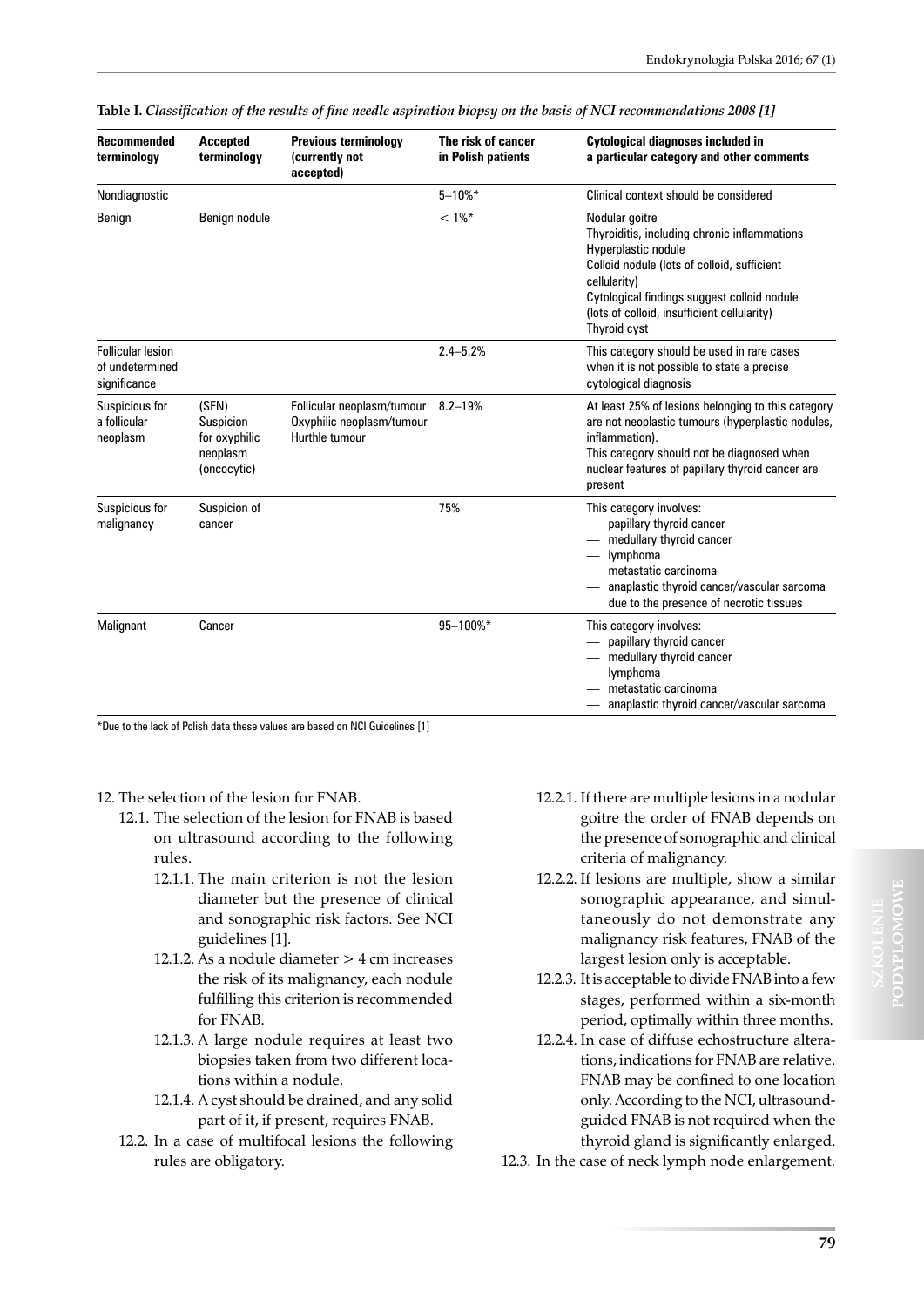**Table I.** *Classification of the results of fine needle aspiration biopsy on the basis of NCI recommendations 2008 [1]*

| Recommended terminology | Accepted terminology | Previous terminology (currently not accepted) | The risk of cancer in Polish patients | Cytological diagnoses included in a particular category and other comments |
|---|---|---|---|---|
| Nondiagnostic | | | 5–10%* | Clinical context should be considered |
| Benign | Benign nodule | | < 1%* | Nodular goitre<br>Thyroiditis, including chronic inflammations<br>Hyperplastic nodule<br>Colloid nodule (lots of colloid, sufficient cellularity)<br>Cytological findings suggest colloid nodule (lots of colloid, insufficient cellularity)<br>Thyroid cyst |
| Follicular lesion of undetermined significance | | | 2.4–5.2% | This category should be used in rare cases when it is not possible to state a precise cytological diagnosis |
| Suspicious for a follicular neoplasm | (SFN) Suspicion for oxyphilic neoplasm (oncocytic) | Follicular neoplasm/tumour Oxyphilic neoplasm/tumour Hurthle tumour | 8.2–19% | At least 25% of lesions belonging to this category are not neoplastic tumours (hyperplastic nodules, inflammation).<br>This category should not be diagnosed when nuclear features of papillary thyroid cancer are present |
| Suspicious for malignancy | Suspicion of cancer | | 75% | This category involves:<br>— papillary thyroid cancer<br>— medullary thyroid cancer<br>— lymphoma<br>— metastatic carcinoma<br>— anaplastic thyroid cancer/vascular sarcoma due to the presence of necrotic tissues |
| Malignant | Cancer | | 95–100%* | This category involves:<br>— papillary thyroid cancer<br>— medullary thyroid cancer<br>— lymphoma<br>— metastatic carcinoma<br>— anaplastic thyroid cancer/vascular sarcoma |

*Due to the lack of Polish data these values are based on NCI Guidelines [1]

12. The selection of the lesion for FNAB.
    - 12.1. The selection of the lesion for FNAB is based on ultrasound according to the following rules.
        - 12.1.1. The main criterion is not the lesion diameter but the presence of clinical and sonographic risk factors. See NCI guidelines [1].
        - 12.1.2. As a nodule diameter > 4 cm increases the risk of its malignancy, each nodule fulfilling this criterion is recommended for FNAB.
        - 12.1.3. A large nodule requires at least two biopsies taken from two different locations within a nodule.
        - 12.1.4. A cyst should be drained, and any solid part of it, if present, requires FNAB.
    - 12.2. In a case of multifocal lesions the following rules are obligatory.
        - 12.2.1. If there are multiple lesions in a nodular goitre the order of FNAB depends on the presence of sonographic and clinical criteria of malignancy.
        - 12.2.2. If lesions are multiple, show a similar sonographic appearance, and simultaneously do not demonstrate any malignancy risk features, FNAB of the largest lesion only is acceptable.
        - 12.2.3. It is acceptable to divide FNAB into a few stages, performed within a six-month period, optimally within three months.
        - 12.2.4. In case of diffuse echostructure alterations, indications for FNAB are relative. FNAB may be confined to one location only. According to the NCI, ultrasound-guided FNAB is not required when the thyroid gland is significantly enlarged.
    - 12.3. In the case of neck lymph node enlargement.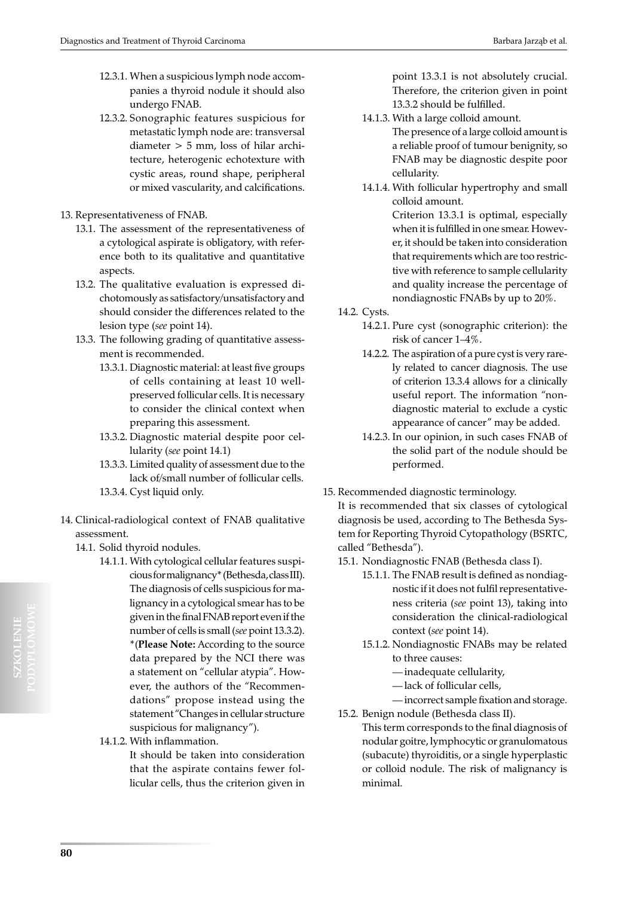12.3.1. When a suspicious lymph node accompanies a thyroid nodule it should also undergo FNAB.

12.3.2. Sonographic features suspicious for metastatic lymph node are: transversal diameter > 5 mm, loss of hilar architecture, heterogenic echotexture with cystic areas, round shape, peripheral or mixed vascularity, and calcifications.

13. Representativeness of FNAB.

13.1. The assessment of the representativeness of a cytological aspirate is obligatory, with reference both to its qualitative and quantitative aspects.

13.2. The qualitative evaluation is expressed dichotomously as satisfactory/unsatisfactory and should consider the differences related to the lesion type (*see* point 14).

13.3. The following grading of quantitative assessment is recommended.

13.3.1. Diagnostic material: at least five groups of cells containing at least 10 well-preserved follicular cells. It is necessary to consider the clinical context when preparing this assessment.

13.3.2. Diagnostic material despite poor cellularity (*see* point 14.1)

13.3.3. Limited quality of assessment due to the lack of/small number of follicular cells.

13.3.4. Cyst liquid only.

14. Clinical-radiological context of FNAB qualitative assessment.

14.1. Solid thyroid nodules.

14.1.1. With cytological cellular features suspicious for malignancy* (Bethesda, class III). The diagnosis of cells suspicious for malignancy in a cytological smear has to be given in the final FNAB report even if the number of cells is small (*see* point 13.3.2).
*(**Please Note:** According to the source data prepared by the NCI there was a statement on "cellular atypia". However, the authors of the "Recommendations" propose instead using the statement "Changes in cellular structure suspicious for malignancy").

14.1.2. With inflammation.
It should be taken into consideration that the aspirate contains fewer follicular cells, thus the criterion given in point 13.3.1 is not absolutely crucial. Therefore, the criterion given in point 13.3.2 should be fulfilled.

14.1.3. With a large colloid amount.
The presence of a large colloid amount is a reliable proof of tumour benignity, so FNAB may be diagnostic despite poor cellularity.

14.1.4. With follicular hypertrophy and small colloid amount.
Criterion 13.3.1 is optimal, especially when it is fulfilled in one smear. However, it should be taken into consideration that requirements which are too restrictive with reference to sample cellularity and quality increase the percentage of nondiagnostic FNABs by up to 20%.

14.2. Cysts.

14.2.1. Pure cyst (sonographic criterion): the risk of cancer 1–4%.

14.2.2. The aspiration of a pure cyst is very rarely related to cancer diagnosis. The use of criterion 13.3.4 allows for a clinically useful report. The information "nondiagnostic material to exclude a cystic appearance of cancer" may be added.

14.2.3. In our opinion, in such cases FNAB of the solid part of the nodule should be performed.

15. Recommended diagnostic terminology.
It is recommended that six classes of cytological diagnosis be used, according to The Bethesda System for Reporting Thyroid Cytopathology (BSRTC, called "Bethesda").

15.1. Nondiagnostic FNAB (Bethesda class I).

15.1.1. The FNAB result is defined as nondiagnostic if it does not fulfil representativeness criteria (*see* point 13), taking into consideration the clinical-radiological context (*see* point 14).

15.1.2. Nondiagnostic FNABs may be related to three causes:
- inadequate cellularity,
- lack of follicular cells,
- incorrect sample fixation and storage.

15.2. Benign nodule (Bethesda class II).
This term corresponds to the final diagnosis of nodular goitre, lymphocytic or granulomatous (subacute) thyroiditis, or a single hyperplastic or colloid nodule. The risk of malignancy is minimal.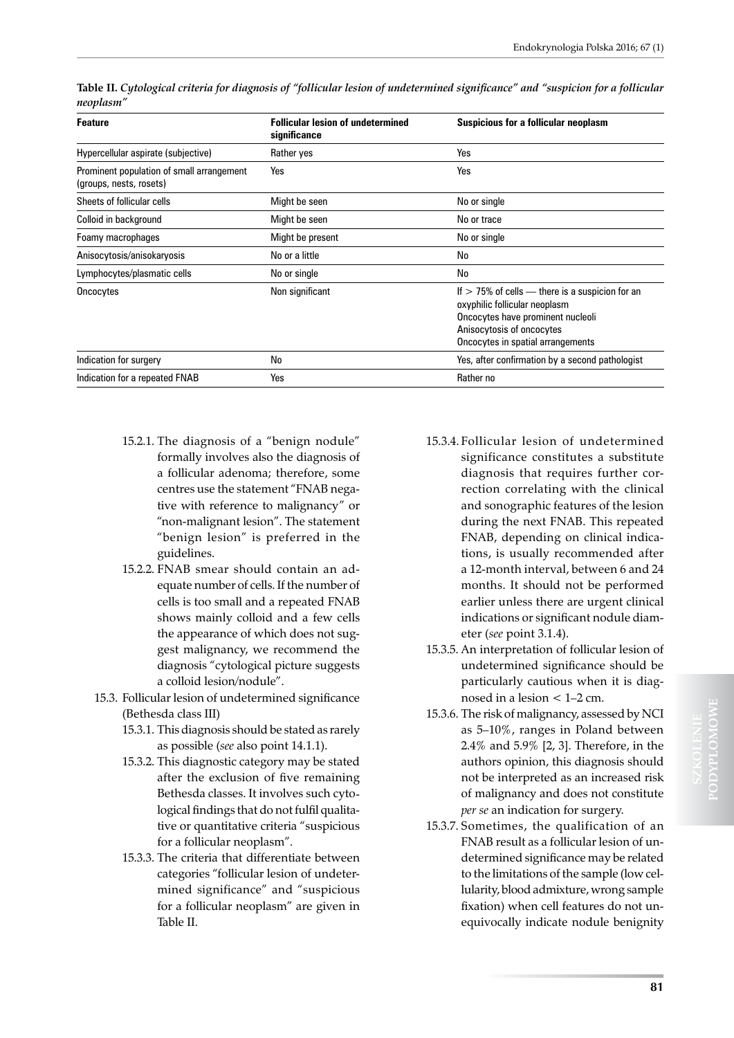**Table II.** *Cytological criteria for diagnosis of "follicular lesion of undetermined significance" and "suspicion for a follicular neoplasm"*

| Feature | Follicular lesion of undetermined significance | Suspicious for a follicular neoplasm |
|---|---|---|
| Hypercellular aspirate (subjective) | Rather yes | Yes |
| Prominent population of small arrangement (groups, nests, rosets) | Yes | Yes |
| Sheets of follicular cells | Might be seen | No or single |
| Colloid in background | Might be seen | No or trace |
| Foamy macrophages | Might be present | No or single |
| Anisocytosis/anisokaryosis | No or a little | No |
| Lymphocytes/plasmatic cells | No or single | No |
| Oncocytes | Non significant | If > 75% of cells — there is a suspicion for an oxyphilic follicular neoplasm<br>Oncocytes have prominent nucleoli<br>Anisocytosis of oncocytes<br>Oncocytes in spatial arrangements |
| Indication for surgery | No | Yes, after confirmation by a second pathologist |
| Indication for a repeated FNAB | Yes | Rather no |

15.2.1. The diagnosis of a "benign nodule" formally involves also the diagnosis of a follicular adenoma; therefore, some centres use the statement "FNAB negative with reference to malignancy" or "non-malignant lesion". The statement "benign lesion" is preferred in the guidelines.

15.2.2. FNAB smear should contain an adequate number of cells. If the number of cells is too small and a repeated FNAB shows mainly colloid and a few cells the appearance of which does not suggest malignancy, we recommend the diagnosis "cytological picture suggests a colloid lesion/nodule".

15.3. Follicular lesion of undetermined significance (Bethesda class III)

15.3.1. This diagnosis should be stated as rarely as possible (*see* also point 14.1.1).

15.3.2. This diagnostic category may be stated after the exclusion of five remaining Bethesda classes. It involves such cytological findings that do not fulfil qualitative or quantitative criteria "suspicious for a follicular neoplasm".

15.3.3. The criteria that differentiate between categories "follicular lesion of undetermined significance" and "suspicious for a follicular neoplasm" are given in Table II.

15.3.4. Follicular lesion of undetermined significance constitutes a substitute diagnosis that requires further correction correlating with the clinical and sonographic features of the lesion during the next FNAB. This repeated FNAB, depending on clinical indications, is usually recommended after a 12-month interval, between 6 and 24 months. It should not be performed earlier unless there are urgent clinical indications or significant nodule diameter (*see* point 3.1.4).

15.3.5. An interpretation of follicular lesion of undetermined significance should be particularly cautious when it is diagnosed in a lesion < 1–2 cm.

15.3.6. The risk of malignancy, assessed by NCI as 5–10%, ranges in Poland between 2.4% and 5.9% [2, 3]. Therefore, in the authors opinion, this diagnosis should not be interpreted as an increased risk of malignancy and does not constitute *per se* an indication for surgery.

15.3.7. Sometimes, the qualification of an FNAB result as a follicular lesion of undetermined significance may be related to the limitations of the sample (low cellularity, blood admixture, wrong sample fixation) when cell features do not unequivocally indicate nodule benignity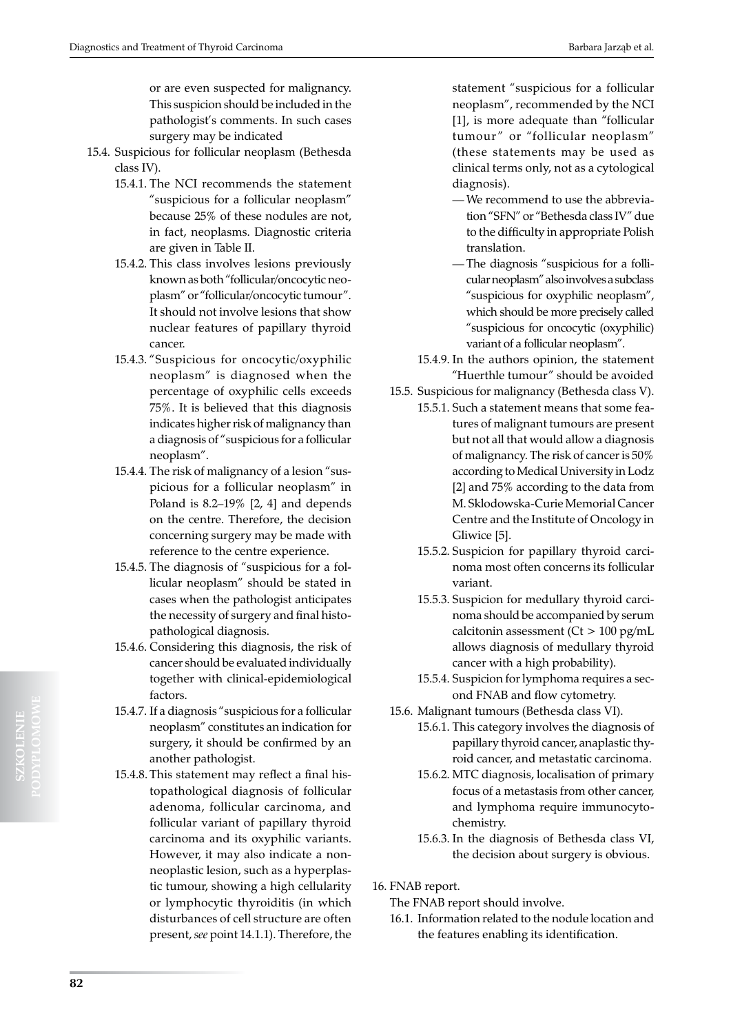or are even suspected for malignancy. This suspicion should be included in the pathologist's comments. In such cases surgery may be indicated

- 15.4. Suspicious for follicular neoplasm (Bethesda class IV).
  - 15.4.1. The NCI recommends the statement "suspicious for a follicular neoplasm" because 25% of these nodules are not, in fact, neoplasms. Diagnostic criteria are given in Table II.
  - 15.4.2. This class involves lesions previously known as both "follicular/oncocytic neoplasm" or "follicular/oncocytic tumour". It should not involve lesions that show nuclear features of papillary thyroid cancer.
  - 15.4.3. "Suspicious for oncocytic/oxyphilic neoplasm" is diagnosed when the percentage of oxyphilic cells exceeds 75%. It is believed that this diagnosis indicates higher risk of malignancy than a diagnosis of "suspicious for a follicular neoplasm".
  - 15.4.4. The risk of malignancy of a lesion "suspicious for a follicular neoplasm" in Poland is 8.2–19% [2, 4] and depends on the centre. Therefore, the decision concerning surgery may be made with reference to the centre experience.
  - 15.4.5. The diagnosis of "suspicious for a follicular neoplasm" should be stated in cases when the pathologist anticipates the necessity of surgery and final histopathological diagnosis.
  - 15.4.6. Considering this diagnosis, the risk of cancer should be evaluated individually together with clinical-epidemiological factors.
  - 15.4.7. If a diagnosis "suspicious for a follicular neoplasm" constitutes an indication for surgery, it should be confirmed by an another pathologist.
  - 15.4.8. This statement may reflect a final histopathological diagnosis of follicular adenoma, follicular carcinoma, and follicular variant of papillary thyroid carcinoma and its oxyphilic variants. However, it may also indicate a non-neoplastic lesion, such as a hyperplastic tumour, showing a high cellularity or lymphocytic thyroiditis (in which disturbances of cell structure are often present, *see* point 14.1.1). Therefore, the statement "suspicious for a follicular neoplasm", recommended by the NCI [1], is more adequate than "follicular tumour" or "follicular neoplasm" (these statements may be used as clinical terms only, not as a cytological diagnosis).
    - We recommend to use the abbreviation "SFN" or "Bethesda class IV" due to the difficulty in appropriate Polish translation.
    - The diagnosis "suspicious for a follicular neoplasm" also involves a subclass "suspicious for oxyphilic neoplasm", which should be more precisely called "suspicious for oncocytic (oxyphilic) variant of a follicular neoplasm".
  - 15.4.9. In the authors opinion, the statement "Huerthle tumour" should be avoided
- 15.5. Suspicious for malignancy (Bethesda class V).
  - 15.5.1. Such a statement means that some features of malignant tumours are present but not all that would allow a diagnosis of malignancy. The risk of cancer is 50% according to Medical University in Lodz [2] and 75% according to the data from M. Sklodowska-Curie Memorial Cancer Centre and the Institute of Oncology in Gliwice [5].
  - 15.5.2. Suspicion for papillary thyroid carcinoma most often concerns its follicular variant.
  - 15.5.3. Suspicion for medullary thyroid carcinoma should be accompanied by serum calcitonin assessment (Ct > 100 pg/mL allows diagnosis of medullary thyroid cancer with a high probability).
  - 15.5.4. Suspicion for lymphoma requires a second FNAB and flow cytometry.
- 15.6. Malignant tumours (Bethesda class VI).
  - 15.6.1. This category involves the diagnosis of papillary thyroid cancer, anaplastic thyroid cancer, and metastatic carcinoma.
  - 15.6.2. MTC diagnosis, localisation of primary focus of a metastasis from other cancer, and lymphoma require immunocytochemistry.
  - 15.6.3. In the diagnosis of Bethesda class VI, the decision about surgery is obvious.

16. FNAB report.

The FNAB report should involve.

- 16.1. Information related to the nodule location and the features enabling its identification.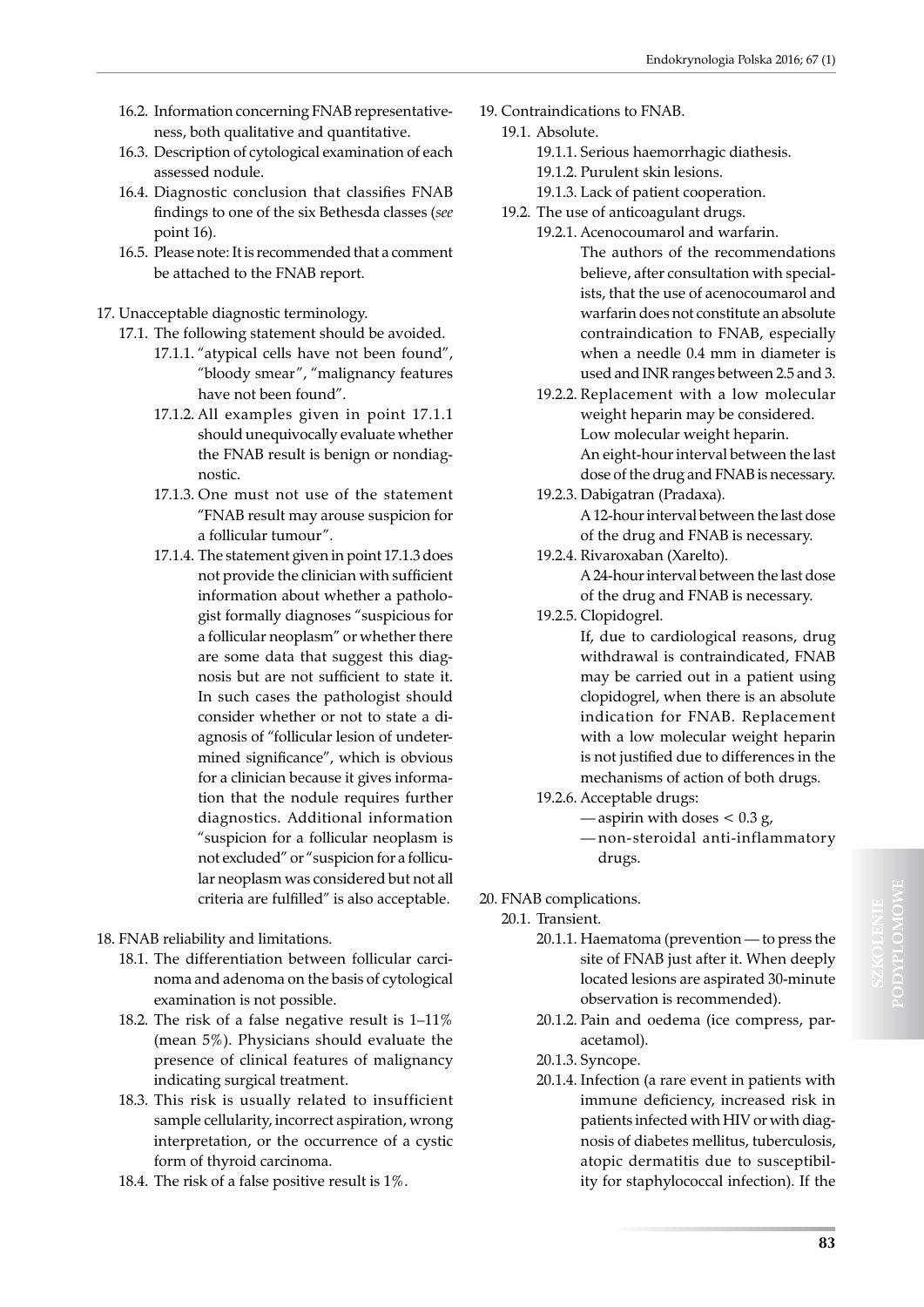16.2. Information concerning FNAB representativeness, both qualitative and quantitative.

16.3. Description of cytological examination of each assessed nodule.

16.4. Diagnostic conclusion that classifies FNAB findings to one of the six Bethesda classes (*see* point 16).

16.5. Please note: It is recommended that a comment be attached to the FNAB report.

17. Unacceptable diagnostic terminology.

17.1. The following statement should be avoided.

17.1.1. "atypical cells have not been found", "bloody smear", "malignancy features have not been found".

17.1.2. All examples given in point 17.1.1 should unequivocally evaluate whether the FNAB result is benign or nondiagnostic.

17.1.3. One must not use of the statement "FNAB result may arouse suspicion for a follicular tumour".

17.1.4. The statement given in point 17.1.3 does not provide the clinician with sufficient information about whether a pathologist formally diagnoses "suspicious for a follicular neoplasm" or whether there are some data that suggest this diagnosis but are not sufficient to state it. In such cases the pathologist should consider whether or not to state a diagnosis of "follicular lesion of undetermined significance", which is obvious for a clinician because it gives information that the nodule requires further diagnostics. Additional information "suspicion for a follicular neoplasm is not excluded" or "suspicion for a follicular neoplasm was considered but not all criteria are fulfilled" is also acceptable.

18. FNAB reliability and limitations.

18.1. The differentiation between follicular carcinoma and adenoma on the basis of cytological examination is not possible.

18.2. The risk of a false negative result is 1–11% (mean 5%). Physicians should evaluate the presence of clinical features of malignancy indicating surgical treatment.

18.3. This risk is usually related to insufficient sample cellularity, incorrect aspiration, wrong interpretation, or the occurrence of a cystic form of thyroid carcinoma.

18.4. The risk of a false positive result is 1%.

19. Contraindications to FNAB.

19.1. Absolute.

19.1.1. Serious haemorrhagic diathesis.

19.1.2. Purulent skin lesions.

19.1.3. Lack of patient cooperation.

19.2. The use of anticoagulant drugs.

19.2.1. Acenocoumarol and warfarin.
The authors of the recommendations believe, after consultation with specialists, that the use of acenocoumarol and warfarin does not constitute an absolute contraindication to FNAB, especially when a needle 0.4 mm in diameter is used and INR ranges between 2.5 and 3.

19.2.2. Replacement with a low molecular weight heparin may be considered.
Low molecular weight heparin.
An eight-hour interval between the last dose of the drug and FNAB is necessary.

19.2.3. Dabigatran (Pradaxa).
A 12-hour interval between the last dose of the drug and FNAB is necessary.

19.2.4. Rivaroxaban (Xarelto).
A 24-hour interval between the last dose of the drug and FNAB is necessary.

19.2.5. Clopidogrel.
If, due to cardiological reasons, drug withdrawal is contraindicated, FNAB may be carried out in a patient using clopidogrel, when there is an absolute indication for FNAB. Replacement with a low molecular weight heparin is not justified due to differences in the mechanisms of action of both drugs.

19.2.6. Acceptable drugs:
- aspirin with doses $< 0.3$ g,
- non-steroidal anti-inflammatory drugs.

20. FNAB complications.

20.1. Transient.

20.1.1. Haematoma (prevention — to press the site of FNAB just after it. When deeply located lesions are aspirated 30-minute observation is recommended).

20.1.2. Pain and oedema (ice compress, paracetamol).

20.1.3. Syncope.

20.1.4. Infection (a rare event in patients with immune deficiency, increased risk in patients infected with HIV or with diagnosis of diabetes mellitus, tuberculosis, atopic dermatitis due to susceptibility for staphylococcal infection). If the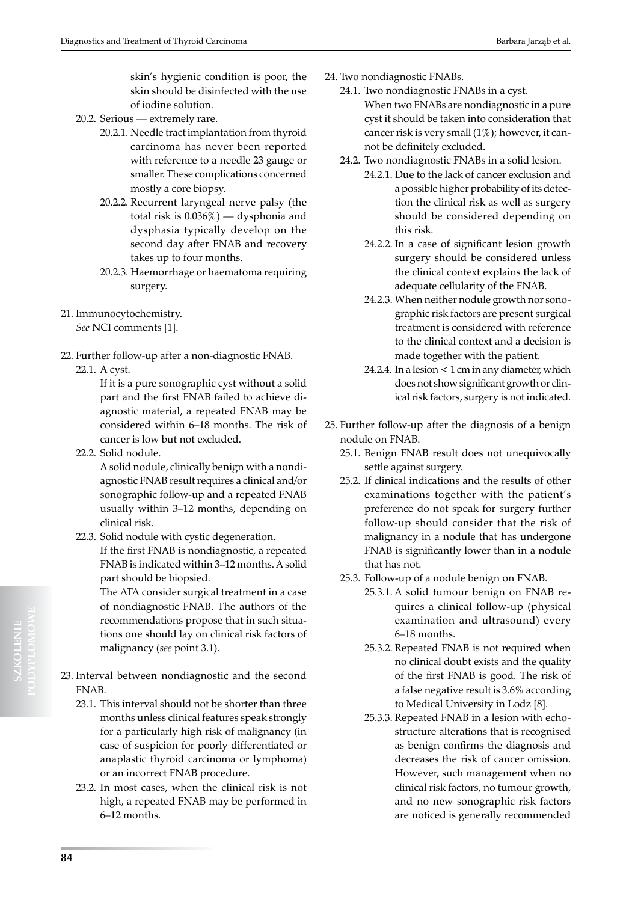skin's hygienic condition is poor, the skin should be disinfected with the use of iodine solution.

20.2. Serious — extremely rare.

20.2.1. Needle tract implantation from thyroid carcinoma has never been reported with reference to a needle 23 gauge or smaller. These complications concerned mostly a core biopsy.

20.2.2. Recurrent laryngeal nerve palsy (the total risk is 0.036%) — dysphonia and dysphasia typically develop on the second day after FNAB and recovery takes up to four months.

20.2.3. Haemorrhage or haematoma requiring surgery.

21. Immunocytochemistry.
*See* NCI comments [1].

22. Further follow-up after a non-diagnostic FNAB.

22.1. A cyst.
If it is a pure sonographic cyst without a solid part and the first FNAB failed to achieve diagnostic material, a repeated FNAB may be considered within 6–18 months. The risk of cancer is low but not excluded.

22.2. Solid nodule.
A solid nodule, clinically benign with a nondiagnostic FNAB result requires a clinical and/or sonographic follow-up and a repeated FNAB usually within 3–12 months, depending on clinical risk.

22.3. Solid nodule with cystic degeneration.
If the first FNAB is nondiagnostic, a repeated FNAB is indicated within 3–12 months. A solid part should be biopsied.
The ATA consider surgical treatment in a case of nondiagnostic FNAB. The authors of the recommendations propose that in such situations one should lay on clinical risk factors of malignancy (*see* point 3.1).

23. Interval between nondiagnostic and the second FNAB.

23.1. This interval should not be shorter than three months unless clinical features speak strongly for a particularly high risk of malignancy (in case of suspicion for poorly differentiated or anaplastic thyroid carcinoma or lymphoma) or an incorrect FNAB procedure.

23.2. In most cases, when the clinical risk is not high, a repeated FNAB may be performed in 6–12 months.

24. Two nondiagnostic FNABs.

24.1. Two nondiagnostic FNABs in a cyst.
When two FNABs are nondiagnostic in a pure cyst it should be taken into consideration that cancer risk is very small (1%); however, it cannot be definitely excluded.

24.2. Two nondiagnostic FNABs in a solid lesion.

24.2.1. Due to the lack of cancer exclusion and a possible higher probability of its detection the clinical risk as well as surgery should be considered depending on this risk.

24.2.2. In a case of significant lesion growth surgery should be considered unless the clinical context explains the lack of adequate cellularity of the FNAB.

24.2.3. When neither nodule growth nor sonographic risk factors are present surgical treatment is considered with reference to the clinical context and a decision is made together with the patient.

24.2.4. In a lesion < 1 cm in any diameter, which does not show significant growth or clinical risk factors, surgery is not indicated.

25. Further follow-up after the diagnosis of a benign nodule on FNAB.

25.1. Benign FNAB result does not unequivocally settle against surgery.

25.2. If clinical indications and the results of other examinations together with the patient's preference do not speak for surgery further follow-up should consider that the risk of malignancy in a nodule that has undergone FNAB is significantly lower than in a nodule that has not.

25.3. Follow-up of a nodule benign on FNAB.

25.3.1. A solid tumour benign on FNAB requires a clinical follow-up (physical examination and ultrasound) every 6–18 months.

25.3.2. Repeated FNAB is not required when no clinical doubt exists and the quality of the first FNAB is good. The risk of a false negative result is 3.6% according to Medical University in Lodz [8].

25.3.3. Repeated FNAB in a lesion with echostructure alterations that is recognised as benign confirms the diagnosis and decreases the risk of cancer omission. However, such management when no clinical risk factors, no tumour growth, and no new sonographic risk factors are noticed is generally recommended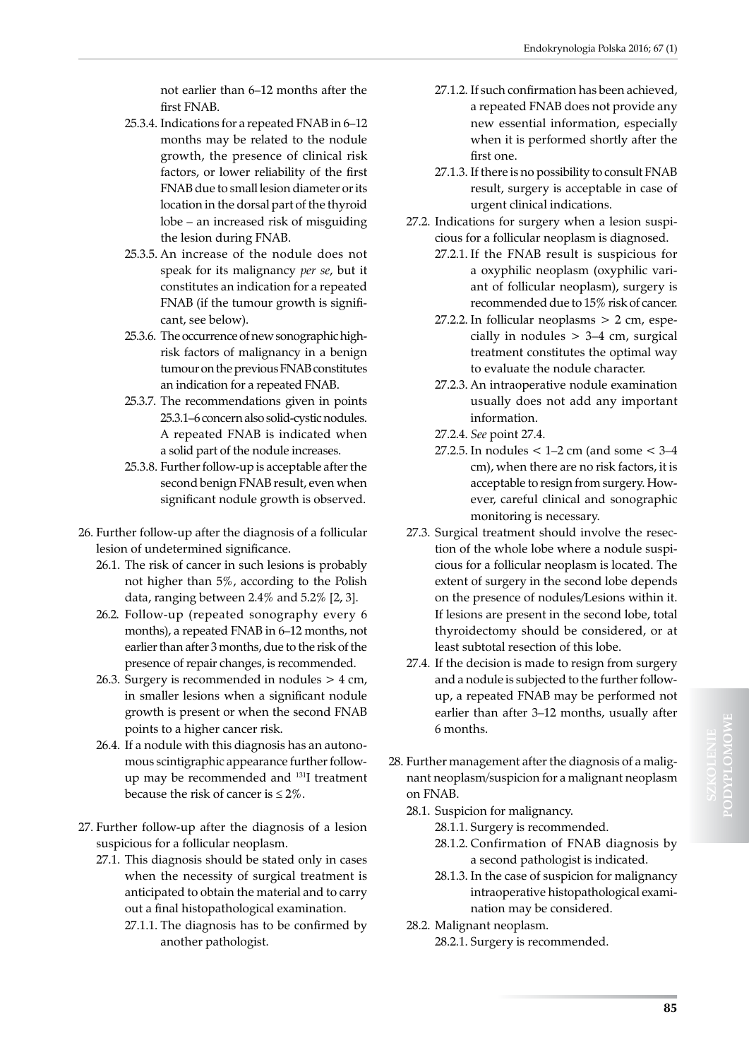not earlier than 6–12 months after the first FNAB.

- 25.3.4. Indications for a repeated FNAB in 6–12 months may be related to the nodule growth, the presence of clinical risk factors, or lower reliability of the first FNAB due to small lesion diameter or its location in the dorsal part of the thyroid lobe – an increased risk of misguiding the lesion during FNAB.
- 25.3.5. An increase of the nodule does not speak for its malignancy *per se*, but it constitutes an indication for a repeated FNAB (if the tumour growth is significant, see below).
- 25.3.6. The occurrence of new sonographic high-risk factors of malignancy in a benign tumour on the previous FNAB constitutes an indication for a repeated FNAB.
- 25.3.7. The recommendations given in points 25.3.1–6 concern also solid-cystic nodules. A repeated FNAB is indicated when a solid part of the nodule increases.
- 25.3.8. Further follow-up is acceptable after the second benign FNAB result, even when significant nodule growth is observed.

26. Further follow-up after the diagnosis of a follicular lesion of undetermined significance.
    - 26.1. The risk of cancer in such lesions is probably not higher than 5%, according to the Polish data, ranging between 2.4% and 5.2% [2, 3].
    - 26.2. Follow-up (repeated sonography every 6 months), a repeated FNAB in 6–12 months, not earlier than after 3 months, due to the risk of the presence of repair changes, is recommended.
    - 26.3. Surgery is recommended in nodules > 4 cm, in smaller lesions when a significant nodule growth is present or when the second FNAB points to a higher cancer risk.
    - 26.4. If a nodule with this diagnosis has an autonomous scintigraphic appearance further follow-up may be recommended and $^{131}$I treatment because the risk of cancer is ≤ 2%.

27. Further follow-up after the diagnosis of a lesion suspicious for a follicular neoplasm.
    - 27.1. This diagnosis should be stated only in cases when the necessity of surgical treatment is anticipated to obtain the material and to carry out a final histopathological examination.
        - 27.1.1. The diagnosis has to be confirmed by another pathologist.
        - 27.1.2. If such confirmation has been achieved, a repeated FNAB does not provide any new essential information, especially when it is performed shortly after the first one.
        - 27.1.3. If there is no possibility to consult FNAB result, surgery is acceptable in case of urgent clinical indications.
    - 27.2. Indications for surgery when a lesion suspicious for a follicular neoplasm is diagnosed.
        - 27.2.1. If the FNAB result is suspicious for a oxyphilic neoplasm (oxyphilic variant of follicular neoplasm), surgery is recommended due to 15% risk of cancer.
        - 27.2.2. In follicular neoplasms > 2 cm, especially in nodules > 3–4 cm, surgical treatment constitutes the optimal way to evaluate the nodule character.
        - 27.2.3. An intraoperative nodule examination usually does not add any important information.
        - 27.2.4. *See* point 27.4.
        - 27.2.5. In nodules < 1–2 cm (and some < 3–4 cm), when there are no risk factors, it is acceptable to resign from surgery. However, careful clinical and sonographic monitoring is necessary.
    - 27.3. Surgical treatment should involve the resection of the whole lobe where a nodule suspicious for a follicular neoplasm is located. The extent of surgery in the second lobe depends on the presence of nodules/Lesions within it. If lesions are present in the second lobe, total thyroidectomy should be considered, or at least subtotal resection of this lobe.
    - 27.4. If the decision is made to resign from surgery and a nodule is subjected to the further follow-up, a repeated FNAB may be performed not earlier than after 3–12 months, usually after 6 months.

28. Further management after the diagnosis of a malignant neoplasm/suspicion for a malignant neoplasm on FNAB.
    - 28.1. Suspicion for malignancy.
        - 28.1.1. Surgery is recommended.
        - 28.1.2. Confirmation of FNAB diagnosis by a second pathologist is indicated.
        - 28.1.3. In the case of suspicion for malignancy intraoperative histopathological examination may be considered.
    - 28.2. Malignant neoplasm.
        - 28.2.1. Surgery is recommended.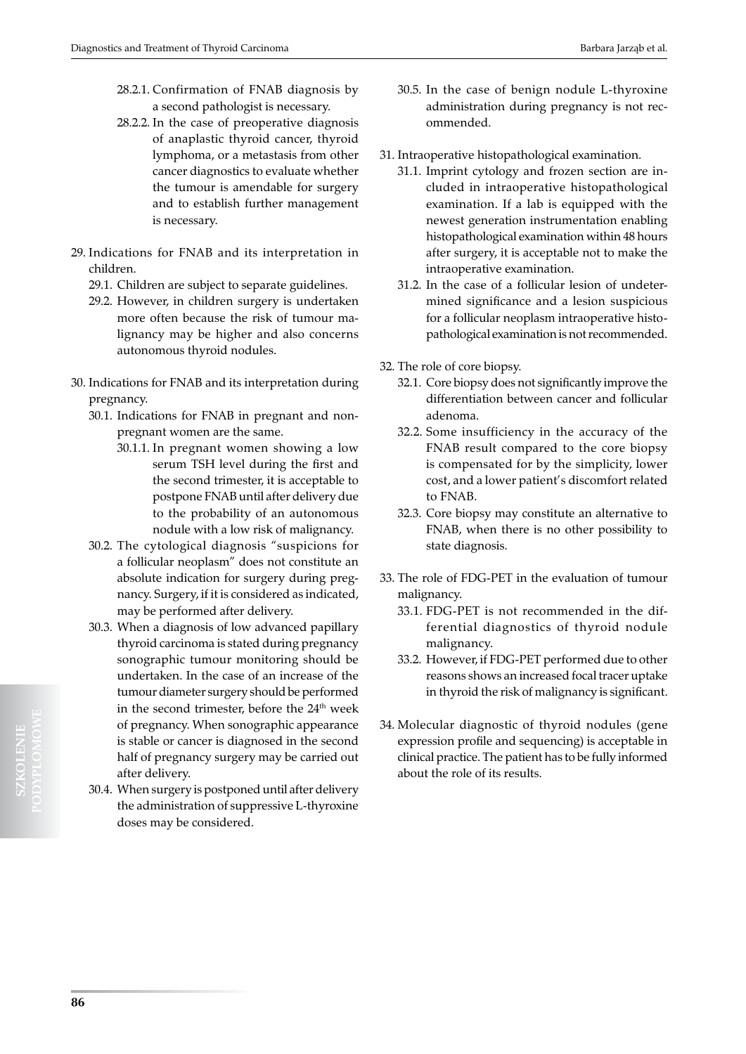- 28.2.1. Confirmation of FNAB diagnosis by a second pathologist is necessary.
- 28.2.2. In the case of preoperative diagnosis of anaplastic thyroid cancer, thyroid lymphoma, or a metastasis from other cancer diagnostics to evaluate whether the tumour is amendable for surgery and to establish further management is necessary.

29. Indications for FNAB and its interpretation in children.
    - 29.1. Children are subject to separate guidelines.
    - 29.2. However, in children surgery is undertaken more often because the risk of tumour malignancy may be higher and also concerns autonomous thyroid nodules.

30. Indications for FNAB and its interpretation during pregnancy.
    - 30.1. Indications for FNAB in pregnant and non-pregnant women are the same.
        - 30.1.1. In pregnant women showing a low serum TSH level during the first and the second trimester, it is acceptable to postpone FNAB until after delivery due to the probability of an autonomous nodule with a low risk of malignancy.
    - 30.2. The cytological diagnosis "suspicions for a follicular neoplasm" does not constitute an absolute indication for surgery during pregnancy. Surgery, if it is considered as indicated, may be performed after delivery.
    - 30.3. When a diagnosis of low advanced papillary thyroid carcinoma is stated during pregnancy sonographic tumour monitoring should be undertaken. In the case of an increase of the tumour diameter surgery should be performed in the second trimester, before the 24th week of pregnancy. When sonographic appearance is stable or cancer is diagnosed in the second half of pregnancy surgery may be carried out after delivery.
    - 30.4. When surgery is postponed until after delivery the administration of suppressive L-thyroxine doses may be considered.
    - 30.5. In the case of benign nodule L-thyroxine administration during pregnancy is not recommended.

31. Intraoperative histopathological examination.
    - 31.1. Imprint cytology and frozen section are included in intraoperative histopathological examination. If a lab is equipped with the newest generation instrumentation enabling histopathological examination within 48 hours after surgery, it is acceptable not to make the intraoperative examination.
    - 31.2. In the case of a follicular lesion of undetermined significance and a lesion suspicious for a follicular neoplasm intraoperative histopathological examination is not recommended.

32. The role of core biopsy.
    - 32.1. Core biopsy does not significantly improve the differentiation between cancer and follicular adenoma.
    - 32.2. Some insufficiency in the accuracy of the FNAB result compared to the core biopsy is compensated for by the simplicity, lower cost, and a lower patient's discomfort related to FNAB.
    - 32.3. Core biopsy may constitute an alternative to FNAB, when there is no other possibility to state diagnosis.

33. The role of FDG-PET in the evaluation of tumour malignancy.
    - 33.1. FDG-PET is not recommended in the differential diagnostics of thyroid nodule malignancy.
    - 33.2. However, if FDG-PET performed due to other reasons shows an increased focal tracer uptake in thyroid the risk of malignancy is significant.

34. Molecular diagnostic of thyroid nodules (gene expression profile and sequencing) is acceptable in clinical practice. The patient has to be fully informed about the role of its results.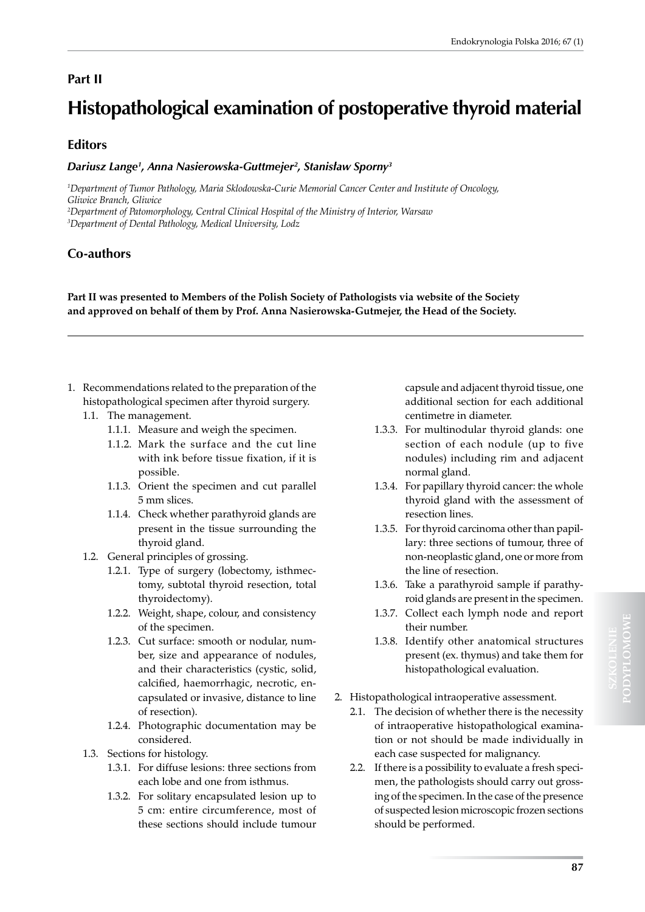## Part II

# Histopathological examination of postoperative thyroid material

## Editors

***Dariusz Lange[1], Anna Nasierowska-Guttmejer[2], Stanisław Sporny[3]***

*[1]Department of Tumor Pathology, Maria Sklodowska-Curie Memorial Cancer Center and Institute of Oncology, Gliwice Branch, Gliwice*
*[2]Department of Patomorphology, Central Clinical Hospital of the Ministry of Interior, Warsaw*
*[3]Department of Dental Pathology, Medical University, Lodz*

## Co-authors

**Part II was presented to Members of the Polish Society of Pathologists via website of the Society and approved on behalf of them by Prof. Anna Nasierowska-Gutmejer, the Head of the Society.**

---

1. Recommendations related to the preparation of the histopathological specimen after thyroid surgery.
   - 1.1. The management.
     - 1.1.1. Measure and weigh the specimen.
     - 1.1.2. Mark the surface and the cut line with ink before tissue fixation, if it is possible.
     - 1.1.3. Orient the specimen and cut parallel 5 mm slices.
     - 1.1.4. Check whether parathyroid glands are present in the tissue surrounding the thyroid gland.
   - 1.2. General principles of grossing.
     - 1.2.1. Type of surgery (lobectomy, isthmectomy, subtotal thyroid resection, total thyroidectomy).
     - 1.2.2. Weight, shape, colour, and consistency of the specimen.
     - 1.2.3. Cut surface: smooth or nodular, number, size and appearance of nodules, and their characteristics (cystic, solid, calcified, haemorrhagic, necrotic, encapsulated or invasive, distance to line of resection).
     - 1.2.4. Photographic documentation may be considered.
   - 1.3. Sections for histology.
     - 1.3.1. For diffuse lesions: three sections from each lobe and one from isthmus.
     - 1.3.2. For solitary encapsulated lesion up to 5 cm: entire circumference, most of these sections should include tumour capsule and adjacent thyroid tissue, one additional section for each additional centimetre in diameter.
     - 1.3.3. For multinodular thyroid glands: one section of each nodule (up to five nodules) including rim and adjacent normal gland.
     - 1.3.4. For papillary thyroid cancer: the whole thyroid gland with the assessment of resection lines.
     - 1.3.5. For thyroid carcinoma other than papillary: three sections of tumour, three of non-neoplastic gland, one or more from the line of resection.
     - 1.3.6. Take a parathyroid sample if parathyroid glands are present in the specimen.
     - 1.3.7. Collect each lymph node and report their number.
     - 1.3.8. Identify other anatomical structures present (ex. thymus) and take them for histopathological evaluation.
2. Histopathological intraoperative assessment.
   - 2.1. The decision of whether there is the necessity of intraoperative histopathological examination or not should be made individually in each case suspected for malignancy.
   - 2.2. If there is a possibility to evaluate a fresh specimen, the pathologists should carry out grossing of the specimen. In the case of the presence of suspected lesion microscopic frozen sections should be performed.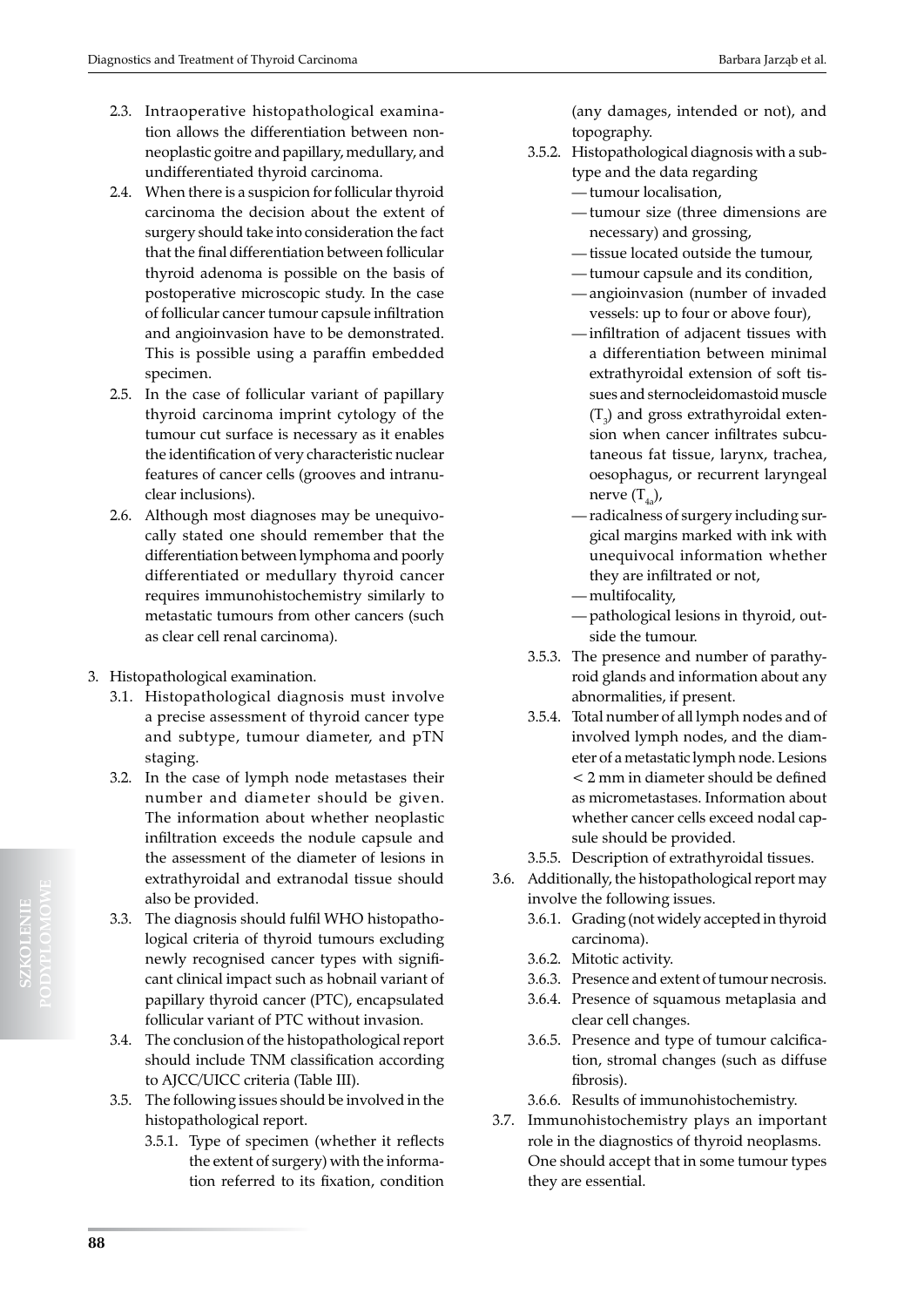2.3. Intraoperative histopathological examination allows the differentiation between non-neoplastic goitre and papillary, medullary, and undifferentiated thyroid carcinoma.

2.4. When there is a suspicion for follicular thyroid carcinoma the decision about the extent of surgery should take into consideration the fact that the final differentiation between follicular thyroid adenoma is possible on the basis of postoperative microscopic study. In the case of follicular cancer tumour capsule infiltration and angioinvasion have to be demonstrated. This is possible using a paraffin embedded specimen.

2.5. In the case of follicular variant of papillary thyroid carcinoma imprint cytology of the tumour cut surface is necessary as it enables the identification of very characteristic nuclear features of cancer cells (grooves and intranuclear inclusions).

2.6. Although most diagnoses may be unequivocally stated one should remember that the differentiation between lymphoma and poorly differentiated or medullary thyroid cancer requires immunohistochemistry similarly to metastatic tumours from other cancers (such as clear cell renal carcinoma).

3. Histopathological examination.

3.1. Histopathological diagnosis must involve a precise assessment of thyroid cancer type and subtype, tumour diameter, and pTN staging.

3.2. In the case of lymph node metastases their number and diameter should be given. The information about whether neoplastic infiltration exceeds the nodule capsule and the assessment of the diameter of lesions in extrathyroidal and extranodal tissue should also be provided.

3.3. The diagnosis should fulfil WHO histopathological criteria of thyroid tumours excluding newly recognised cancer types with significant clinical impact such as hobnail variant of papillary thyroid cancer (PTC), encapsulated follicular variant of PTC without invasion.

3.4. The conclusion of the histopathological report should include TNM classification according to AJCC/UICC criteria (Table III).

3.5. The following issues should be involved in the histopathological report.

3.5.1. Type of specimen (whether it reflects the extent of surgery) with the information referred to its fixation, condition (any damages, intended or not), and topography.

3.5.2. Histopathological diagnosis with a subtype and the data regarding
- tumour localisation,
- tumour size (three dimensions are necessary) and grossing,
- tissue located outside the tumour,
- tumour capsule and its condition,
- angioinvasion (number of invaded vessels: up to four or above four),
- infiltration of adjacent tissues with a differentiation between minimal extrathyroidal extension of soft tissues and sternocleidomastoid muscle ($T_3$) and gross extrathyroidal extension when cancer infiltrates subcutaneous fat tissue, larynx, trachea, oesophagus, or recurrent laryngeal nerve ($T_{4a}$),
- radicalness of surgery including surgical margins marked with ink with unequivocal information whether they are infiltrated or not,
- multifocality,
- pathological lesions in thyroid, outside the tumour.

3.5.3. The presence and number of parathyroid glands and information about any abnormalities, if present.

3.5.4. Total number of all lymph nodes and of involved lymph nodes, and the diameter of a metastatic lymph node. Lesions < 2 mm in diameter should be defined as micrometastases. Information about whether cancer cells exceed nodal capsule should be provided.

3.5.5. Description of extrathyroidal tissues.

3.6. Additionally, the histopathological report may involve the following issues.

3.6.1. Grading (not widely accepted in thyroid carcinoma).

3.6.2. Mitotic activity.

3.6.3. Presence and extent of tumour necrosis.

3.6.4. Presence of squamous metaplasia and clear cell changes.

3.6.5. Presence and type of tumour calcification, stromal changes (such as diffuse fibrosis).

3.6.6. Results of immunohistochemistry.

3.7. Immunohistochemistry plays an important role in the diagnostics of thyroid neoplasms. One should accept that in some tumour types they are essential.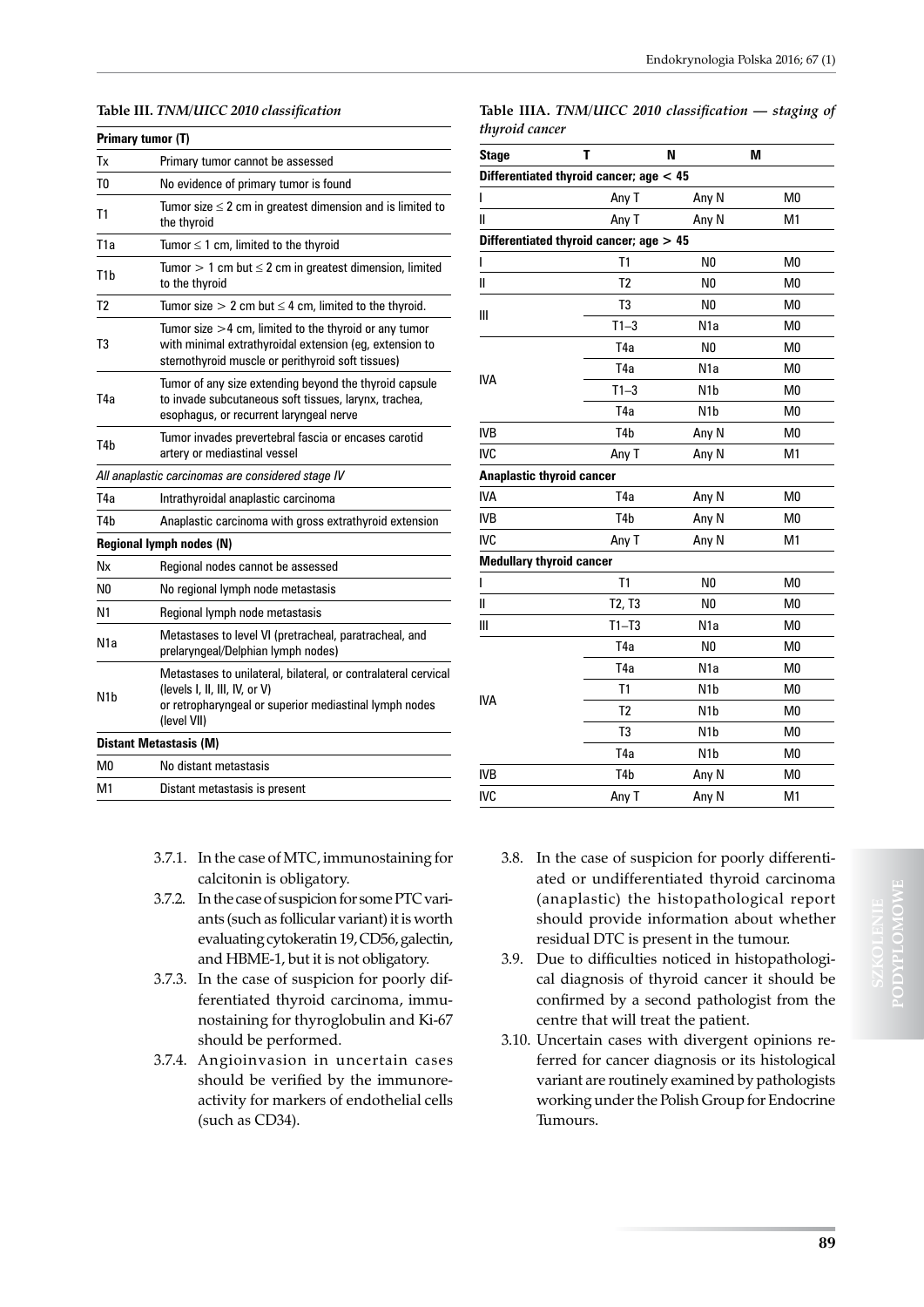**Table III.** *TNM/UICC 2010 classification*

| **Primary tumor (T)** | |
|---|---|
| Tx | Primary tumor cannot be assessed |
| T0 | No evidence of primary tumor is found |
| T1 | Tumor size ≤ 2 cm in greatest dimension and is limited to the thyroid |
| T1a | Tumor ≤ 1 cm, limited to the thyroid |
| T1b | Tumor > 1 cm but ≤ 2 cm in greatest dimension, limited to the thyroid |
| T2 | Tumor size > 2 cm but ≤ 4 cm, limited to the thyroid. |
| T3 | Tumor size >4 cm, limited to the thyroid or any tumor with minimal extrathyroidal extension (eg, extension to sternothyroid muscle or perithyroid soft tissues) |
| T4a | Tumor of any size extending beyond the thyroid capsule to invade subcutaneous soft tissues, larynx, trachea, esophagus, or recurrent laryngeal nerve |
| T4b | Tumor invades prevertebral fascia or encases carotid artery or mediastinal vessel |
| *All anaplastic carcinomas are considered stage IV* | |
| T4a | Intrathyroidal anaplastic carcinoma |
| T4b | Anaplastic carcinoma with gross extrathyroid extension |
| **Regional lymph nodes (N)** | |
| Nx | Regional nodes cannot be assessed |
| N0 | No regional lymph node metastasis |
| N1 | Regional lymph node metastasis |
| N1a | Metastases to level VI (pretracheal, paratracheal, and prelaryngeal/Delphian lymph nodes) |
| N1b | Metastases to unilateral, bilateral, or contralateral cervical (levels I, II, III, IV, or V) or retropharyngeal or superior mediastinal lymph nodes (level VII) |
| **Distant Metastasis (M)** | |
| M0 | No distant metastasis |
| M1 | Distant metastasis is present |

**Table IIIA.** *TNM/UICC 2010 classification — staging of thyroid cancer*

| Stage | T | N | M |
|---|---|---|---|
| **Differentiated thyroid cancer; age < 45** | | | |
| I | Any T | Any N | M0 |
| II | Any T | Any N | M1 |
| **Differentiated thyroid cancer; age > 45** | | | |
| I | T1 | N0 | M0 |
| II | T2 | N0 | M0 |
| III | T3 | N0 | M0 |
| | T1–3 | N1a | M0 |
| IVA | T4a | N0 | M0 |
| | T4a | N1a | M0 |
| | T1–3 | N1b | M0 |
| | T4a | N1b | M0 |
| IVB | T4b | Any N | M0 |
| IVC | Any T | Any N | M1 |
| **Anaplastic thyroid cancer** | | | |
| IVA | T4a | Any N | M0 |
| IVB | T4b | Any N | M0 |
| IVC | Any T | Any N | M1 |
| **Medullary thyroid cancer** | | | |
| I | T1 | N0 | M0 |
| II | T2, T3 | N0 | M0 |
| III | T1–T3 | N1a | M0 |
| IVA | T4a | N0 | M0 |
| | T4a | N1a | M0 |
| | T1 | N1b | M0 |
| | T2 | N1b | M0 |
| | T3 | N1b | M0 |
| | T4a | N1b | M0 |
| IVB | T4b | Any N | M0 |
| IVC | Any T | Any N | M1 |

3.7.1. In the case of MTC, immunostaining for calcitonin is obligatory.

3.7.2. In the case of suspicion for some PTC variants (such as follicular variant) it is worth evaluating cytokeratin 19, CD56, galectin, and HBME-1, but it is not obligatory.

3.7.3. In the case of suspicion for poorly differentiated thyroid carcinoma, immunostaining for thyroglobulin and Ki-67 should be performed.

3.7.4. Angioinvasion in uncertain cases should be verified by the immunoreactivity for markers of endothelial cells (such as CD34).

3.8. In the case of suspicion for poorly differentiated or undifferentiated thyroid carcinoma (anaplastic) the histopathological report should provide information about whether residual DTC is present in the tumour.

3.9. Due to difficulties noticed in histopathological diagnosis of thyroid cancer it should be confirmed by a second pathologist from the centre that will treat the patient.

3.10. Uncertain cases with divergent opinions referred for cancer diagnosis or its histological variant are routinely examined by pathologists working under the Polish Group for Endocrine Tumours.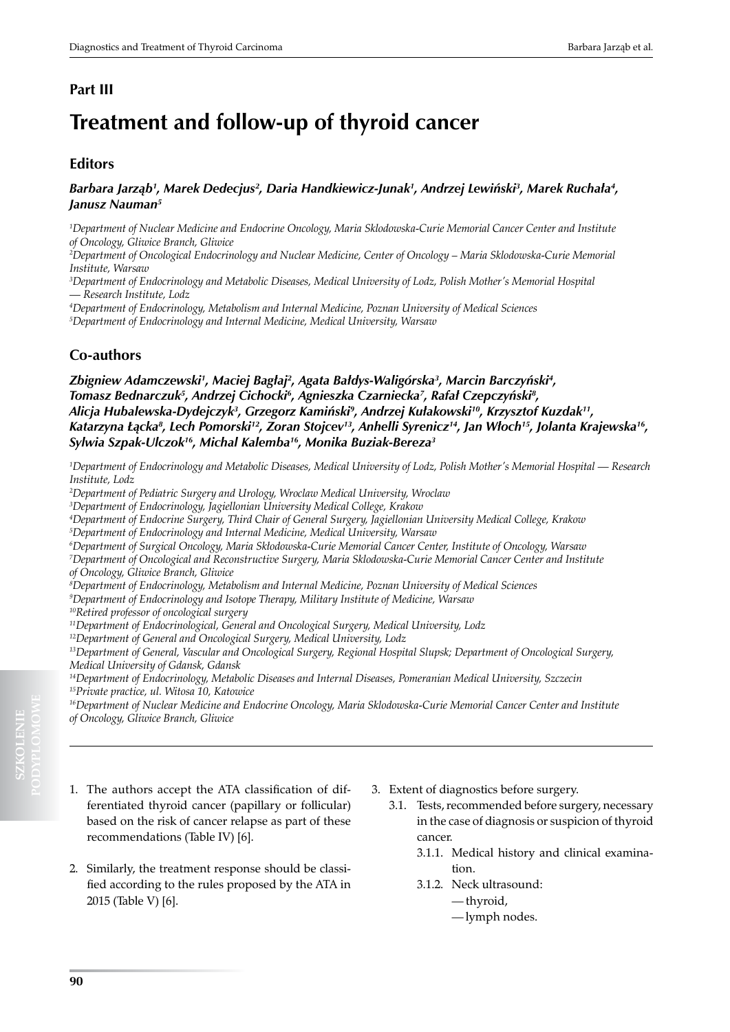## Part III

# Treatment and follow-up of thyroid cancer

### Editors

***Barbara Jarząb[1], Marek Dedecjus[2], Daria Handkiewicz-Junak[1], Andrzej Lewiński[3], Marek Ruchała[4], Janusz Nauman[5]***

*[1]Department of Nuclear Medicine and Endocrine Oncology, Maria Sklodowska-Curie Memorial Cancer Center and Institute of Oncology, Gliwice Branch, Gliwice*
*[2]Department of Oncological Endocrinology and Nuclear Medicine, Center of Oncology – Maria Sklodowska-Curie Memorial Institute, Warsaw*
*[3]Department of Endocrinology and Metabolic Diseases, Medical University of Lodz, Polish Mother's Memorial Hospital — Research Institute, Lodz*
*[4]Department of Endocrinology, Metabolism and Internal Medicine, Poznan University of Medical Sciences*
*[5]Department of Endocrinology and Internal Medicine, Medical University, Warsaw*

### Co-authors

***Zbigniew Adamczewski[1], Maciej Bagłaj[2], Agata Bałdys-Waligórska[3], Marcin Barczyński[4], Tomasz Bednarczuk[5], Andrzej Cichocki[6], Agnieszka Czarniecka[7], Rafał Czepczyński[8], Alicja Hubalewska-Dydejczyk[3], Grzegorz Kamiński[9], Andrzej Kułakowski[10], Krzysztof Kuzdak[11], Katarzyna Łącka[8], Lech Pomorski[12], Zoran Stojcev[13], Anhelli Syrenicz[14], Jan Włoch[15], Jolanta Krajewska[16], Sylwia Szpak-Ulczok[16], Michal Kalemba[16], Monika Buziak-Bereza[3]***

*[1]Department of Endocrinology and Metabolic Diseases, Medical University of Lodz, Polish Mother's Memorial Hospital — Research Institute, Lodz*
*[2]Department of Pediatric Surgery and Urology, Wroclaw Medical University, Wroclaw*
*[3]Department of Endocrinology, Jagiellonian University Medical College, Krakow*
*[4]Department of Endocrine Surgery, Third Chair of General Surgery, Jagiellonian University Medical College, Krakow*
*[5]Department of Endocrinology and Internal Medicine, Medical University, Warsaw*
*[6]Department of Surgical Oncology, Maria Skłodowska-Curie Memorial Cancer Center, Institute of Oncology, Warsaw*
*[7]Department of Oncological and Reconstructive Surgery, Maria Sklodowska-Curie Memorial Cancer Center and Institute of Oncology, Gliwice Branch, Gliwice*
*[8]Department of Endocrinology, Metabolism and Internal Medicine, Poznan University of Medical Sciences*
*[9]Department of Endocrinology and Isotope Therapy, Military Institute of Medicine, Warsaw*
*[10]Retired professor of oncological surgery*
*[11]Department of Endocrinological, General and Oncological Surgery, Medical University, Lodz*
*[12]Department of General and Oncological Surgery, Medical University, Lodz*
*[13]Department of General, Vascular and Oncological Surgery, Regional Hospital Slupsk; Department of Oncological Surgery, Medical University of Gdansk, Gdansk*
*[14]Department of Endocrinology, Metabolic Diseases and Internal Diseases, Pomeranian Medical University, Szczecin*
*[15]Private practice, ul. Witosa 10, Katowice*
*[16]Department of Nuclear Medicine and Endocrine Oncology, Maria Sklodowska-Curie Memorial Cancer Center and Institute of Oncology, Gliwice Branch, Gliwice*

1. The authors accept the ATA classification of differentiated thyroid cancer (papillary or follicular) based on the risk of cancer relapse as part of these recommendations (Table IV) [6].

2. Similarly, the treatment response should be classified according to the rules proposed by the ATA in 2015 (Table V) [6].

3. Extent of diagnostics before surgery.
   3.1. Tests, recommended before surgery, necessary in the case of diagnosis or suspicion of thyroid cancer.
      3.1.1. Medical history and clinical examination.
      3.1.2. Neck ultrasound:
         — thyroid,
         — lymph nodes.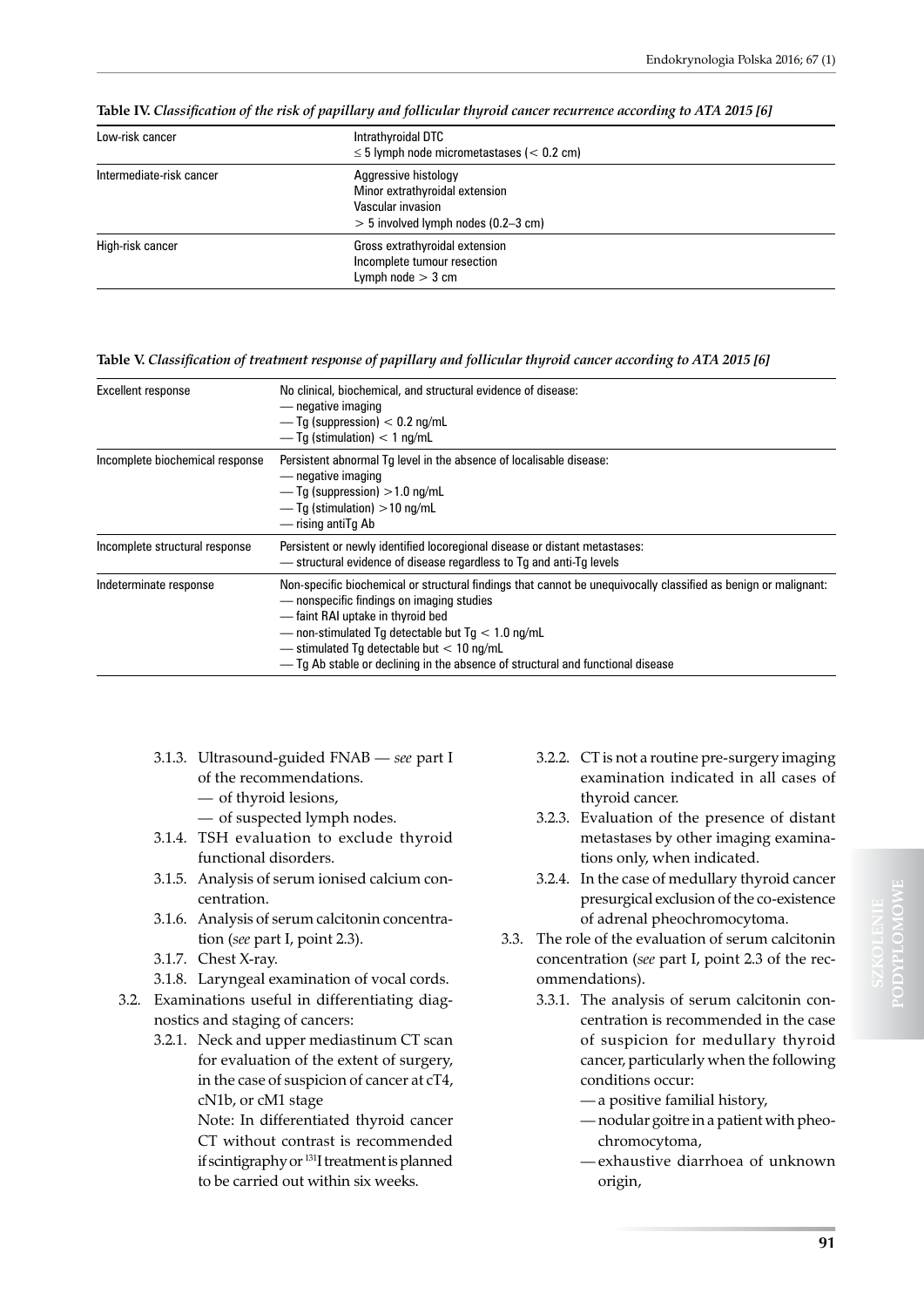**Table IV.** *Classification of the risk of papillary and follicular thyroid cancer recurrence according to ATA 2015 [6]*

| | |
|---|---|
| Low-risk cancer | Intrathyroidal DTC<br>≤ 5 lymph node micrometastases (< 0.2 cm) |
| Intermediate-risk cancer | Aggressive histology<br>Minor extrathyroidal extension<br>Vascular invasion<br>> 5 involved lymph nodes (0.2–3 cm) |
| High-risk cancer | Gross extrathyroidal extension<br>Incomplete tumour resection<br>Lymph node > 3 cm |

**Table V.** *Classification of treatment response of papillary and follicular thyroid cancer according to ATA 2015 [6]*

| | |
|---|---|
| Excellent response | No clinical, biochemical, and structural evidence of disease:<br>— negative imaging<br>— Tg (suppression) < 0.2 ng/mL<br>— Tg (stimulation) < 1 ng/mL |
| Incomplete biochemical response | Persistent abnormal Tg level in the absence of localisable disease:<br>— negative imaging<br>— Tg (suppression) >1.0 ng/mL<br>— Tg (stimulation) >10 ng/mL<br>— rising antiTg Ab |
| Incomplete structural response | Persistent or newly identified locoregional disease or distant metastases:<br>— structural evidence of disease regardless to Tg and anti-Tg levels |
| Indeterminate response | Non-specific biochemical or structural findings that cannot be unequivocally classified as benign or malignant:<br>— nonspecific findings on imaging studies<br>— faint RAI uptake in thyroid bed<br>— non-stimulated Tg detectable but Tg < 1.0 ng/mL<br>— stimulated Tg detectable but < 10 ng/mL<br>— Tg Ab stable or declining in the absence of structural and functional disease |

- 3.1.3. Ultrasound-guided FNAB — *see* part I of the recommendations.
  - — of thyroid lesions,
  - — of suspected lymph nodes.
- 3.1.4. TSH evaluation to exclude thyroid functional disorders.
- 3.1.5. Analysis of serum ionised calcium concentration.
- 3.1.6. Analysis of serum calcitonin concentration (*see* part I, point 2.3).
- 3.1.7. Chest X-ray.
- 3.1.8. Laryngeal examination of vocal cords.

3.2. Examinations useful in differentiating diagnostics and staging of cancers:

- 3.2.1. Neck and upper mediastinum CT scan for evaluation of the extent of surgery, in the case of suspicion of cancer at cT4, cN1b, or cM1 stage

  Note: In differentiated thyroid cancer CT without contrast is recommended if scintigraphy or $^{131}$I treatment is planned to be carried out within six weeks.
- 3.2.2. CT is not a routine pre-surgery imaging examination indicated in all cases of thyroid cancer.
- 3.2.3. Evaluation of the presence of distant metastases by other imaging examinations only, when indicated.
- 3.2.4. In the case of medullary thyroid cancer presurgical exclusion of the co-existence of adrenal pheochromocytoma.

3.3. The role of the evaluation of serum calcitonin concentration (*see* part I, point 2.3 of the recommendations).

- 3.3.1. The analysis of serum calcitonin concentration is recommended in the case of suspicion for medullary thyroid cancer, particularly when the following conditions occur:
  - — a positive familial history,
  - — nodular goitre in a patient with pheochromocytoma,
  - — exhaustive diarrhoea of unknown origin,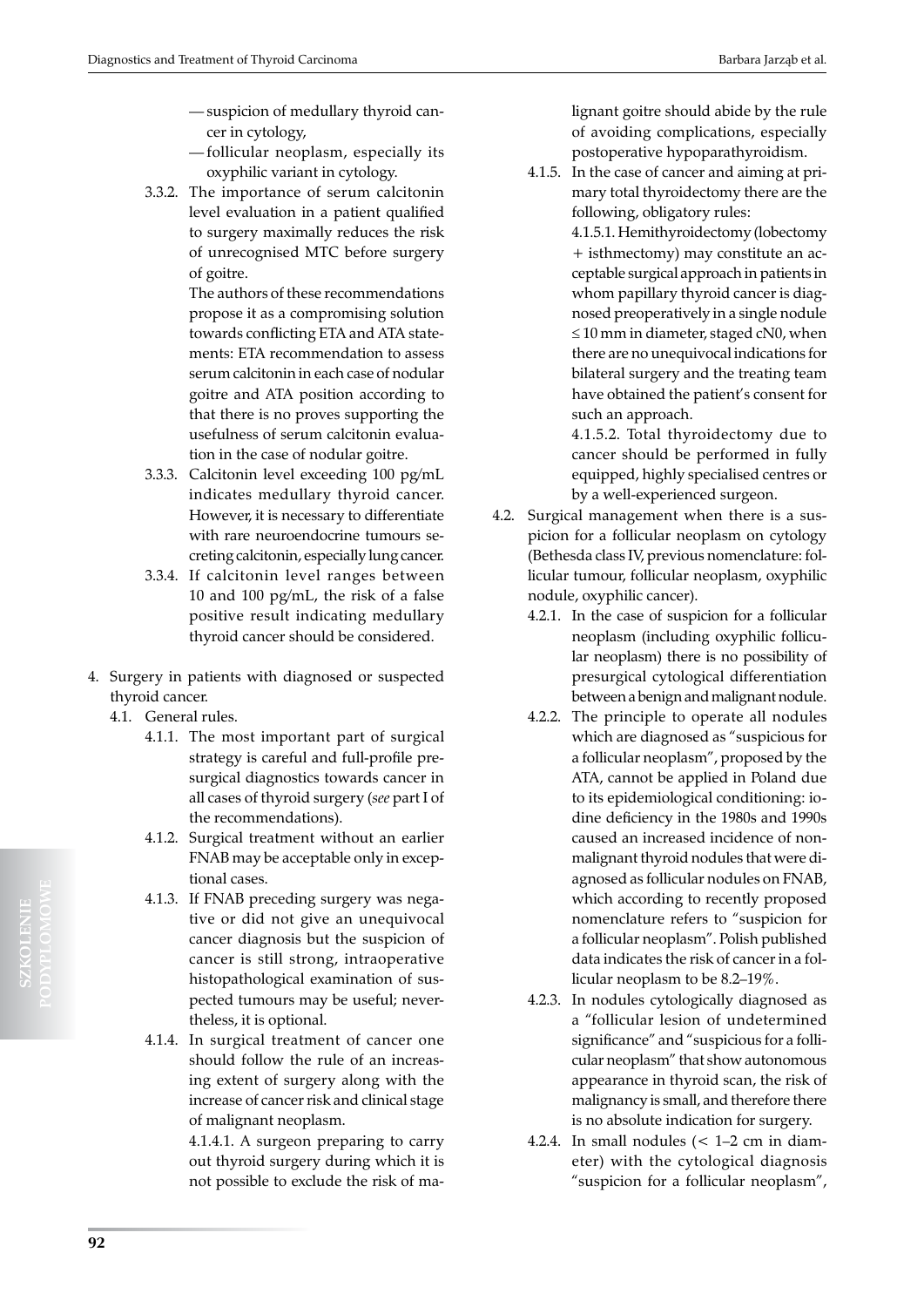- suspicion of medullary thyroid cancer in cytology,
- follicular neoplasm, especially its oxyphilic variant in cytology.

3.3.2. The importance of serum calcitonin level evaluation in a patient qualified to surgery maximally reduces the risk of unrecognised MTC before surgery of goitre.

The authors of these recommendations propose it as a compromising solution towards conflicting ETA and ATA statements: ETA recommendation to assess serum calcitonin in each case of nodular goitre and ATA position according to that there is no proves supporting the usefulness of serum calcitonin evaluation in the case of nodular goitre.

3.3.3. Calcitonin level exceeding 100 pg/mL indicates medullary thyroid cancer. However, it is necessary to differentiate with rare neuroendocrine tumours secreting calcitonin, especially lung cancer.

3.3.4. If calcitonin level ranges between 10 and 100 pg/mL, the risk of a false positive result indicating medullary thyroid cancer should be considered.

4. Surgery in patients with diagnosed or suspected thyroid cancer.

4.1. General rules.

4.1.1. The most important part of surgical strategy is careful and full-profile presurgical diagnostics towards cancer in all cases of thyroid surgery (*see* part I of the recommendations).

4.1.2. Surgical treatment without an earlier FNAB may be acceptable only in exceptional cases.

4.1.3. If FNAB preceding surgery was negative or did not give an unequivocal cancer diagnosis but the suspicion of cancer is still strong, intraoperative histopathological examination of suspected tumours may be useful; nevertheless, it is optional.

4.1.4. In surgical treatment of cancer one should follow the rule of an increasing extent of surgery along with the increase of cancer risk and clinical stage of malignant neoplasm.

4.1.4.1. A surgeon preparing to carry out thyroid surgery during which it is not possible to exclude the risk of malignant goitre should abide by the rule of avoiding complications, especially postoperative hypoparathyroidism.

4.1.5. In the case of cancer and aiming at primary total thyroidectomy there are the following, obligatory rules:

4.1.5.1. Hemithyroidectomy (lobectomy + isthmectomy) may constitute an acceptable surgical approach in patients in whom papillary thyroid cancer is diagnosed preoperatively in a single nodule ≤ 10 mm in diameter, staged cN0, when there are no unequivocal indications for bilateral surgery and the treating team have obtained the patient's consent for such an approach.

4.1.5.2. Total thyroidectomy due to cancer should be performed in fully equipped, highly specialised centres or by a well-experienced surgeon.

4.2. Surgical management when there is a suspicion for a follicular neoplasm on cytology (Bethesda class IV, previous nomenclature: follicular tumour, follicular neoplasm, oxyphilic nodule, oxyphilic cancer).

4.2.1. In the case of suspicion for a follicular neoplasm (including oxyphilic follicular neoplasm) there is no possibility of presurgical cytological differentiation between a benign and malignant nodule.

4.2.2. The principle to operate all nodules which are diagnosed as "suspicious for a follicular neoplasm", proposed by the ATA, cannot be applied in Poland due to its epidemiological conditioning: iodine deficiency in the 1980s and 1990s caused an increased incidence of non-malignant thyroid nodules that were diagnosed as follicular nodules on FNAB, which according to recently proposed nomenclature refers to "suspicion for a follicular neoplasm". Polish published data indicates the risk of cancer in a follicular neoplasm to be 8.2–19%.

4.2.3. In nodules cytologically diagnosed as a "follicular lesion of undetermined significance" and "suspicious for a follicular neoplasm" that show autonomous appearance in thyroid scan, the risk of malignancy is small, and therefore there is no absolute indication for surgery.

4.2.4. In small nodules (< 1–2 cm in diameter) with the cytological diagnosis "suspicion for a follicular neoplasm",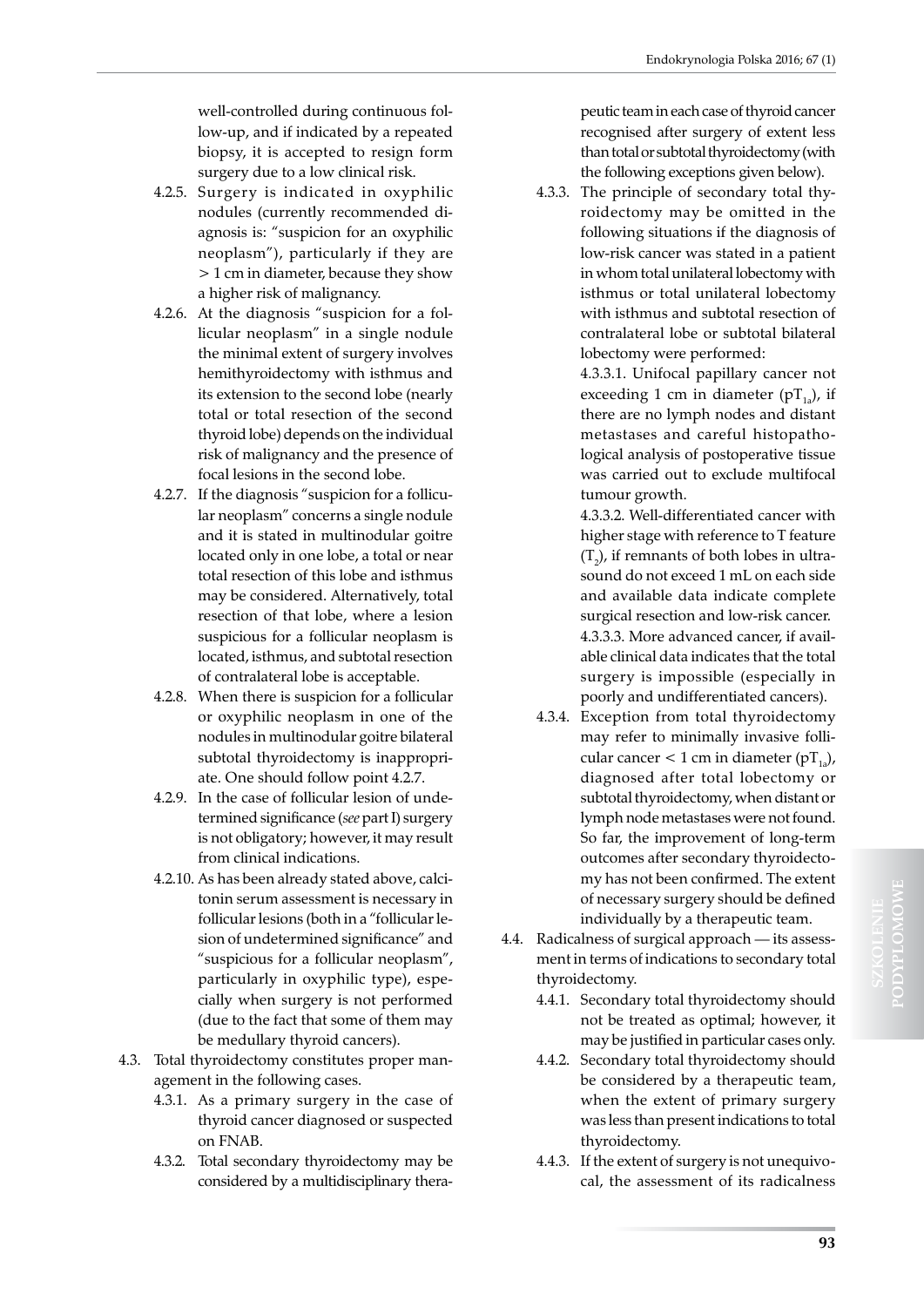well-controlled during continuous follow-up, and if indicated by a repeated biopsy, it is accepted to resign form surgery due to a low clinical risk.

- 4.2.5. Surgery is indicated in oxyphilic nodules (currently recommended diagnosis is: "suspicion for an oxyphilic neoplasm"), particularly if they are > 1 cm in diameter, because they show a higher risk of malignancy.
- 4.2.6. At the diagnosis "suspicion for a follicular neoplasm" in a single nodule the minimal extent of surgery involves hemithyroidectomy with isthmus and its extension to the second lobe (nearly total or total resection of the second thyroid lobe) depends on the individual risk of malignancy and the presence of focal lesions in the second lobe.
- 4.2.7. If the diagnosis "suspicion for a follicular neoplasm" concerns a single nodule and it is stated in multinodular goitre located only in one lobe, a total or near total resection of this lobe and isthmus may be considered. Alternatively, total resection of that lobe, where a lesion suspicious for a follicular neoplasm is located, isthmus, and subtotal resection of contralateral lobe is acceptable.
- 4.2.8. When there is suspicion for a follicular or oxyphilic neoplasm in one of the nodules in multinodular goitre bilateral subtotal thyroidectomy is inappropriate. One should follow point 4.2.7.
- 4.2.9. In the case of follicular lesion of undetermined significance (*see* part I) surgery is not obligatory; however, it may result from clinical indications.
- 4.2.10. As has been already stated above, calcitonin serum assessment is necessary in follicular lesions (both in a "follicular lesion of undetermined significance" and "suspicious for a follicular neoplasm", particularly in oxyphilic type), especially when surgery is not performed (due to the fact that some of them may be medullary thyroid cancers).

4.3. Total thyroidectomy constitutes proper management in the following cases.

- 4.3.1. As a primary surgery in the case of thyroid cancer diagnosed or suspected on FNAB.
- 4.3.2. Total secondary thyroidectomy may be considered by a multidisciplinary therapeutic team in each case of thyroid cancer recognised after surgery of extent less than total or subtotal thyroidectomy (with the following exceptions given below).
- 4.3.3. The principle of secondary total thyroidectomy may be omitted in the following situations if the diagnosis of low-risk cancer was stated in a patient in whom total unilateral lobectomy with isthmus or total unilateral lobectomy with isthmus and subtotal resection of contralateral lobe or subtotal bilateral lobectomy were performed:

  4.3.3.1. Unifocal papillary cancer not exceeding 1 cm in diameter ($pT_{1a}$), if there are no lymph nodes and distant metastases and careful histopathological analysis of postoperative tissue was carried out to exclude multifocal tumour growth.

  4.3.3.2. Well-differentiated cancer with higher stage with reference to T feature ($T_2$), if remnants of both lobes in ultrasound do not exceed 1 mL on each side and available data indicate complete surgical resection and low-risk cancer.

  4.3.3.3. More advanced cancer, if available clinical data indicates that the total surgery is impossible (especially in poorly and undifferentiated cancers).

- 4.3.4. Exception from total thyroidectomy may refer to minimally invasive follicular cancer < 1 cm in diameter ($pT_{1a}$), diagnosed after total lobectomy or subtotal thyroidectomy, when distant or lymph node metastases were not found. So far, the improvement of long-term outcomes after secondary thyroidectomy has not been confirmed. The extent of necessary surgery should be defined individually by a therapeutic team.

4.4. Radicalness of surgical approach — its assessment in terms of indications to secondary total thyroidectomy.

- 4.4.1. Secondary total thyroidectomy should not be treated as optimal; however, it may be justified in particular cases only.
- 4.4.2. Secondary total thyroidectomy should be considered by a therapeutic team, when the extent of primary surgery was less than present indications to total thyroidectomy.
- 4.4.3. If the extent of surgery is not unequivocal, the assessment of its radicalness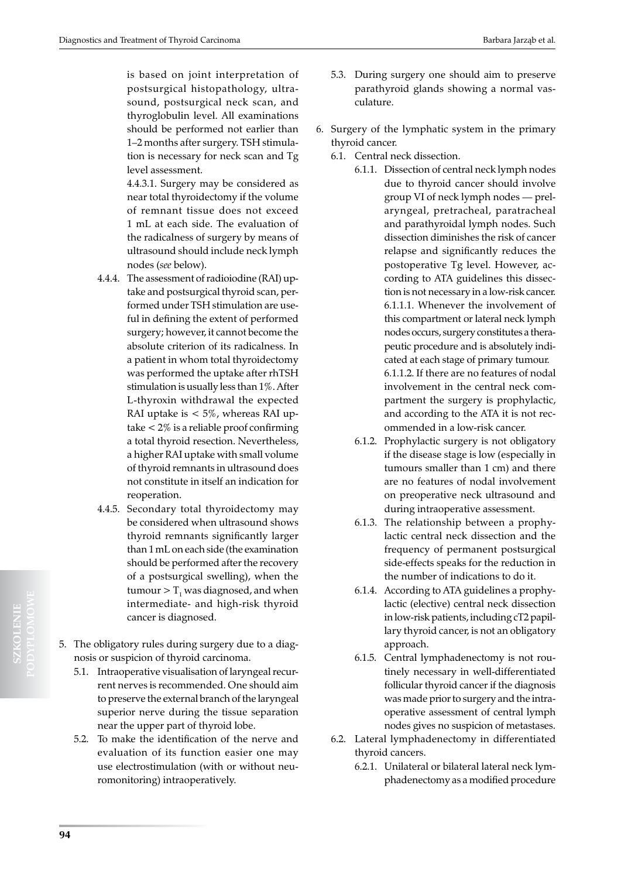is based on joint interpretation of postsurgical histopathology, ultrasound, postsurgical neck scan, and thyroglobulin level. All examinations should be performed not earlier than 1–2 months after surgery. TSH stimulation is necessary for neck scan and Tg level assessment.

4.4.3.1. Surgery may be considered as near total thyroidectomy if the volume of remnant tissue does not exceed 1 mL at each side. The evaluation of the radicalness of surgery by means of ultrasound should include neck lymph nodes (*see* below).

4.4.4. The assessment of radioiodine (RAI) uptake and postsurgical thyroid scan, performed under TSH stimulation are useful in defining the extent of performed surgery; however, it cannot become the absolute criterion of its radicalness. In a patient in whom total thyroidectomy was performed the uptake after rhTSH stimulation is usually less than 1%. After L-thyroxin withdrawal the expected RAI uptake is < 5%, whereas RAI uptake < 2% is a reliable proof confirming a total thyroid resection. Nevertheless, a higher RAI uptake with small volume of thyroid remnants in ultrasound does not constitute in itself an indication for reoperation.

4.4.5. Secondary total thyroidectomy may be considered when ultrasound shows thyroid remnants significantly larger than 1 mL on each side (the examination should be performed after the recovery of a postsurgical swelling), when the tumour > $T_1$ was diagnosed, and when intermediate- and high-risk thyroid cancer is diagnosed.

5. The obligatory rules during surgery due to a diagnosis or suspicion of thyroid carcinoma.
   5.1. Intraoperative visualisation of laryngeal recurrent nerves is recommended. One should aim to preserve the external branch of the laryngeal superior nerve during the tissue separation near the upper part of thyroid lobe.
   5.2. To make the identification of the nerve and evaluation of its function easier one may use electrostimulation (with or without neuromonitoring) intraoperatively.
   5.3. During surgery one should aim to preserve parathyroid glands showing a normal vasculature.

6. Surgery of the lymphatic system in the primary thyroid cancer.
   6.1. Central neck dissection.
      6.1.1. Dissection of central neck lymph nodes due to thyroid cancer should involve group VI of neck lymph nodes — prelaryngeal, pretracheal, paratracheal and parathyroidal lymph nodes. Such dissection diminishes the risk of cancer relapse and significantly reduces the postoperative Tg level. However, according to ATA guidelines this dissection is not necessary in a low-risk cancer.
      6.1.1.1. Whenever the involvement of this compartment or lateral neck lymph nodes occurs, surgery constitutes a therapeutic procedure and is absolutely indicated at each stage of primary tumour.
      6.1.1.2. If there are no features of nodal involvement in the central neck compartment the surgery is prophylactic, and according to the ATA it is not recommended in a low-risk cancer.
      6.1.2. Prophylactic surgery is not obligatory if the disease stage is low (especially in tumours smaller than 1 cm) and there are no features of nodal involvement on preoperative neck ultrasound and during intraoperative assessment.
      6.1.3. The relationship between a prophylactic central neck dissection and the frequency of permanent postsurgical side-effects speaks for the reduction in the number of indications to do it.
      6.1.4. According to ATA guidelines a prophylactic (elective) central neck dissection in low-risk patients, including cT2 papillary thyroid cancer, is not an obligatory approach.
      6.1.5. Central lymphadenectomy is not routinely necessary in well-differentiated follicular thyroid cancer if the diagnosis was made prior to surgery and the intraoperative assessment of central lymph nodes gives no suspicion of metastases.
   6.2. Lateral lymphadenectomy in differentiated thyroid cancers.
      6.2.1. Unilateral or bilateral lateral neck lymphadenectomy as a modified procedure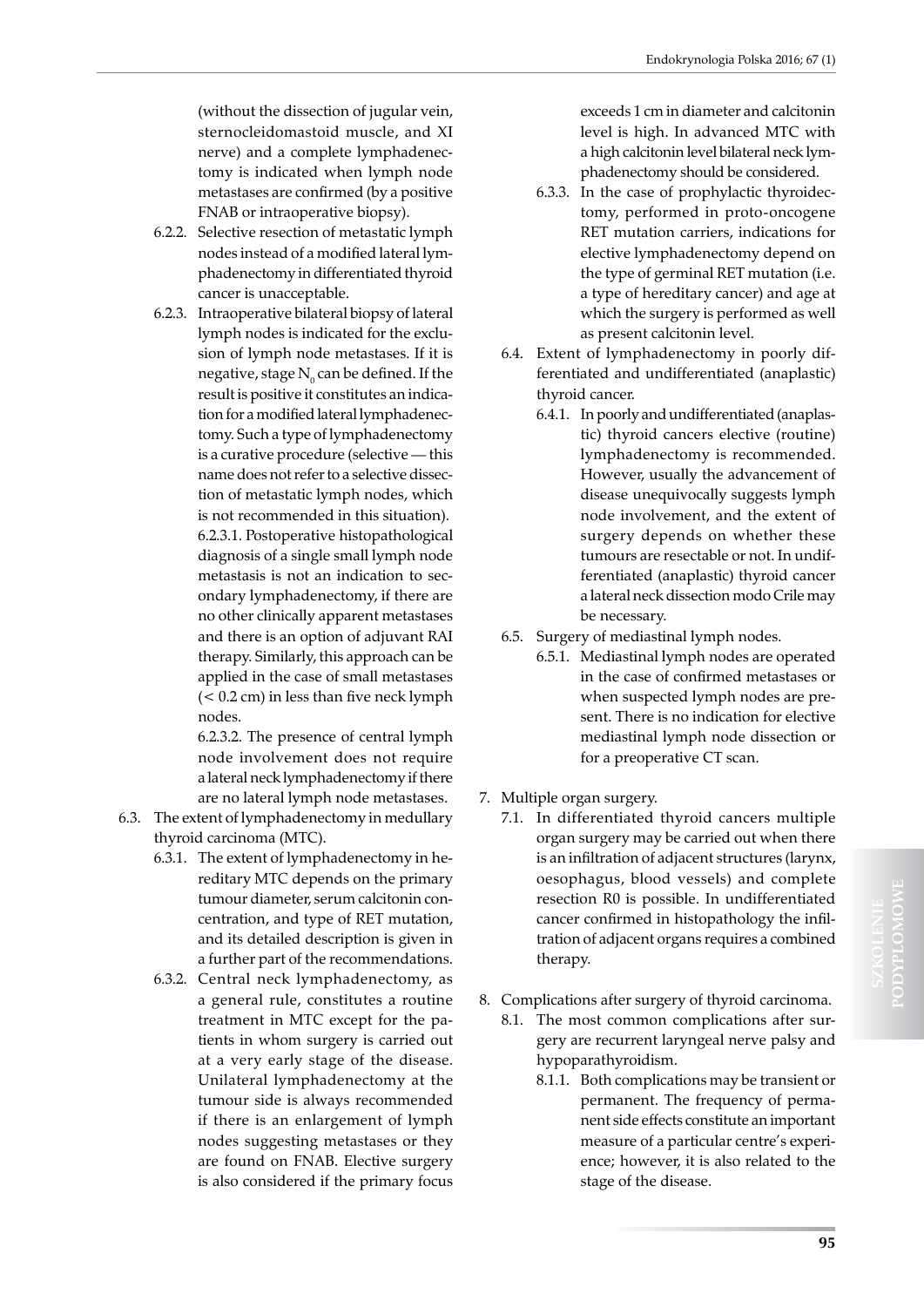(without the dissection of jugular vein, sternocleidomastoid muscle, and XI nerve) and a complete lymphadenectomy is indicated when lymph node metastases are confirmed (by a positive FNAB or intraoperative biopsy).

6.2.2. Selective resection of metastatic lymph nodes instead of a modified lateral lymphadenectomy in differentiated thyroid cancer is unacceptable.

6.2.3. Intraoperative bilateral biopsy of lateral lymph nodes is indicated for the exclusion of lymph node metastases. If it is negative, stage $N_0$ can be defined. If the result is positive it constitutes an indication for a modified lateral lymphadenectomy. Such a type of lymphadenectomy is a curative procedure (selective — this name does not refer to a selective dissection of metastatic lymph nodes, which is not recommended in this situation).

6.2.3.1. Postoperative histopathological diagnosis of a single small lymph node metastasis is not an indication to secondary lymphadenectomy, if there are no other clinically apparent metastases and there is an option of adjuvant RAI therapy. Similarly, this approach can be applied in the case of small metastases (< 0.2 cm) in less than five neck lymph nodes.

6.2.3.2. The presence of central lymph node involvement does not require a lateral neck lymphadenectomy if there are no lateral lymph node metastases.

6.3. The extent of lymphadenectomy in medullary thyroid carcinoma (MTC).

6.3.1. The extent of lymphadenectomy in hereditary MTC depends on the primary tumour diameter, serum calcitonin concentration, and type of RET mutation, and its detailed description is given in a further part of the recommendations.

6.3.2. Central neck lymphadenectomy, as a general rule, constitutes a routine treatment in MTC except for the patients in whom surgery is carried out at a very early stage of the disease. Unilateral lymphadenectomy at the tumour side is always recommended if there is an enlargement of lymph nodes suggesting metastases or they are found on FNAB. Elective surgery is also considered if the primary focus exceeds 1 cm in diameter and calcitonin level is high. In advanced MTC with a high calcitonin level bilateral neck lymphadenectomy should be considered.

6.3.3. In the case of prophylactic thyroidectomy, performed in proto-oncogene RET mutation carriers, indications for elective lymphadenectomy depend on the type of germinal RET mutation (i.e. a type of hereditary cancer) and age at which the surgery is performed as well as present calcitonin level.

6.4. Extent of lymphadenectomy in poorly differentiated and undifferentiated (anaplastic) thyroid cancer.

6.4.1. In poorly and undifferentiated (anaplastic) thyroid cancers elective (routine) lymphadenectomy is recommended. However, usually the advancement of disease unequivocally suggests lymph node involvement, and the extent of surgery depends on whether these tumours are resectable or not. In undifferentiated (anaplastic) thyroid cancer a lateral neck dissection modo Crile may be necessary.

6.5. Surgery of mediastinal lymph nodes.

6.5.1. Mediastinal lymph nodes are operated in the case of confirmed metastases or when suspected lymph nodes are present. There is no indication for elective mediastinal lymph node dissection or for a preoperative CT scan.

7. Multiple organ surgery.

7.1. In differentiated thyroid cancers multiple organ surgery may be carried out when there is an infiltration of adjacent structures (larynx, oesophagus, blood vessels) and complete resection R0 is possible. In undifferentiated cancer confirmed in histopathology the infiltration of adjacent organs requires a combined therapy.

8. Complications after surgery of thyroid carcinoma.

8.1. The most common complications after surgery are recurrent laryngeal nerve palsy and hypoparathyroidism.

8.1.1. Both complications may be transient or permanent. The frequency of permanent side effects constitute an important measure of a particular centre's experience; however, it is also related to the stage of the disease.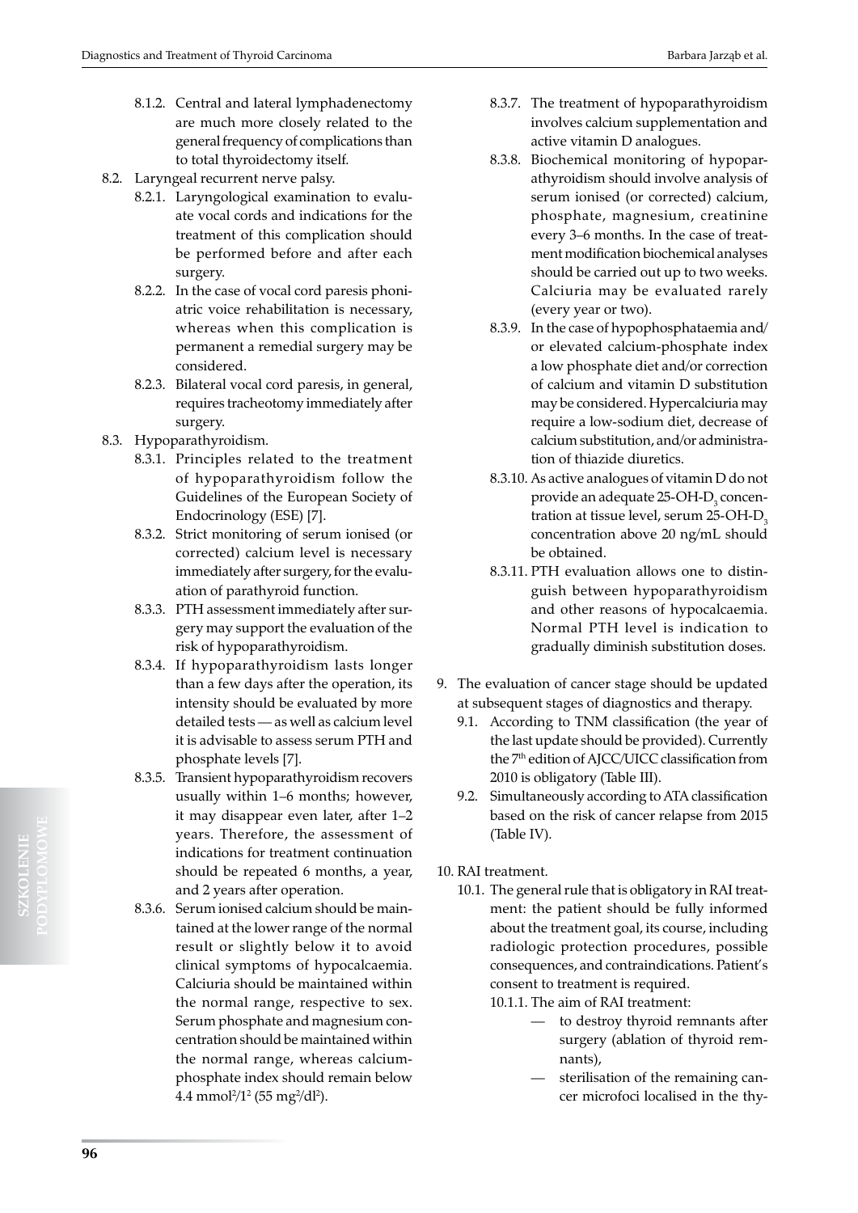- 8.1.2. Central and lateral lymphadenectomy are much more closely related to the general frequency of complications than to total thyroidectomy itself.
- 8.2. Laryngeal recurrent nerve palsy.
  - 8.2.1. Laryngological examination to evaluate vocal cords and indications for the treatment of this complication should be performed before and after each surgery.
  - 8.2.2. In the case of vocal cord paresis phoniatric voice rehabilitation is necessary, whereas when this complication is permanent a remedial surgery may be considered.
  - 8.2.3. Bilateral vocal cord paresis, in general, requires tracheotomy immediately after surgery.
- 8.3. Hypoparathyroidism.
  - 8.3.1. Principles related to the treatment of hypoparathyroidism follow the Guidelines of the European Society of Endocrinology (ESE) [7].
  - 8.3.2. Strict monitoring of serum ionised (or corrected) calcium level is necessary immediately after surgery, for the evaluation of parathyroid function.
  - 8.3.3. PTH assessment immediately after surgery may support the evaluation of the risk of hypoparathyroidism.
  - 8.3.4. If hypoparathyroidism lasts longer than a few days after the operation, its intensity should be evaluated by more detailed tests — as well as calcium level it is advisable to assess serum PTH and phosphate levels [7].
  - 8.3.5. Transient hypoparathyroidism recovers usually within 1–6 months; however, it may disappear even later, after 1–2 years. Therefore, the assessment of indications for treatment continuation should be repeated 6 months, a year, and 2 years after operation.
  - 8.3.6. Serum ionised calcium should be maintained at the lower range of the normal result or slightly below it to avoid clinical symptoms of hypocalcaemia. Calciuria should be maintained within the normal range, respective to sex. Serum phosphate and magnesium concentration should be maintained within the normal range, whereas calcium-phosphate index should remain below 4.4 $mmol^2/l^2$ (55 $mg^2/dl^2$).
  - 8.3.7. The treatment of hypoparathyroidism involves calcium supplementation and active vitamin D analogues.
  - 8.3.8. Biochemical monitoring of hypoparathyroidism should involve analysis of serum ionised (or corrected) calcium, phosphate, magnesium, creatinine every 3–6 months. In the case of treatment modification biochemical analyses should be carried out up to two weeks. Calciuria may be evaluated rarely (every year or two).
  - 8.3.9. In the case of hypophosphataemia and/or elevated calcium-phosphate index a low phosphate diet and/or correction of calcium and vitamin D substitution may be considered. Hypercalciuria may require a low-sodium diet, decrease of calcium substitution, and/or administration of thiazide diuretics.
  - 8.3.10. As active analogues of vitamin D do not provide an adequate 25-OH-$D_3$ concentration at tissue level, serum 25-OH-$D_3$ concentration above 20 ng/mL should be obtained.
  - 8.3.11. PTH evaluation allows one to distinguish between hypoparathyroidism and other reasons of hypocalcaemia. Normal PTH level is indication to gradually diminish substitution doses.

9. The evaluation of cancer stage should be updated at subsequent stages of diagnostics and therapy.
   - 9.1. According to TNM classification (the year of the last update should be provided). Currently the 7th edition of AJCC/UICC classification from 2010 is obligatory (Table III).
   - 9.2. Simultaneously according to ATA classification based on the risk of cancer relapse from 2015 (Table IV).

10. RAI treatment.
    - 10.1. The general rule that is obligatory in RAI treatment: the patient should be fully informed about the treatment goal, its course, including radiologic protection procedures, possible consequences, and contraindications. Patient's consent to treatment is required.
      - 10.1.1. The aim of RAI treatment:
        - — to destroy thyroid remnants after surgery (ablation of thyroid remnants),
        - — sterilisation of the remaining cancer microfoci localised in the thy-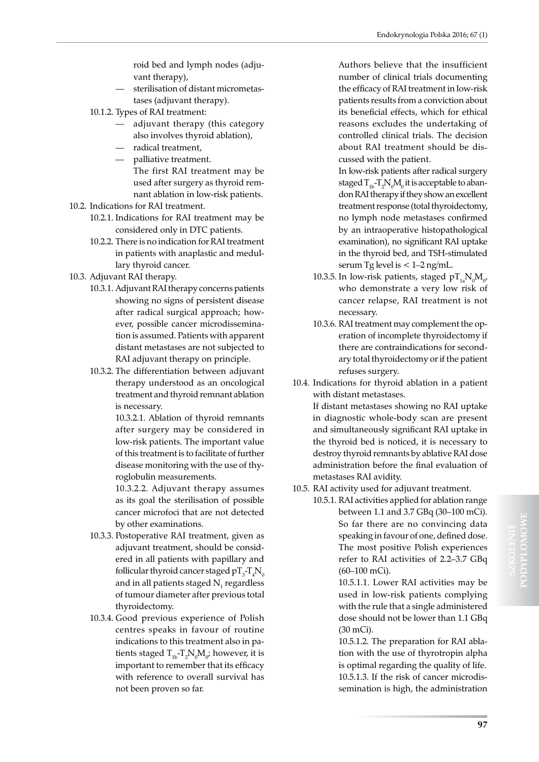roid bed and lymph nodes (adjuvant therapy),

— sterilisation of distant micrometastases (adjuvant therapy).

10.1.2. Types of RAI treatment:

— adjuvant therapy (this category also involves thyroid ablation),

— radical treatment,

— palliative treatment.

The first RAI treatment may be used after surgery as thyroid remnant ablation in low-risk patients.

10.2. Indications for RAI treatment.

10.2.1. Indications for RAI treatment may be considered only in DTC patients.

10.2.2. There is no indication for RAI treatment in patients with anaplastic and medullary thyroid cancer.

10.3. Adjuvant RAI therapy.

10.3.1. Adjuvant RAI therapy concerns patients showing no signs of persistent disease after radical surgical approach; however, possible cancer microdissemination is assumed. Patients with apparent distant metastases are not subjected to RAI adjuvant therapy on principle.

10.3.2. The differentiation between adjuvant therapy understood as an oncological treatment and thyroid remnant ablation is necessary.

10.3.2.1. Ablation of thyroid remnants after surgery may be considered in low-risk patients. The important value of this treatment is to facilitate of further disease monitoring with the use of thyroglobulin measurements.

10.3.2.2. Adjuvant therapy assumes as its goal the sterilisation of possible cancer microfoci that are not detected by other examinations.

10.3.3. Postoperative RAI treatment, given as adjuvant treatment, should be considered in all patients with papillary and follicular thyroid cancer staged $pT_3$-$T_4N_0$ and in all patients staged $N_1$ regardless of tumour diameter after previous total thyroidectomy.

10.3.4. Good previous experience of Polish centres speaks in favour of routine indications to this treatment also in patients staged $T_{1b}$-$T_2N_0M_0$; however, it is important to remember that its efficacy with reference to overall survival has not been proven so far.

Authors believe that the insufficient number of clinical trials documenting the efficacy of RAI treatment in low-risk patients results from a conviction about its beneficial effects, which for ethical reasons excludes the undertaking of controlled clinical trials. The decision about RAI treatment should be discussed with the patient.

In low-risk patients after radical surgery staged $T_{1b}$-$T_2N_0M_0$ it is acceptable to abandon RAI therapy if they show an excellent treatment response (total thyroidectomy, no lymph node metastases confirmed by an intraoperative histopathological examination), no significant RAI uptake in the thyroid bed, and TSH-stimulated serum Tg level is < 1–2 ng/mL.

10.3.5. In low-risk patients, staged $pT_{1a}N_0M_0$, who demonstrate a very low risk of cancer relapse, RAI treatment is not necessary.

10.3.6. RAI treatment may complement the operation of incomplete thyroidectomy if there are contraindications for secondary total thyroidectomy or if the patient refuses surgery.

10.4. Indications for thyroid ablation in a patient with distant metastases.

If distant metastases showing no RAI uptake in diagnostic whole-body scan are present and simultaneously significant RAI uptake in the thyroid bed is noticed, it is necessary to destroy thyroid remnants by ablative RAI dose administration before the final evaluation of metastases RAI avidity.

10.5. RAI activity used for adjuvant treatment.

10.5.1. RAI activities applied for ablation range between 1.1 and 3.7 GBq (30–100 mCi). So far there are no convincing data speaking in favour of one, defined dose. The most positive Polish experiences refer to RAI activities of 2.2–3.7 GBq (60–100 mCi).

10.5.1.1. Lower RAI activities may be used in low-risk patients complying with the rule that a single administered dose should not be lower than 1.1 GBq (30 mCi).

10.5.1.2. The preparation for RAI ablation with the use of thyrotropin alpha is optimal regarding the quality of life.

10.5.1.3. If the risk of cancer microdissemination is high, the administration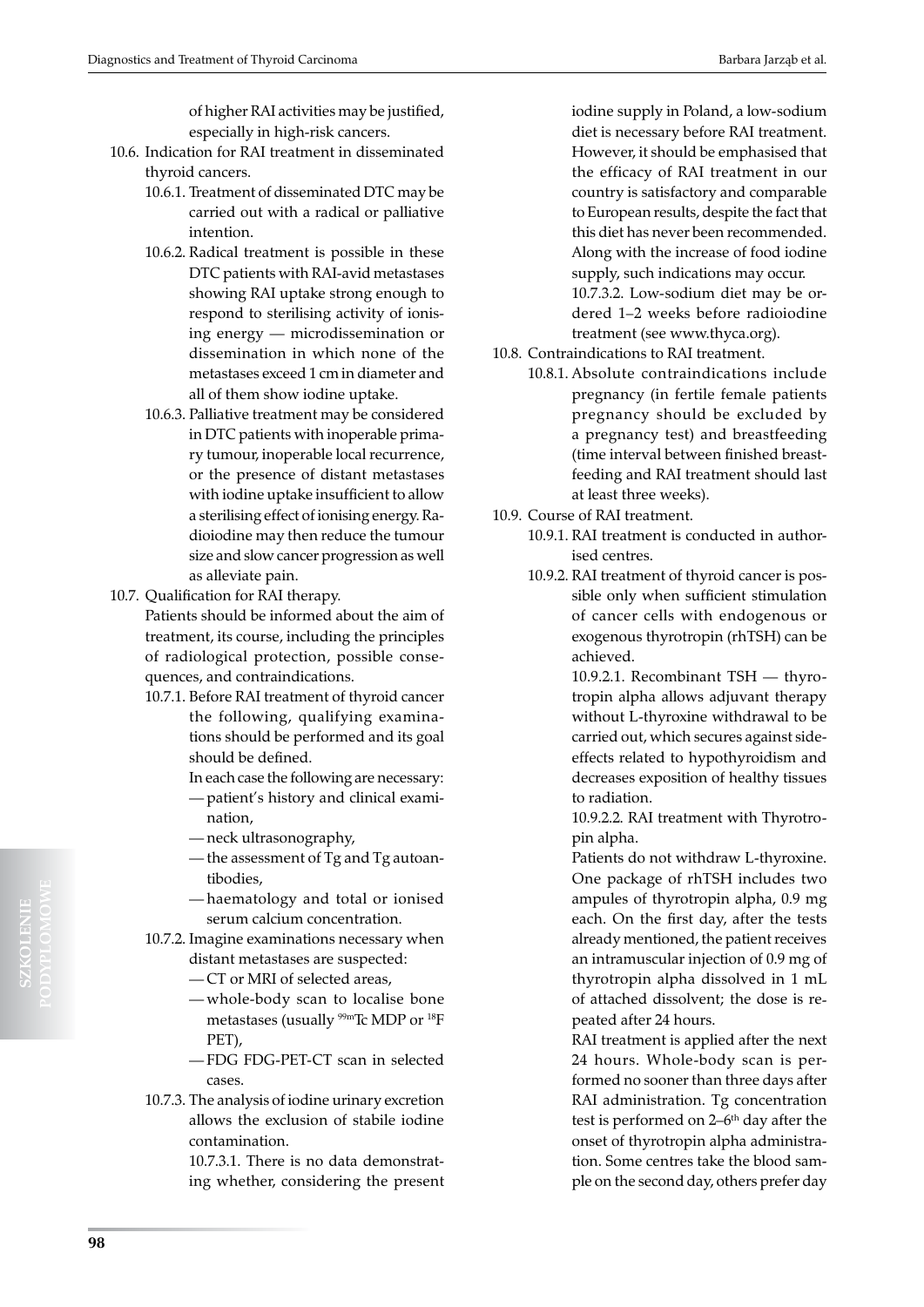of higher RAI activities may be justified, especially in high-risk cancers.

10.6. Indication for RAI treatment in disseminated thyroid cancers.

10.6.1. Treatment of disseminated DTC may be carried out with a radical or palliative intention.

10.6.2. Radical treatment is possible in these DTC patients with RAI-avid metastases showing RAI uptake strong enough to respond to sterilising activity of ionising energy — microdissemination or dissemination in which none of the metastases exceed 1 cm in diameter and all of them show iodine uptake.

10.6.3. Palliative treatment may be considered in DTC patients with inoperable primary tumour, inoperable local recurrence, or the presence of distant metastases with iodine uptake insufficient to allow a sterilising effect of ionising energy. Radioiodine may then reduce the tumour size and slow cancer progression as well as alleviate pain.

10.7. Qualification for RAI therapy.

Patients should be informed about the aim of treatment, its course, including the principles of radiological protection, possible consequences, and contraindications.

10.7.1. Before RAI treatment of thyroid cancer the following, qualifying examinations should be performed and its goal should be defined.

In each case the following are necessary:
- patient's history and clinical examination,
- neck ultrasonography,
- the assessment of Tg and Tg autoantibodies,
- haematology and total or ionised serum calcium concentration.

10.7.2. Imagine examinations necessary when distant metastases are suspected:
- CT or MRI of selected areas,
- whole-body scan to localise bone metastases (usually $^{99m}$Tc MDP or $^{18}$F PET),
- FDG FDG-PET-CT scan in selected cases.

10.7.3. The analysis of iodine urinary excretion allows the exclusion of stabile iodine contamination.

10.7.3.1. There is no data demonstrating whether, considering the present iodine supply in Poland, a low-sodium diet is necessary before RAI treatment. However, it should be emphasised that the efficacy of RAI treatment in our country is satisfactory and comparable to European results, despite the fact that this diet has never been recommended. Along with the increase of food iodine supply, such indications may occur.

10.7.3.2. Low-sodium diet may be ordered 1–2 weeks before radioiodine treatment (see www.thyca.org).

10.8. Contraindications to RAI treatment.

10.8.1. Absolute contraindications include pregnancy (in fertile female patients pregnancy should be excluded by a pregnancy test) and breastfeeding (time interval between finished breastfeeding and RAI treatment should last at least three weeks).

10.9. Course of RAI treatment.

10.9.1. RAI treatment is conducted in authorised centres.

10.9.2. RAI treatment of thyroid cancer is possible only when sufficient stimulation of cancer cells with endogenous or exogenous thyrotropin (rhTSH) can be achieved.

10.9.2.1. Recombinant TSH — thyrotropin alpha allows adjuvant therapy without L-thyroxine withdrawal to be carried out, which secures against side-effects related to hypothyroidism and decreases exposition of healthy tissues to radiation.

10.9.2.2. RAI treatment with Thyrotropin alpha.

Patients do not withdraw L-thyroxine. One package of rhTSH includes two ampules of thyrotropin alpha, 0.9 mg each. On the first day, after the tests already mentioned, the patient receives an intramuscular injection of 0.9 mg of thyrotropin alpha dissolved in 1 mL of attached dissolvent; the dose is repeated after 24 hours.

RAI treatment is applied after the next 24 hours. Whole-body scan is performed no sooner than three days after RAI administration. Tg concentration test is performed on 2–6$^{th}$ day after the onset of thyrotropin alpha administration. Some centres take the blood sample on the second day, others prefer day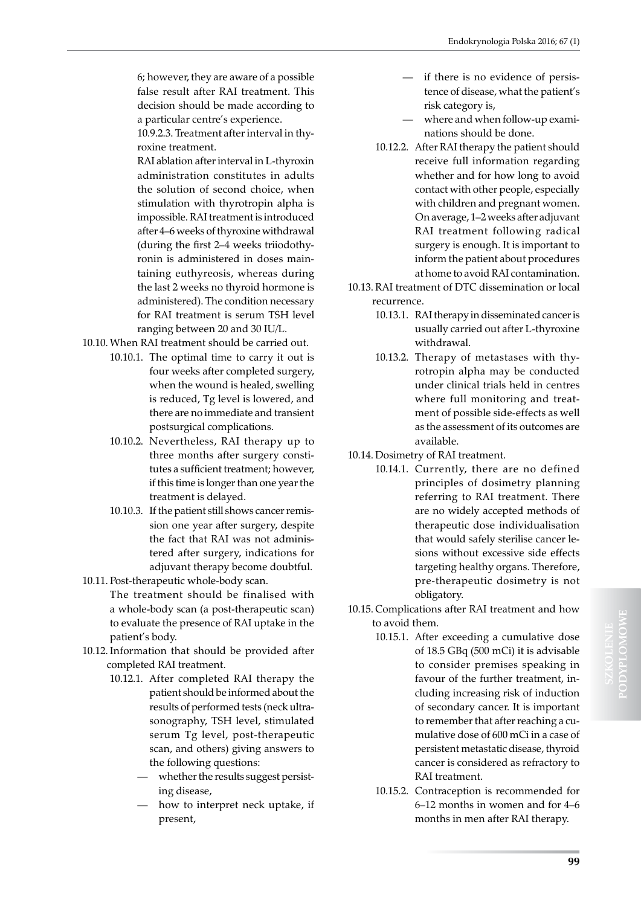6; however, they are aware of a possible false result after RAI treatment. This decision should be made according to a particular centre's experience.

10.9.2.3. Treatment after interval in thyroxine treatment.

RAI ablation after interval in L-thyroxin administration constitutes in adults the solution of second choice, when stimulation with thyrotropin alpha is impossible. RAI treatment is introduced after 4–6 weeks of thyroxine withdrawal (during the first 2–4 weeks triiodothyronin is administered in doses maintaining euthyreosis, whereas during the last 2 weeks no thyroid hormone is administered). The condition necessary for RAI treatment is serum TSH level ranging between 20 and 30 IU/L.

10.10. When RAI treatment should be carried out.

10.10.1. The optimal time to carry it out is four weeks after completed surgery, when the wound is healed, swelling is reduced, Tg level is lowered, and there are no immediate and transient postsurgical complications.

10.10.2. Nevertheless, RAI therapy up to three months after surgery constitutes a sufficient treatment; however, if this time is longer than one year the treatment is delayed.

10.10.3. If the patient still shows cancer remission one year after surgery, despite the fact that RAI was not administered after surgery, indications for adjuvant therapy become doubtful.

10.11. Post-therapeutic whole-body scan.

The treatment should be finalised with a whole-body scan (a post-therapeutic scan) to evaluate the presence of RAI uptake in the patient's body.

10.12. Information that should be provided after completed RAI treatment.

10.12.1. After completed RAI therapy the patient should be informed about the results of performed tests (neck ultrasonography, TSH level, stimulated serum Tg level, post-therapeutic scan, and others) giving answers to the following questions:

- whether the results suggest persisting disease,
- how to interpret neck uptake, if present,
- if there is no evidence of persistence of disease, what the patient's risk category is,
- where and when follow-up examinations should be done.

10.12.2. After RAI therapy the patient should receive full information regarding whether and for how long to avoid contact with other people, especially with children and pregnant women. On average, 1–2 weeks after adjuvant RAI treatment following radical surgery is enough. It is important to inform the patient about procedures at home to avoid RAI contamination.

10.13. RAI treatment of DTC dissemination or local recurrence.

10.13.1. RAI therapy in disseminated cancer is usually carried out after L-thyroxine withdrawal.

10.13.2. Therapy of metastases with thyrotropin alpha may be conducted under clinical trials held in centres where full monitoring and treatment of possible side-effects as well as the assessment of its outcomes are available.

10.14. Dosimetry of RAI treatment.

10.14.1. Currently, there are no defined principles of dosimetry planning referring to RAI treatment. There are no widely accepted methods of therapeutic dose individualisation that would safely sterilise cancer lesions without excessive side effects targeting healthy organs. Therefore, pre-therapeutic dosimetry is not obligatory.

10.15. Complications after RAI treatment and how to avoid them.

10.15.1. After exceeding a cumulative dose of 18.5 GBq (500 mCi) it is advisable to consider premises speaking in favour of the further treatment, including increasing risk of induction of secondary cancer. It is important to remember that after reaching a cumulative dose of 600 mCi in a case of persistent metastatic disease, thyroid cancer is considered as refractory to RAI treatment.

10.15.2. Contraception is recommended for 6–12 months in women and for 4–6 months in men after RAI therapy.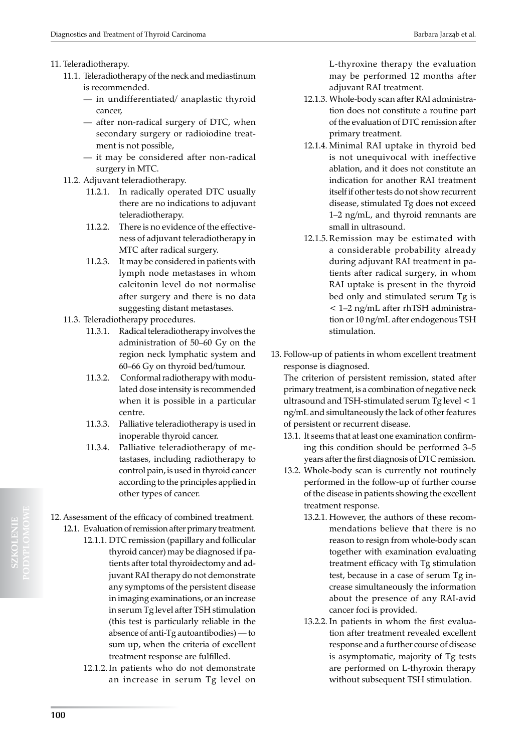11. Teleradiotherapy.
    - 11.1. Teleradiotherapy of the neck and mediastinum is recommended.
        - — in undifferentiated/ anaplastic thyroid cancer,
        - — after non-radical surgery of DTC, when secondary surgery or radioiodine treatment is not possible,
        - — it may be considered after non-radical surgery in MTC.
    - 11.2. Adjuvant teleradiotherapy.
        - 11.2.1. In radically operated DTC usually there are no indications to adjuvant teleradiotherapy.
        - 11.2.2. There is no evidence of the effectiveness of adjuvant teleradiotherapy in MTC after radical surgery.
        - 11.2.3. It may be considered in patients with lymph node metastases in whom calcitonin level do not normalise after surgery and there is no data suggesting distant metastases.
    - 11.3. Teleradiotherapy procedures.
        - 11.3.1. Radical teleradiotherapy involves the administration of 50–60 Gy on the region neck lymphatic system and 60–66 Gy on thyroid bed/tumour.
        - 11.3.2. Conformal radiotherapy with modulated dose intensity is recommended when it is possible in a particular centre.
        - 11.3.3. Palliative teleradiotherapy is used in inoperable thyroid cancer.
        - 11.3.4. Palliative teleradiotherapy of metastases, including radiotherapy to control pain, is used in thyroid cancer according to the principles applied in other types of cancer.

12. Assessment of the efficacy of combined treatment.
    - 12.1. Evaluation of remission after primary treatment.
        - 12.1.1. DTC remission (papillary and follicular thyroid cancer) may be diagnosed if patients after total thyroidectomy and adjuvant RAI therapy do not demonstrate any symptoms of the persistent disease in imaging examinations, or an increase in serum Tg level after TSH stimulation (this test is particularly reliable in the absence of anti-Tg autoantibodies) — to sum up, when the criteria of excellent treatment response are fulfilled.
        - 12.1.2. In patients who do not demonstrate an increase in serum Tg level on L-thyroxine therapy the evaluation may be performed 12 months after adjuvant RAI treatment.
        - 12.1.3. Whole-body scan after RAI administration does not constitute a routine part of the evaluation of DTC remission after primary treatment.
        - 12.1.4. Minimal RAI uptake in thyroid bed is not unequivocal with ineffective ablation, and it does not constitute an indication for another RAI treatment itself if other tests do not show recurrent disease, stimulated Tg does not exceed 1–2 ng/mL, and thyroid remnants are small in ultrasound.
        - 12.1.5. Remission may be estimated with a considerable probability already during adjuvant RAI treatment in patients after radical surgery, in whom RAI uptake is present in the thyroid bed only and stimulated serum Tg is < 1–2 ng/mL after rhTSH administration or 10 ng/mL after endogenous TSH stimulation.

13. Follow-up of patients in whom excellent treatment response is diagnosed.

    The criterion of persistent remission, stated after primary treatment, is a combination of negative neck ultrasound and TSH-stimulated serum Tg level < 1 ng/mL and simultaneously the lack of other features of persistent or recurrent disease.
    - 13.1. It seems that at least one examination confirming this condition should be performed 3–5 years after the first diagnosis of DTC remission.
    - 13.2. Whole-body scan is currently not routinely performed in the follow-up of further course of the disease in patients showing the excellent treatment response.
        - 13.2.1. However, the authors of these recommendations believe that there is no reason to resign from whole-body scan together with examination evaluating treatment efficacy with Tg stimulation test, because in a case of serum Tg increase simultaneously the information about the presence of any RAI-avid cancer foci is provided.
        - 13.2.2. In patients in whom the first evaluation after treatment revealed excellent response and a further course of disease is asymptomatic, majority of Tg tests are performed on L-thyroxin therapy without subsequent TSH stimulation.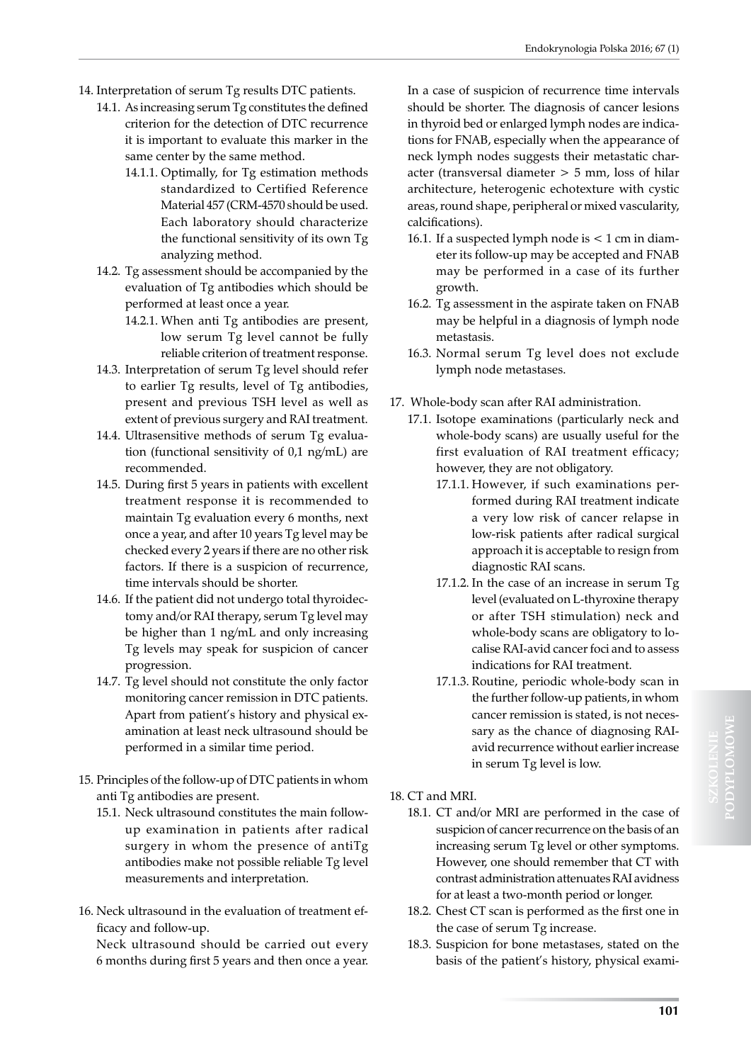14. Interpretation of serum Tg results DTC patients.
   - 14.1. As increasing serum Tg constitutes the defined criterion for the detection of DTC recurrence it is important to evaluate this marker in the same center by the same method.
     - 14.1.1. Optimally, for Tg estimation methods standardized to Certified Reference Material 457 (CRM-4570 should be used. Each laboratory should characterize the functional sensitivity of its own Tg analyzing method.
   - 14.2. Tg assessment should be accompanied by the evaluation of Tg antibodies which should be performed at least once a year.
     - 14.2.1. When anti Tg antibodies are present, low serum Tg level cannot be fully reliable criterion of treatment response.
   - 14.3. Interpretation of serum Tg level should refer to earlier Tg results, level of Tg antibodies, present and previous TSH level as well as extent of previous surgery and RAI treatment.
   - 14.4. Ultrasensitive methods of serum Tg evaluation (functional sensitivity of 0,1 ng/mL) are recommended.
   - 14.5. During first 5 years in patients with excellent treatment response it is recommended to maintain Tg evaluation every 6 months, next once a year, and after 10 years Tg level may be checked every 2 years if there are no other risk factors. If there is a suspicion of recurrence, time intervals should be shorter.
   - 14.6. If the patient did not undergo total thyroidectomy and/or RAI therapy, serum Tg level may be higher than 1 ng/mL and only increasing Tg levels may speak for suspicion of cancer progression.
   - 14.7. Tg level should not constitute the only factor monitoring cancer remission in DTC patients. Apart from patient's history and physical examination at least neck ultrasound should be performed in a similar time period.

15. Principles of the follow-up of DTC patients in whom anti Tg antibodies are present.
   - 15.1. Neck ultrasound constitutes the main follow-up examination in patients after radical surgery in whom the presence of antiTg antibodies make not possible reliable Tg level measurements and interpretation.

16. Neck ultrasound in the evaluation of treatment efficacy and follow-up.

   Neck ultrasound should be carried out every 6 months during first 5 years and then once a year. In a case of suspicion of recurrence time intervals should be shorter. The diagnosis of cancer lesions in thyroid bed or enlarged lymph nodes are indications for FNAB, especially when the appearance of neck lymph nodes suggests their metastatic character (transversal diameter > 5 mm, loss of hilar architecture, heterogenic echotexture with cystic areas, round shape, peripheral or mixed vascularity, calcifications).
   - 16.1. If a suspected lymph node is < 1 cm in diameter its follow-up may be accepted and FNAB may be performed in a case of its further growth.
   - 16.2. Tg assessment in the aspirate taken on FNAB may be helpful in a diagnosis of lymph node metastasis.
   - 16.3. Normal serum Tg level does not exclude lymph node metastases.

17. Whole-body scan after RAI administration.
   - 17.1. Isotope examinations (particularly neck and whole-body scans) are usually useful for the first evaluation of RAI treatment efficacy; however, they are not obligatory.
     - 17.1.1. However, if such examinations performed during RAI treatment indicate a very low risk of cancer relapse in low-risk patients after radical surgical approach it is acceptable to resign from diagnostic RAI scans.
     - 17.1.2. In the case of an increase in serum Tg level (evaluated on L-thyroxine therapy or after TSH stimulation) neck and whole-body scans are obligatory to localise RAI-avid cancer foci and to assess indications for RAI treatment.
     - 17.1.3. Routine, periodic whole-body scan in the further follow-up patients, in whom cancer remission is stated, is not necessary as the chance of diagnosing RAI-avid recurrence without earlier increase in serum Tg level is low.

18. CT and MRI.
   - 18.1. CT and/or MRI are performed in the case of suspicion of cancer recurrence on the basis of an increasing serum Tg level or other symptoms. However, one should remember that CT with contrast administration attenuates RAI avidness for at least a two-month period or longer.
   - 18.2. Chest CT scan is performed as the first one in the case of serum Tg increase.
   - 18.3. Suspicion for bone metastases, stated on the basis of the patient's history, physical exami-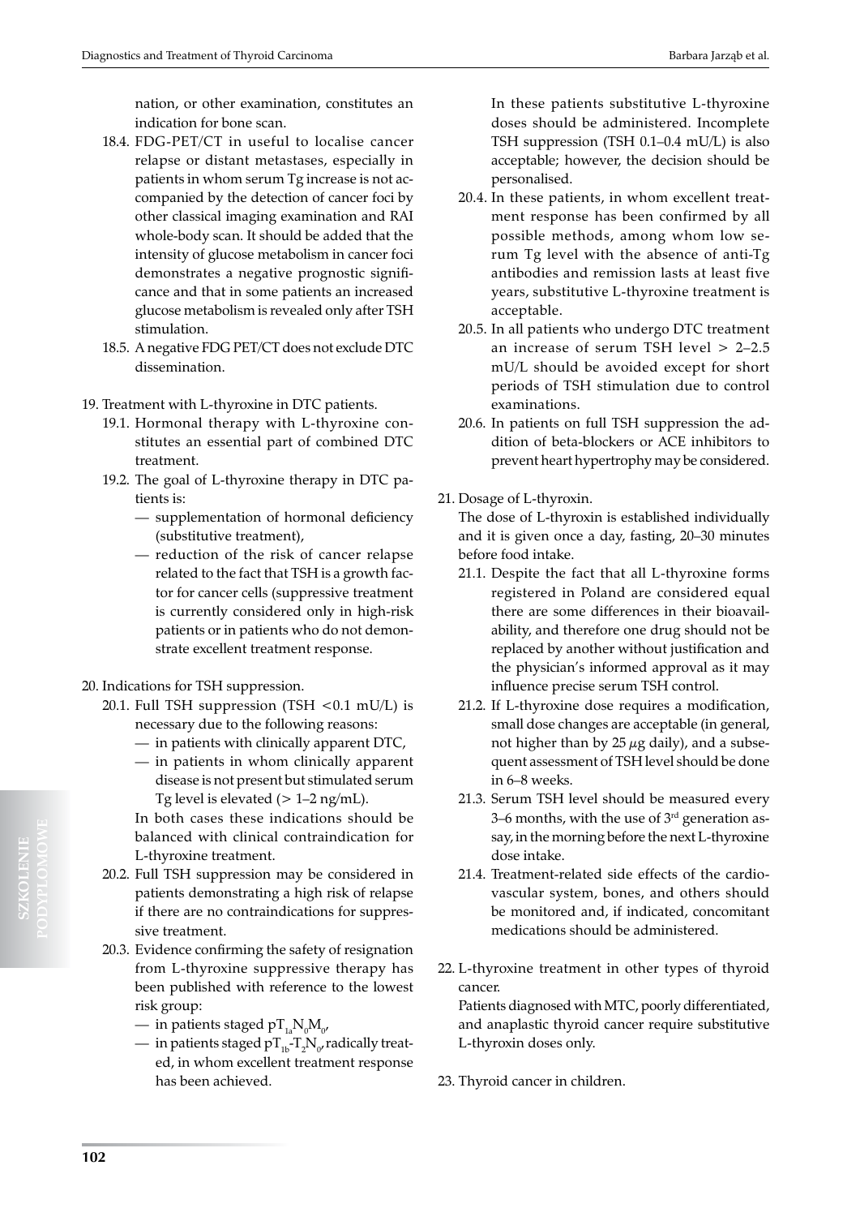nation, or other examination, constitutes an indication for bone scan.

18.4. FDG-PET/CT in useful to localise cancer relapse or distant metastases, especially in patients in whom serum Tg increase is not accompanied by the detection of cancer foci by other classical imaging examination and RAI whole-body scan. It should be added that the intensity of glucose metabolism in cancer foci demonstrates a negative prognostic significance and that in some patients an increased glucose metabolism is revealed only after TSH stimulation.

18.5. A negative FDG PET/CT does not exclude DTC dissemination.

19. Treatment with L-thyroxine in DTC patients.

19.1. Hormonal therapy with L-thyroxine constitutes an essential part of combined DTC treatment.

19.2. The goal of L-thyroxine therapy in DTC patients is:
- supplementation of hormonal deficiency (substitutive treatment),
- reduction of the risk of cancer relapse related to the fact that TSH is a growth factor for cancer cells (suppressive treatment is currently considered only in high-risk patients or in patients who do not demonstrate excellent treatment response.

20. Indications for TSH suppression.

20.1. Full TSH suppression (TSH <0.1 mU/L) is necessary due to the following reasons:
- in patients with clinically apparent DTC,
- in patients in whom clinically apparent disease is not present but stimulated serum Tg level is elevated (> 1–2 ng/mL).

In both cases these indications should be balanced with clinical contraindication for L-thyroxine treatment.

20.2. Full TSH suppression may be considered in patients demonstrating a high risk of relapse if there are no contraindications for suppressive treatment.

20.3. Evidence confirming the safety of resignation from L-thyroxine suppressive therapy has been published with reference to the lowest risk group:
- in patients staged $pT_{1a}N_0M_0$,
- in patients staged $pT_{1b}$-$T_2N_0$, radically treated, in whom excellent treatment response has been achieved.

In these patients substitutive L-thyroxine doses should be administered. Incomplete TSH suppression (TSH 0.1–0.4 mU/L) is also acceptable; however, the decision should be personalised.

20.4. In these patients, in whom excellent treatment response has been confirmed by all possible methods, among whom low serum Tg level with the absence of anti-Tg antibodies and remission lasts at least five years, substitutive L-thyroxine treatment is acceptable.

20.5. In all patients who undergo DTC treatment an increase of serum TSH level > 2–2.5 mU/L should be avoided except for short periods of TSH stimulation due to control examinations.

20.6. In patients on full TSH suppression the addition of beta-blockers or ACE inhibitors to prevent heart hypertrophy may be considered.

21. Dosage of L-thyroxin.

The dose of L-thyroxin is established individually and it is given once a day, fasting, 20–30 minutes before food intake.

21.1. Despite the fact that all L-thyroxine forms registered in Poland are considered equal there are some differences in their bioavailability, and therefore one drug should not be replaced by another without justification and the physician's informed approval as it may influence precise serum TSH control.

21.2. If L-thyroxine dose requires a modification, small dose changes are acceptable (in general, not higher than by 25 $\mu$g daily), and a subsequent assessment of TSH level should be done in 6–8 weeks.

21.3. Serum TSH level should be measured every 3–6 months, with the use of 3rd generation assay, in the morning before the next L-thyroxine dose intake.

21.4. Treatment-related side effects of the cardiovascular system, bones, and others should be monitored and, if indicated, concomitant medications should be administered.

22. L-thyroxine treatment in other types of thyroid cancer.

Patients diagnosed with MTC, poorly differentiated, and anaplastic thyroid cancer require substitutive L-thyroxin doses only.

23. Thyroid cancer in children.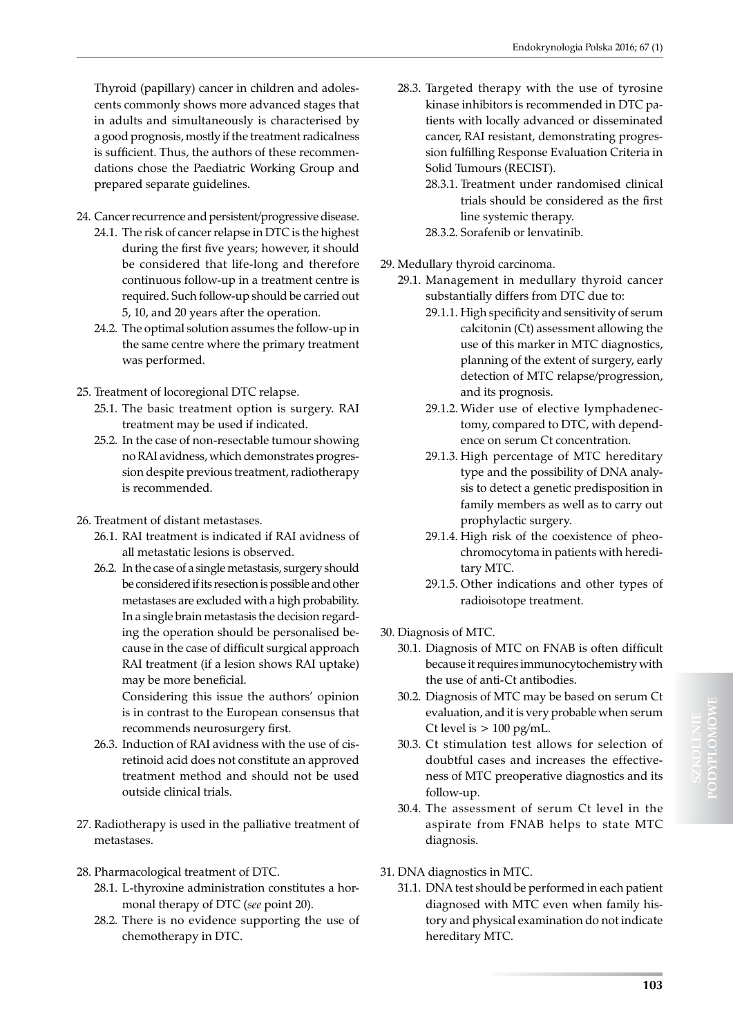Thyroid (papillary) cancer in children and adolescents commonly shows more advanced stages that in adults and simultaneously is characterised by a good prognosis, mostly if the treatment radicalness is sufficient. Thus, the authors of these recommendations chose the Paediatric Working Group and prepared separate guidelines.

24. Cancer recurrence and persistent/progressive disease.
    24.1. The risk of cancer relapse in DTC is the highest during the first five years; however, it should be considered that life-long and therefore continuous follow-up in a treatment centre is required. Such follow-up should be carried out 5, 10, and 20 years after the operation.
    24.2. The optimal solution assumes the follow-up in the same centre where the primary treatment was performed.

25. Treatment of locoregional DTC relapse.
    25.1. The basic treatment option is surgery. RAI treatment may be used if indicated.
    25.2. In the case of non-resectable tumour showing no RAI avidness, which demonstrates progression despite previous treatment, radiotherapy is recommended.

26. Treatment of distant metastases.
    26.1. RAI treatment is indicated if RAI avidness of all metastatic lesions is observed.
    26.2. In the case of a single metastasis, surgery should be considered if its resection is possible and other metastases are excluded with a high probability. In a single brain metastasis the decision regarding the operation should be personalised because in the case of difficult surgical approach RAI treatment (if a lesion shows RAI uptake) may be more beneficial.
    Considering this issue the authors' opinion is in contrast to the European consensus that recommends neurosurgery first.
    26.3. Induction of RAI avidness with the use of cis-retinoid acid does not constitute an approved treatment method and should not be used outside clinical trials.

27. Radiotherapy is used in the palliative treatment of metastases.

28. Pharmacological treatment of DTC.
    28.1. L-thyroxine administration constitutes a hormonal therapy of DTC (*see* point 20).
    28.2. There is no evidence supporting the use of chemotherapy in DTC.
    28.3. Targeted therapy with the use of tyrosine kinase inhibitors is recommended in DTC patients with locally advanced or disseminated cancer, RAI resistant, demonstrating progression fulfilling Response Evaluation Criteria in Solid Tumours (RECIST).
        28.3.1. Treatment under randomised clinical trials should be considered as the first line systemic therapy.
        28.3.2. Sorafenib or lenvatinib.

29. Medullary thyroid carcinoma.
    29.1. Management in medullary thyroid cancer substantially differs from DTC due to:
        29.1.1. High specificity and sensitivity of serum calcitonin (Ct) assessment allowing the use of this marker in MTC diagnostics, planning of the extent of surgery, early detection of MTC relapse/progression, and its prognosis.
        29.1.2. Wider use of elective lymphadenectomy, compared to DTC, with dependence on serum Ct concentration.
        29.1.3. High percentage of MTC hereditary type and the possibility of DNA analysis to detect a genetic predisposition in family members as well as to carry out prophylactic surgery.
        29.1.4. High risk of the coexistence of pheochromocytoma in patients with hereditary MTC.
        29.1.5. Other indications and other types of radioisotope treatment.

30. Diagnosis of MTC.
    30.1. Diagnosis of MTC on FNAB is often difficult because it requires immunocytochemistry with the use of anti-Ct antibodies.
    30.2. Diagnosis of MTC may be based on serum Ct evaluation, and it is very probable when serum Ct level is > 100 pg/mL.
    30.3. Ct stimulation test allows for selection of doubtful cases and increases the effectiveness of MTC preoperative diagnostics and its follow-up.
    30.4. The assessment of serum Ct level in the aspirate from FNAB helps to state MTC diagnosis.

31. DNA diagnostics in MTC.
    31.1. DNA test should be performed in each patient diagnosed with MTC even when family history and physical examination do not indicate hereditary MTC.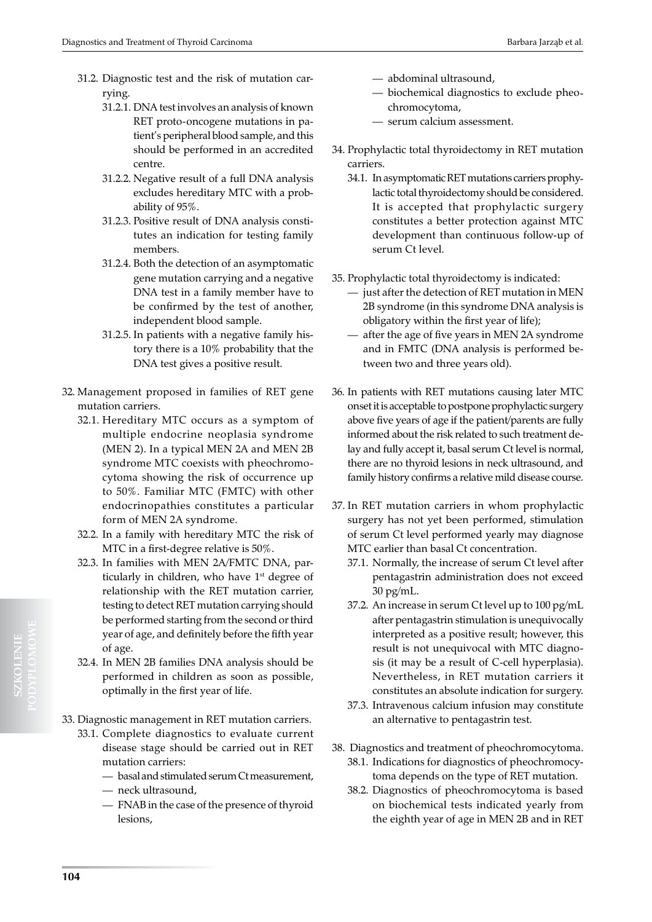31.2. Diagnostic test and the risk of mutation carrying.

31.2.1. DNA test involves an analysis of known RET proto-oncogene mutations in patient's peripheral blood sample, and this should be performed in an accredited centre.

31.2.2. Negative result of a full DNA analysis excludes hereditary MTC with a probability of 95%.

31.2.3. Positive result of DNA analysis constitutes an indication for testing family members.

31.2.4. Both the detection of an asymptomatic gene mutation carrying and a negative DNA test in a family member have to be confirmed by the test of another, independent blood sample.

31.2.5. In patients with a negative family history there is a 10% probability that the DNA test gives a positive result.

32. Management proposed in families of RET gene mutation carriers.

32.1. Hereditary MTC occurs as a symptom of multiple endocrine neoplasia syndrome (MEN 2). In a typical MEN 2A and MEN 2B syndrome MTC coexists with pheochromocytoma showing the risk of occurrence up to 50%. Familiar MTC (FMTC) with other endocrinopathies constitutes a particular form of MEN 2A syndrome.

32.2. In a family with hereditary MTC the risk of MTC in a first-degree relative is 50%.

32.3. In families with MEN 2A/FMTC DNA, particularly in children, who have 1st degree of relationship with the RET mutation carrier, testing to detect RET mutation carrying should be performed starting from the second or third year of age, and definitely before the fifth year of age.

32.4. In MEN 2B families DNA analysis should be performed in children as soon as possible, optimally in the first year of life.

33. Diagnostic management in RET mutation carriers.

33.1. Complete diagnostics to evaluate current disease stage should be carried out in RET mutation carriers:
- basal and stimulated serum Ct measurement,
- neck ultrasound,
- FNAB in the case of the presence of thyroid lesions,
- abdominal ultrasound,
- biochemical diagnostics to exclude pheochromocytoma,
- serum calcium assessment.

34. Prophylactic total thyroidectomy in RET mutation carriers.

34.1. In asymptomatic RET mutations carriers prophylactic total thyroidectomy should be considered. It is accepted that prophylactic surgery constitutes a better protection against MTC development than continuous follow-up of serum Ct level.

35. Prophylactic total thyroidectomy is indicated:
- just after the detection of RET mutation in MEN 2B syndrome (in this syndrome DNA analysis is obligatory within the first year of life);
- after the age of five years in MEN 2A syndrome and in FMTC (DNA analysis is performed between two and three years old).

36. In patients with RET mutations causing later MTC onset it is acceptable to postpone prophylactic surgery above five years of age if the patient/parents are fully informed about the risk related to such treatment delay and fully accept it, basal serum Ct level is normal, there are no thyroid lesions in neck ultrasound, and family history confirms a relative mild disease course.

37. In RET mutation carriers in whom prophylactic surgery has not yet been performed, stimulation of serum Ct level performed yearly may diagnose MTC earlier than basal Ct concentration.

37.1. Normally, the increase of serum Ct level after pentagastrin administration does not exceed 30 pg/mL.

37.2. An increase in serum Ct level up to 100 pg/mL after pentagastrin stimulation is unequivocally interpreted as a positive result; however, this result is not unequivocal with MTC diagnosis (it may be a result of C-cell hyperplasia). Nevertheless, in RET mutation carriers it constitutes an absolute indication for surgery.

37.3. Intravenous calcium infusion may constitute an alternative to pentagastrin test.

38. Diagnostics and treatment of pheochromocytoma.

38.1. Indications for diagnostics of pheochromocytoma depends on the type of RET mutation.

38.2. Diagnostics of pheochromocytoma is based on biochemical tests indicated yearly from the eighth year of age in MEN 2B and in RET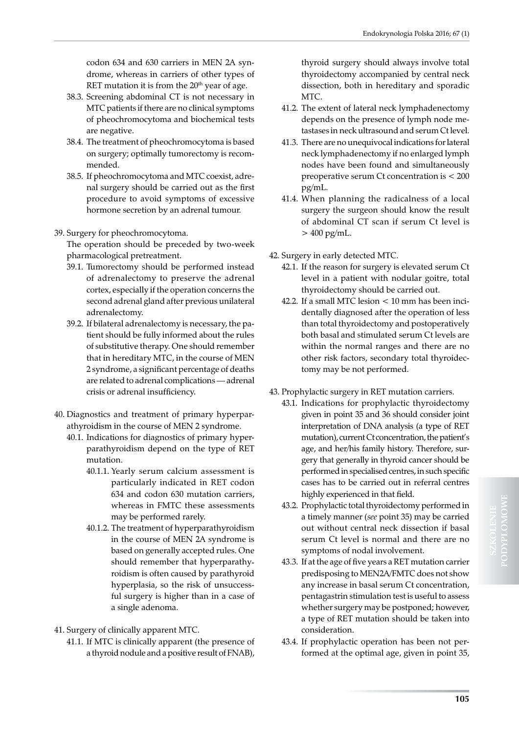codon 634 and 630 carriers in MEN 2A syndrome, whereas in carriers of other types of RET mutation it is from the 20th year of age.

38.3. Screening abdominal CT is not necessary in MTC patients if there are no clinical symptoms of pheochromocytoma and biochemical tests are negative.

38.4. The treatment of pheochromocytoma is based on surgery; optimally tumorectomy is recommended.

38.5. If pheochromocytoma and MTC coexist, adrenal surgery should be carried out as the first procedure to avoid symptoms of excessive hormone secretion by an adrenal tumour.

39. Surgery for pheochromocytoma.

The operation should be preceded by two-week pharmacological pretreatment.

39.1. Tumorectomy should be performed instead of adrenalectomy to preserve the adrenal cortex, especially if the operation concerns the second adrenal gland after previous unilateral adrenalectomy.

39.2. If bilateral adrenalectomy is necessary, the patient should be fully informed about the rules of substitutive therapy. One should remember that in hereditary MTC, in the course of MEN 2 syndrome, a significant percentage of deaths are related to adrenal complications — adrenal crisis or adrenal insufficiency.

40. Diagnostics and treatment of primary hyperparathyroidism in the course of MEN 2 syndrome.

40.1. Indications for diagnostics of primary hyperparathyroidism depend on the type of RET mutation.

40.1.1. Yearly serum calcium assessment is particularly indicated in RET codon 634 and codon 630 mutation carriers, whereas in FMTC these assessments may be performed rarely.

40.1.2. The treatment of hyperparathyroidism in the course of MEN 2A syndrome is based on generally accepted rules. One should remember that hyperparathyroidism is often caused by parathyroid hyperplasia, so the risk of unsuccessful surgery is higher than in a case of a single adenoma.

41. Surgery of clinically apparent MTC.

41.1. If MTC is clinically apparent (the presence of a thyroid nodule and a positive result of FNAB), thyroid surgery should always involve total thyroidectomy accompanied by central neck dissection, both in hereditary and sporadic MTC.

41.2. The extent of lateral neck lymphadenectomy depends on the presence of lymph node metastases in neck ultrasound and serum Ct level.

41.3. There are no unequivocal indications for lateral neck lymphadenectomy if no enlarged lymph nodes have been found and simultaneously preoperative serum Ct concentration is < 200 pg/mL.

41.4. When planning the radicalness of a local surgery the surgeon should know the result of abdominal CT scan if serum Ct level is > 400 pg/mL.

42. Surgery in early detected MTC.

42.1. If the reason for surgery is elevated serum Ct level in a patient with nodular goitre, total thyroidectomy should be carried out.

42.2. If a small MTC lesion < 10 mm has been incidentally diagnosed after the operation of less than total thyroidectomy and postoperatively both basal and stimulated serum Ct levels are within the normal ranges and there are no other risk factors, secondary total thyroidectomy may be not performed.

43. Prophylactic surgery in RET mutation carriers.

43.1. Indications for prophylactic thyroidectomy given in point 35 and 36 should consider joint interpretation of DNA analysis (a type of RET mutation), current Ct concentration, the patient's age, and her/his family history. Therefore, surgery that generally in thyroid cancer should be performed in specialised centres, in such specific cases has to be carried out in referral centres highly experienced in that field.

43.2. Prophylactic total thyroidectomy performed in a timely manner (*see* point 35) may be carried out without central neck dissection if basal serum Ct level is normal and there are no symptoms of nodal involvement.

43.3. If at the age of five years a RET mutation carrier predisposing to MEN2A/FMTC does not show any increase in basal serum Ct concentration, pentagastrin stimulation test is useful to assess whether surgery may be postponed; however, a type of RET mutation should be taken into consideration.

43.4. If prophylactic operation has been not performed at the optimal age, given in point 35,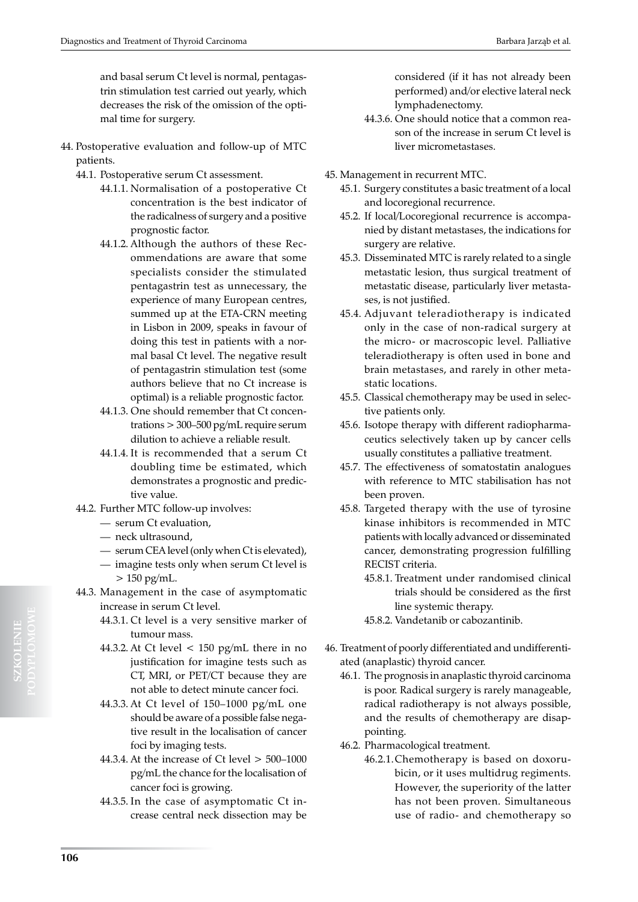and basal serum Ct level is normal, pentagastrin stimulation test carried out yearly, which decreases the risk of the omission of the optimal time for surgery.

44. Postoperative evaluation and follow-up of MTC patients.
    - 44.1. Postoperative serum Ct assessment.
        - 44.1.1. Normalisation of a postoperative Ct concentration is the best indicator of the radicalness of surgery and a positive prognostic factor.
        - 44.1.2. Although the authors of these Recommendations are aware that some specialists consider the stimulated pentagastrin test as unnecessary, the experience of many European centres, summed up at the ETA-CRN meeting in Lisbon in 2009, speaks in favour of doing this test in patients with a normal basal Ct level. The negative result of pentagastrin stimulation test (some authors believe that no Ct increase is optimal) is a reliable prognostic factor.
        - 44.1.3. One should remember that Ct concentrations > 300–500 pg/mL require serum dilution to achieve a reliable result.
        - 44.1.4. It is recommended that a serum Ct doubling time be estimated, which demonstrates a prognostic and predictive value.
    - 44.2. Further MTC follow-up involves:
        - — serum Ct evaluation,
        - — neck ultrasound,
        - — serum CEA level (only when Ct is elevated),
        - — imagine tests only when serum Ct level is > 150 pg/mL.
    - 44.3. Management in the case of asymptomatic increase in serum Ct level.
        - 44.3.1. Ct level is a very sensitive marker of tumour mass.
        - 44.3.2. At Ct level < 150 pg/mL there in no justification for imagine tests such as CT, MRI, or PET/CT because they are not able to detect minute cancer foci.
        - 44.3.3. At Ct level of 150–1000 pg/mL one should be aware of a possible false negative result in the localisation of cancer foci by imaging tests.
        - 44.3.4. At the increase of Ct level > 500–1000 pg/mL the chance for the localisation of cancer foci is growing.
        - 44.3.5. In the case of asymptomatic Ct increase central neck dissection may be considered (if it has not already been performed) and/or elective lateral neck lymphadenectomy.
        - 44.3.6. One should notice that a common reason of the increase in serum Ct level is liver micrometastases.

45. Management in recurrent MTC.
    - 45.1. Surgery constitutes a basic treatment of a local and locoregional recurrence.
    - 45.2. If local/Locoregional recurrence is accompanied by distant metastases, the indications for surgery are relative.
    - 45.3. Disseminated MTC is rarely related to a single metastatic lesion, thus surgical treatment of metastatic disease, particularly liver metastases, is not justified.
    - 45.4. Adjuvant teleradiotherapy is indicated only in the case of non-radical surgery at the micro- or macroscopic level. Palliative teleradiotherapy is often used in bone and brain metastases, and rarely in other metastatic locations.
    - 45.5. Classical chemotherapy may be used in selective patients only.
    - 45.6. Isotope therapy with different radiopharmaceutics selectively taken up by cancer cells usually constitutes a palliative treatment.
    - 45.7. The effectiveness of somatostatin analogues with reference to MTC stabilisation has not been proven.
    - 45.8. Targeted therapy with the use of tyrosine kinase inhibitors is recommended in MTC patients with locally advanced or disseminated cancer, demonstrating progression fulfilling RECIST criteria.
        - 45.8.1. Treatment under randomised clinical trials should be considered as the first line systemic therapy.
        - 45.8.2. Vandetanib or cabozantinib.

46. Treatment of poorly differentiated and undifferentiated (anaplastic) thyroid cancer.
    - 46.1. The prognosis in anaplastic thyroid carcinoma is poor. Radical surgery is rarely manageable, radical radiotherapy is not always possible, and the results of chemotherapy are disappointing.
    - 46.2. Pharmacological treatment.
        - 46.2.1. Chemotherapy is based on doxorubicin, or it uses multidrug regiments. However, the superiority of the latter has not been proven. Simultaneous use of radio- and chemotherapy so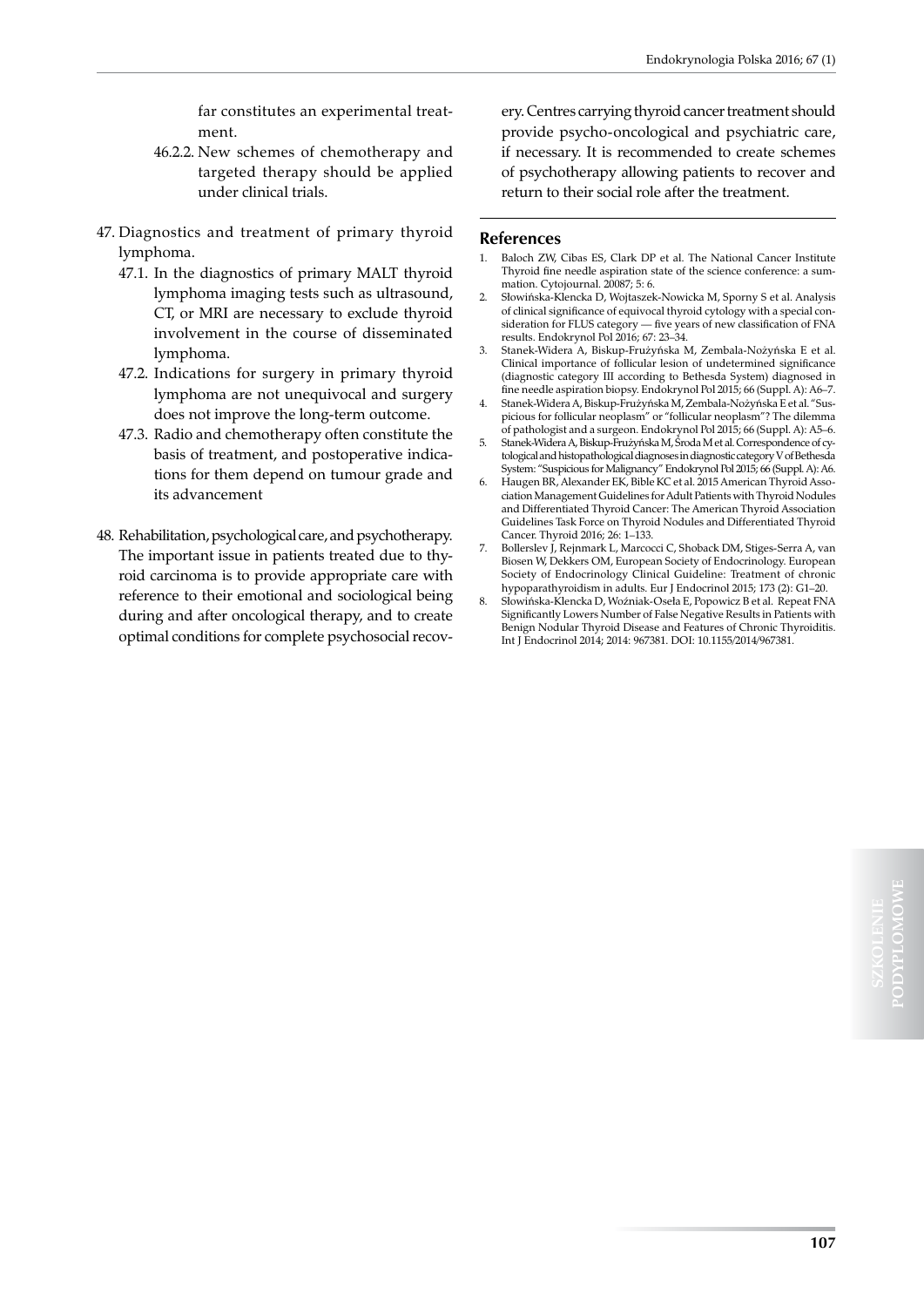far constitutes an experimental treatment.

46.2.2. New schemes of chemotherapy and targeted therapy should be applied under clinical trials.

47. Diagnostics and treatment of primary thyroid lymphoma.
    47.1. In the diagnostics of primary MALT thyroid lymphoma imaging tests such as ultrasound, CT, or MRI are necessary to exclude thyroid involvement in the course of disseminated lymphoma.
    47.2. Indications for surgery in primary thyroid lymphoma are not unequivocal and surgery does not improve the long-term outcome.
    47.3. Radio and chemotherapy often constitute the basis of treatment, and postoperative indications for them depend on tumour grade and its advancement

48. Rehabilitation, psychological care, and psychotherapy. The important issue in patients treated due to thyroid carcinoma is to provide appropriate care with reference to their emotional and sociological being during and after oncological therapy, and to create optimal conditions for complete psychosocial recovery. Centres carrying thyroid cancer treatment should provide psycho-oncological and psychiatric care, if necessary. It is recommended to create schemes of psychotherapy allowing patients to recover and return to their social role after the treatment.

## References

1. Baloch ZW, Cibas ES, Clark DP et al. The National Cancer Institute Thyroid fine needle aspiration state of the science conference: a summation. Cytojournal. 20087; 5: 6.
2. Słowińska-Klencka D, Wojtaszek-Nowicka M, Sporny S et al. Analysis of clinical significance of equivocal thyroid cytology with a special consideration for FLUS category — five years of new classification of FNA results. Endokrynol Pol 2016; 67: 23–34.
3. Stanek-Widera A, Biskup-Frużyńska M, Zembala-Nożyńska E et al. Clinical importance of follicular lesion of undetermined significance (diagnostic category III according to Bethesda System) diagnosed in fine needle aspiration biopsy. Endokrynol Pol 2015; 66 (Suppl. A): A6–7.
4. Stanek-Widera A, Biskup-Frużyńska M, Zembala-Nożyńska E et al. "Suspicious for follicular neoplasm" or "follicular neoplasm"? The dilemma of pathologist and a surgeon. Endokrynol Pol 2015; 66 (Suppl. A): A5–6.
5. Stanek-Widera A, Biskup-Frużyńska M, Środa M et al. Correspondence of cytological and histopathological diagnoses in diagnostic category V of Bethesda System: "Suspicious for Malignancy" Endokrynol Pol 2015; 66 (Suppl. A): A6.
6. Haugen BR, Alexander EK, Bible KC et al. 2015 American Thyroid Association Management Guidelines for Adult Patients with Thyroid Nodules and Differentiated Thyroid Cancer: The American Thyroid Association Guidelines Task Force on Thyroid Nodules and Differentiated Thyroid Cancer. Thyroid 2016; 26: 1–133.
7. Bollerslev J, Rejnmark L, Marcocci C, Shoback DM, Stiges-Serra A, van Biosen W, Dekkers OM, European Society of Endocrinology. European Society of Endocrinology Clinical Guideline: Treatment of chronic hypoparathyroidism in adults. Eur J Endocrinol 2015; 173 (2): G1–20.
8. Słowińska-Klencka D, Woźniak-Oseła E, Popowicz B et al. Repeat FNA Significantly Lowers Number of False Negative Results in Patients with Benign Nodular Thyroid Disease and Features of Chronic Thyroiditis. Int J Endocrinol 2014; 2014: 967381. DOI: 10.1155/2014/967381.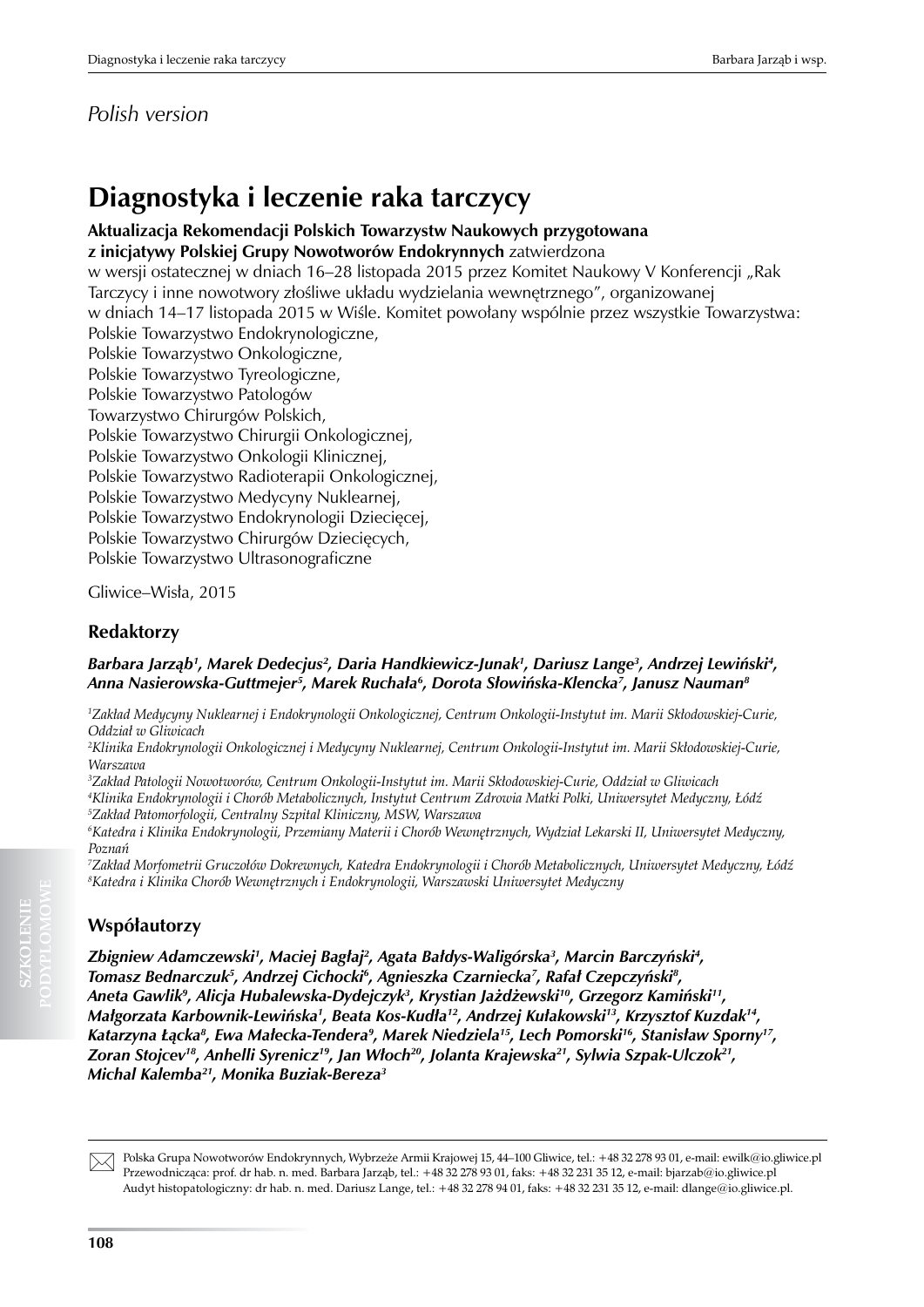*Polish version*

# Diagnostyka i leczenie raka tarczycy

**Aktualizacja Rekomendacji Polskich Towarzystw Naukowych przygotowana z inicjatywy Polskiej Grupy Nowotworów Endokrynnych** zatwierdzona w wersji ostatecznej w dniach 16–28 listopada 2015 przez Komitet Naukowy V Konferencji „Rak Tarczycy i inne nowotwory złośliwe układu wydzielania wewnętrznego", organizowanej w dniach 14–17 listopada 2015 w Wiśle. Komitet powołany wspólnie przez wszystkie Towarzystwa:
Polskie Towarzystwo Endokrynologiczne,
Polskie Towarzystwo Onkologiczne,
Polskie Towarzystwo Tyreologiczne,
Polskie Towarzystwo Patologów
Towarzystwo Chirurgów Polskich,
Polskie Towarzystwo Chirurgii Onkologicznej,
Polskie Towarzystwo Onkologii Klinicznej,
Polskie Towarzystwo Radioterapii Onkologicznej,
Polskie Towarzystwo Medycyny Nuklearnej,
Polskie Towarzystwo Endokrynologii Dziecięcej,
Polskie Towarzystwo Chirurgów Dziecięcych,
Polskie Towarzystwo Ultrasonograficzne

Gliwice–Wisła, 2015

## Redaktorzy

***Barbara Jarząb[1], Marek Dedecjus[2], Daria Handkiewicz-Junak[1], Dariusz Lange[3], Andrzej Lewiński[4], Anna Nasierowska-Guttmejer[5], Marek Ruchała[6], Dorota Słowińska-Klencka[7], Janusz Nauman[8]***

*[1]Zakład Medycyny Nuklearnej i Endokrynologii Onkologicznej, Centrum Onkologii-Instytut im. Marii Skłodowskiej-Curie, Oddział w Gliwicach*
*[2]Klinika Endokrynologii Onkologicznej i Medycyny Nuklearnej, Centrum Onkologii-Instytut im. Marii Skłodowskiej-Curie, Warszawa*
*[3]Zakład Patologii Nowotworów, Centrum Onkologii-Instytut im. Marii Skłodowskiej-Curie, Oddział w Gliwicach*
*[4]Klinika Endokrynologii i Chorób Metabolicznych, Instytut Centrum Zdrowia Matki Polki, Uniwersytet Medyczny, Łódź*
*[5]Zakład Patomorfologii, Centralny Szpital Kliniczny, MSW, Warszawa*
*[6]Katedra i Klinika Endokrynologii, Przemiany Materii i Chorób Wewnętrznych, Wydział Lekarski II, Uniwersytet Medyczny, Poznań*
*[7]Zakład Morfometrii Gruczołów Dokrewnych, Katedra Endokrynologii i Chorób Metabolicznych, Uniwersytet Medyczny, Łódź*
*[8]Katedra i Klinika Chorób Wewnętrznych i Endokrynologii, Warszawski Uniwersytet Medyczny*

## Współautorzy

***Zbigniew Adamczewski[1], Maciej Bagłaj[2], Agata Bałdys-Waligórska[3], Marcin Barczyński[4], Tomasz Bednarczuk[5], Andrzej Cichocki[6], Agnieszka Czarniecka[7], Rafał Czepczyński[8], Aneta Gawlik[9], Alicja Hubalewska-Dydejczyk[3], Krystian Jażdżewski[10], Grzegorz Kamiński[11], Małgorzata Karbownik-Lewińska[1], Beata Kos-Kudła[12], Andrzej Kułakowski[13], Krzysztof Kuzdak[14], Katarzyna Łącka[8], Ewa Małecka-Tendera[9], Marek Niedziela[15], Lech Pomorski[16], Stanisław Sporny[17], Zoran Stojcev[18], Anhelli Syrenicz[19], Jan Włoch[20], Jolanta Krajewska[21], Sylwia Szpak-Ulczok[21], Michal Kalemba[21], Monika Buziak-Bereza[3]***

Polska Grupa Nowotworów Endokrynnych, Wybrzeże Armii Krajowej 15, 44–100 Gliwice, tel.: +48 32 278 93 01, e-mail: ewilk@io.gliwice.pl
Przewodnicząca: prof. dr hab. n. med. Barbara Jarząb, tel.: +48 32 278 93 01, faks: +48 32 231 35 12, e-mail: bjarzab@io.gliwice.pl
Audyt histopatologiczny: dr hab. n. med. Dariusz Lange, tel.: +48 32 278 94 01, faks: +48 32 231 35 12, e-mail: dlange@io.gliwice.pl.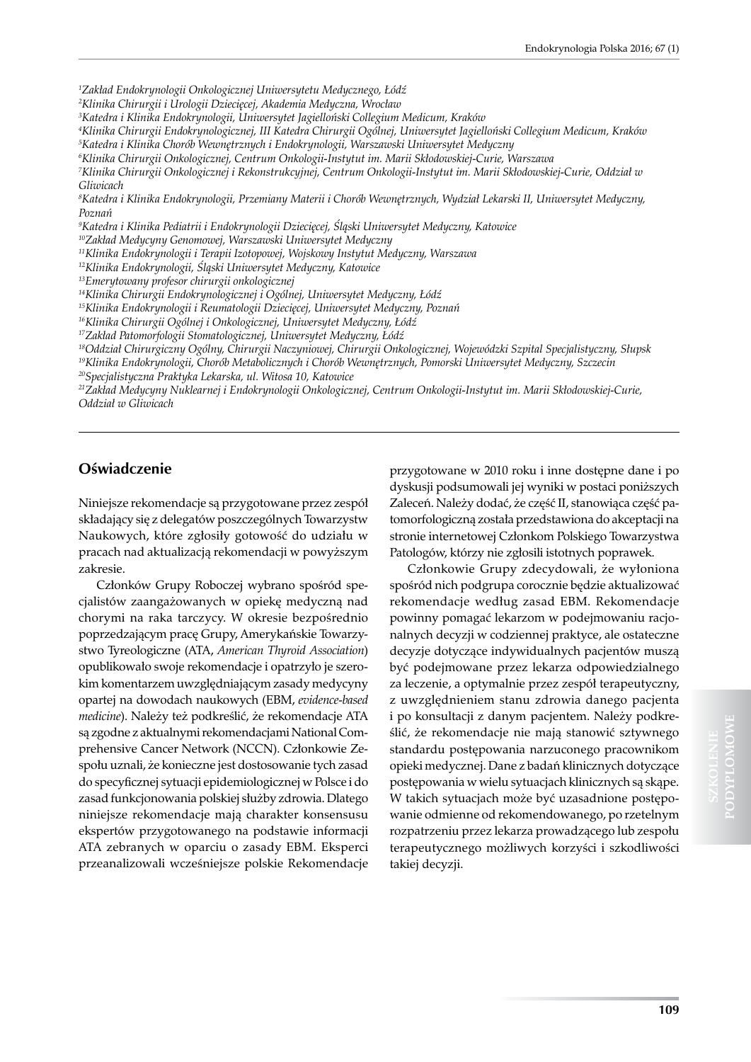[1]Zakład Endokrynologii Onkologicznej Uniwersytetu Medycznego, Łódź
[2]Klinika Chirurgii i Urologii Dziecięcej, Akademia Medyczna, Wrocław
[3]Katedra i Klinika Endokrynologii, Uniwersytet Jagielloński Collegium Medicum, Kraków
[4]Klinika Chirurgii Endokrynologicznej, III Katedra Chirurgii Ogólnej, Uniwersytet Jagielloński Collegium Medicum, Kraków
[5]Katedra i Klinika Chorób Wewnętrznych i Endokrynologii, Warszawski Uniwersytet Medyczny
[6]Klinika Chirurgii Onkologicznej, Centrum Onkologii-Instytut im. Marii Skłodowskiej-Curie, Warszawa
[7]Klinika Chirurgii Onkologicznej i Rekonstrukcyjnej, Centrum Onkologii-Instytut im. Marii Skłodowskiej-Curie, Oddział w Gliwicach
[8]Katedra i Klinika Endokrynologii, Przemiany Materii i Chorób Wewnętrznych, Wydział Lekarski II, Uniwersytet Medyczny, Poznań
[9]Katedra i Klinika Pediatrii i Endokrynologii Dziecięcej, Śląski Uniwersytet Medyczny, Katowice
[10]Zakład Medycyny Genomowej, Warszawski Uniwersytet Medyczny
[11]Klinika Endokrynologii i Terapii Izotopowej, Wojskowy Instytut Medyczny, Warszawa
[12]Klinika Endokrynologii, Śląski Uniwersytet Medyczny, Katowice
[13]Emerytowany profesor chirurgii onkologicznej
[14]Klinika Chirurgii Endokrynologicznej i Ogólnej, Uniwersytet Medyczny, Łódź
[15]Klinika Endokrynologii i Reumatologii Dziecięcej, Uniwersytet Medyczny, Poznań
[16]Klinika Chirurgii Ogólnej i Onkologicznej, Uniwersytet Medyczny, Łódź
[17]Zakład Patomorfologii Stomatologicznej, Uniwersytet Medyczny, Łódź
[18]Oddział Chirurgiczny Ogólny, Chirurgii Naczyniowej, Chirurgii Onkologicznej, Wojewódzki Szpital Specjalistyczny, Słupsk
[19]Klinika Endokrynologii, Chorób Metabolicznych i Chorób Wewnętrznych, Pomorski Uniwersytet Medyczny, Szczecin
[20]Specjalistyczna Praktyka Lekarska, ul. Witosa 10, Katowice
[21]Zakład Medycyny Nuklearnej i Endokrynologii Onkologicznej, Centrum Onkologii-Instytut im. Marii Skłodowskiej-Curie, Oddział w Gliwicach

## Oświadczenie

Niniejsze rekomendacje są przygotowane przez zespół składający się z delegatów poszczególnych Towarzystw Naukowych, które zgłosiły gotowość do udziału w pracach nad aktualizacją rekomendacji w powyższym zakresie.

Członków Grupy Roboczej wybrano spośród specjalistów zaangażowanych w opiekę medyczną nad chorymi na raka tarczycy. W okresie bezpośrednio poprzedzającym pracę Grupy, Amerykańskie Towarzystwo Tyreologiczne (ATA, *American Thyroid Association*) opublikowało swoje rekomendacje i opatrzyło je szerokim komentarzem uwzględniającym zasady medycyny opartej na dowodach naukowych (EBM, *evidence-based medicine*). Należy też podkreślić, że rekomendacje ATA są zgodne z aktualnymi rekomendacjami National Comprehensive Cancer Network (NCCN). Członkowie Zespołu uznali, że konieczne jest dostosowanie tych zasad do specyficznej sytuacji epidemiologicznej w Polsce i do zasad funkcjonowania polskiej służby zdrowia. Dlatego niniejsze rekomendacje mają charakter konsensusu ekspertów przygotowanego na podstawie informacji ATA zebranych w oparciu o zasady EBM. Eksperci przeanalizowali wcześniejsze polskie Rekomendacje przygotowane w 2010 roku i inne dostępne dane i po dyskusji podsumowali jej wyniki w postaci poniższych Zaleceń. Należy dodać, że część II, stanowiąca część patomorfologiczną została przedstawiona do akceptacji na stronie internetowej Członkom Polskiego Towarzystwa Patologów, którzy nie zgłosili istotnych poprawek.

Członkowie Grupy zdecydowali, że wyłoniona spośród nich podgrupa corocznie będzie aktualizować rekomendacje według zasad EBM. Rekomendacje powinny pomagać lekarzom w podejmowaniu racjonalnych decyzji w codziennej praktyce, ale ostateczne decyzje dotyczące indywidualnych pacjentów muszą być podejmowane przez lekarza odpowiedzialnego za leczenie, a optymalnie przez zespół terapeutyczny, z uwzględnieniem stanu zdrowia danego pacjenta i po konsultacji z danym pacjentem. Należy podkreślić, że rekomendacje nie mają stanowić sztywnego standardu postępowania narzuconego pracownikom opieki medycznej. Dane z badań klinicznych dotyczące postępowania w wielu sytuacjach klinicznych są skąpe. W takich sytuacjach może być uzasadnione postępowanie odmienne od rekomendowanego, po rzetelnym rozpatrzeniu przez lekarza prowadzącego lub zespołu terapeutycznego możliwych korzyści i szkodliwości takiej decyzji.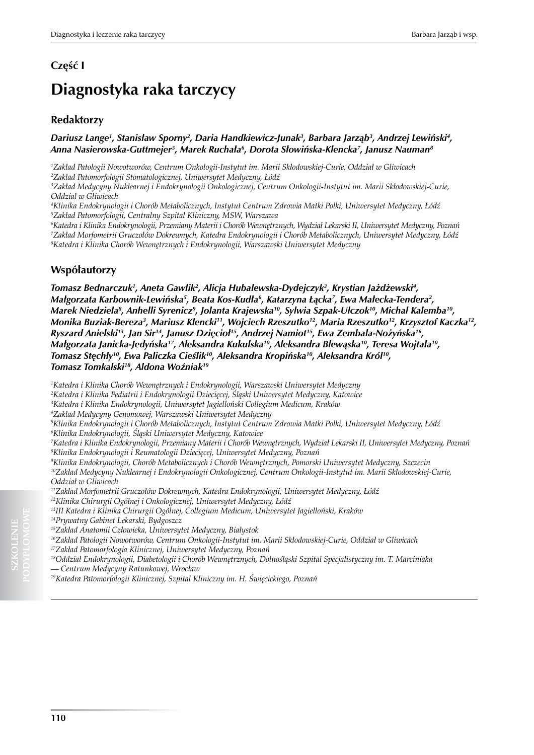## Część I

# Diagnostyka raka tarczycy

### Redaktorzy

***Dariusz Lange[1], Stanisław Sporny[2], Daria Handkiewicz-Junak[3], Barbara Jarząb[3], Andrzej Lewiński[4], Anna Nasierowska-Guttmejer[5], Marek Ruchała[6], Dorota Słowińska-Klencka[7], Janusz Nauman[8]***

*[1]Zakład Patologii Nowotworów, Centrum Onkologii-Instytut im. Marii Skłodowskiej-Curie, Oddział w Gliwicach*
*[2]Zakład Patomorfologii Stomatologicznej, Uniwersytet Medyczny, Łódź*
*[3]Zakład Medycyny Nuklearnej i Endokrynologii Onkologicznej, Centrum Onkologii-Instytut im. Marii Skłodowskiej-Curie, Oddział w Gliwicach*
*[4]Klinika Endokrynologii i Chorób Metabolicznych, Instytut Centrum Zdrowia Matki Polki, Uniwersytet Medyczny, Łódź*
*[5]Zakład Patomorfologii, Centralny Szpital Kliniczny, MSW, Warszawa*
*[6]Katedra i Klinika Endokrynologii, Przemiany Materii i Chorób Wewnętrznych, Wydział Lekarski II, Uniwersytet Medyczny, Poznań*
*[7]Zakład Morfometrii Gruczołów Dokrewnych, Katedra Endokrynologii i Chorób Metabolicznych, Uniwersytet Medyczny, Łódź*
*[8]Katedra i Klinika Chorób Wewnętrznych i Endokrynologii, Warszawski Uniwersytet Medyczny*

### Współautorzy

***Tomasz Bednarczuk[1], Aneta Gawlik[2], Alicja Hubalewska-Dydejczyk[3], Krystian Jażdżewski[4], Małgorzata Karbownik-Lewińska[5], Beata Kos-Kudła[6], Katarzyna Łącka[7], Ewa Małecka-Tendera[2], Marek Niedziela[8], Anhelli Syrenicz[9], Jolanta Krajewska[10], Sylwia Szpak-Ulczok[10], Michal Kalemba[10], Monika Buziak-Bereza[3], Mariusz Klencki[11], Wojciech Rzeszutko[12], Maria Rzeszutko[12], Krzysztof Kaczka[12], Ryszard Anielski[13], Jan Sir[14], Janusz Dzięcioł[15], Andrzej Namiot[15], Ewa Zembala-Nożyńska[16], Małgorzata Janicka-Jedyńska[17], Aleksandra Kukulska[10], Aleksandra Blewąska[10], Teresa Wojtala[10], Tomasz Stęchły[10], Ewa Paliczka Cieślik[10], Aleksandra Kropińska[10], Aleksandra Król[10], Tomasz Tomkalski[18], Aldona Woźniak[19]***

*[1]Katedra i Klinika Chorób Wewnętrznych i Endokrynologii, Warszawski Uniwersytet Medyczny*
*[2]Katedra i Klinika Pediatrii i Endokrynologii Dziecięcej, Śląski Uniwersytet Medyczny, Katowice*
*[3]Katedra i Klinika Endokrynologii, Uniwersytet Jagielloński Collegium Medicum, Kraków*
*[4]Zakład Medycyny Genomowej, Warszawski Uniwersytet Medyczny*
*[5]Klinika Endokrynologii i Chorób Metabolicznych, Instytut Centrum Zdrowia Matki Polki, Uniwersytet Medyczny, Łódź*
*[6]Klinika Endokrynologii, Śląski Uniwersytet Medyczny, Katowice*
*[7]Katedra i Klinika Endokrynologii, Przemiany Materii i Chorób Wewnętrznych, Wydział Lekarski II, Uniwersytet Medyczny, Poznań*
*[8]Klinika Endokrynologii i Reumatologii Dziecięcej, Uniwersytet Medyczny, Poznań*
*[9]Klinika Endokrynologii, Chorób Metabolicznych i Chorób Wewnętrznych, Pomorski Uniwersytet Medyczny, Szczecin*
*[10]Zakład Medycyny Nuklearnej i Endokrynologii Onkologicznej, Centrum Onkologii-Instytut im. Marii Skłodowskiej-Curie, Oddział w Gliwicach*
*[11]Zakład Morfometrii Gruczołów Dokrewnych, Katedra Endokrynologii, Uniwersytet Medyczny, Łódź*
*[12]Klinika Chirurgii Ogólnej i Onkologicznej, Uniwersytet Medyczny, Łódź*
*[13]III Katedra i Klinika Chirurgii Ogólnej, Collegium Medicum, Uniwersytet Jagielloński, Kraków*
*[14]Prywatny Gabinet Lekarski, Bydgoszcz*
*[15]Zakład Anatomii Człowieka, Uniwersytet Medyczny, Białystok*
*[16]Zakład Patologii Nowotworów, Centrum Onkologii-Instytut im. Marii Skłodowskiej-Curie, Oddział w Gliwicach*
*[17]Zakład Patomorfologia Klinicznej, Uniwersytet Medyczny, Poznań*
*[18]Oddział Endokrynologii, Diabetologii i Chorób Wewnętrznych, Dolnośląski Szpital Specjalistyczny im. T. Marciniaka — Centrum Medycyny Ratunkowej, Wrocław*
*[19]Katedra Patomorfologii Klinicznej, Szpital Kliniczny im. H. Święcickiego, Poznań*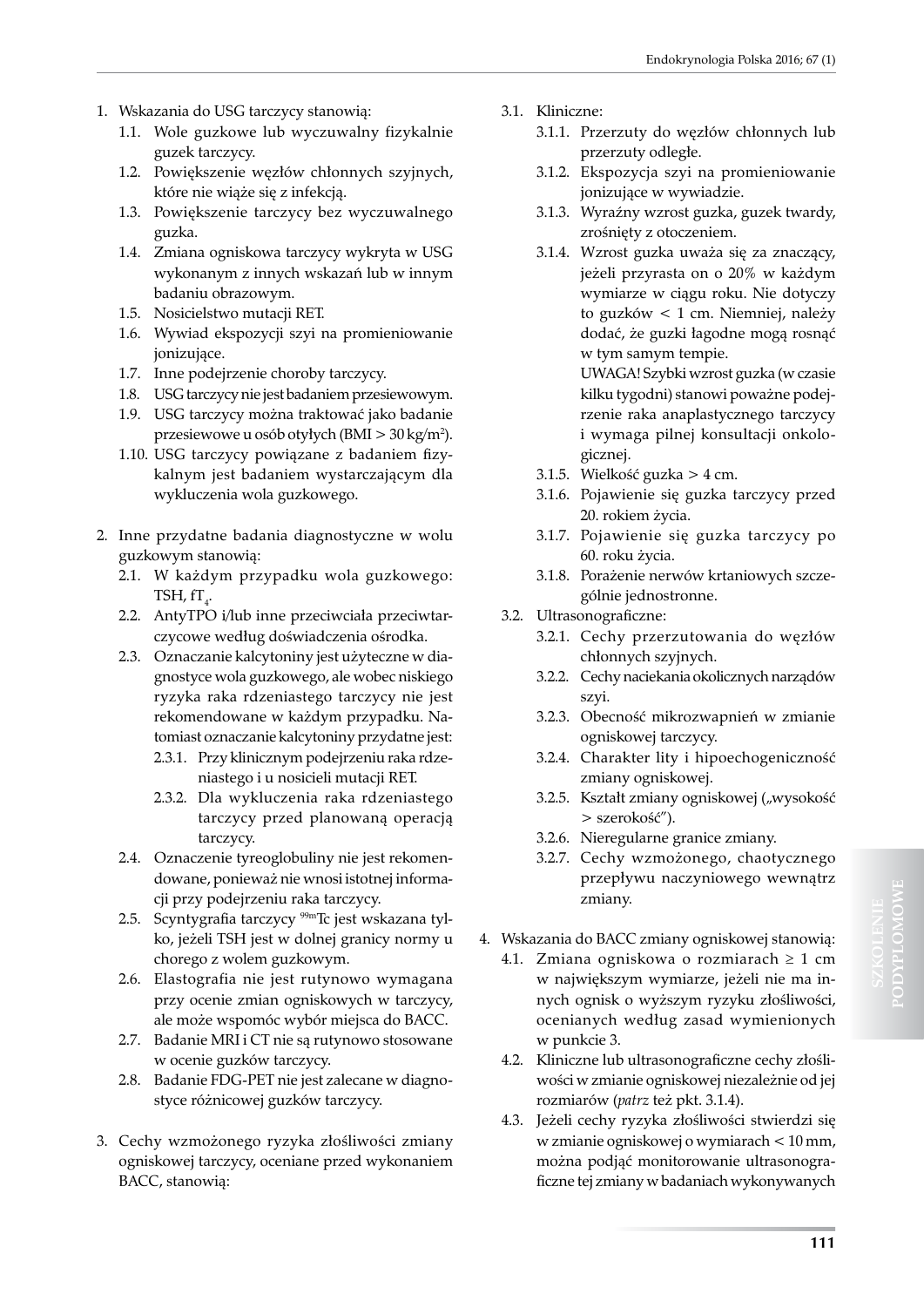1. Wskazania do USG tarczycy stanowią:
   1.1. Wole guzkowe lub wyczuwalny fizykalnie guzek tarczycy.
   1.2. Powiększenie węzłów chłonnych szyjnych, które nie wiąże się z infekcją.
   1.3. Powiększenie tarczycy bez wyczuwalnego guzka.
   1.4. Zmiana ogniskowa tarczycy wykryta w USG wykonanym z innych wskazań lub w innym badaniu obrazowym.
   1.5. Nosicielstwo mutacji RET.
   1.6. Wywiad ekspozycji szyi na promieniowanie jonizujące.
   1.7. Inne podejrzenie choroby tarczycy.
   1.8. USG tarczycy nie jest badaniem przesiewowym.
   1.9. USG tarczycy można traktować jako badanie przesiewowe u osób otyłych (BMI > 30 kg/m$^2$).
   1.10. USG tarczycy powiązane z badaniem fizykalnym jest badaniem wystarczającym dla wykluczenia wola guzkowego.

2. Inne przydatne badania diagnostyczne w wolu guzkowym stanowią:
   2.1. W każdym przypadku wola guzkowego: TSH, f$T_4$.
   2.2. AntyTPO i/lub inne przeciwciała przeciwtarczycowe według doświadczenia ośrodka.
   2.3. Oznaczanie kalcytoniny jest użyteczne w diagnostyce wola guzkowego, ale wobec niskiego ryzyka raka rdzeniastego tarczycy nie jest rekomendowane w każdym przypadku. Natomiast oznaczanie kalcytoniny przydatne jest:
      2.3.1. Przy klinicznym podejrzeniu raka rdzeniastego i u nosicieli mutacji RET.
      2.3.2. Dla wykluczenia raka rdzeniastego tarczycy przed planowaną operacją tarczycy.
   2.4. Oznaczenie tyreoglobuliny nie jest rekomendowane, ponieważ nie wnosi istotnej informacji przy podejrzeniu raka tarczycy.
   2.5. Scyntygrafia tarczycy $^{99m}$Tc jest wskazana tylko, jeżeli TSH jest w dolnej granicy normy u chorego z wolem guzkowym.
   2.6. Elastografia nie jest rutynowo wymagana przy ocenie zmian ogniskowych w tarczycy, ale może wspomóc wybór miejsca do BACC.
   2.7. Badanie MRI i CT nie są rutynowo stosowane w ocenie guzków tarczycy.
   2.8. Badanie FDG-PET nie jest zalecane w diagnostyce różnicowej guzków tarczycy.

3. Cechy wzmożonego ryzyka złośliwości zmiany ogniskowej tarczycy, oceniane przed wykonaniem BACC, stanowią:
   3.1. Kliniczne:
      3.1.1. Przerzuty do węzłów chłonnych lub przerzuty odległe.
      3.1.2. Ekspozycja szyi na promieniowanie jonizujące w wywiadzie.
      3.1.3. Wyraźny wzrost guzka, guzek twardy, zrośnięty z otoczeniem.
      3.1.4. Wzrost guzka uważa się za znaczący, jeżeli przyrasta on o 20% w każdym wymiarze w ciągu roku. Nie dotyczy to guzków < 1 cm. Niemniej, należy dodać, że guzki łagodne mogą rosnąć w tym samym tempie.
      UWAGA! Szybki wzrost guzka (w czasie kilku tygodni) stanowi poważne podejrzenie raka anaplastycznego tarczycy i wymaga pilnej konsultacji onkologicznej.
      3.1.5. Wielkość guzka > 4 cm.
      3.1.6. Pojawienie się guzka tarczycy przed 20. rokiem życia.
      3.1.7. Pojawienie się guzka tarczycy po 60. roku życia.
      3.1.8. Porażenie nerwów krtaniowych szczególnie jednostronne.
   3.2. Ultrasonograficzne:
      3.2.1. Cechy przerzutowania do węzłów chłonnych szyjnych.
      3.2.2. Cechy naciekania okolicznych narządów szyi.
      3.2.3. Obecność mikrozwapnień w zmianie ogniskowej tarczycy.
      3.2.4. Charakter lity i hipoechogeniczność zmiany ogniskowej.
      3.2.5. Kształt zmiany ogniskowej („wysokość > szerokość").
      3.2.6. Nieregularne granice zmiany.
      3.2.7. Cechy wzmożonego, chaotycznego przepływu naczyniowego wewnątrz zmiany.

4. Wskazania do BACC zmiany ogniskowej stanowią:
   4.1. Zmiana ogniskowa o rozmiarach ≥ 1 cm w największym wymiarze, jeżeli nie ma innych ognisk o wyższym ryzyku złośliwości, ocenianych według zasad wymienionych w punkcie 3.
   4.2. Kliniczne lub ultrasonograficzne cechy złośliwości w zmianie ogniskowej niezależnie od jej rozmiarów (*patrz* też pkt. 3.1.4).
   4.3. Jeżeli cechy ryzyka złośliwości stwierdzi się w zmianie ogniskowej o wymiarach < 10 mm, można podjąć monitorowanie ultrasonograficzne tej zmiany w badaniach wykonywanych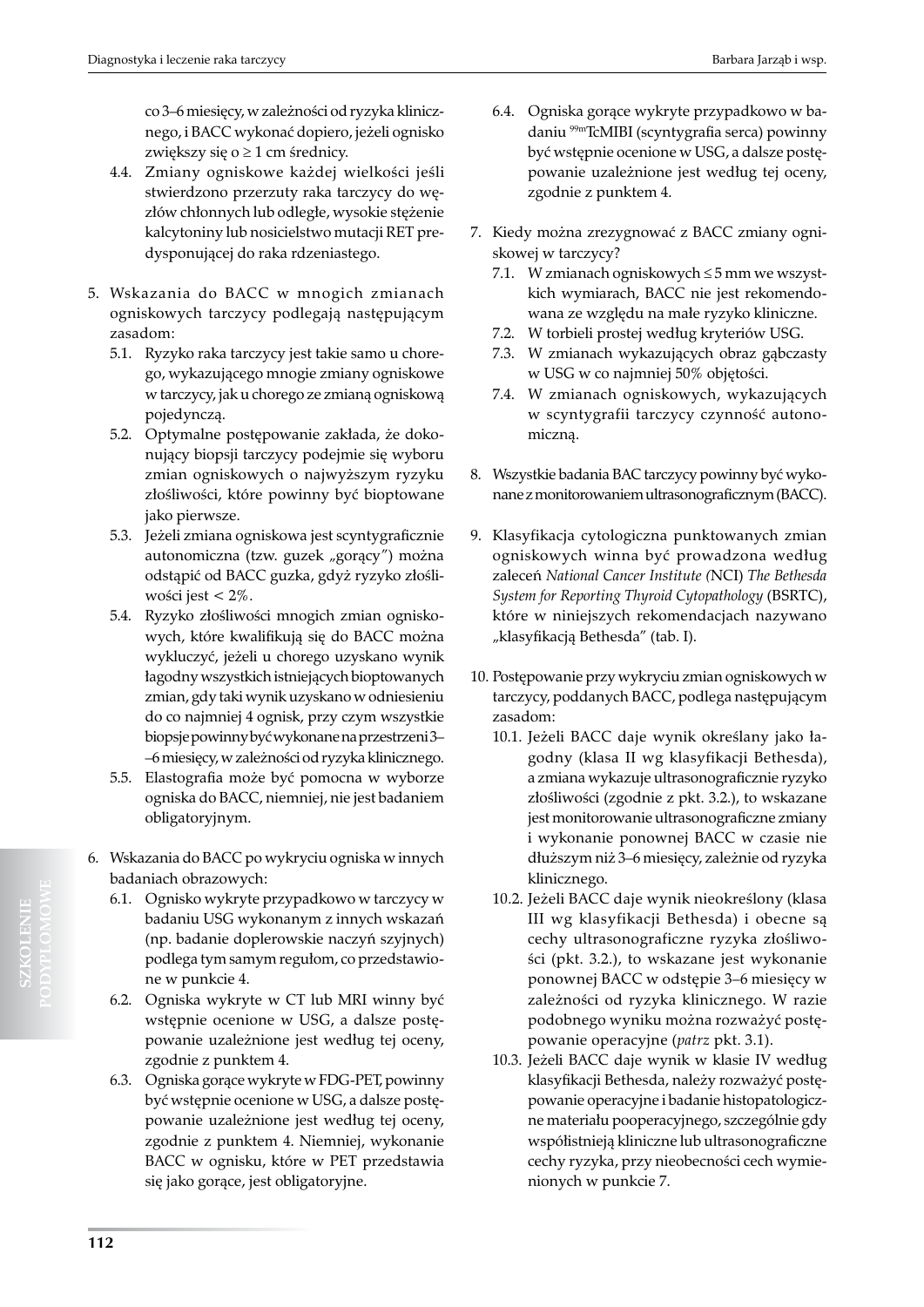co 3–6 miesięcy, w zależności od ryzyka klinicznego, i BACC wykonać dopiero, jeżeli ognisko zwiększy się o ≥ 1 cm średnicy.

4.4. Zmiany ogniskowe każdej wielkości jeśli stwierdzono przerzuty raka tarczycy do węzłów chłonnych lub odległe, wysokie stężenie kalcytoniny lub nosicielstwo mutacji RET predysponującej do raka rdzeniastego.

5. Wskazania do BACC w mnogich zmianach ogniskowych tarczycy podlegają następującym zasadom:
   5.1. Ryzyko raka tarczycy jest takie samo u chorego, wykazującego mnogie zmiany ogniskowe w tarczycy, jak u chorego ze zmianą ogniskową pojedynczą.
   5.2. Optymalne postępowanie zakłada, że dokonujący biopsji tarczycy podejmie się wyboru zmian ogniskowych o najwyższym ryzyku złośliwości, które powinny być bioptowane jako pierwsze.
   5.3. Jeżeli zmiana ogniskowa jest scyntygraficznie autonomiczna (tzw. guzek „gorący") można odstąpić od BACC guzka, gdyż ryzyko złośliwości jest < 2%.
   5.4. Ryzyko złośliwości mnogich zmian ogniskowych, które kwalifikują się do BACC można wykluczyć, jeżeli u chorego uzyskano wynik łagodny wszystkich istniejących bioptowanych zmian, gdy taki wynik uzyskano w odniesieniu do co najmniej 4 ognisk, przy czym wszystkie biopsje powinny być wykonane na przestrzeni 3–6 miesięcy, w zależności od ryzyka klinicznego.
   5.5. Elastografia może być pomocna w wyborze ogniska do BACC, niemniej, nie jest badaniem obligatoryjnym.

6. Wskazania do BACC po wykryciu ogniska w innych badaniach obrazowych:
   6.1. Ognisko wykryte przypadkowo w tarczycy w badaniu USG wykonanym z innych wskazań (np. badanie doplerowskie naczyń szyjnych) podlega tym samym regułom, co przedstawione w punkcie 4.
   6.2. Ogniska wykryte w CT lub MRI winny być wstępnie ocenione w USG, a dalsze postępowanie uzależnione jest według tej oceny, zgodnie z punktem 4.
   6.3. Ogniska gorące wykryte w FDG-PET, powinny być wstępnie ocenione w USG, a dalsze postępowanie uzależnione jest według tej oceny, zgodnie z punktem 4. Niemniej, wykonanie BACC w ognisku, które w PET przedstawia się jako gorące, jest obligatoryjne.
   6.4. Ogniska gorące wykryte przypadkowo w badaniu $^{99m}$TcMIBI (scyntygrafia serca) powinny być wstępnie ocenione w USG, a dalsze postępowanie uzależnione jest według tej oceny, zgodnie z punktem 4.

7. Kiedy można zrezygnować z BACC zmiany ogniskowej w tarczycy?
   7.1. W zmianach ogniskowych ≤ 5 mm we wszystkich wymiarach, BACC nie jest rekomendowana ze względu na małe ryzyko kliniczne.
   7.2. W torbieli prostej według kryteriów USG.
   7.3. W zmianach wykazujących obraz gąbczasty w USG w co najmniej 50% objętości.
   7.4. W zmianach ogniskowych, wykazujących w scyntygrafii tarczycy czynność autonomiczną.

8. Wszystkie badania BAC tarczycy powinny być wykonane z monitorowaniem ultrasonograficznym (BACC).

9. Klasyfikacja cytologiczna punktowanych zmian ogniskowych winna być prowadzona według zaleceń *National Cancer Institute (*NCI) *The Bethesda System for Reporting Thyroid Cytopathology* (BSRTC), które w niniejszych rekomendacjach nazywano „klasyfikacją Bethesda" (tab. I).

10. Postępowanie przy wykryciu zmian ogniskowych w tarczycy, poddanych BACC, podlega następującym zasadom:
    10.1. Jeżeli BACC daje wynik określany jako łagodny (klasa II wg klasyfikacji Bethesda), a zmiana wykazuje ultrasonograficznie ryzyko złośliwości (zgodnie z pkt. 3.2.), to wskazane jest monitorowanie ultrasonograficzne zmiany i wykonanie ponownej BACC w czasie nie dłuższym niż 3–6 miesięcy, zależnie od ryzyka klinicznego.
    10.2. Jeżeli BACC daje wynik nieokreślony (klasa III wg klasyfikacji Bethesda) i obecne są cechy ultrasonograficzne ryzyka złośliwości (pkt. 3.2.), to wskazane jest wykonanie ponownej BACC w odstępie 3–6 miesięcy w zależności od ryzyka klinicznego. W razie podobnego wyniku można rozważyć postępowanie operacyjne (*patrz* pkt. 3.1).
    10.3. Jeżeli BACC daje wynik w klasie IV według klasyfikacji Bethesda, należy rozważyć postępowanie operacyjne i badanie histopatologiczne materiału pooperacyjnego, szczególnie gdy współistnieją kliniczne lub ultrasonograficzne cechy ryzyka, przy nieobecności cech wymienionych w punkcie 7.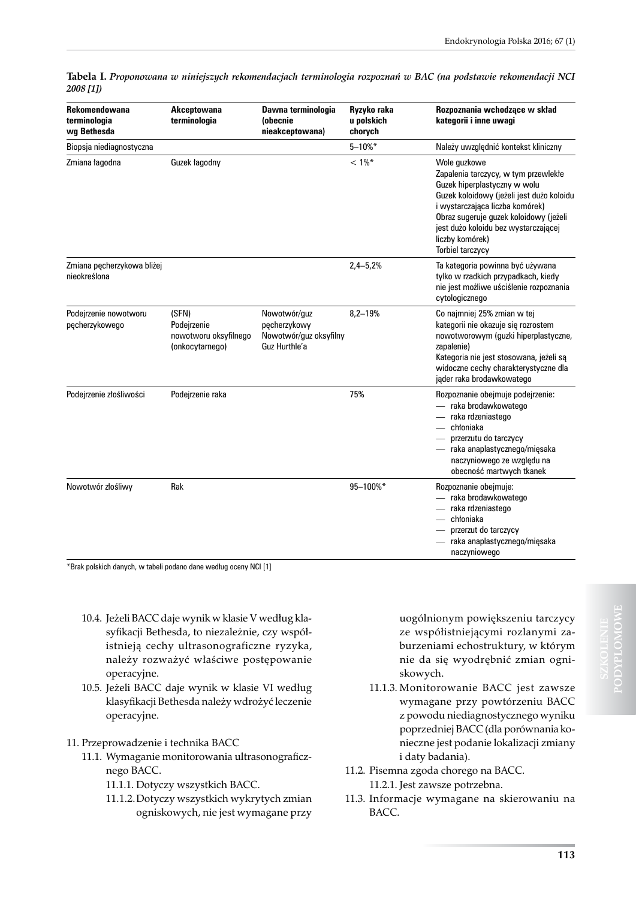**Tabela I.** ***Proponowana w niniejszych rekomendacjach terminologia rozpoznań w BAC (na podstawie rekomendacji NCI 2008 [1])***

| Rekomendowana terminologia wg Bethesda | Akceptowana terminologia | Dawna terminologia (obecnie nieakceptowana) | Ryzyko raka u polskich chorych | Rozpoznania wchodzące w skład kategorii i inne uwagi |
|---|---|---|---|---|
| Biopsja niediagnostyczna | | | 5–10%* | Należy uwzględnić kontekst kliniczny |
| Zmiana łagodna | Guzek łagodny | | < 1%* | Wole guzkowe<br>Zapalenia tarczycy, w tym przewlekłe<br>Guzek hiperplastyczny w wolu<br>Guzek koloidowy (jeżeli jest dużo koloidu i wystarczająca liczba komórek)<br>Obraz sugeruje guzek koloidowy (jeżeli jest dużo koloidu bez wystarczającej liczby komórek)<br>Torbiel tarczycy |
| Zmiana pęcherzykowa bliżej nieokreślona | | | 2,4–5,2% | Ta kategoria powinna być używana tylko w rzadkich przypadkach, kiedy nie jest możliwe uściślenie rozpoznania cytologicznego |
| Podejrzenie nowotworu pęcherzykowego | (SFN)<br>Podejrzenie nowotworu oksyfilnego (onkocytarnego) | Nowotwór/guz pęcherzykowy<br>Nowotwór/guz oksyfilny<br>Guz Hurthle'a | 8,2–19% | Co najmniej 25% zmian w tej kategorii nie okazuje się rozrostem nowotworowym (guzki hiperplastyczne, zapalenie)<br>Kategoria nie jest stosowana, jeżeli są widoczne cechy charakterystyczne dla jąder raka brodawkowatego |
| Podejrzenie złośliwości | Podejrzenie raka | | 75% | Rozpoznanie obejmuje podejrzenie:<br>— raka brodawkowatego<br>— raka rdzeniastego<br>— chłoniaka<br>— przerzutu do tarczycy<br>— raka anaplastycznego/mięsaka naczyniowego ze względu na obecność martwych tkanek |
| Nowotwór złośliwy | Rak | | 95–100%* | Rozpoznanie obejmuje:<br>— raka brodawkowatego<br>— raka rdzeniastego<br>— chłoniaka<br>— przerzut do tarczycy<br>— raka anaplastycznego/mięsaka naczyniowego |

*Brak polskich danych, w tabeli podano dane według oceny NCI [1]

10.4. Jeżeli BACC daje wynik w klasie V według klasyfikacji Bethesda, to niezależnie, czy współistnieją cechy ultrasonograficzne ryzyka, należy rozważyć właściwe postępowanie operacyjne.

10.5. Jeżeli BACC daje wynik w klasie VI według klasyfikacji Bethesda należy wdrożyć leczenie operacyjne.

11. Przeprowadzenie i technika BACC
    - 11.1. Wymaganie monitorowania ultrasonograficznego BACC.
        - 11.1.1. Dotyczy wszystkich BACC.
        - 11.1.2. Dotyczy wszystkich wykrytych zmian ogniskowych, nie jest wymagane przy uogólnionym powiększeniu tarczycy ze współistniejącymi rozlanymi zaburzeniami echostruktury, w którym nie da się wyodrębnić zmian ogniskowych.
        - 11.1.3. Monitorowanie BACC jest zawsze wymagane przy powtórzeniu BACC z powodu niediagnostycznego wyniku poprzedniej BACC (dla porównania konieczne jest podanie lokalizacji zmiany i daty badania).
    - 11.2. Pisemna zgoda chorego na BACC.
        - 11.2.1. Jest zawsze potrzebna.
    - 11.3. Informacje wymagane na skierowaniu na BACC.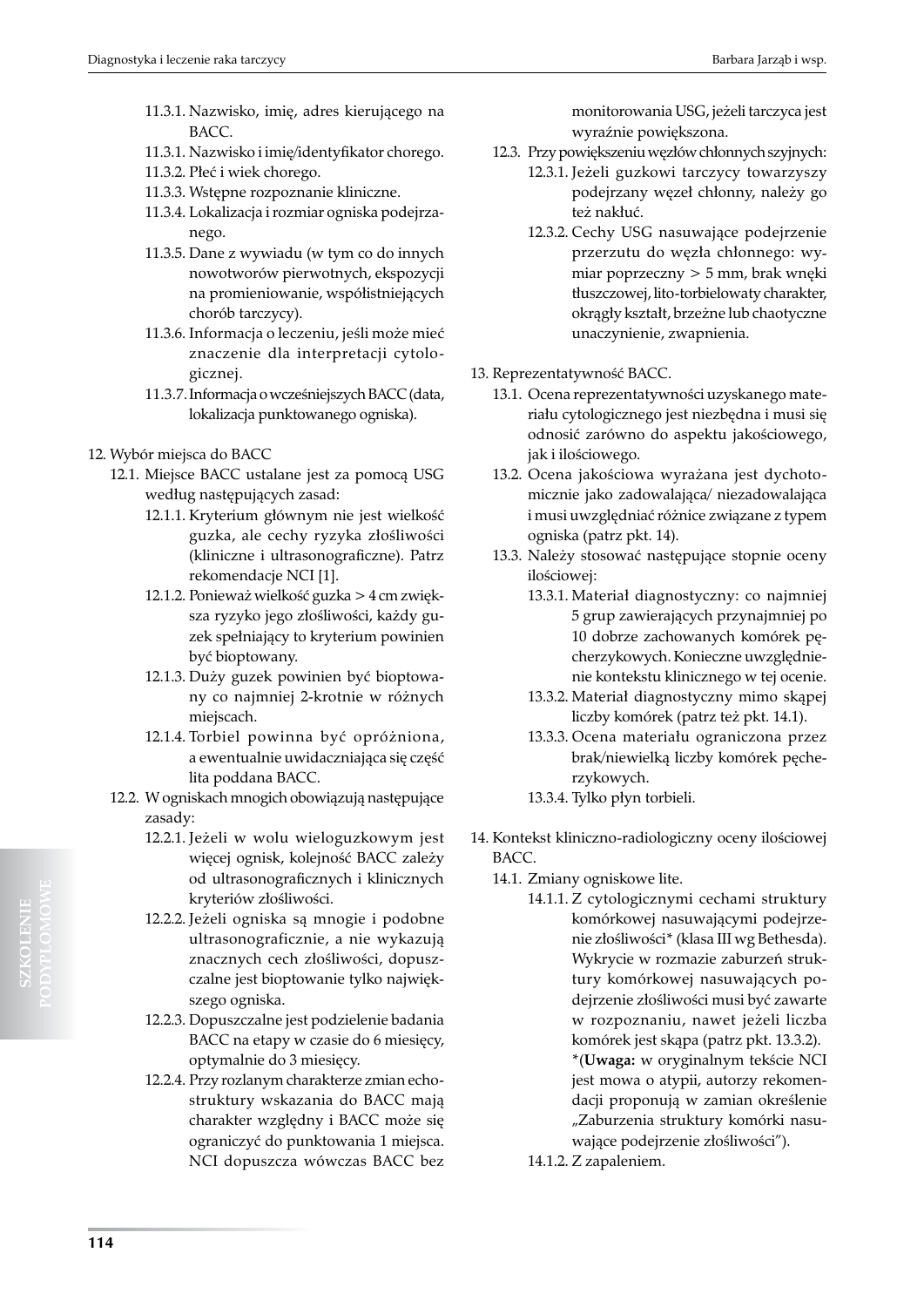11.3.1. Nazwisko, imię, adres kierującego na BACC.

11.3.1. Nazwisko i imię/identyfikator chorego.

11.3.2. Płeć i wiek chorego.

11.3.3. Wstępne rozpoznanie kliniczne.

11.3.4. Lokalizacja i rozmiar ogniska podejrzanego.

11.3.5. Dane z wywiadu (w tym co do innych nowotworów pierwotnych, ekspozycji na promieniowanie, współistniejących chorób tarczycy).

11.3.6. Informacja o leczeniu, jeśli może mieć znaczenie dla interpretacji cytologicznej.

11.3.7. Informacja o wcześniejszych BACC (data, lokalizacja punktowanego ogniska).

12. Wybór miejsca do BACC

12.1. Miejsce BACC ustalane jest za pomocą USG według następujących zasad:

12.1.1. Kryterium głównym nie jest wielkość guzka, ale cechy ryzyka złośliwości (kliniczne i ultrasonograficzne). Patrz rekomendacje NCI [1].

12.1.2. Ponieważ wielkość guzka > 4 cm zwiększa ryzyko jego złośliwości, każdy guzek spełniający to kryterium powinien być bioptowany.

12.1.3. Duży guzek powinien być bioptowany co najmniej 2-krotnie w różnych miejscach.

12.1.4. Torbiel powinna być opróżniona, a ewentualnie uwidaczniająca się część lita poddana BACC.

12.2. W ogniskach mnogich obowiązują następujące zasady:

12.2.1. Jeżeli w wolu wieloguzkowym jest więcej ognisk, kolejność BACC zależy od ultrasonograficznych i klinicznych kryteriów złośliwości.

12.2.2. Jeżeli ogniska są mnogie i podobne ultrasonograficznie, a nie wykazują znacznych cech złośliwości, dopuszczalne jest bioptowanie tylko największego ogniska.

12.2.3. Dopuszczalne jest podzielenie badania BACC na etapy w czasie do 6 miesięcy, optymalnie do 3 miesięcy.

12.2.4. Przy rozlanym charakterze zmian echostruktury wskazania do BACC mają charakter względny i BACC może się ograniczyć do punktowania 1 miejsca. NCI dopuszcza wówczas BACC bez monitorowania USG, jeżeli tarczyca jest wyraźnie powiększona.

12.3. Przy powiększeniu węzłów chłonnych szyjnych:

12.3.1. Jeżeli guzkowi tarczycy towarzyszy podejrzany węzeł chłonny, należy go też nakłuć.

12.3.2. Cechy USG nasuwające podejrzenie przerzutu do węzła chłonnego: wymiar poprzeczny > 5 mm, brak wnęki tłuszczowej, lito-torbielowaty charakter, okrągły kształt, brzeżne lub chaotyczne unaczynienie, zwapnienia.

13. Reprezentatywność BACC.

13.1. Ocena reprezentatywności uzyskanego materiału cytologicznego jest niezbędna i musi się odnosić zarówno do aspektu jakościowego, jak i ilościowego.

13.2. Ocena jakościowa wyrażana jest dychotomicznie jako zadowalająca/ niezadowalająca i musi uwzględniać różnice związane z typem ogniska (patrz pkt. 14).

13.3. Należy stosować następujące stopnie oceny ilościowej:

13.3.1. Materiał diagnostyczny: co najmniej 5 grup zawierających przynajmniej po 10 dobrze zachowanych komórek pęcherzykowych. Konieczne uwzględnienie kontekstu klinicznego w tej ocenie.

13.3.2. Materiał diagnostyczny mimo skąpej liczby komórek (patrz też pkt. 14.1).

13.3.3. Ocena materiału ograniczona przez brak/niewielką liczby komórek pęcherzykowych.

13.3.4. Tylko płyn torbieli.

14. Kontekst kliniczno-radiologiczny oceny ilościowej BACC.

14.1. Zmiany ogniskowe lite.

14.1.1. Z cytologicznymi cechami struktury komórkowej nasuwającymi podejrzenie złośliwości* (klasa III wg Bethesda). Wykrycie w rozmazie zaburzeń struktury komórkowej nasuwających podejrzenie złośliwości musi być zawarte w rozpoznaniu, nawet jeżeli liczba komórek jest skąpa (patrz pkt. 13.3.2).
*(**Uwaga:** w oryginalnym tekście NCI jest mowa o atypii, autorzy rekomendacji proponują w zamian określenie „Zaburzenia struktury komórki nasuwające podejrzenie złośliwości").

14.1.2. Z zapaleniem.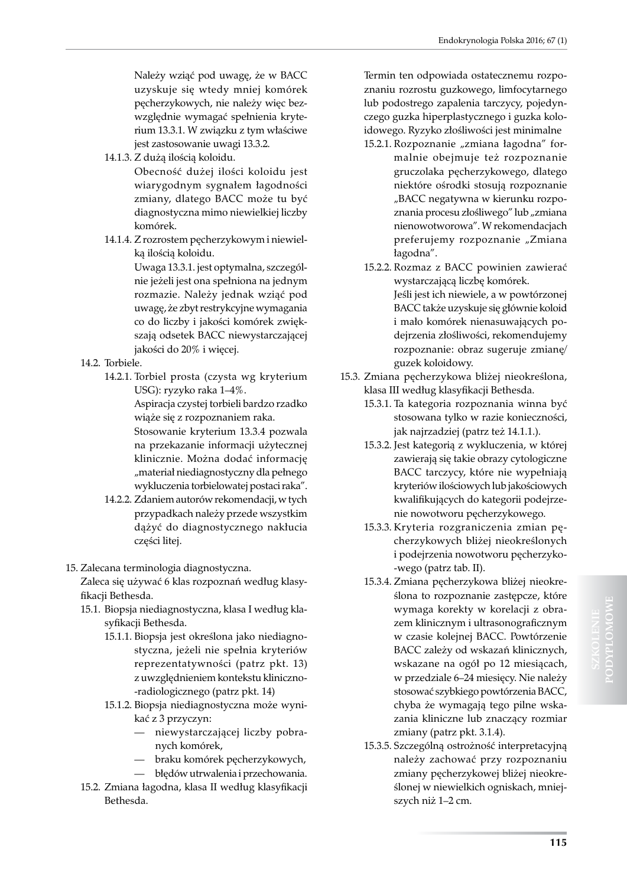Należy wziąć pod uwagę, że w BACC uzyskuje się wtedy mniej komórek pęcherzykowych, nie należy więc bezwzględnie wymagać spełnienia kryterium 13.3.1. W związku z tym właściwe jest zastosowanie uwagi 13.3.2.

14.1.3. Z dużą ilością koloidu.

Obecność dużej ilości koloidu jest wiarygodnym sygnałem łagodności zmiany, dlatego BACC może tu być diagnostyczna mimo niewielkiej liczby komórek.

14.1.4. Z rozrostem pęcherzykowym i niewielką ilością koloidu.

Uwaga 13.3.1. jest optymalna, szczególnie jeżeli jest ona spełniona na jednym rozmazie. Należy jednak wziąć pod uwagę, że zbyt restrykcyjne wymagania co do liczby i jakości komórek zwiększają odsetek BACC niewystarczającej jakości do 20% i więcej.

14.2. Torbiele.

14.2.1. Torbiel prosta (czysta wg kryterium USG): ryzyko raka 1–4%.

Aspiracja czystej torbieli bardzo rzadko wiąże się z rozpoznaniem raka.

Stosowanie kryterium 13.3.4 pozwala na przekazanie informacji użytecznej klinicznie. Można dodać informację „materiał niediagnostyczny dla pełnego wykluczenia torbielowatej postaci raka".

14.2.2. Zdaniem autorów rekomendacji, w tych przypadkach należy przede wszystkim dążyć do diagnostycznego nakłucia części litej.

15. Zalecana terminologia diagnostyczna.

Zaleca się używać 6 klas rozpoznań według klasyfikacji Bethesda.

15.1. Biopsja niediagnostyczna, klasa I według klasyfikacji Bethesda.

15.1.1. Biopsja jest określona jako niediagnostyczna, jeżeli nie spełnia kryteriów reprezentatywności (patrz pkt. 13) z uwzględnieniem kontekstu kliniczno-radiologicznego (patrz pkt. 14)

15.1.2. Biopsja niediagnostyczna może wynikać z 3 przyczyn:

- niewystarczającej liczby pobranych komórek,
- braku komórek pęcherzykowych,
- błędów utrwalenia i przechowania.

15.2. Zmiana łagodna, klasa II według klasyfikacji Bethesda.

Termin ten odpowiada ostatecznemu rozpoznaniu rozrostu guzkowego, limfocytarnego lub podostrego zapalenia tarczycy, pojedynczego guzka hiperplastycznego i guzka koloidowego. Ryzyko złośliwości jest minimalne

15.2.1. Rozpoznanie „zmiana łagodna" formalnie obejmuje też rozpoznanie gruczolaka pęcherzykowego, dlatego niektóre ośrodki stosują rozpoznanie „BACC negatywna w kierunku rozpoznania procesu złośliwego" lub „zmiana nienowotworowa". W rekomendacjach preferujemy rozpoznanie „Zmiana łagodna".

15.2.2. Rozmaz z BACC powinien zawierać wystarczającą liczbę komórek.

Jeśli jest ich niewiele, a w powtórzonej BACC także uzyskuje się głównie koloid i mało komórek nienasuwających podejrzenia złośliwości, rekomendujemy rozpoznanie: obraz sugeruje zmianę/guzek koloidowy.

15.3. Zmiana pęcherzykowa bliżej nieokreślona, klasa III według klasyfikacji Bethesda.

15.3.1. Ta kategoria rozpoznania winna być stosowana tylko w razie konieczności, jak najrzadziej (patrz też 14.1.1.).

15.3.2. Jest kategorią z wykluczenia, w której zawierają się takie obrazy cytologiczne BACC tarczycy, które nie wypełniają kryteriów ilościowych lub jakościowych kwalifikujących do kategorii podejrzenie nowotworu pęcherzykowego.

15.3.3. Kryteria rozgraniczenia zmian pęcherzykowych bliżej nieokreślonych i podejrzenia nowotworu pęcherzykowego (patrz tab. II).

15.3.4. Zmiana pęcherzykowa bliżej nieokreślona to rozpoznanie zastępcze, które wymaga korekty w korelacji z obrazem klinicznym i ultrasonograficznym w czasie kolejnej BACC. Powtórzenie BACC zależy od wskazań klinicznych, wskazane na ogół po 12 miesiącach, w przedziale 6–24 miesięcy. Nie należy stosować szybkiego powtórzenia BACC, chyba że wymagają tego pilne wskazania kliniczne lub znaczący rozmiar zmiany (patrz pkt. 3.1.4).

15.3.5. Szczególną ostrożność interpretacyjną należy zachować przy rozpoznaniu zmiany pęcherzykowej bliżej nieokreślonej w niewielkich ogniskach, mniejszych niż 1–2 cm.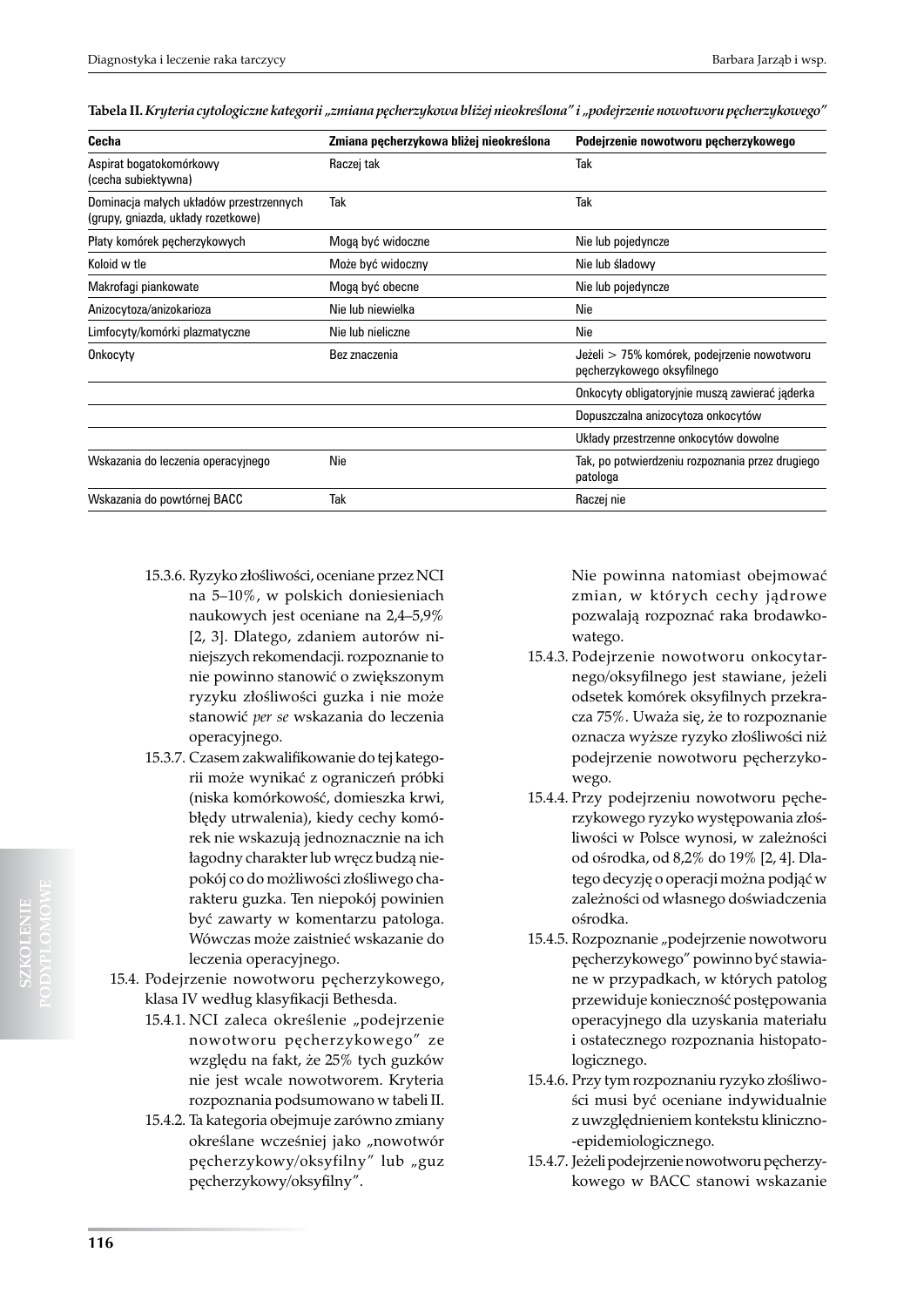**Tabela II.** *Kryteria cytologiczne kategorii „zmiana pęcherzykowa bliżej nieokreślona" i „podejrzenie nowotworu pęcherzykowego"*

| Cecha | Zmiana pęcherzykowa bliżej nieokreślona | Podejrzenie nowotworu pęcherzykowego |
|---|---|---|
| Aspirat bogatokomórkowy (cecha subiektywna) | Raczej tak | Tak |
| Dominacja małych układów przestrzennych (grupy, gniazda, układy rozetkowe) | Tak | Tak |
| Płaty komórek pęcherzykowych | Mogą być widoczne | Nie lub pojedyncze |
| Koloid w tle | Może być widoczny | Nie lub śladowy |
| Makrofagi piankowate | Mogą być obecne | Nie lub pojedyncze |
| Anizocytoza/anizokarioza | Nie lub niewielka | Nie |
| Limfocyty/komórki plazmatyczne | Nie lub nieliczne | Nie |
| Onkocyty | Bez znaczenia | Jeżeli > 75% komórek, podejrzenie nowotworu pęcherzykowego oksyfilnego |
| | | Onkocyty obligatoryjnie muszą zawierać jąderka |
| | | Dopuszczalna anizocytoza onkocytów |
| | | Układy przestrzenne onkocytów dowolne |
| Wskazania do leczenia operacyjnego | Nie | Tak, po potwierdzeniu rozpoznania przez drugiego patologa |
| Wskazania do powtórnej BACC | Tak | Raczej nie |

- 15.3.6. Ryzyko złośliwości, oceniane przez NCI na 5–10%, w polskich doniesieniach naukowych jest oceniane na 2,4–5,9% [2, 3]. Dlatego, zdaniem autorów niniejszych rekomendacji. rozpoznanie to nie powinno stanowić o zwiększonym ryzyku złośliwości guzka i nie może stanowić *per se* wskazania do leczenia operacyjnego.
- 15.3.7. Czasem zakwalifikowanie do tej kategorii może wynikać z ograniczeń próbki (niska komórkowość, domieszka krwi, błędy utrwalenia), kiedy cechy komórek nie wskazują jednoznacznie na ich łagodny charakter lub wręcz budzą niepokój co do możliwości złośliwego charakteru guzka. Ten niepokój powinien być zawarty w komentarzu patologa. Wówczas może zaistnieć wskazanie do leczenia operacyjnego.

15.4. Podejrzenie nowotworu pęcherzykowego, klasa IV według klasyfikacji Bethesda.

- 15.4.1. NCI zaleca określenie „podejrzenie nowotworu pęcherzykowego" ze względu na fakt, że 25% tych guzków nie jest wcale nowotworem. Kryteria rozpoznania podsumowano w tabeli II.
- 15.4.2. Ta kategoria obejmuje zarówno zmiany określane wcześniej jako „nowotwór pęcherzykowy/oksyfilny" lub „guz pęcherzykowy/oksyfilny". Nie powinna natomiast obejmować zmian, w których cechy jądrowe pozwalają rozpoznać raka brodawkowatego.
- 15.4.3. Podejrzenie nowotworu onkocytarnego/oksyfilnego jest stawiane, jeżeli odsetek komórek oksyfilnych przekracza 75%. Uważa się, że to rozpoznanie oznacza wyższe ryzyko złośliwości niż podejrzenie nowotworu pęcherzykowego.
- 15.4.4. Przy podejrzeniu nowotworu pęcherzykowego ryzyko występowania złośliwości w Polsce wynosi, w zależności od ośrodka, od 8,2% do 19% [2, 4]. Dlatego decyzję o operacji można podjąć w zależności od własnego doświadczenia ośrodka.
- 15.4.5. Rozpoznanie „podejrzenie nowotworu pęcherzykowego" powinno być stawiane w przypadkach, w których patolog przewiduje konieczność postępowania operacyjnego dla uzyskania materiału i ostatecznego rozpoznania histopatologicznego.
- 15.4.6. Przy tym rozpoznaniu ryzyko złośliwości musi być oceniane indywidualnie z uwzględnieniem kontekstu kliniczno-epidemiologicznego.
- 15.4.7. Jeżeli podejrzenie nowotworu pęcherzykowego w BACC stanowi wskazanie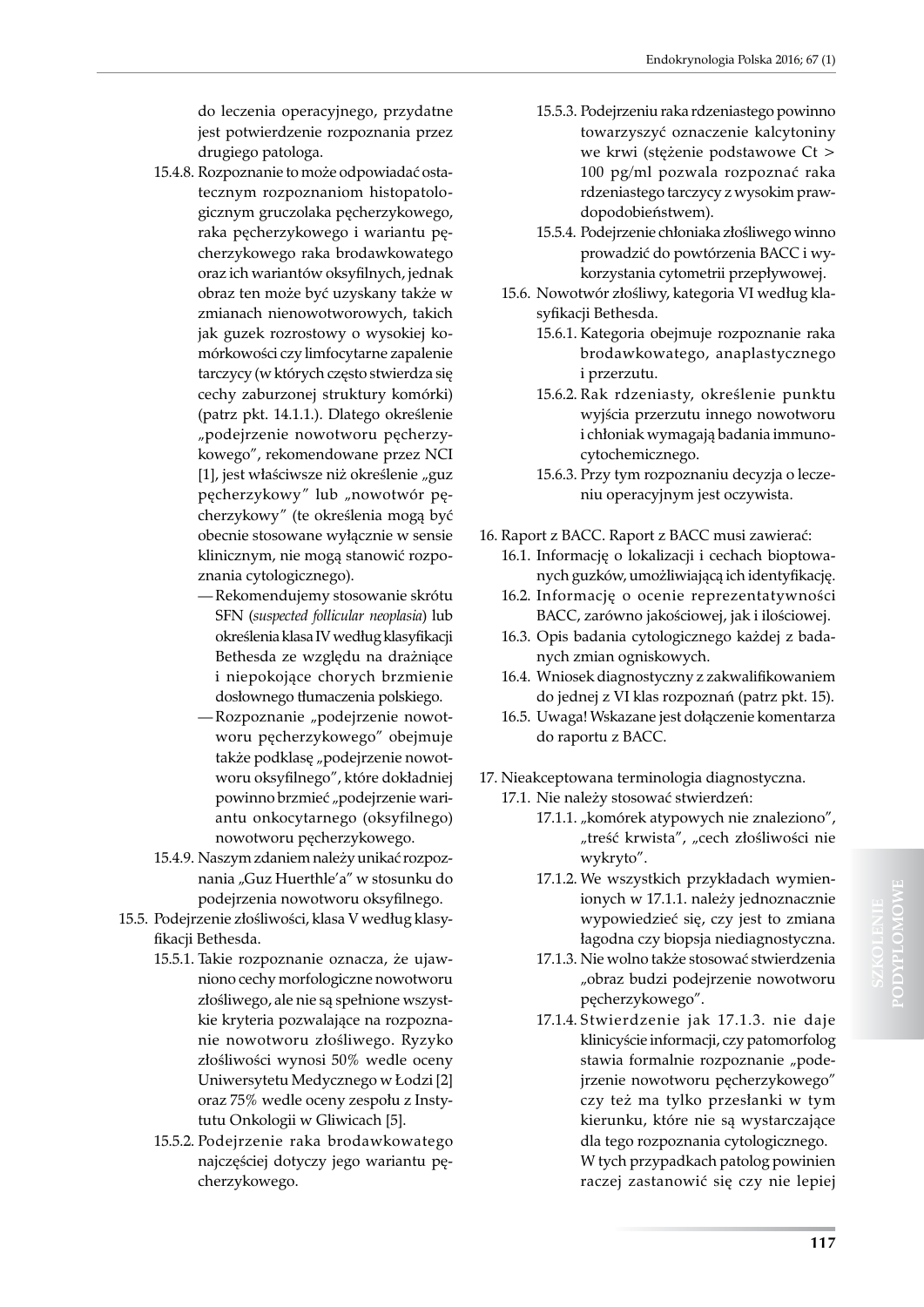do leczenia operacyjnego, przydatne jest potwierdzenie rozpoznania przez drugiego patologa.

15.4.8. Rozpoznanie to może odpowiadać ostatecznym rozpoznaniom histopatologicznym gruczolaka pęcherzykowego, raka pęcherzykowego i wariantu pęcherzykowego raka brodawkowatego oraz ich wariantów oksyfilnych, jednak obraz ten może być uzyskany także w zmianach nienowotworowych, takich jak guzek rozrostowy o wysokiej komórkowości czy limfocytarne zapalenie tarczycy (w których często stwierdza się cechy zaburzonej struktury komórki) (patrz pkt. 14.1.1.). Dlatego określenie „podejrzenie nowotworu pęcherzykowego", rekomendowane przez NCI [1], jest właściwsze niż określenie „guz pęcherzykowy" lub „nowotwór pęcherzykowy" (te określenia mogą być obecnie stosowane wyłącznie w sensie klinicznym, nie mogą stanowić rozpoznania cytologicznego).

- Rekomendujemy stosowanie skrótu SFN (*suspected follicular neoplasia*) lub określenia klasa IV według klasyfikacji Bethesda ze względu na drażniące i niepokojące chorych brzmienie dosłownego tłumaczenia polskiego.
- Rozpoznanie „podejrzenie nowotworu pęcherzykowego" obejmuje także podklasę „podejrzenie nowotworu oksyfilnego", które dokładniej powinno brzmieć „podejrzenie wariantu onkocytarnego (oksyfilnego) nowotworu pęcherzykowego.

15.4.9. Naszym zdaniem należy unikać rozpoznania „Guz Huerthle'a" w stosunku do podejrzenia nowotworu oksyfilnego.

15.5. Podejrzenie złośliwości, klasa V według klasyfikacji Bethesda.

15.5.1. Takie rozpoznanie oznacza, że ujawniono cechy morfologiczne nowotworu złośliwego, ale nie są spełnione wszystkie kryteria pozwalające na rozpoznanie nowotworu złośliwego. Ryzyko złośliwości wynosi 50% wedle oceny Uniwersytetu Medycznego w Łodzi [2] oraz 75% wedle oceny zespołu z Instytutu Onkologii w Gliwicach [5].

15.5.2. Podejrzenie raka brodawkowatego najczęściej dotyczy jego wariantu pęcherzykowego.

15.5.3. Podejrzeniu raka rdzeniastego powinno towarzyszyć oznaczenie kalcytoniny we krwi (stężenie podstawowe Ct > 100 pg/ml pozwala rozpoznać raka rdzeniastego tarczycy z wysokim prawdopodobieństwem).

15.5.4. Podejrzenie chłoniaka złośliwego winno prowadzić do powtórzenia BACC i wykorzystania cytometrii przepływowej.

15.6. Nowotwór złośliwy, kategoria VI według klasyfikacji Bethesda.

15.6.1. Kategoria obejmuje rozpoznanie raka brodawkowatego, anaplastycznego i przerzutu.

15.6.2. Rak rdzeniasty, określenie punktu wyjścia przerzutu innego nowotworu i chłoniak wymagają badania immunocytochemicznego.

15.6.3. Przy tym rozpoznaniu decyzja o leczeniu operacyjnym jest oczywista.

16. Raport z BACC. Raport z BACC musi zawierać:

16.1. Informację o lokalizacji i cechach bioptowanych guzków, umożliwiającą ich identyfikację.

16.2. Informację o ocenie reprezentatywności BACC, zarówno jakościowej, jak i ilościowej.

16.3. Opis badania cytologicznego każdej z badanych zmian ogniskowych.

16.4. Wniosek diagnostyczny z zakwalifikowaniem do jednej z VI klas rozpoznań (patrz pkt. 15).

16.5. Uwaga! Wskazane jest dołączenie komentarza do raportu z BACC.

17. Nieakceptowana terminologia diagnostyczna.

17.1. Nie należy stosować stwierdzeń:

17.1.1. „komórek atypowych nie znaleziono", „treść krwista", „cech złośliwości nie wykryto".

17.1.2. We wszystkich przykładach wymienionych w 17.1.1. należy jednoznacznie wypowiedzieć się, czy jest to zmiana łagodna czy biopsja niediagnostyczna.

17.1.3. Nie wolno także stosować stwierdzenia „obraz budzi podejrzenie nowotworu pęcherzykowego".

17.1.4. Stwierdzenie jak 17.1.3. nie daje klinicyście informacji, czy patomorfolog stawia formalnie rozpoznanie „podejrzenie nowotworu pęcherzykowego" czy też ma tylko przesłanki w tym kierunku, które nie są wystarczające dla tego rozpoznania cytologicznego. W tych przypadkach patolog powinien raczej zastanowić się czy nie lepiej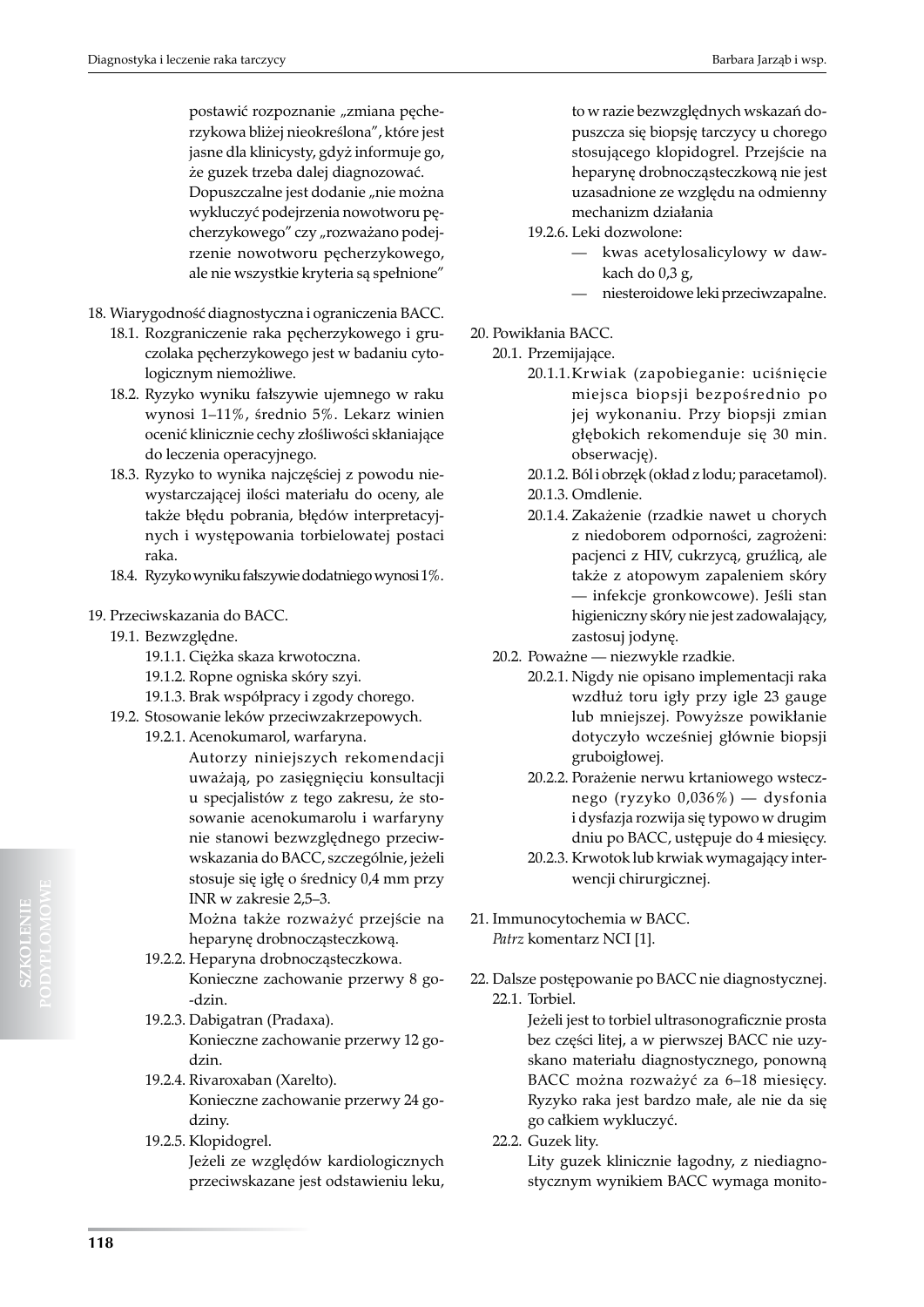postawić rozpoznanie „zmiana pęcherzykowa bliżej nieokreślona", które jest jasne dla klinicysty, gdyż informuje go, że guzek trzeba dalej diagnozować. Dopuszczalne jest dodanie „nie można wykluczyć podejrzenia nowotworu pęcherzykowego" czy „rozważano podejrzenie nowotworu pęcherzykowego, ale nie wszystkie kryteria są spełnione"

18. Wiarygodność diagnostyczna i ograniczenia BACC.
    - 18.1. Rozgraniczenie raka pęcherzykowego i gruczolaka pęcherzykowego jest w badaniu cytologicznym niemożliwe.
    - 18.2. Ryzyko wyniku fałszywie ujemnego w raku wynosi 1–11%, średnio 5%. Lekarz winien ocenić klinicznie cechy złośliwości skłaniające do leczenia operacyjnego.
    - 18.3. Ryzyko to wynika najczęściej z powodu niewystarczającej ilości materiału do oceny, ale także błędu pobrania, błędów interpretacyjnych i występowania torbielowatej postaci raka.
    - 18.4. Ryzyko wyniku fałszywie dodatniego wynosi 1%.

19. Przeciwskazania do BACC.
    - 19.1. Bezwzględne.
        - 19.1.1. Ciężka skaza krwotoczna.
        - 19.1.2. Ropne ogniska skóry szyi.
        - 19.1.3. Brak współpracy i zgody chorego.
    - 19.2. Stosowanie leków przeciwzakrzepowych.
        - 19.2.1. Acenokumarol, warfaryna.
          Autorzy niniejszych rekomendacji uważają, po zasięgnięciu konsultacji u specjalistów z tego zakresu, że stosowanie acenokumarolu i warfaryny nie stanowi bezwzględnego przeciwwskazania do BACC, szczególnie, jeżeli stosuje się igłę o średnicy 0,4 mm przy INR w zakresie 2,5–3.
          Można także rozważyć przejście na heparynę drobnocząsteczkową.
        - 19.2.2. Heparyna drobnocząsteczkowa.
          Konieczne zachowanie przerwy 8 godzin.
        - 19.2.3. Dabigatran (Pradaxa).
          Konieczne zachowanie przerwy 12 godzin.
        - 19.2.4. Rivaroxaban (Xarelto).
          Konieczne zachowanie przerwy 24 godziny.
        - 19.2.5. Klopidogrel.
          Jeżeli ze względów kardiologicznych przeciwskazane jest odstawieniu leku, to w razie bezwzględnych wskazań dopuszcza się biopsję tarczycy u chorego stosującego klopidogrel. Przejście na heparynę drobnocząsteczkową nie jest uzasadnione ze względu na odmienny mechanizm działania
        - 19.2.6. Leki dozwolone:
            - kwas acetylosalicylowy w dawkach do 0,3 g,
            - niesteroidowe leki przeciwzapalne.

20. Powikłania BACC.
    - 20.1. Przemijające.
        - 20.1.1. Krwiak (zapobieganie: uciśnięcie miejsca biopsji bezpośrednio po jej wykonaniu. Przy biopsji zmian głębokich rekomenduje się 30 min. obserwację).
        - 20.1.2. Ból i obrzęk (okład z lodu; paracetamol).
        - 20.1.3. Omdlenie.
        - 20.1.4. Zakażenie (rzadkie nawet u chorych z niedoborem odporności, zagrożeni: pacjenci z HIV, cukrzycą, gruźlicą, ale także z atopowym zapaleniem skóry — infekcje gronkowcowe). Jeśli stan higieniczny skóry nie jest zadowalający, zastosuj jodynę.
    - 20.2. Poważne — niezwykle rzadkie.
        - 20.2.1. Nigdy nie opisano implementacji raka wzdłuż toru igły przy igle 23 gauge lub mniejszej. Powyższe powikłanie dotyczyło wcześniej głównie biopsji gruboigłowej.
        - 20.2.2. Porażenie nerwu krtaniowego wstecznego (ryzyko 0,036%) — dysfonia i dysfazja rozwija się typowo w drugim dniu po BACC, ustępuje do 4 miesięcy.
        - 20.2.3. Krwotok lub krwiak wymagający interwencji chirurgicznej.

21. Immunocytochemia w BACC.
    *Patrz* komentarz NCI [1].

22. Dalsze postępowanie po BACC nie diagnostycznej.
    - 22.1. Torbiel.
      Jeżeli jest to torbiel ultrasonograficznie prosta bez części litej, a w pierwszej BACC nie uzyskano materiału diagnostycznego, ponowną BACC można rozważyć za 6–18 miesięcy. Ryzyko raka jest bardzo małe, ale nie da się go całkiem wykluczyć.
    - 22.2. Guzek lity.
      Lity guzek klinicznie łagodny, z niediagnostycznym wynikiem BACC wymaga monito-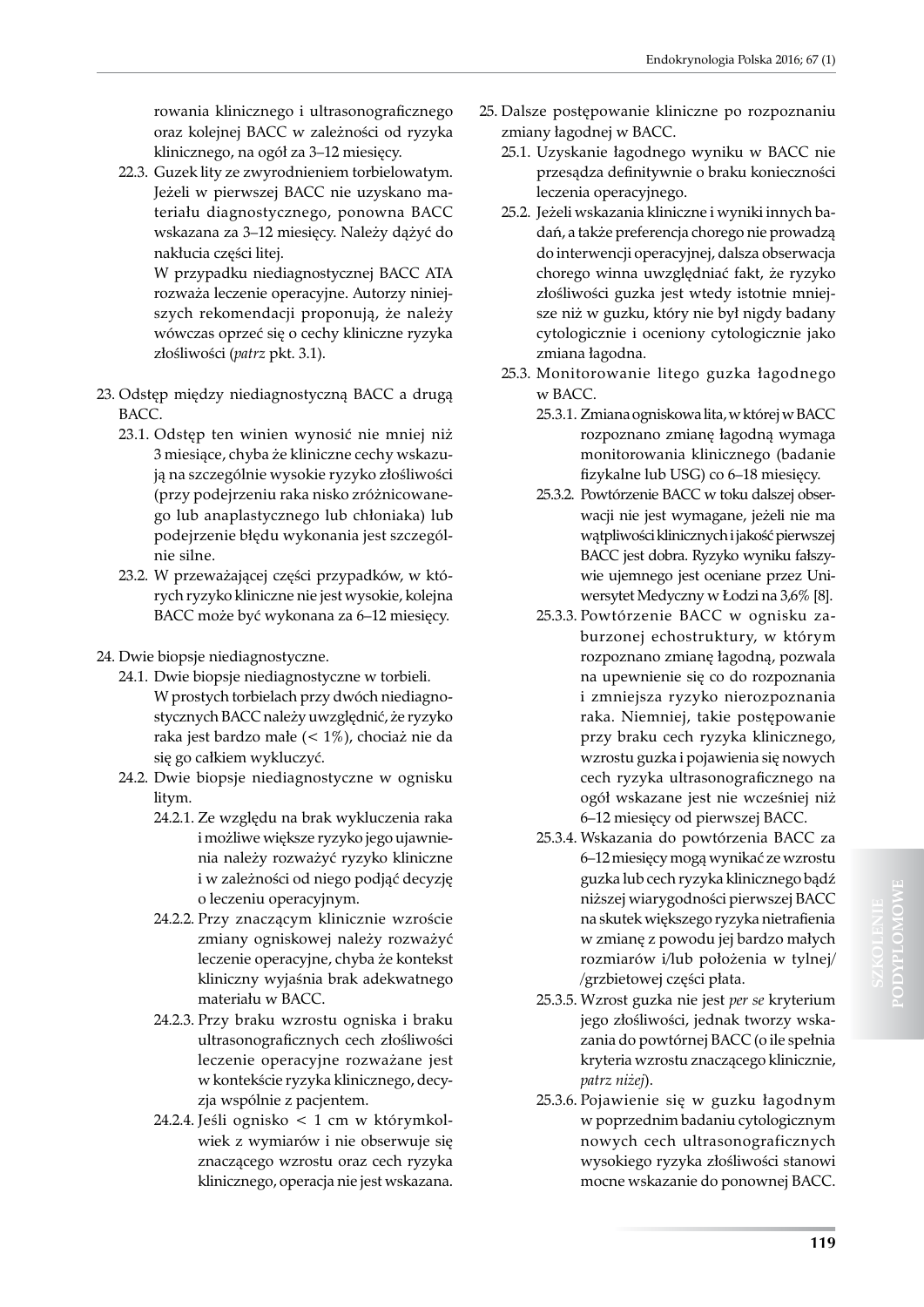rowania klinicznego i ultrasonograficznego oraz kolejnej BACC w zależności od ryzyka klinicznego, na ogół za 3–12 miesięcy.

22.3. Guzek lity ze zwyrodnieniem torbielowatym. Jeżeli w pierwszej BACC nie uzyskano materiału diagnostycznego, ponowna BACC wskazana za 3–12 miesięcy. Należy dążyć do nakłucia części litej.
W przypadku niediagnostycznej BACC ATA rozważa leczenie operacyjne. Autorzy niniejszych rekomendacji proponują, że należy wówczas oprzeć się o cechy kliniczne ryzyka złośliwości (*patrz* pkt. 3.1).

23. Odstęp między niediagnostyczną BACC a drugą BACC.
    23.1. Odstęp ten winien wynosić nie mniej niż 3 miesiące, chyba że kliniczne cechy wskazują na szczególnie wysokie ryzyko złośliwości (przy podejrzeniu raka nisko zróżnicowanego lub anaplastycznego lub chłoniaka) lub podejrzenie błędu wykonania jest szczególnie silne.
    23.2. W przeważającej części przypadków, w których ryzyko kliniczne nie jest wysokie, kolejna BACC może być wykonana za 6–12 miesięcy.

24. Dwie biopsje niediagnostyczne.
    24.1. Dwie biopsje niediagnostyczne w torbieli.
    W prostych torbielach przy dwóch niediagnostycznych BACC należy uwzględnić, że ryzyko raka jest bardzo małe (< 1%), chociaż nie da się go całkiem wykluczyć.
    24.2. Dwie biopsje niediagnostyczne w ognisku litym.
        24.2.1. Ze względu na brak wykluczenia raka i możliwe większe ryzyko jego ujawnienia należy rozważyć ryzyko kliniczne i w zależności od niego podjąć decyzję o leczeniu operacyjnym.
        24.2.2. Przy znaczącym klinicznie wzroście zmiany ogniskowej należy rozważyć leczenie operacyjne, chyba że kontekst kliniczny wyjaśnia brak adekwatnego materiału w BACC.
        24.2.3. Przy braku wzrostu ogniska i braku ultrasonograficznych cech złośliwości leczenie operacyjne rozważane jest w kontekście ryzyka klinicznego, decyzja wspólnie z pacjentem.
        24.2.4. Jeśli ognisko < 1 cm w którymkolwiek z wymiarów i nie obserwuje się znaczącego wzrostu oraz cech ryzyka klinicznego, operacja nie jest wskazana.

25. Dalsze postępowanie kliniczne po rozpoznaniu zmiany łagodnej w BACC.
    25.1. Uzyskanie łagodnego wyniku w BACC nie przesądza definitywnie o braku konieczności leczenia operacyjnego.
    25.2. Jeżeli wskazania kliniczne i wyniki innych badań, a także preferencja chorego nie prowadzą do interwencji operacyjnej, dalsza obserwacja chorego winna uwzględniać fakt, że ryzyko złośliwości guzka jest wtedy istotnie mniejsze niż w guzku, który nie był nigdy badany cytologicznie i oceniony cytologicznie jako zmiana łagodna.
    25.3. Monitorowanie litego guzka łagodnego w BACC.
        25.3.1. Zmiana ogniskowa lita, w której w BACC rozpoznano zmianę łagodną wymaga monitorowania klinicznego (badanie fizykalne lub USG) co 6–18 miesięcy.
        25.3.2. Powtórzenie BACC w toku dalszej obserwacji nie jest wymagane, jeżeli nie ma wątpliwości klinicznych i jakość pierwszej BACC jest dobra. Ryzyko wyniku fałszywie ujemnego jest oceniane przez Uniwersytet Medyczny w Łodzi na 3,6% [8].
        25.3.3. Powtórzenie BACC w ognisku zaburzonej echostruktury, w którym rozpoznano zmianę łagodną, pozwala na upewnienie się co do rozpoznania i zmniejsza ryzyko nierozpoznania raka. Niemniej, takie postępowanie przy braku cech ryzyka klinicznego, wzrostu guzka i pojawienia się nowych cech ryzyka ultrasonograficznego na ogół wskazane jest nie wcześniej niż 6–12 miesięcy od pierwszej BACC.
        25.3.4. Wskazania do powtórzenia BACC za 6–12 miesięcy mogą wynikać ze wzrostu guzka lub cech ryzyka klinicznego bądź niższej wiarygodności pierwszej BACC na skutek większego ryzyka nietrafienia w zmianę z powodu jej bardzo małych rozmiarów i/lub położenia w tylnej/ /grzbietowej części płata.
        25.3.5. Wzrost guzka nie jest *per se* kryterium jego złośliwości, jednak tworzy wskazania do powtórnej BACC (o ile spełnia kryteria wzrostu znaczącego klinicznie, *patrz niżej*).
        25.3.6. Pojawienie się w guzku łagodnym w poprzednim badaniu cytologicznym nowych cech ultrasonograficznych wysokiego ryzyka złośliwości stanowi mocne wskazanie do ponownej BACC.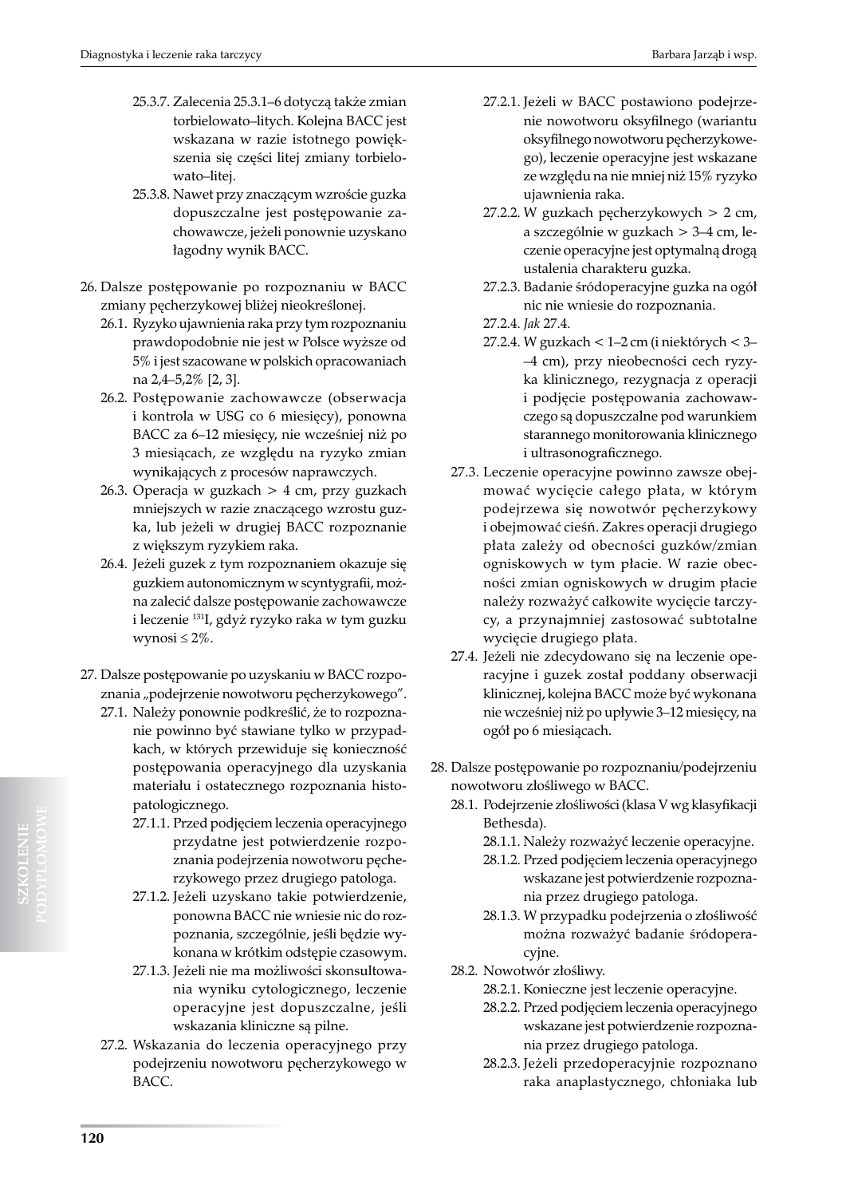25.3.7. Zalecenia 25.3.1–6 dotyczą także zmian torbielowato–litych. Kolejna BACC jest wskazana w razie istotnego powiększenia się części litej zmiany torbielowato–litej.

25.3.8. Nawet przy znaczącym wzroście guzka dopuszczalne jest postępowanie zachowawcze, jeżeli ponownie uzyskano łagodny wynik BACC.

26. Dalsze postępowanie po rozpoznaniu w BACC zmiany pęcherzykowej bliżej nieokreślonej.

26.1. Ryzyko ujawnienia raka przy tym rozpoznaniu prawdopodobnie nie jest w Polsce wyższe od 5% i jest szacowane w polskich opracowaniach na 2,4–5,2% [2, 3].

26.2. Postępowanie zachowawcze (obserwacja i kontrola w USG co 6 miesięcy), ponowna BACC za 6–12 miesięcy, nie wcześniej niż po 3 miesiącach, ze względu na ryzyko zmian wynikających z procesów naprawczych.

26.3. Operacja w guzkach > 4 cm, przy guzkach mniejszych w razie znaczącego wzrostu guzka, lub jeżeli w drugiej BACC rozpoznanie z większym ryzykiem raka.

26.4. Jeżeli guzek z tym rozpoznaniem okazuje się guzkiem autonomicznym w scyntygrafii, można zalecić dalsze postępowanie zachowawcze i leczenie $^{131}$I, gdyż ryzyko raka w tym guzku wynosi ≤ 2%.

27. Dalsze postępowanie po uzyskaniu w BACC rozpoznania „podejrzenie nowotworu pęcherzykowego".

27.1. Należy ponownie podkreślić, że to rozpoznanie powinno być stawiane tylko w przypadkach, w których przewiduje się konieczność postępowania operacyjnego dla uzyskania materiału i ostatecznego rozpoznania histopatologicznego.

27.1.1. Przed podjęciem leczenia operacyjnego przydatne jest potwierdzenie rozpoznania podejrzenia nowotworu pęcherzykowego przez drugiego patologa.

27.1.2. Jeżeli uzyskano takie potwierdzenie, ponowna BACC nie wniesie nic do rozpoznania, szczególnie, jeśli będzie wykonana w krótkim odstępie czasowym.

27.1.3. Jeżeli nie ma możliwości skonsultowania wyniku cytologicznego, leczenie operacyjne jest dopuszczalne, jeśli wskazania kliniczne są pilne.

27.2. Wskazania do leczenia operacyjnego przy podejrzeniu nowotworu pęcherzykowego w BACC.

27.2.1. Jeżeli w BACC postawiono podejrzenie nowotworu oksyfilnego (wariantu oksyfilnego nowotworu pęcherzykowego), leczenie operacyjne jest wskazane ze względu na nie mniej niż 15% ryzyko ujawnienia raka.

27.2.2. W guzkach pęcherzykowych > 2 cm, a szczególnie w guzkach > 3–4 cm, leczenie operacyjne jest optymalną drogą ustalenia charakteru guzka.

27.2.3. Badanie śródoperacyjne guzka na ogół nic nie wniesie do rozpoznania.

27.2.4. *Jak* 27.4.

27.2.4. W guzkach < 1–2 cm (i niektórych < 3–4 cm), przy nieobecności cech ryzyka klinicznego, rezygnacja z operacji i podjęcie postępowania zachowawczego są dopuszczalne pod warunkiem starannego monitorowania klinicznego i ultrasonograficznego.

27.3. Leczenie operacyjne powinno zawsze obejmować wycięcie całego płata, w którym podejrzewa się nowotwór pęcherzykowy i obejmować cieśń. Zakres operacji drugiego płata zależy od obecności guzków/zmian ogniskowych w tym płacie. W razie obecności zmian ogniskowych w drugim płacie należy rozważyć całkowite wycięcie tarczycy, a przynajmniej zastosować subtotalne wycięcie drugiego płata.

27.4. Jeżeli nie zdecydowano się na leczenie operacyjne i guzek został poddany obserwacji klinicznej, kolejna BACC może być wykonana nie wcześniej niż po upływie 3–12 miesięcy, na ogół po 6 miesiącach.

28. Dalsze postępowanie po rozpoznaniu/podejrzeniu nowotworu złośliwego w BACC.

28.1. Podejrzenie złośliwości (klasa V wg klasyfikacji Bethesda).

28.1.1. Należy rozważyć leczenie operacyjne.

28.1.2. Przed podjęciem leczenia operacyjnego wskazane jest potwierdzenie rozpoznania przez drugiego patologa.

28.1.3. W przypadku podejrzenia o złośliwość można rozważyć badanie śródoperacyjne.

28.2. Nowotwór złośliwy.

28.2.1. Konieczne jest leczenie operacyjne.

28.2.2. Przed podjęciem leczenia operacyjnego wskazane jest potwierdzenie rozpoznania przez drugiego patologa.

28.2.3. Jeżeli przedoperacyjnie rozpoznano raka anaplastycznego, chłoniaka lub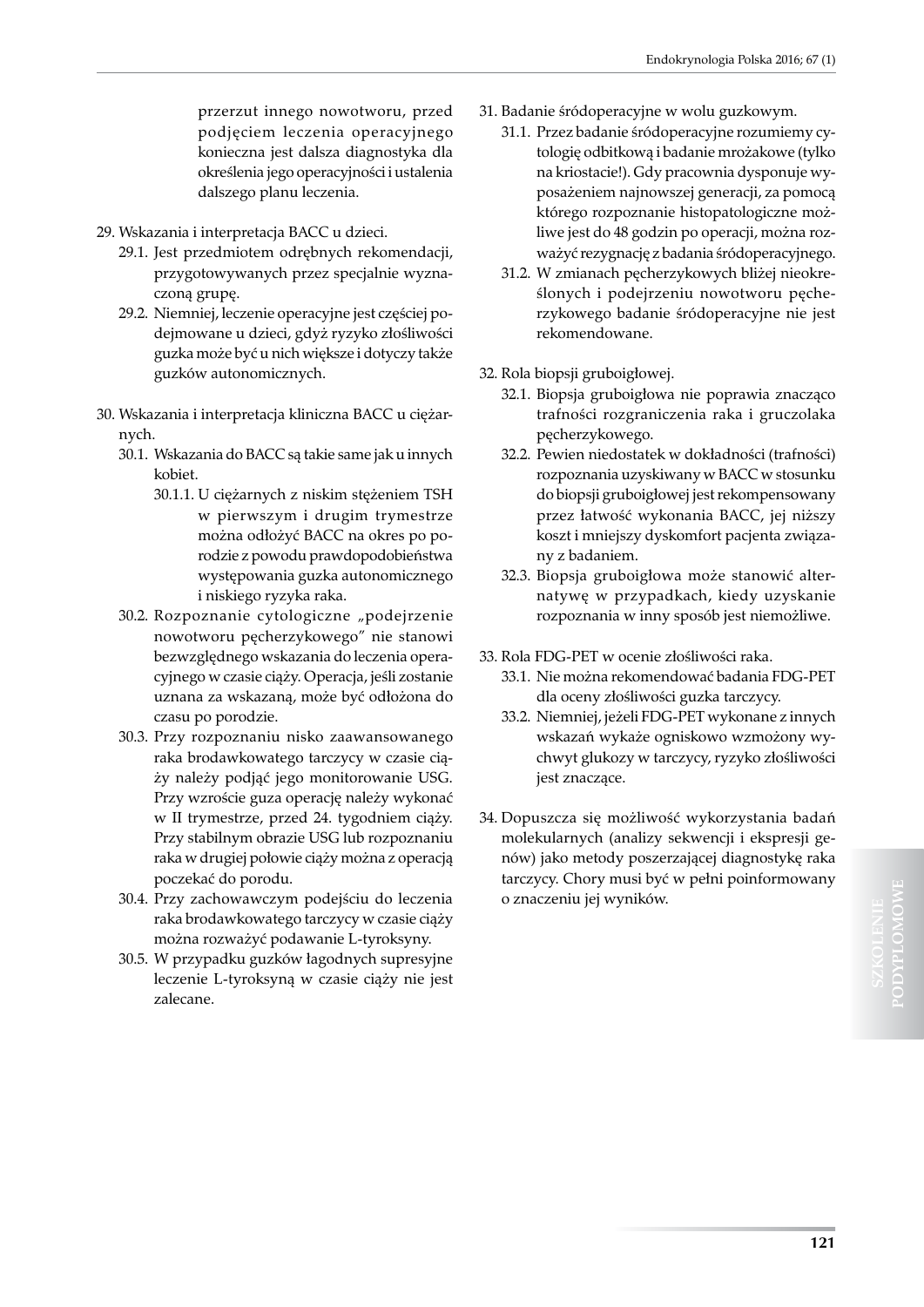przerzut innego nowotworu, przed podjęciem leczenia operacyjnego konieczna jest dalsza diagnostyka dla określenia jego operacyjności i ustalenia dalszego planu leczenia.

29. Wskazania i interpretacja BACC u dzieci.
    - 29.1. Jest przedmiotem odrębnych rekomendacji, przygotowywanych przez specjalnie wyznaczoną grupę.
    - 29.2. Niemniej, leczenie operacyjne jest częściej podejmowane u dzieci, gdyż ryzyko złośliwości guzka może być u nich większe i dotyczy także guzków autonomicznych.

30. Wskazania i interpretacja kliniczna BACC u ciężarnych.
    - 30.1. Wskazania do BACC są takie same jak u innych kobiet.
        - 30.1.1. U ciężarnych z niskim stężeniem TSH w pierwszym i drugim trymestrze można odłożyć BACC na okres po porodzie z powodu prawdopodobieństwa występowania guzka autonomicznego i niskiego ryzyka raka.
    - 30.2. Rozpoznanie cytologiczne „podejrzenie nowotworu pęcherzykowego" nie stanowi bezwzględnego wskazania do leczenia operacyjnego w czasie ciąży. Operacja, jeśli zostanie uznana za wskazaną, może być odłożona do czasu po porodzie.
    - 30.3. Przy rozpoznaniu nisko zaawansowanego raka brodawkowatego tarczycy w czasie ciąży należy podjąć jego monitorowanie USG. Przy wzroście guza operację należy wykonać w II trymestrze, przed 24. tygodniem ciąży. Przy stabilnym obrazie USG lub rozpoznaniu raka w drugiej połowie ciąży można z operacją poczekać do porodu.
    - 30.4. Przy zachowawczym podejściu do leczenia raka brodawkowatego tarczycy w czasie ciąży można rozważyć podawanie L-tyroksyny.
    - 30.5. W przypadku guzków łagodnych supresyjne leczenie L-tyroksyną w czasie ciąży nie jest zalecane.

31. Badanie śródoperacyjne w wolu guzkowym.
    - 31.1. Przez badanie śródoperacyjne rozumiemy cytologię odbitkową i badanie mrożakowe (tylko na kriostacie!). Gdy pracownia dysponuje wyposażeniem najnowszej generacji, za pomocą którego rozpoznanie histopatologiczne możliwe jest do 48 godzin po operacji, można rozważyć rezygnację z badania śródoperacyjnego.
    - 31.2. W zmianach pęcherzykowych bliżej nieokreślonych i podejrzeniu nowotworu pęcherzykowego badanie śródoperacyjne nie jest rekomendowane.

32. Rola biopsji gruboigłowej.
    - 32.1. Biopsja gruboigłowa nie poprawia znacząco trafności rozgraniczenia raka i gruczolaka pęcherzykowego.
    - 32.2. Pewien niedostatek w dokładności (trafności) rozpoznania uzyskiwany w BACC w stosunku do biopsji gruboigłowej jest rekompensowany przez łatwość wykonania BACC, jej niższy koszt i mniejszy dyskomfort pacjenta związany z badaniem.
    - 32.3. Biopsja gruboigłowa może stanowić alternatywę w przypadkach, kiedy uzyskanie rozpoznania w inny sposób jest niemożliwe.

33. Rola FDG-PET w ocenie złośliwości raka.
    - 33.1. Nie można rekomendować badania FDG-PET dla oceny złośliwości guzka tarczycy.
    - 33.2. Niemniej, jeżeli FDG-PET wykonane z innych wskazań wykaże ogniskowo wzmożony wychwyt glukozy w tarczycy, ryzyko złośliwości jest znaczące.

34. Dopuszcza się możliwość wykorzystania badań molekularnych (analizy sekwencji i ekspresji genów) jako metody poszerzającej diagnostykę raka tarczycy. Chory musi być w pełni poinformowany o znaczeniu jej wyników.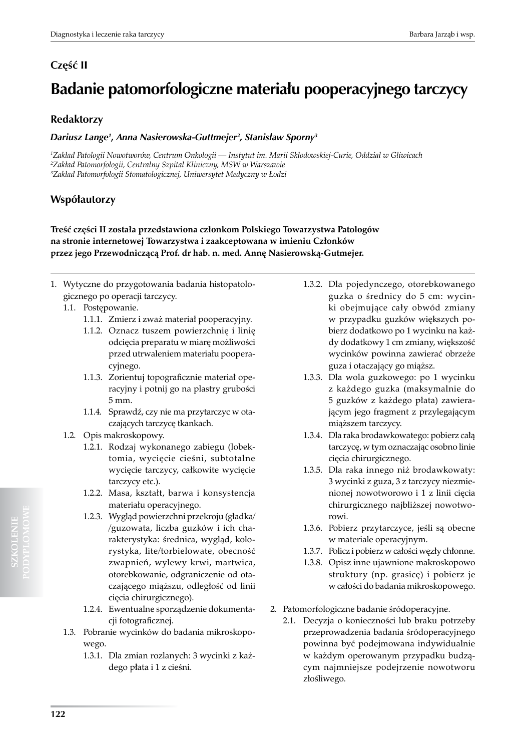## Część II

# Badanie patomorfologiczne materiału pooperacyjnego tarczycy

### Redaktorzy

***Dariusz Lange[1], Anna Nasierowska-Guttmejer[2], Stanisław Sporny[3]***

*[1]Zakład Patologii Nowotworów, Centrum Onkologii — Instytut im. Marii Skłodowskiej-Curie, Oddział w Gliwicach*
*[2]Zakład Patomorfologii, Centralny Szpital Kliniczny, MSW w Warszawie*
*[3]Zakład Patomorfologii Stomatologicznej, Uniwersytet Medyczny w Łodzi*

### Współautorzy

**Treść części II została przedstawiona członkom Polskiego Towarzystwa Patologów na stronie internetowej Towarzystwa i zaakceptowana w imieniu Członków przez jego Przewodniczącą Prof. dr hab. n. med. Annę Nasierowską-Gutmejer.**

1. Wytyczne do przygotowania badania histopatologicznego po operacji tarczycy.
   - 1.1. Postępowanie.
     - 1.1.1. Zmierz i zważ materiał pooperacyjny.
     - 1.1.2. Oznacz tuszem powierzchnię i linię odcięcia preparatu w miarę możliwości przed utrwaleniem materiału pooperacyjnego.
     - 1.1.3. Zorientuj topograficznie materiał operacyjny i potnij go na plastry grubości 5 mm.
     - 1.1.4. Sprawdź, czy nie ma przytarczyc w otaczających tarczycę tkankach.
   - 1.2. Opis makroskopowy.
     - 1.2.1. Rodzaj wykonanego zabiegu (lobektomia, wycięcie cieśni, subtotalne wycięcie tarczycy, całkowite wycięcie tarczycy etc.).
     - 1.2.2. Masa, kształt, barwa i konsystencja materiału operacyjnego.
     - 1.2.3. Wygląd powierzchni przekroju (gładka/ /guzowata, liczba guzków i ich charakterystyka: średnica, wygląd, kolorystyka, lite/torbielowate, obecność zwapnień, wylewy krwi, martwica, otorebkowanie, odgraniczenie od otaczającego miąższu, odległość od linii cięcia chirurgicznego).
     - 1.2.4. Ewentualne sporządzenie dokumentacji fotograficznej.
   - 1.3. Pobranie wycinków do badania mikroskopowego.
     - 1.3.1. Dla zmian rozlanych: 3 wycinki z każdego płata i 1 z cieśni.
     - 1.3.2. Dla pojedynczego, otorebkowanego guzka o średnicy do 5 cm: wycinki obejmujące cały obwód zmiany w przypadku guzków większych pobierz dodatkowo po 1 wycinku na każdy dodatkowy 1 cm zmiany, większość wycinków powinna zawierać obrzeże guza i otaczający go miąższ.
     - 1.3.3. Dla wola guzkowego: po 1 wycinku z każdego guzka (maksymalnie do 5 guzków z każdego płata) zawierającym jego fragment z przylegającym miąższem tarczycy.
     - 1.3.4. Dla raka brodawkowatego: pobierz całą tarczycę, w tym oznaczając osobno linie cięcia chirurgicznego.
     - 1.3.5. Dla raka innego niż brodawkowaty: 3 wycinki z guza, 3 z tarczycy niezmienionej nowotworowo i 1 z linii cięcia chirurgicznego najbliższej nowotworowi.
     - 1.3.6. Pobierz przytarczyce, jeśli są obecne w materiale operacyjnym.
     - 1.3.7. Policz i pobierz w całości węzły chłonne.
     - 1.3.8. Opisz inne ujawnione makroskopowo struktury (np. grasicę) i pobierz je w całości do badania mikroskopowego.

2. Patomorfologiczne badanie śródoperacyjne.
   - 2.1. Decyzja o konieczności lub braku potrzeby przeprowadzenia badania śródoperacyjnego powinna być podejmowana indywidualnie w każdym operowanym przypadku budzącym najmniejsze podejrzenie nowotworu złośliwego.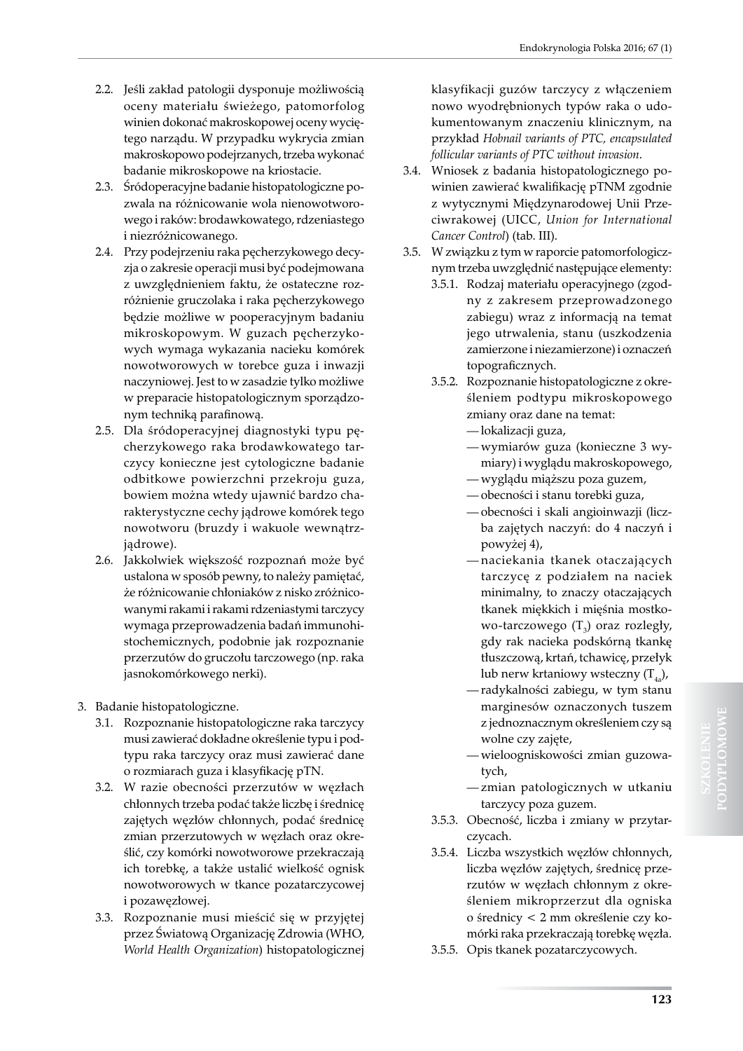2.2. Jeśli zakład patologii dysponuje możliwością oceny materiału świeżego, patomorfolog winien dokonać makroskopowej oceny wyciętego narządu. W przypadku wykrycia zmian makroskopowo podejrzanych, trzeba wykonać badanie mikroskopowe na kriostacie.

2.3. Śródoperacyjne badanie histopatologiczne pozwala na różnicowanie wola nienowotworowego i raków: brodawkowatego, rdzeniastego i niezróżnicowanego.

2.4. Przy podejrzeniu raka pęcherzykowego decyzja o zakresie operacji musi być podejmowana z uwzględnieniem faktu, że ostateczne rozróżnienie gruczolaka i raka pęcherzykowego będzie możliwe w pooperacyjnym badaniu mikroskopowym. W guzach pęcherzykowych wymaga wykazania nacieku komórek nowotworowych w torebce guza i inwazji naczyniowej. Jest to w zasadzie tylko możliwe w preparacie histopatologicznym sporządzonym techniką parafinową.

2.5. Dla śródoperacyjnej diagnostyki typu pęcherzykowego raka brodawkowatego tarczycy konieczne jest cytologiczne badanie odbitkowe powierzchni przekroju guza, bowiem można wtedy ujawnić bardzo charakterystyczne cechy jądrowe komórek tego nowotworu (bruzdy i wakuole wewnątrzjądrowe).

2.6. Jakkolwiek większość rozpoznań może być ustalona w sposób pewny, to należy pamiętać, że różnicowanie chłoniaków z nisko zróżnicowanymi rakami i rakami rdzeniastymi tarczycy wymaga przeprowadzenia badań immunohistochemicznych, podobnie jak rozpoznanie przerzutów do gruczołu tarczowego (np. raka jasnokomórkowego nerki).

3. Badanie histopatologiczne.

3.1. Rozpoznanie histopatologiczne raka tarczycy musi zawierać dokładne określenie typu i podtypu raka tarczycy oraz musi zawierać dane o rozmiarach guza i klasyfikację pTN.

3.2. W razie obecności przerzutów w węzłach chłonnych trzeba podać także liczbę i średnicę zajętych węzłów chłonnych, podać średnicę zmian przerzutowych w węzłach oraz określić, czy komórki nowotworowe przekraczają ich torebkę, a także ustalić wielkość ognisk nowotworowych w tkance pozatarczycowej i pozawęzłowej.

3.3. Rozpoznanie musi mieścić się w przyjętej przez Światową Organizację Zdrowia (WHO, *World Health Organization*) histopatologicznej klasyfikacji guzów tarczycy z włączeniem nowo wyodrębnionych typów raka o udokumentowanym znaczeniu klinicznym, na przykład *Hobnail variants of PTC, encapsulated follicular variants of PTC without invasion*.

3.4. Wniosek z badania histopatologicznego powinien zawierać kwalifikację pTNM zgodnie z wytycznymi Międzynarodowej Unii Przeciwrakowej (UICC, *Union for International Cancer Control*) (tab. III).

3.5. W związku z tym w raporcie patomorfologicznym trzeba uwzględnić następujące elementy:

3.5.1. Rodzaj materiału operacyjnego (zgodny z zakresem przeprowadzonego zabiegu) wraz z informacją na temat jego utrwalenia, stanu (uszkodzenia zamierzone i niezamierzone) i oznaczeń topograficznych.

3.5.2. Rozpoznanie histopatologiczne z określeniem podtypu mikroskopowego zmiany oraz dane na temat:
- lokalizacji guza,
- wymiarów guza (konieczne 3 wymiary) i wyglądu makroskopowego,
- wyglądu miąższu poza guzem,
- obecności i stanu torebki guza,
- obecności i skali angioinwazji (liczba zajętych naczyń: do 4 naczyń i powyżej 4),
- naciekania tkanek otaczających tarczycę z podziałem na naciek minimalny, to znaczy otaczających tkanek miękkich i mięśnia mostkowo-tarczowego ($T_3$) oraz rozległy, gdy rak nacieka podskórną tkankę tłuszczową, krtań, tchawicę, przełyk lub nerw krtaniowy wsteczny ($T_{4a}$),
- radykalności zabiegu, w tym stanu marginesów oznaczonych tuszem z jednoznacznym określeniem czy są wolne czy zajęte,
- wieloogniskowości zmian guzowatych,
- zmian patologicznych w utkaniu tarczycy poza guzem.

3.5.3. Obecność, liczba i zmiany w przytarczycach.

3.5.4. Liczba wszystkich węzłów chłonnych, liczba węzłów zajętych, średnicę przerzutów w węzłach chłonnym z określeniem mikroprzerzut dla ogniska o średnicy < 2 mm określenie czy komórki raka przekraczają torebkę węzła.

3.5.5. Opis tkanek pozatarczycowych.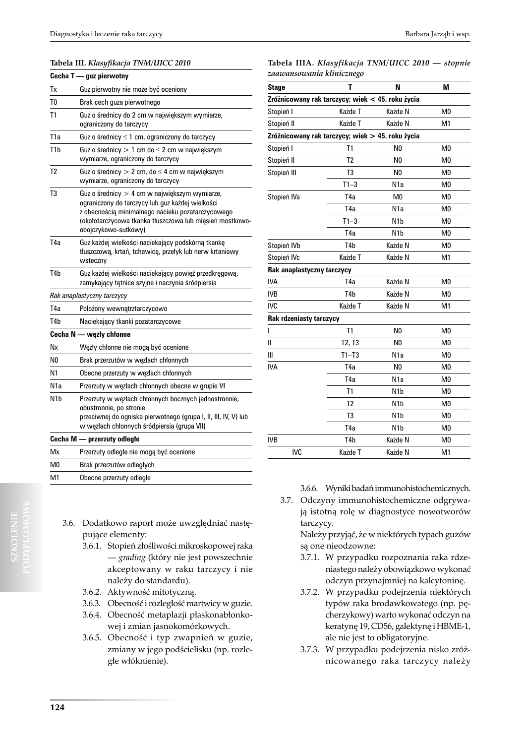**Tabela III.** *Klasyfikacja TNM/UICC 2010*

| | |
|---|---|
| **Cecha T — guz pierwotny** | |
| Tx | Guz pierwotny nie może być oceniony |
| T0 | Brak cech guza pierwotnego |
| T1 | Guz o średnicy do 2 cm w największym wymiarze, ograniczony do tarczycy |
| T1a | Guz o średnicy ≤ 1 cm, ograniczony do tarczycy |
| T1b | Guz o średnicy > 1 cm do ≤ 2 cm w największym wymiarze, ograniczony do tarczycy |
| T2 | Guz o średnicy > 2 cm, do ≤ 4 cm w największym wymiarze, ograniczony do tarczycy |
| T3 | Guz o średnicy > 4 cm w największym wymiarze, ograniczony do tarczycy lub guz każdej wielkości z obecnością minimalnego nacieku pozatarczycowego (okołotarczycowa tkanka tłuszczowa lub mięsień mostkowo-obojczykowo-sutkowy) |
| T4a | Guz każdej wielkości naciekający podskórną tkankę tłuszczową, krtań, tchawicę, przełyk lub nerw krtaniowy wsteczny |
| T4b | Guz każdej wielkości naciekający powięź przedkręgową, zamykający tętnice szyjne i naczynia śródpiersia |
| *Rak anaplastyczny tarczycy* | |
| T4a | Położony wewnątrztarczycowo |
| T4b | Naciekający tkanki pozatarczycowe |
| **Cecha N — węzły chłonne** | |
| Nx | Węzły chłonne nie mogą być ocenione |
| N0 | Brak przerzutów w węzłach chłonnych |
| N1 | Obecne przerzuty w węzłach chłonnych |
| N1a | Przerzuty w węzłach chłonnych obecne w grupie VI |
| N1b | Przerzuty w węzłach chłonnych bocznych jednostronnie, obustronnie, po stronie przeciwnej do ogniska pierwotnego (grupa I, II, III, IV, V) lub w węzłach chłonnych śródpiersia (grupa VII) |
| **Cecha M — przerzuty odległe** | |
| Mx | Przerzuty odległe nie mogą być ocenione |
| M0 | Brak przerzutów odległych |
| M1 | Obecne przerzuty odległe |

**Tabela IIIA.** *Klasyfikacja TNM/UICC 2010 — stopnie zaawansowania klinicznego*

| Stage | T | N | M |
|---|---|---|---|
| **Zróżnicowany rak tarczycy; wiek < 45. roku życia** | | | |
| Stopień I | Każde T | Każde N | M0 |
| Stopień II | Każde T | Każde N | M1 |
| **Zróżnicowany rak tarczycy; wiek > 45. roku życia** | | | |
| Stopień I | T1 | N0 | M0 |
| Stopień II | T2 | N0 | M0 |
| Stopień III | T3 | N0 | M0 |
| | T1–3 | N1a | M0 |
| Stopień IVa | T4a | M0 | M0 |
| | T4a | N1a | M0 |
| | T1–3 | N1b | M0 |
| | T4a | N1b | M0 |
| Stopień IVb | T4b | Każde N | M0 |
| Stopień IVc | Każde T | Każde N | M1 |
| **Rak anaplastyczny tarczycy** | | | |
| IVA | T4a | Każde N | M0 |
| IVB | T4b | Każde N | M0 |
| IVC | Każde T | Każde N | M1 |
| **Rak rdzeniasty tarczycy** | | | |
| I | T1 | N0 | M0 |
| II | T2, T3 | N0 | M0 |
| III | T1–T3 | N1a | M0 |
| IVA | T4a | N0 | M0 |
| | T4a | N1a | M0 |
| | T1 | N1b | M0 |
| | T2 | N1b | M0 |
| | T3 | N1b | M0 |
| | T4a | N1b | M0 |
| IVB | T4b | Każde N | M0 |
| IVC | Każde T | Każde N | M1 |

3.6. Dodatkowo raport może uwzględniać następujące elementy:
  - 3.6.1. Stopień złośliwości mikroskopowej raka — *grading* (który nie jest powszechnie akceptowany w raku tarczycy i nie należy do standardu).
  - 3.6.2. Aktywność mitotyczną.
  - 3.6.3. Obecność i rozległość martwicy w guzie.
  - 3.6.4. Obecność metaplazji płaskonabłonkowej i zmian jasnokomórkowych.
  - 3.6.5. Obecność i typ zwapnień w guzie, zmiany w jego podścielisku (np. rozległe włóknienie).
  - 3.6.6. Wyniki badań immunohistochemicznych.

3.7. Odczyny immunohistochemiczne odgrywają istotną rolę w diagnostyce nowotworów tarczycy.
Należy przyjąć, że w niektórych typach guzów są one nieodzowne:
  - 3.7.1. W przypadku rozpoznania raka rdzeniastego należy obowiązkowo wykonać odczyn przynajmniej na kalcytoninę.
  - 3.7.2. W przypadku podejrzenia niektórych typów raka brodawkowatego (np. pęcherzykowy) warto wykonać odczyn na keratynę 19, CD56, galektynę i HBME-1, ale nie jest to obligatoryjne.
  - 3.7.3. W przypadku podejrzenia nisko zróżnicowanego raka tarczycy należy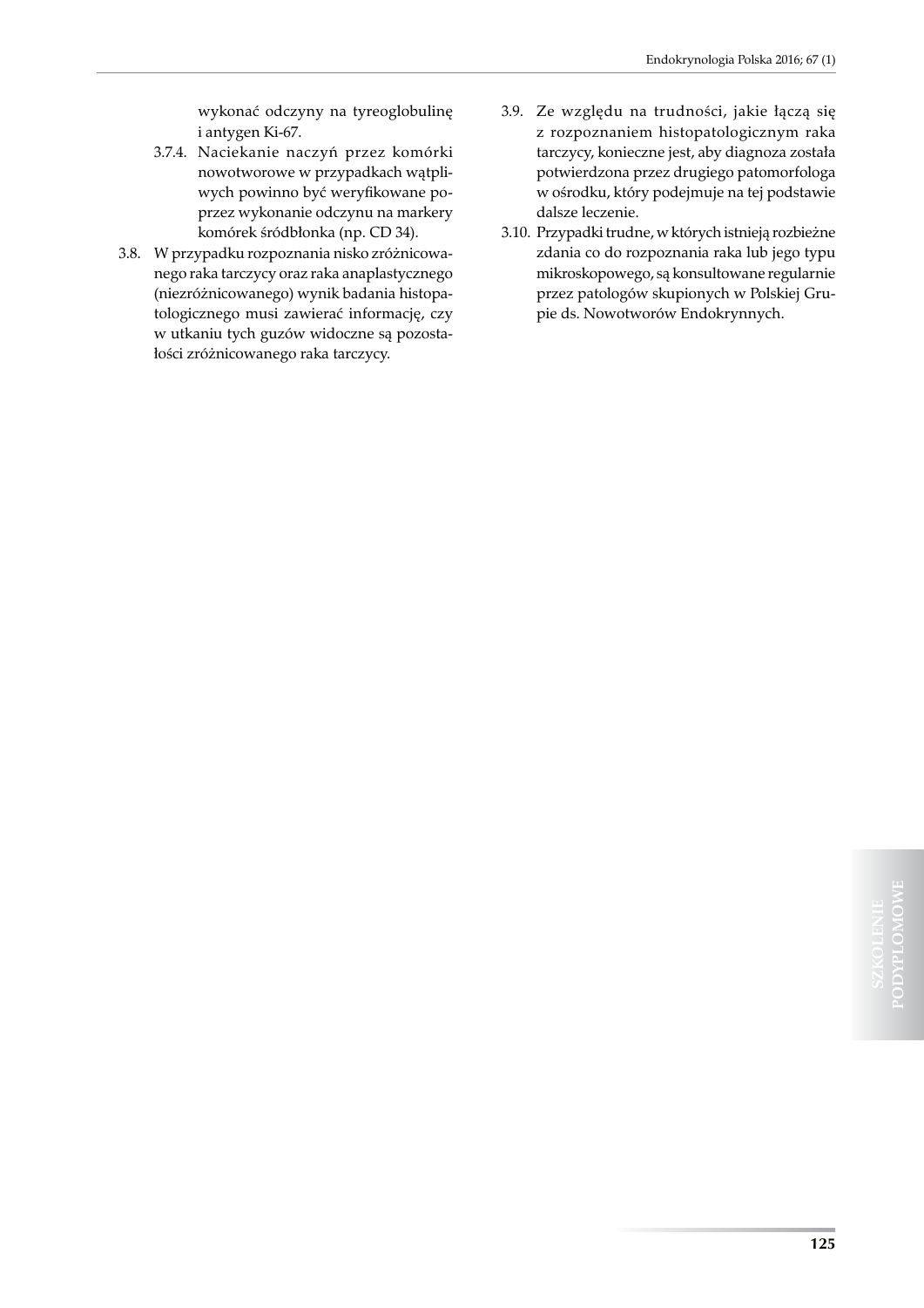wykonać odczyny na tyreoglobulinę i antygen Ki-67.

3.7.4. Naciekanie naczyń przez komórki nowotworowe w przypadkach wątpliwych powinno być weryfikowane poprzez wykonanie odczynu na markery komórek śródbłonka (np. CD 34).

3.8. W przypadku rozpoznania nisko zróżnicowanego raka tarczycy oraz raka anaplastycznego (niezróżnicowanego) wynik badania histopatologicznego musi zawierać informację, czy w utkaniu tych guzów widoczne są pozostałości zróżnicowanego raka tarczycy.

3.9. Ze względu na trudności, jakie łączą się z rozpoznaniem histopatologicznym raka tarczycy, konieczne jest, aby diagnoza została potwierdzona przez drugiego patomorfologa w ośrodku, który podejmuje na tej podstawie dalsze leczenie.

3.10. Przypadki trudne, w których istnieją rozbieżne zdania co do rozpoznania raka lub jego typu mikroskopowego, są konsultowane regularnie przez patologów skupionych w Polskiej Grupie ds. Nowotworów Endokrynnych.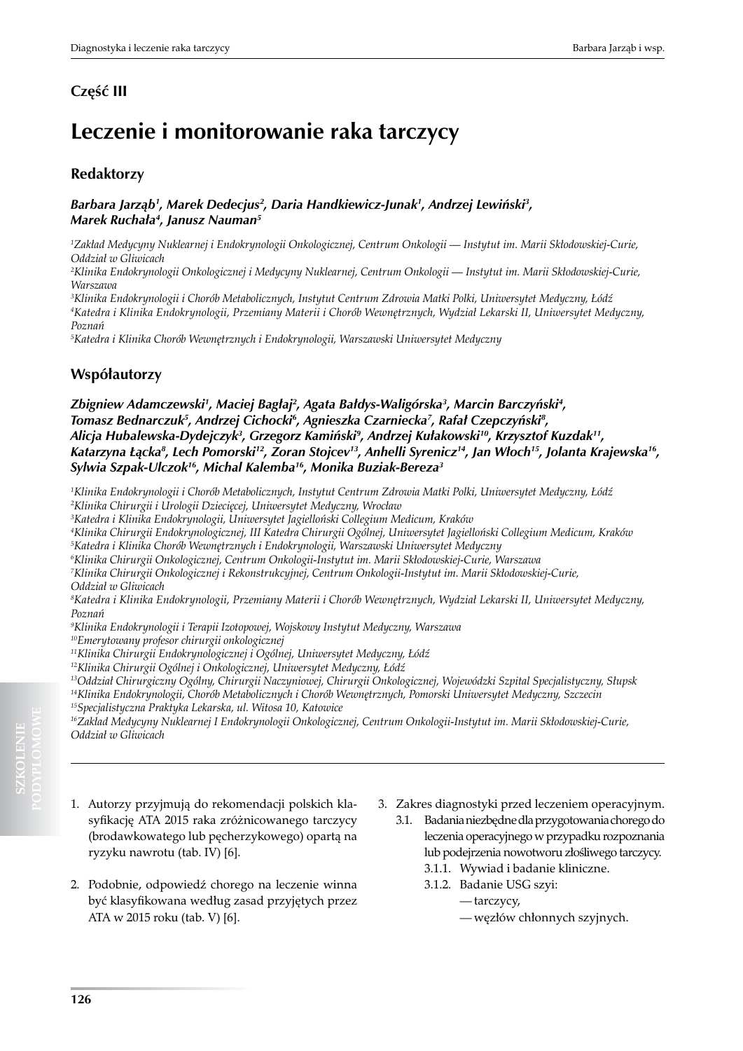## Część III

# Leczenie i monitorowanie raka tarczycy

## Redaktorzy

***Barbara Jarząb*[1]*, Marek Dedecjus*[2]*, Daria Handkiewicz-Junak*[1]*, Andrzej Lewiński*[3]*, Marek Ruchała*[4]*, Janusz Nauman*[5]**

*[1]Zakład Medycyny Nuklearnej i Endokrynologii Onkologicznej, Centrum Onkologii — Instytut im. Marii Skłodowskiej-Curie, Oddział w Gliwicach*
*[2]Klinika Endokrynologii Onkologicznej i Medycyny Nuklearnej, Centrum Onkologii — Instytut im. Marii Skłodowskiej-Curie, Warszawa*
*[3]Klinika Endokrynologii i Chorób Metabolicznych, Instytut Centrum Zdrowia Matki Polki, Uniwersytet Medyczny, Łódź*
*[4]Katedra i Klinika Endokrynologii, Przemiany Materii i Chorób Wewnętrznych, Wydział Lekarski II, Uniwersytet Medyczny, Poznań*
*[5]Katedra i Klinika Chorób Wewnętrznych i Endokrynologii, Warszawski Uniwersytet Medyczny*

## Współautorzy

***Zbigniew Adamczewski*[1]*, Maciej Bagłaj*[2]*, Agata Bałdys-Waligórska*[3]*, Marcin Barczyński*[4]*, Tomasz Bednarczuk*[5]*, Andrzej Cichocki*[6]*, Agnieszka Czarniecka*[7]*, Rafał Czepczyński*[8]*, Alicja Hubalewska-Dydejczyk*[3]*, Grzegorz Kamiński*[9]*, Andrzej Kułakowski*[10]*, Krzysztof Kuzdak*[11]*, Katarzyna Łącka*[8]*, Lech Pomorski*[12]*, Zoran Stojcev*[13]*, Anhelli Syrenicz*[14]*, Jan Włoch*[15]*, Jolanta Krajewska*[16]*, Sylwia Szpak-Ulczok*[16]*, Michal Kalemba*[16]*, Monika Buziak-Bereza*[3]**

*[1]Klinika Endokrynologii i Chorób Metabolicznych, Instytut Centrum Zdrowia Matki Polki, Uniwersytet Medyczny, Łódź*
*[2]Klinika Chirurgii i Urologii Dziecięcej, Uniwersytet Medyczny, Wrocław*
*[3]Katedra i Klinika Endokrynologii, Uniwersytet Jagielloński Collegium Medicum, Kraków*
*[4]Klinika Chirurgii Endokrynologicznej, III Katedra Chirurgii Ogólnej, Uniwersytet Jagielloński Collegium Medicum, Kraków*
*[5]Katedra i Klinika Chorób Wewnętrznych i Endokrynologii, Warszawski Uniwersytet Medyczny*
*[6]Klinika Chirurgii Onkologicznej, Centrum Onkologii-Instytut im. Marii Skłodowskiej-Curie, Warszawa*
*[7]Klinika Chirurgii Onkologicznej i Rekonstrukcyjnej, Centrum Onkologii-Instytut im. Marii Skłodowskiej-Curie, Oddział w Gliwicach*
*[8]Katedra i Klinika Endokrynologii, Przemiany Materii i Chorób Wewnętrznych, Wydział Lekarski II, Uniwersytet Medyczny, Poznań*
*[9]Klinika Endokrynologii i Terapii Izotopowej, Wojskowy Instytut Medyczny, Warszawa*
*[10]Emerytowany profesor chirurgii onkologicznej*
*[11]Klinika Chirurgii Endokrynologicznej i Ogólnej, Uniwersytet Medyczny, Łódź*
*[12]Klinika Chirurgii Ogólnej i Onkologicznej, Uniwersytet Medyczny, Łódź*
*[13]Oddział Chirurgiczny Ogólny, Chirurgii Naczyniowej, Chirurgii Onkologicznej, Wojewódzki Szpital Specjalistyczny, Słupsk*
*[14]Klinika Endokrynologii, Chorób Metabolicznych i Chorób Wewnętrznych, Pomorski Uniwersytet Medyczny, Szczecin*
*[15]Specjalistyczna Praktyka Lekarska, ul. Witosa 10, Katowice*
*[16]Zakład Medycyny Nuklearnej I Endokrynologii Onkologicznej, Centrum Onkologii-Instytut im. Marii Skłodowskiej-Curie, Oddział w Gliwicach*

1. Autorzy przyjmują do rekomendacji polskich klasyfikację ATA 2015 raka zróżnicowanego tarczycy (brodawkowatego lub pęcherzykowego) opartą na ryzyku nawrotu (tab. IV) [6].

2. Podobnie, odpowiedź chorego na leczenie winna być klasyfikowana według zasad przyjętych przez ATA w 2015 roku (tab. V) [6].

3. Zakres diagnostyki przed leczeniem operacyjnym.
   - 3.1. Badania niezbędne dla przygotowania chorego do leczenia operacyjnego w przypadku rozpoznania lub podejrzenia nowotworu złośliwego tarczycy.
     - 3.1.1. Wywiad i badanie kliniczne.
     - 3.1.2. Badanie USG szyi:
       - — tarczycy,
       - — węzłów chłonnych szyjnych.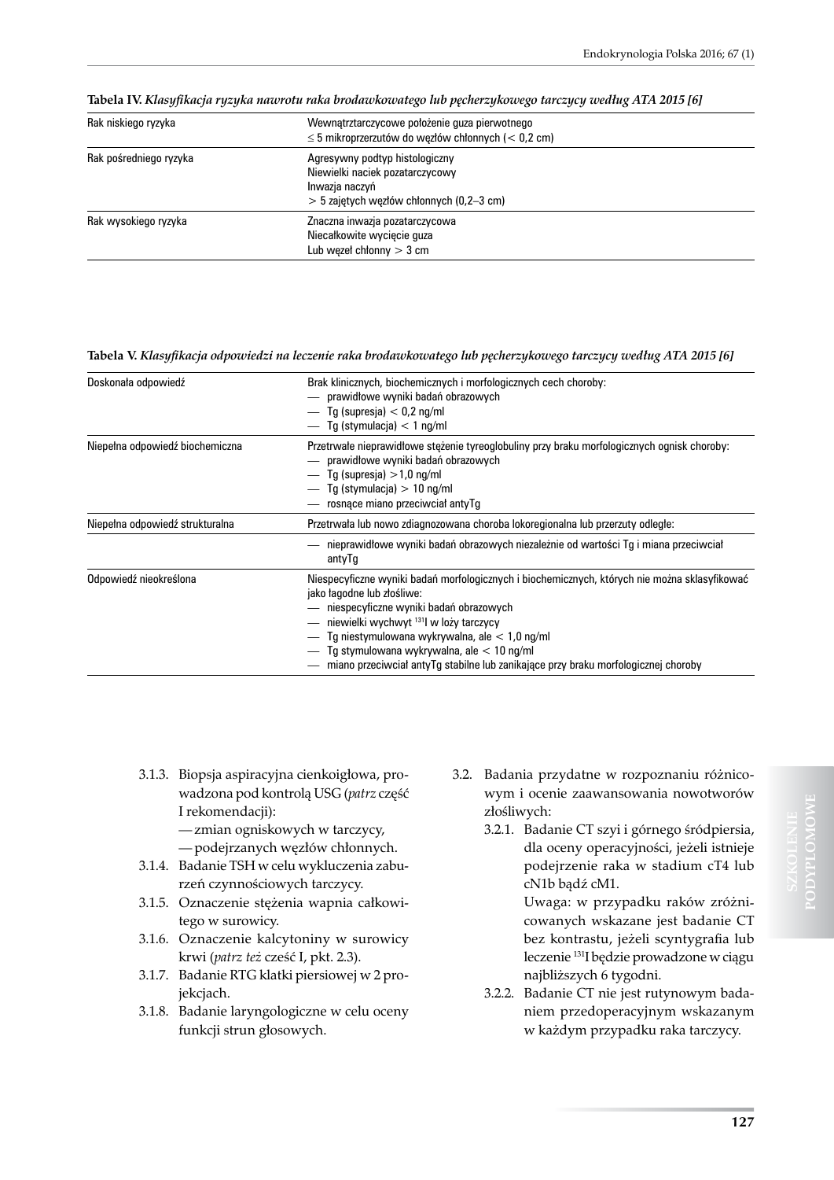**Tabela IV.** *Klasyfikacja ryzyka nawrotu raka brodawkowatego lub pęcherzykowego tarczycy według ATA 2015 [6]*

| | |
|---|---|
| Rak niskiego ryzyka | Wewnątrztarczycowe położenie guza pierwotnego<br>≤ 5 mikroprzerzutów do węzłów chłonnych (< 0,2 cm) |
| Rak pośredniego ryzyka | Agresywny podtyp histologiczny<br>Niewielki naciek pozatarczycowy<br>Inwazja naczyń<br>> 5 zajętych węzłów chłonnych (0,2–3 cm) |
| Rak wysokiego ryzyka | Znaczna inwazja pozatarczycowa<br>Niecałkowite wycięcie guza<br>Lub węzeł chłonny > 3 cm |

**Tabela V.** *Klasyfikacja odpowiedzi na leczenie raka brodawkowatego lub pęcherzykowego tarczycy według ATA 2015 [6]*

| | |
|---|---|
| Doskonała odpowiedź | Brak klinicznych, biochemicznych i morfologicznych cech choroby:<br>— prawidłowe wyniki badań obrazowych<br>— Tg (supresja) < 0,2 ng/ml<br>— Tg (stymulacja) < 1 ng/ml |
| Niepełna odpowiedź biochemiczna | Przetrwałe nieprawidłowe stężenie tyreoglobuliny przy braku morfologicznych ognisk choroby:<br>— prawidłowe wyniki badań obrazowych<br>— Tg (supresja) >1,0 ng/ml<br>— Tg (stymulacja) > 10 ng/ml<br>— rosnące miano przeciwciał antyTg |
| Niepełna odpowiedź strukturalna | Przetrwała lub nowo zdiagnozowana choroba lokoregionalna lub przerzuty odległe: |
| | — nieprawidłowe wyniki badań obrazowych niezależnie od wartości Tg i miana przeciwciał antyTg |
| Odpowiedź nieokreślona | Niespecyficzne wyniki badań morfologicznych i biochemicznych, których nie można sklasyfikować jako łagodne lub złośliwe:<br>— niespecyficzne wyniki badań obrazowych<br>— niewielki wychwyt $^{131}$I w loży tarczycy<br>— Tg niestymulowana wykrywalna, ale < 1,0 ng/ml<br>— Tg stymulowana wykrywalna, ale < 10 ng/ml<br>— miano przeciwciał antyTg stabilne lub zanikające przy braku morfologicznej choroby |

3.1.3. Biopsja aspiracyjna cienkoigłowa, prowadzona pod kontrolą USG (*patrz* część I rekomendacji):
— zmian ogniskowych w tarczycy,
— podejrzanych węzłów chłonnych.

3.1.4. Badanie TSH w celu wykluczenia zaburzeń czynnościowych tarczycy.

3.1.5. Oznaczenie stężenia wapnia całkowitego w surowicy.

3.1.6. Oznaczenie kalcytoniny w surowicy krwi (*patrz też* cześć I, pkt. 2.3).

3.1.7. Badanie RTG klatki piersiowej w 2 projekcjach.

3.1.8. Badanie laryngologiczne w celu oceny funkcji strun głosowych.

3.2. Badania przydatne w rozpoznaniu różnicowym i ocenie zaawansowania nowotworów złośliwych:

3.2.1. Badanie CT szyi i górnego śródpiersia, dla oceny operacyjności, jeżeli istnieje podejrzenie raka w stadium cT4 lub cN1b bądź cM1.
Uwaga: w przypadku raków zróżnicowanych wskazane jest badanie CT bez kontrastu, jeżeli scyntygrafia lub leczenie $^{131}$I będzie prowadzone w ciągu najbliższych 6 tygodni.

3.2.2. Badanie CT nie jest rutynowym badaniem przedoperacyjnym wskazanym w każdym przypadku raka tarczycy.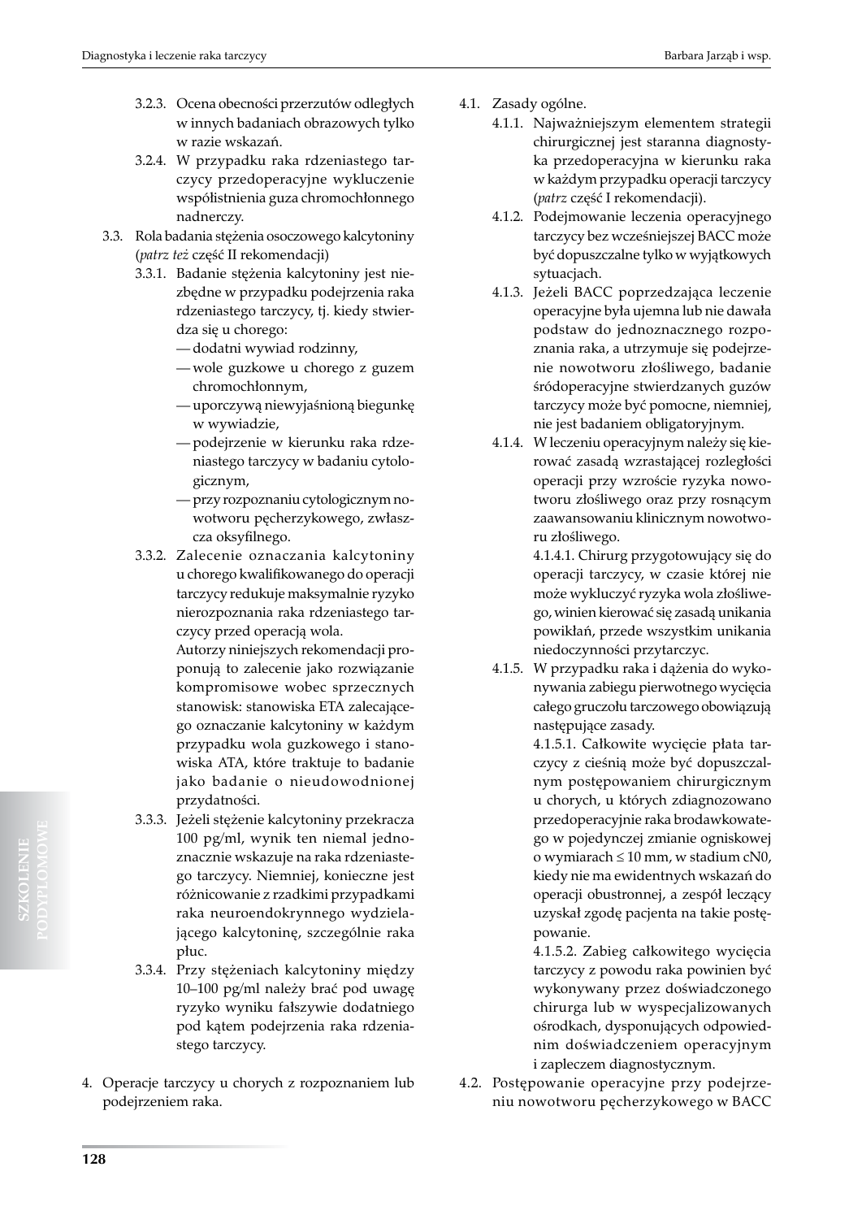3.2.3. Ocena obecności przerzutów odległych w innych badaniach obrazowych tylko w razie wskazań.

3.2.4. W przypadku raka rdzeniastego tarczycy przedoperacyjne wykluczenie współistnienia guza chromochłonnego nadnerczy.

3.3. Rola badania stężenia osoczowego kalcytoniny (*patrz też* część II rekomendacji)

3.3.1. Badanie stężenia kalcytoniny jest niezbędne w przypadku podejrzenia raka rdzeniastego tarczycy, tj. kiedy stwierdza się u chorego:

- dodatni wywiad rodzinny,
- wole guzkowe u chorego z guzem chromochłonnym,
- uporczywą niewyjaśnioną biegunkę w wywiadzie,
- podejrzenie w kierunku raka rdzeniastego tarczycy w badaniu cytologicznym,
- przy rozpoznaniu cytologicznym nowotworu pęcherzykowego, zwłaszcza oksyfilnego.

3.3.2. Zalecenie oznaczania kalcytoniny u chorego kwalifikowanego do operacji tarczycy redukuje maksymalnie ryzyko nierozpoznania raka rdzeniastego tarczycy przed operacją wola.

Autorzy niniejszych rekomendacji proponują to zalecenie jako rozwiązanie kompromisowe wobec sprzecznych stanowisk: stanowiska ETA zalecającego oznaczanie kalcytoniny w każdym przypadku wola guzkowego i stanowiska ATA, które traktuje to badanie jako badanie o nieudowodnionej przydatności.

3.3.3. Jeżeli stężenie kalcytoniny przekracza 100 pg/ml, wynik ten niemal jednoznacznie wskazuje na raka rdzeniastego tarczycy. Niemniej, konieczne jest różnicowanie z rzadkimi przypadkami raka neuroendokrynnego wydzielającego kalcytoninę, szczególnie raka płuc.

3.3.4. Przy stężeniach kalcytoniny między 10–100 pg/ml należy brać pod uwagę ryzyko wyniku fałszywie dodatniego pod kątem podejrzenia raka rdzeniastego tarczycy.

4. Operacje tarczycy u chorych z rozpoznaniem lub podejrzeniem raka.

4.1. Zasady ogólne.

4.1.1. Najważniejszym elementem strategii chirurgicznej jest staranna diagnostyka przedoperacyjna w kierunku raka w każdym przypadku operacji tarczycy (*patrz* część I rekomendacji).

4.1.2. Podejmowanie leczenia operacyjnego tarczycy bez wcześniejszej BACC może być dopuszczalne tylko w wyjątkowych sytuacjach.

4.1.3. Jeżeli BACC poprzedzająca leczenie operacyjne była ujemna lub nie dawała podstaw do jednoznacznego rozpoznania raka, a utrzymuje się podejrzenie nowotworu złośliwego, badanie śródoperacyjne stwierdzanych guzów tarczycy może być pomocne, niemniej, nie jest badaniem obligatoryjnym.

4.1.4. W leczeniu operacyjnym należy się kierować zasadą wzrastającej rozległości operacji przy wzroście ryzyka nowotworu złośliwego oraz przy rosnącym zaawansowaniu klinicznym nowotworu złośliwego.

4.1.4.1. Chirurg przygotowujący się do operacji tarczycy, w czasie której nie może wykluczyć ryzyka wola złośliwego, winien kierować się zasadą unikania powikłań, przede wszystkim unikania niedoczynności przytarczyc.

4.1.5. W przypadku raka i dążenia do wykonywania zabiegu pierwotnego wycięcia całego gruczołu tarczowego obowiązują następujące zasady.

4.1.5.1. Całkowite wycięcie płata tarczycy z cieśnią może być dopuszczalnym postępowaniem chirurgicznym u chorych, u których zdiagnozowano przedoperacyjnie raka brodawkowatego w pojedynczej zmianie ogniskowej o wymiarach ≤ 10 mm, w stadium cN0, kiedy nie ma ewidentnych wskazań do operacji obustronnej, a zespół leczący uzyskał zgodę pacjenta na takie postępowanie.

4.1.5.2. Zabieg całkowitego wycięcia tarczycy z powodu raka powinien być wykonywany przez doświadczonego chirurga lub w wyspecjalizowanych ośrodkach, dysponujących odpowiednim doświadczeniem operacyjnym i zapleczem diagnostycznym.

4.2. Postępowanie operacyjne przy podejrzeniu nowotworu pęcherzykowego w BACC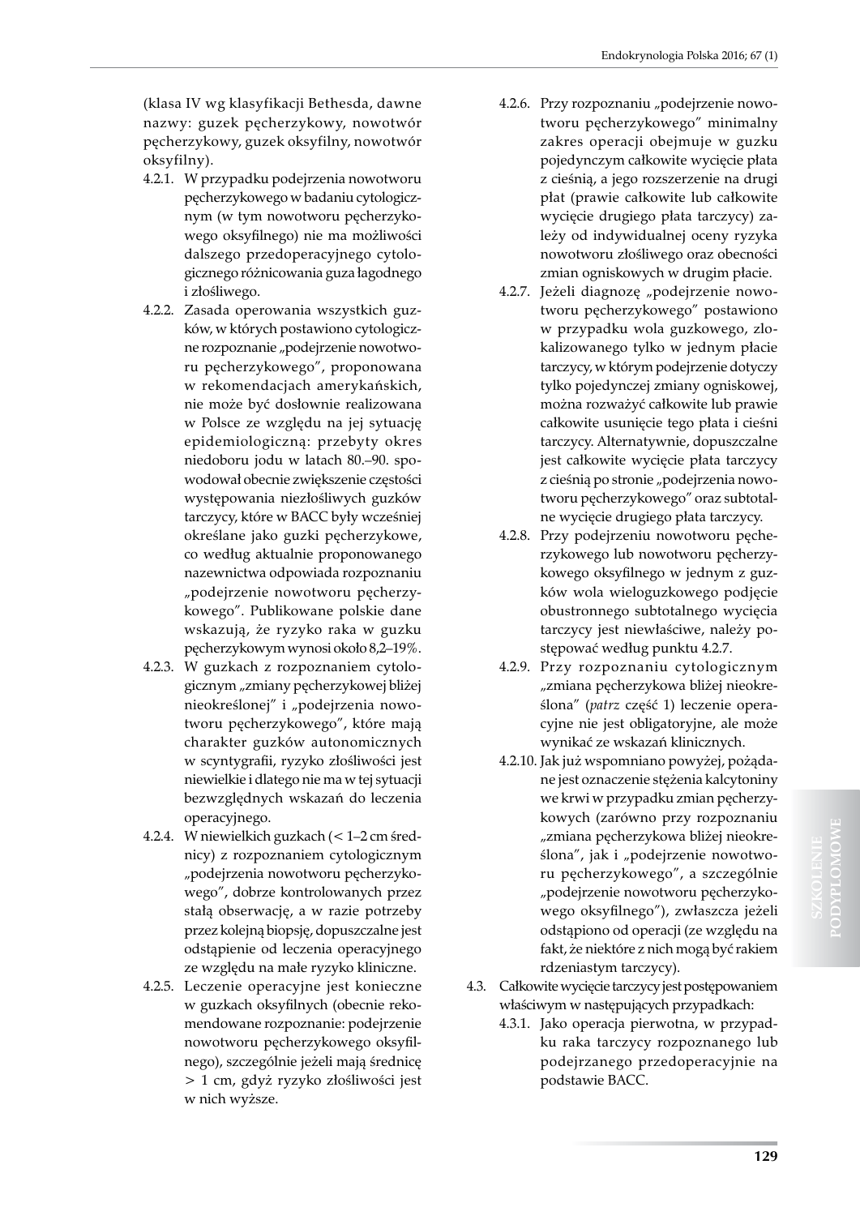(klasa IV wg klasyfikacji Bethesda, dawne nazwy: guzek pęcherzykowy, nowotwór pęcherzykowy, guzek oksyfilny, nowotwór oksyfilny).

4.2.1. W przypadku podejrzenia nowotworu pęcherzykowego w badaniu cytologicznym (w tym nowotworu pęcherzykowego oksyfilnego) nie ma możliwości dalszego przedoperacyjnego cytologicznego różnicowania guza łagodnego i złośliwego.

4.2.2. Zasada operowania wszystkich guzków, w których postawiono cytologiczne rozpoznanie „podejrzenie nowotworu pęcherzykowego", proponowana w rekomendacjach amerykańskich, nie może być dosłownie realizowana w Polsce ze względu na jej sytuację epidemiologiczną: przebyty okres niedoboru jodu w latach 80.–90. spowodował obecnie zwiększenie częstości występowania niezłośliwych guzków tarczycy, które w BACC były wcześniej określane jako guzki pęcherzykowe, co według aktualnie proponowanego nazewnictwa odpowiada rozpoznaniu „podejrzenie nowotworu pęcherzykowego". Publikowane polskie dane wskazują, że ryzyko raka w guzku pęcherzykowym wynosi około 8,2–19%.

4.2.3. W guzkach z rozpoznaniem cytologicznym „zmiany pęcherzykowej bliżej nieokreślonej" i „podejrzenia nowotworu pęcherzykowego", które mają charakter guzków autonomicznych w scyntygrafii, ryzyko złośliwości jest niewielkie i dlatego nie ma w tej sytuacji bezwzględnych wskazań do leczenia operacyjnego.

4.2.4. W niewielkich guzkach (< 1–2 cm średnicy) z rozpoznaniem cytologicznym „podejrzenia nowotworu pęcherzykowego", dobrze kontrolowanych przez stałą obserwację, a w razie potrzeby przez kolejną biopsję, dopuszczalne jest odstąpienie od leczenia operacyjnego ze względu na małe ryzyko kliniczne.

4.2.5. Leczenie operacyjne jest konieczne w guzkach oksyfilnych (obecnie rekomendowane rozpoznanie: podejrzenie nowotworu pęcherzykowego oksyfilnego), szczególnie jeżeli mają średnicę > 1 cm, gdyż ryzyko złośliwości jest w nich wyższe.

4.2.6. Przy rozpoznaniu „podejrzenie nowotworu pęcherzykowego" minimalny zakres operacji obejmuje w guzku pojedynczym całkowite wycięcie płata z cieśnią, a jego rozszerzenie na drugi płat (prawie całkowite lub całkowite wycięcie drugiego płata tarczycy) zależy od indywidualnej oceny ryzyka nowotworu złośliwego oraz obecności zmian ogniskowych w drugim płacie.

4.2.7. Jeżeli diagnozę „podejrzenie nowotworu pęcherzykowego" postawiono w przypadku wola guzkowego, zlokalizowanego tylko w jednym płacie tarczycy, w którym podejrzenie dotyczy tylko pojedynczej zmiany ogniskowej, można rozważyć całkowite lub prawie całkowite usunięcie tego płata i cieśni tarczycy. Alternatywnie, dopuszczalne jest całkowite wycięcie płata tarczycy z cieśnią po stronie „podejrzenia nowotworu pęcherzykowego" oraz subtotalne wycięcie drugiego płata tarczycy.

4.2.8. Przy podejrzeniu nowotworu pęcherzykowego lub nowotworu pęcherzykowego oksyfilnego w jednym z guzków wola wieloguzkowego podjęcie obustronnego subtotalnego wycięcia tarczycy jest niewłaściwe, należy postępować według punktu 4.2.7.

4.2.9. Przy rozpoznaniu cytologicznym „zmiana pęcherzykowa bliżej nieokreślona" (*patrz* część 1) leczenie operacyjne nie jest obligatoryjne, ale może wynikać ze wskazań klinicznych.

4.2.10. Jak już wspomniano powyżej, pożądane jest oznaczenie stężenia kalcytoniny we krwi w przypadku zmian pęcherzykowych (zarówno przy rozpoznaniu „zmiana pęcherzykowa bliżej nieokreślona", jak i „podejrzenie nowotworu pęcherzykowego", a szczególnie „podejrzenie nowotworu pęcherzykowego oksyfilnego"), zwłaszcza jeżeli odstąpiono od operacji (ze względu na fakt, że niektóre z nich mogą być rakiem rdzeniastym tarczycy).

4.3. Całkowite wycięcie tarczycy jest postępowaniem właściwym w następujących przypadkach:

4.3.1. Jako operacja pierwotna, w przypadku raka tarczycy rozpoznanego lub podejrzanego przedoperacyjnie na podstawie BACC.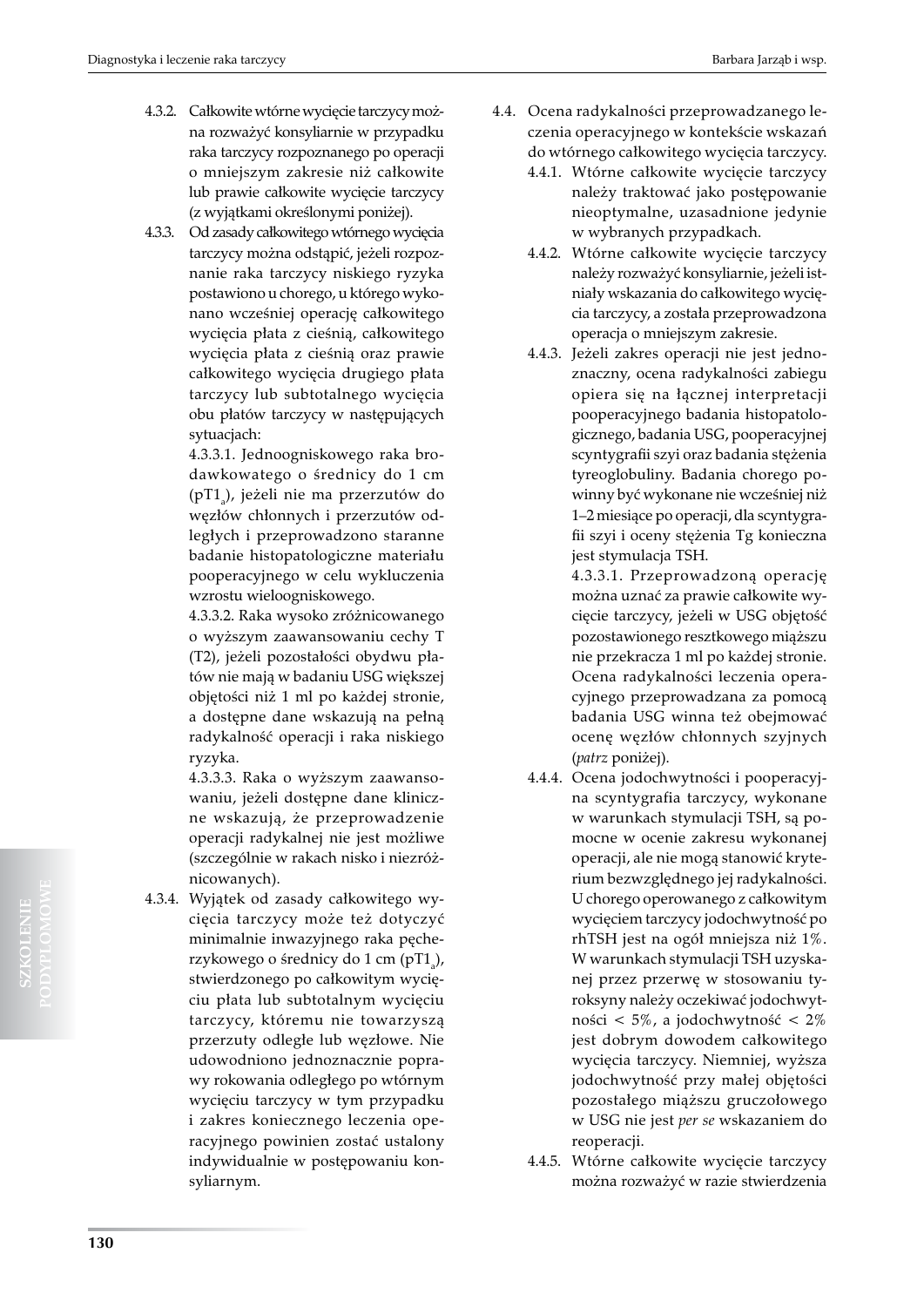4.3.2. Całkowite wtórne wycięcie tarczycy można rozważyć konsyliarnie w przypadku raka tarczycy rozpoznanego po operacji o mniejszym zakresie niż całkowite lub prawie całkowite wycięcie tarczycy (z wyjątkami określonymi poniżej).

4.3.3. Od zasady całkowitego wtórnego wycięcia tarczycy można odstąpić, jeżeli rozpoznanie raka tarczycy niskiego ryzyka postawiono u chorego, u którego wykonano wcześniej operację całkowitego wycięcia płata z cieśnią, całkowitego wycięcia płata z cieśnią oraz prawie całkowitego wycięcia drugiego płata tarczycy lub subtotalnego wycięcia obu płatów tarczycy w następujących sytuacjach:

4.3.3.1. Jednoogniskowego raka brodawkowatego o średnicy do 1 cm ($pT1_a$), jeżeli nie ma przerzutów do węzłów chłonnych i przerzutów odległych i przeprowadzono staranne badanie histopatologiczne materiału pooperacyjnego w celu wykluczenia wzrostu wieloogniskowego.

4.3.3.2. Raka wysoko zróżnicowanego o wyższym zaawansowaniu cechy T (T2), jeżeli pozostałości obydwu płatów nie mają w badaniu USG większej objętości niż 1 ml po każdej stronie, a dostępne dane wskazują na pełną radykalność operacji i raka niskiego ryzyka.

4.3.3.3. Raka o wyższym zaawansowaniu, jeżeli dostępne dane kliniczne wskazują, że przeprowadzenie operacji radykalnej nie jest możliwe (szczególnie w rakach nisko i niezróżnicowanych).

4.3.4. Wyjątek od zasady całkowitego wycięcia tarczycy może też dotyczyć minimalnie inwazyjnego raka pęcherzykowego o średnicy do 1 cm ($pT1_a$), stwierdzonego po całkowitym wycięciu płata lub subtotalnym wycięciu tarczycy, któremu nie towarzyszą przerzuty odległe lub węzłowe. Nie udowodniono jednoznacznie poprawy rokowania odległego po wtórnym wycięciu tarczycy w tym przypadku i zakres koniecznego leczenia operacyjnego powinien zostać ustalony indywidualnie w postępowaniu konsyliarnym.

4.4. Ocena radykalności przeprowadzanego leczenia operacyjnego w kontekście wskazań do wtórnego całkowitego wycięcia tarczycy.

4.4.1. Wtórne całkowite wycięcie tarczycy należy traktować jako postępowanie nieoptymalne, uzasadnione jedynie w wybranych przypadkach.

4.4.2. Wtórne całkowite wycięcie tarczycy należy rozważyć konsyliarnie, jeżeli istniały wskazania do całkowitego wycięcia tarczycy, a została przeprowadzona operacja o mniejszym zakresie.

4.4.3. Jeżeli zakres operacji nie jest jednoznaczny, ocena radykalności zabiegu opiera się na łącznej interpretacji pooperacyjnego badania histopatologicznego, badania USG, pooperacyjnej scyntygrafii szyi oraz badania stężenia tyreoglobuliny. Badania chorego powinny być wykonane nie wcześniej niż 1–2 miesiące po operacji, dla scyntygrafii szyi i oceny stężenia Tg konieczna jest stymulacja TSH.

4.3.3.1. Przeprowadzoną operację można uznać za prawie całkowite wycięcie tarczycy, jeżeli w USG objętość pozostawionego resztkowego miąższu nie przekracza 1 ml po każdej stronie. Ocena radykalności leczenia operacyjnego przeprowadzana za pomocą badania USG winna też obejmować ocenę węzłów chłonnych szyjnych (*patrz* poniżej).

4.4.4. Ocena jodochwytności i pooperacyjna scyntygrafia tarczycy, wykonane w warunkach stymulacji TSH, są pomocne w ocenie zakresu wykonanej operacji, ale nie mogą stanowić kryterium bezwzględnego jej radykalności. U chorego operowanego z całkowitym wycięciem tarczycy jodochwytność po rhTSH jest na ogół mniejsza niż 1%. W warunkach stymulacji TSH uzyskanej przez przerwę w stosowaniu tyroksyny należy oczekiwać jodochwytności < 5%, a jodochwytność < 2% jest dobrym dowodem całkowitego wycięcia tarczycy. Niemniej, wyższa jodochwytność przy małej objętości pozostałego miąższu gruczołowego w USG nie jest *per se* wskazaniem do reoperacji.

4.4.5. Wtórne całkowite wycięcie tarczycy można rozważyć w razie stwierdzenia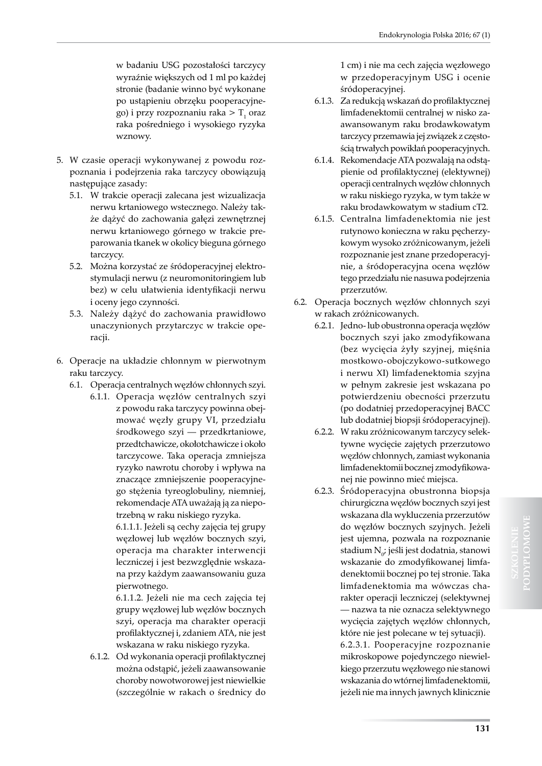w badaniu USG pozostałości tarczycy wyraźnie większych od 1 ml po każdej stronie (badanie winno być wykonane po ustąpieniu obrzęku pooperacyjnego) i przy rozpoznaniu raka > $T_1$ oraz raka pośredniego i wysokiego ryzyka wznowy.

5. W czasie operacji wykonywanej z powodu rozpoznania i podejrzenia raka tarczycy obowiązują następujące zasady:
   - 5.1. W trakcie operacji zalecana jest wizualizacja nerwu krtaniowego wstecznego. Należy także dążyć do zachowania gałęzi zewnętrznej nerwu krtaniowego górnego w trakcie preparowania tkanek w okolicy bieguna górnego tarczycy.
   - 5.2. Można korzystać ze śródoperacyjnej elektrostymulacji nerwu (z neuromonitoringiem lub bez) w celu ułatwienia identyfikacji nerwu i oceny jego czynności.
   - 5.3. Należy dążyć do zachowania prawidłowo unaczynionych przytarczyc w trakcie operacji.

6. Operacje na układzie chłonnym w pierwotnym raku tarczycy.
   - 6.1. Operacja centralnych węzłów chłonnych szyi.
     - 6.1.1. Operacja węzłów centralnych szyi z powodu raka tarczycy powinna obejmować węzły grupy VI, przedziału środkowego szyi — przedkrtaniowe, przedtchawicze, okołotchawicze i około tarczycowe. Taka operacja zmniejsza ryzyko nawrotu choroby i wpływa na znaczące zmniejszenie pooperacyjnego stężenia tyreoglobuliny, niemniej, rekomendacje ATA uważają ją za niepotrzebną w raku niskiego ryzyka.

       6.1.1.1. Jeżeli są cechy zajęcia tej grupy węzłowej lub węzłów bocznych szyi, operacja ma charakter interwencji leczniczej i jest bezwzględnie wskazana przy każdym zaawansowaniu guza pierwotnego.

       6.1.1.2. Jeżeli nie ma cech zajęcia tej grupy węzłowej lub węzłów bocznych szyi, operacja ma charakter operacji profilaktycznej i, zdaniem ATA, nie jest wskazana w raku niskiego ryzyka.
     - 6.1.2. Od wykonania operacji profilaktycznej można odstąpić, jeżeli zaawansowanie choroby nowotworowej jest niewielkie (szczególnie w rakach o średnicy do 1 cm) i nie ma cech zajęcia węzłowego w przedoperacyjnym USG i ocenie śródoperacyjnej.
     - 6.1.3. Za redukcją wskazań do profilaktycznej limfadenektomii centralnej w nisko zaawansowanym raku brodawkowatym tarczycy przemawia jej związek z częstością trwałych powikłań pooperacyjnych.
     - 6.1.4. Rekomendacje ATA pozwalają na odstąpienie od profilaktycznej (elektywnej) operacji centralnych węzłów chłonnych w raku niskiego ryzyka, w tym także w raku brodawkowatym w stadium cT2.
     - 6.1.5. Centralna limfadenektomia nie jest rutynowo konieczna w raku pęcherzykowym wysoko zróżnicowanym, jeżeli rozpoznanie jest znane przedoperacyjnie, a śródoperacyjna ocena węzłów tego przedziału nie nasuwa podejrzenia przerzutów.
   - 6.2. Operacja bocznych węzłów chłonnych szyi w rakach zróżnicowanych.
     - 6.2.1. Jedno- lub obustronna operacja węzłów bocznych szyi jako zmodyfikowana (bez wycięcia żyły szyjnej, mięśnia mostkowo-obojczykowo-sutkowego i nerwu XI) limfadenektomia szyjna w pełnym zakresie jest wskazana po potwierdzeniu obecności przerzutu (po dodatniej przedoperacyjnej BACC lub dodatniej biopsji śródoperacyjnej).
     - 6.2.2. W raku zróżnicowanym tarczycy selektywne wycięcie zajętych przerzutowo węzłów chłonnych, zamiast wykonania limfadenektomii bocznej zmodyfikowanej nie powinno mieć miejsca.
     - 6.2.3. Śródoperacyjna obustronna biopsja chirurgiczna węzłów bocznych szyi jest wskazana dla wykluczenia przerzutów do węzłów bocznych szyjnych. Jeżeli jest ujemna, pozwala na rozpoznanie stadium $N_0$; jeśli jest dodatnia, stanowi wskazanie do zmodyfikowanej limfadenektomii bocznej po tej stronie. Taka limfadenektomia ma wówczas charakter operacji leczniczej (selektywnej — nazwa ta nie oznacza selektywnego wycięcia zajętych węzłów chłonnych, które nie jest polecane w tej sytuacji).

       6.2.3.1. Pooperacyjne rozpoznanie mikroskopowe pojedynczego niewielkiego przerzutu węzłowego nie stanowi wskazania do wtórnej limfadenektomii, jeżeli nie ma innych jawnych klinicznie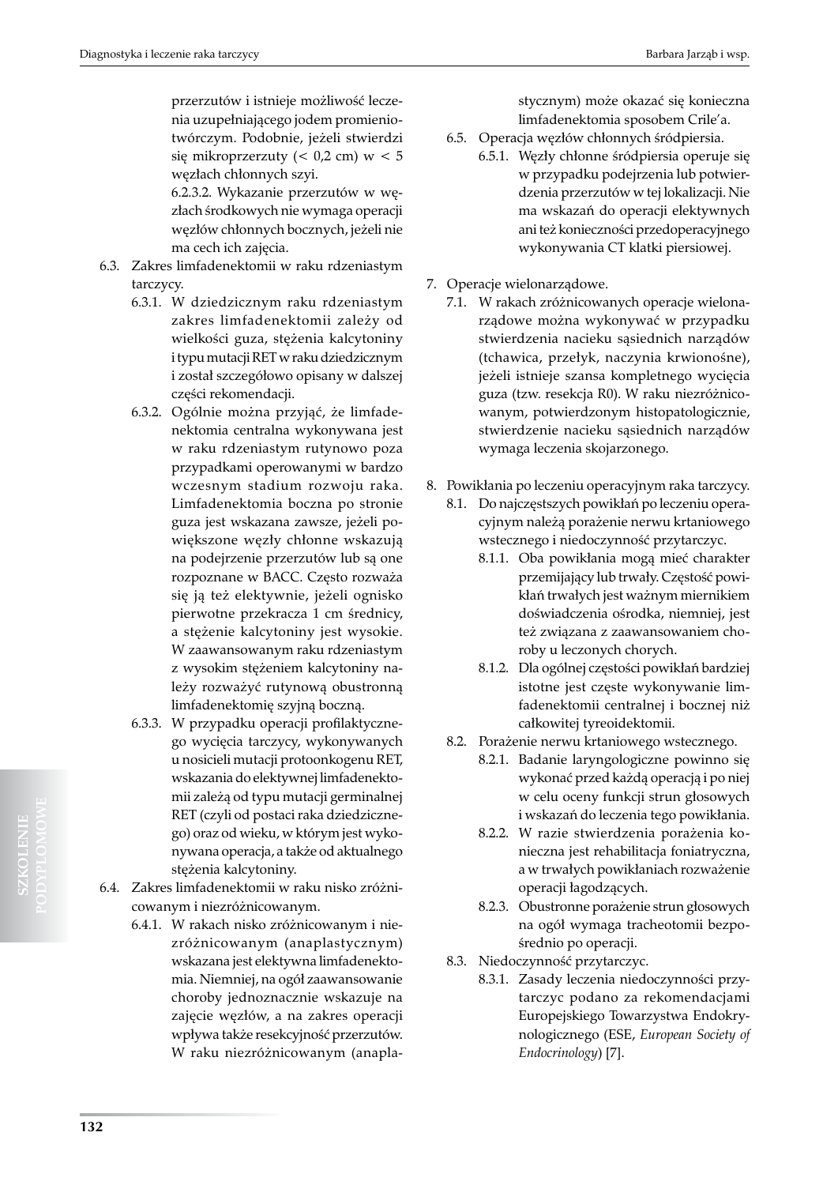przerzutów i istnieje możliwość leczenia uzupełniającego jodem promieniotwórczym. Podobnie, jeżeli stwierdzi się mikroprzerzuty (< 0,2 cm) w < 5 węzłach chłonnych szyi.

6.2.3.2. Wykazanie przerzutów w węzłach środkowych nie wymaga operacji węzłów chłonnych bocznych, jeżeli nie ma cech ich zajęcia.

- 6.3. Zakres limfadenektomii w raku rdzeniastym tarczycy.
  - 6.3.1. W dziedzicznym raku rdzeniastym zakres limfadenektomii zależy od wielkości guza, stężenia kalcytoniny i typu mutacji RET w raku dziedzicznym i został szczegółowo opisany w dalszej części rekomendacji.
  - 6.3.2. Ogólnie można przyjąć, że limfadenektomia centralna wykonywana jest w raku rdzeniastym rutynowo poza przypadkami operowanymi w bardzo wczesnym stadium rozwoju raka. Limfadenektomia boczna po stronie guza jest wskazana zawsze, jeżeli powiększone węzły chłonne wskazują na podejrzenie przerzutów lub są one rozpoznane w BACC. Często rozważa się ją też elektywnie, jeżeli ognisko pierwotne przekracza 1 cm średnicy, a stężenie kalcytoniny jest wysokie. W zaawansowanym raku rdzeniastym z wysokim stężeniem kalcytoniny należy rozważyć rutynową obustronną limfadenektomię szyjną boczną.
  - 6.3.3. W przypadku operacji profilaktycznego wycięcia tarczycy, wykonywanych u nosicieli mutacji protoonkogenu RET, wskazania do elektywnej limfadenektomii zależą od typu mutacji germinalnej RET (czyli od postaci raka dziedzicznego) oraz od wieku, w którym jest wykonywana operacja, a także od aktualnego stężenia kalcytoniny.
- 6.4. Zakres limfadenektomii w raku nisko zróżnicowanym i niezróżnicowanym.
  - 6.4.1. W rakach nisko zróżnicowanym i niezróżnicowanym (anaplastycznym) wskazana jest elektywna limfadenektomia. Niemniej, na ogół zaawansowanie choroby jednoznacznie wskazuje na zajęcie węzłów, a na zakres operacji wpływa także resekcyjność przerzutów. W raku niezróżnicowanym (anaplastycznym) może okazać się konieczna limfadenektomia sposobem Crile'a.
- 6.5. Operacja węzłów chłonnych śródpiersia.
  - 6.5.1. Węzły chłonne śródpiersia operuje się w przypadku podejrzenia lub potwierdzenia przerzutów w tej lokalizacji. Nie ma wskazań do operacji elektywnych ani też konieczności przedoperacyjnego wykonywania CT klatki piersiowej.

7. Operacje wielonarządowe.
   - 7.1. W rakach zróżnicowanych operacje wielonarządowe można wykonywać w przypadku stwierdzenia nacieku sąsiednich narządów (tchawica, przełyk, naczynia krwionośne), jeżeli istnieje szansa kompletnego wycięcia guza (tzw. resekcja R0). W raku niezróżnicowanym, potwierdzonym histopatologicznie, stwierdzenie nacieku sąsiednich narządów wymaga leczenia skojarzonego.

8. Powikłania po leczeniu operacyjnym raka tarczycy.
   - 8.1. Do najczęstszych powikłań po leczeniu operacyjnym należą porażenie nerwu krtaniowego wstecznego i niedoczynność przytarczyc.
     - 8.1.1. Oba powikłania mogą mieć charakter przemijający lub trwały. Częstość powikłań trwałych jest ważnym miernikiem doświadczenia ośrodka, niemniej, jest też związana z zaawansowaniem choroby u leczonych chorych.
     - 8.1.2. Dla ogólnej częstości powikłań bardziej istotne jest częste wykonywanie limfadenektomii centralnej i bocznej niż całkowitej tyreoidektomii.
   - 8.2. Porażenie nerwu krtaniowego wstecznego.
     - 8.2.1. Badanie laryngologiczne powinno się wykonać przed każdą operacją i po niej w celu oceny funkcji strun głosowych i wskazań do leczenia tego powikłania.
     - 8.2.2. W razie stwierdzenia porażenia konieczna jest rehabilitacja foniatryczna, a w trwałych powikłaniach rozważenie operacji łagodzących.
     - 8.2.3. Obustronne porażenie strun głosowych na ogół wymaga tracheotomii bezpośrednio po operacji.
   - 8.3. Niedoczynność przytarczyc.
     - 8.3.1. Zasady leczenia niedoczynności przytarczyc podano za rekomendacjami Europejskiego Towarzystwa Endokrynologicznego (ESE, *European Society of Endocrinology*) [7].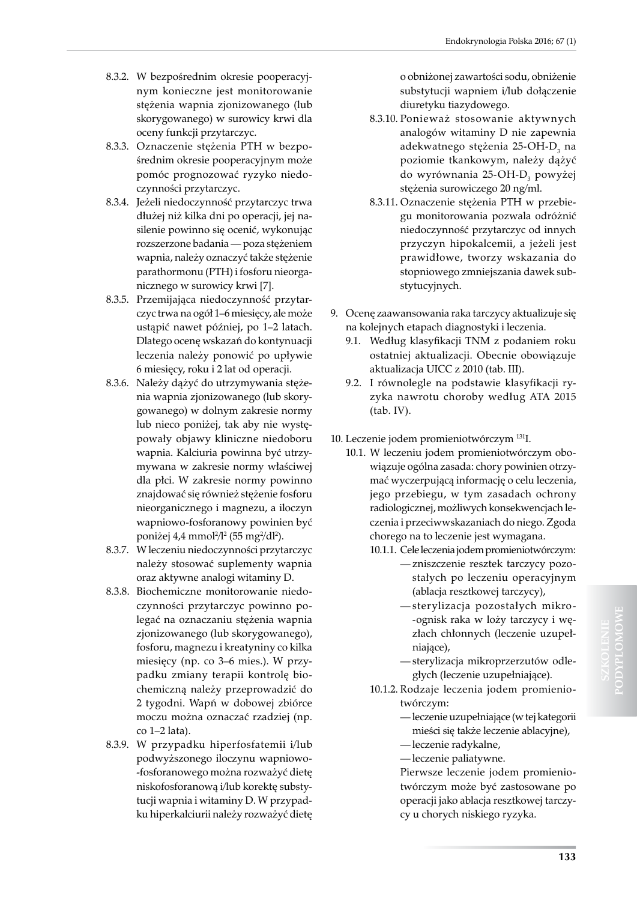8.3.2. W bezpośrednim okresie pooperacyjnym konieczne jest monitorowanie stężenia wapnia zjonizowanego (lub skorygowanego) w surowicy krwi dla oceny funkcji przytarczyc.

8.3.3. Oznaczenie stężenia PTH w bezpośrednim okresie pooperacyjnym może pomóc prognozować ryzyko niedoczynności przytarczyc.

8.3.4. Jeżeli niedoczynność przytarczyc trwa dłużej niż kilka dni po operacji, jej nasilenie powinno się ocenić, wykonując rozszerzone badania — poza stężeniem wapnia, należy oznaczyć także stężenie parathormonu (PTH) i fosforu nieorganicznego w surowicy krwi [7].

8.3.5. Przemijająca niedoczynność przytarczyc trwa na ogół 1–6 miesięcy, ale może ustąpić nawet później, po 1–2 latach. Dlatego ocenę wskazań do kontynuacji leczenia należy ponowić po upływie 6 miesięcy, roku i 2 lat od operacji.

8.3.6. Należy dążyć do utrzymywania stężenia wapnia zjonizowanego (lub skorygowanego) w dolnym zakresie normy lub nieco poniżej, tak aby nie występowały objawy kliniczne niedoboru wapnia. Kalciuria powinna być utrzymywana w zakresie normy właściwej dla płci. W zakresie normy powinno znajdować się również stężenie fosforu nieorganicznego i magnezu, a iloczyn wapniowo-fosforanowy powinien być poniżej 4,4 $mmol^2/l^2$ (55 $mg^2/dl^2$).

8.3.7. W leczeniu niedoczynności przytarczyc należy stosować suplementy wapnia oraz aktywne analogi witaminy D.

8.3.8. Biochemiczne monitorowanie niedoczynności przytarczyc powinno polegać na oznaczaniu stężenia wapnia zjonizowanego (lub skorygowanego), fosforu, magnezu i kreatyniny co kilka miesięcy (np. co 3–6 mies.). W przypadku zmiany terapii kontrolę biochemiczną należy przeprowadzić do 2 tygodni. Wapń w dobowej zbiórce moczu można oznaczać rzadziej (np. co 1–2 lata).

8.3.9. W przypadku hiperfosfatemii i/lub podwyższonego iloczynu wapniowo-fosforanowego można rozważyć dietę niskofosforanową i/lub korektę substytucji wapnia i witaminy D. W przypadku hiperkalciurii należy rozważyć dietę o obniżonej zawartości sodu, obniżenie substytucji wapniem i/lub dołączenie diuretyku tiazydowego.

8.3.10. Ponieważ stosowanie aktywnych analogów witaminy D nie zapewnia adekwatnego stężenia 25-OH-$D_3$ na poziomie tkankowym, należy dążyć do wyrównania 25-OH-$D_3$ powyżej stężenia surowiczego 20 ng/ml.

8.3.11. Oznaczenie stężenia PTH w przebiegu monitorowania pozwala odróżnić niedoczynność przytarczyc od innych przyczyn hipokalcemii, a jeżeli jest prawidłowe, tworzy wskazania do stopniowego zmniejszania dawek substytucyjnych.

9. Ocenę zaawansowania raka tarczycy aktualizuje się na kolejnych etapach diagnostyki i leczenia.
   9.1. Według klasyfikacji TNM z podaniem roku ostatniej aktualizacji. Obecnie obowiązuje aktualizacja UICC z 2010 (tab. III).
   9.2. I równolegle na podstawie klasyfikacji ryzyka nawrotu choroby według ATA 2015 (tab. IV).

10. Leczenie jodem promieniotwórczym $^{131}$I.
   10.1. W leczeniu jodem promieniotwórczym obowiązuje ogólna zasada: chory powinien otrzymać wyczerpującą informację o celu leczenia, jego przebiegu, w tym zasadach ochrony radiologicznej, możliwych konsekwencjach leczenia i przeciwwskazaniach do niego. Zgoda chorego na to leczenie jest wymagana.
      10.1.1. Cele leczenia jodem promieniotwórczym:
      - zniszczenie resztek tarczycy pozostałych po leczeniu operacyjnym (ablacja resztkowej tarczycy),
      - sterylizacja pozostałych mikro-ognisk raka w loży tarczycy i węzłach chłonnych (leczenie uzupełniające),
      - sterylizacja mikroprzerzutów odległych (leczenie uzupełniające).

      10.1.2. Rodzaje leczenia jodem promieniotwórczym:
      - leczenie uzupełniające (w tej kategorii mieści się także leczenie ablacyjne),
      - leczenie radykalne,
      - leczenie paliatywne.

      Pierwsze leczenie jodem promieniotwórczym może być zastosowane po operacji jako ablacja resztkowej tarczycy u chorych niskiego ryzyka.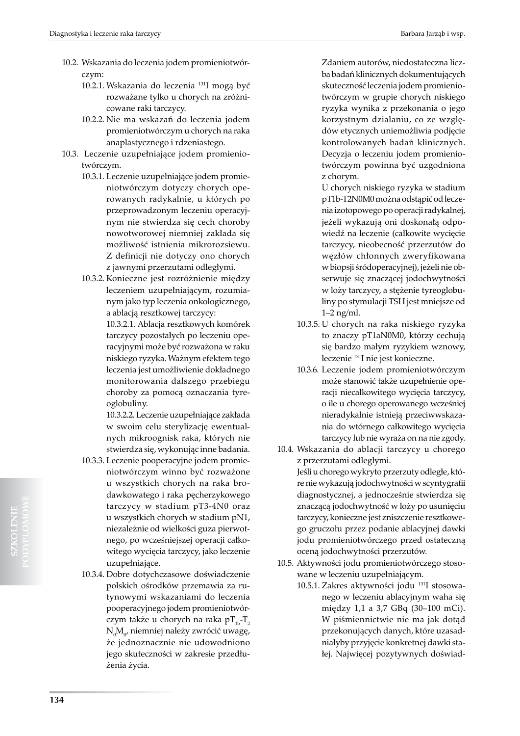10.2. Wskazania do leczenia jodem promieniotwórczym:

10.2.1. Wskazania do leczenia $^{131}$I mogą być rozważane tylko u chorych na zróżnicowane raki tarczycy.

10.2.2. Nie ma wskazań do leczenia jodem promieniotwórczym u chorych na raka anaplastycznego i rdzeniastego.

10.3. Leczenie uzupełniające jodem promieniotwórczym.

10.3.1. Leczenie uzupełniające jodem promieniotwórczym dotyczy chorych operowanych radykalnie, u których po przeprowadzonym leczeniu operacyjnym nie stwierdza się cech choroby nowotworowej niemniej zakłada się możliwość istnienia mikrorozsiewu. Z definicji nie dotyczy ono chorych z jawnymi przerzutami odległymi.

10.3.2. Konieczne jest rozróżnienie między leczeniem uzupełniającym, rozumianym jako typ leczenia onkologicznego, a ablacją resztkowej tarczycy:

10.3.2.1. Ablacja resztkowych komórek tarczycy pozostałych po leczeniu operacyjnymi może być rozważona w raku niskiego ryzyka. Ważnym efektem tego leczenia jest umożliwienie dokładnego monitorowania dalszego przebiegu choroby za pomocą oznaczania tyreoglobuliny.

10.3.2.2. Leczenie uzupełniające zakłada w swoim celu sterylizację ewentualnych mikroognisk raka, których nie stwierdza się, wykonując inne badania.

10.3.3. Leczenie pooperacyjne jodem promieniotwórczym winno być rozważone u wszystkich chorych na raka brodawkowatego i raka pęcherzykowego tarczycy w stadium pT3-4N0 oraz u wszystkich chorych w stadium pN1, niezależnie od wielkości guza pierwotnego, po wcześniejszej operacji całkowitego wycięcia tarczycy, jako leczenie uzupełniające.

10.3.4. Dobre dotychczasowe doświadczenie polskich ośrodków przemawia za rutynowymi wskazaniami do leczenia pooperacyjnego jodem promieniotwórczym także u chorych na raka $pT_{1b}$-$T_2N_0M_0$, niemniej należy zwrócić uwagę, że jednoznacznie nie udowodniono jego skuteczności w zakresie przedłużenia życia.

Zdaniem autorów, niedostateczna liczba badań klinicznych dokumentujących skuteczność leczenia jodem promieniotwórczym w grupie chorych niskiego ryzyka wynika z przekonania o jego korzystnym działaniu, co ze względów etycznych uniemożliwia podjęcie kontrolowanych badań klinicznych. Decyzja o leczeniu jodem promieniotwórczym powinna być uzgodniona z chorym.

U chorych niskiego ryzyka w stadium pT1b-T2N0M0 można odstąpić od leczenia izotopowego po operacji radykalnej, jeżeli wykazują oni doskonałą odpowiedź na leczenie (całkowite wycięcie tarczycy, nieobecność przerzutów do węzłów chłonnych zweryfikowana w biopsji śródoperacyjnej), jeżeli nie obserwuje się znaczącej jodochwytności w loży tarczycy, a stężenie tyreoglobuliny po stymulacji TSH jest mniejsze od 1–2 ng/ml.

10.3.5. U chorych na raka niskiego ryzyka to znaczy pT1aN0M0, którzy cechują się bardzo małym ryzykiem wznowy, leczenie $^{131}$I nie jest konieczne.

10.3.6. Leczenie jodem promieniotwórczym może stanowić także uzupełnienie operacji niecałkowitego wycięcia tarczycy, o ile u chorego operowanego wcześniej nieradykalnie istnieją przeciwwskazania do wtórnego całkowitego wycięcia tarczycy lub nie wyraża on na nie zgody.

10.4. Wskazania do ablacji tarczycy u chorego z przerzutami odległymi.

Jeśli u chorego wykryto przerzuty odległe, które nie wykazują jodochwytności w scyntygrafii diagnostycznej, a jednocześnie stwierdza się znaczącą jodochwytność w loży po usunięciu tarczycy, konieczne jest zniszczenie resztkowego gruczołu przez podanie ablacyjnej dawki jodu promieniotwórczego przed ostateczną oceną jodochwytności przerzutów.

10.5. Aktywności jodu promieniotwórczego stosowane w leczeniu uzupełniającym.

10.5.1. Zakres aktywności jodu $^{131}$I stosowanego w leczeniu ablacyjnym waha się między 1,1 a 3,7 GBq (30–100 mCi). W piśmiennictwie nie ma jak dotąd przekonujących danych, które uzasadniałyby przyjęcie konkretnej dawki stałej. Najwięcej pozytywnych doświad-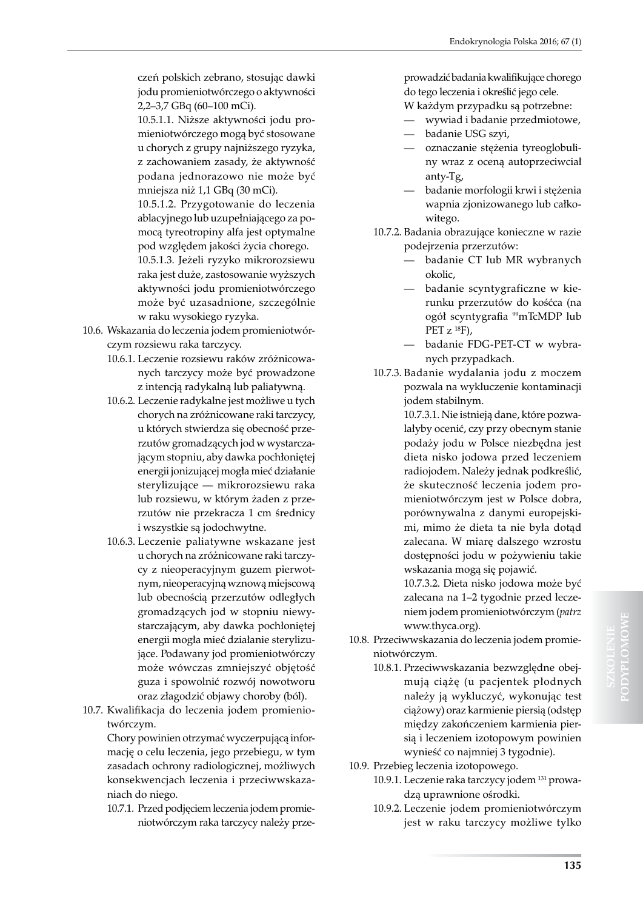czeń polskich zebrano, stosując dawki jodu promieniotwórczego o aktywności 2,2–3,7 GBq (60–100 mCi).

10.5.1.1. Niższe aktywności jodu promieniotwórczego mogą być stosowane u chorych z grupy najniższego ryzyka, z zachowaniem zasady, że aktywność podana jednorazowo nie może być mniejsza niż 1,1 GBq (30 mCi).

10.5.1.2. Przygotowanie do leczenia ablacyjnego lub uzupełniającego za pomocą tyreotropiny alfa jest optymalne pod względem jakości życia chorego.

10.5.1.3. Jeżeli ryzyko mikrorozsiewu raka jest duże, zastosowanie wyższych aktywności jodu promieniotwórczego może być uzasadnione, szczególnie w raku wysokiego ryzyka.

10.6. Wskazania do leczenia jodem promieniotwórczym rozsiewu raka tarczycy.

10.6.1. Leczenie rozsiewu raków zróżnicowanych tarczycy może być prowadzone z intencją radykalną lub paliatywną.

10.6.2. Leczenie radykalne jest możliwe u tych chorych na zróżnicowane raki tarczycy, u których stwierdza się obecność przerzutów gromadzących jod w wystarczającym stopniu, aby dawka pochłoniętej energii jonizującej mogła mieć działanie sterylizujące — mikrorozsiewu raka lub rozsiewu, w którym żaden z przerzutów nie przekracza 1 cm średnicy i wszystkie są jodochwytne.

10.6.3. Leczenie paliatywne wskazane jest u chorych na zróżnicowane raki tarczycy z nieoperacyjnym guzem pierwotnym, nieoperacyjną wznową miejscową lub obecnością przerzutów odległych gromadzących jod w stopniu niewystarczającym, aby dawka pochłoniętej energii mogła mieć działanie sterylizujące. Podawany jod promieniotwórczy może wówczas zmniejszyć objętość guza i spowolnić rozwój nowotworu oraz złagodzić objawy choroby (ból).

10.7. Kwalifikacja do leczenia jodem promieniotwórczym.

Chory powinien otrzymać wyczerpującą informację o celu leczenia, jego przebiegu, w tym zasadach ochrony radiologicznej, możliwych konsekwencjach leczenia i przeciwwskazaniach do niego.

10.7.1. Przed podjęciem leczenia jodem promieniotwórczym raka tarczycy należy przeprowadzić badania kwalifikujące chorego do tego leczenia i określić jego cele.

W każdym przypadku są potrzebne:
- wywiad i badanie przedmiotowe,
- badanie USG szyi,
- oznaczanie stężenia tyreoglobuliny wraz z oceną autoprzeciwciał anty-Tg,
- badanie morfologii krwi i stężenia wapnia zjonizowanego lub całkowitego.

10.7.2. Badania obrazujące konieczne w razie podejrzenia przerzutów:
- badanie CT lub MR wybranych okolic,
- badanie scyntygraficzne w kierunku przerzutów do kośćca (na ogół scyntygrafia $^{99}$mTcMDP lub PET z $^{18}$F),
- badanie FDG-PET-CT w wybranych przypadkach.

10.7.3. Badanie wydalania jodu z moczem pozwala na wykluczenie kontaminacji jodem stabilnym.

10.7.3.1. Nie istnieją dane, które pozwalałyby ocenić, czy przy obecnym stanie podaży jodu w Polsce niezbędna jest dieta nisko jodowa przed leczeniem radiojodem. Należy jednak podkreślić, że skuteczność leczenia jodem promieniotwórczym jest w Polsce dobra, porównywalna z danymi europejskimi, mimo że dieta ta nie była dotąd zalecana. W miarę dalszego wzrostu dostępności jodu w pożywieniu takie wskazania mogą się pojawić.

10.7.3.2. Dieta nisko jodowa może być zalecana na 1–2 tygodnie przed leczeniem jodem promieniotwórczym (*patrz* www.thyca.org).

10.8. Przeciwwskazania do leczenia jodem promieniotwórczym.

10.8.1. Przeciwwskazania bezwzględne obejmują ciążę (u pacjentek płodnych należy ją wykluczyć, wykonując test ciążowy) oraz karmienie piersią (odstęp między zakończeniem karmienia piersią i leczeniem izotopowym powinien wynieść co najmniej 3 tygodnie).

10.9. Przebieg leczenia izotopowego.

10.9.1. Leczenie raka tarczycy jodem $^{131}$ prowadzą uprawnione ośrodki.

10.9.2. Leczenie jodem promieniotwórczym jest w raku tarczycy możliwe tylko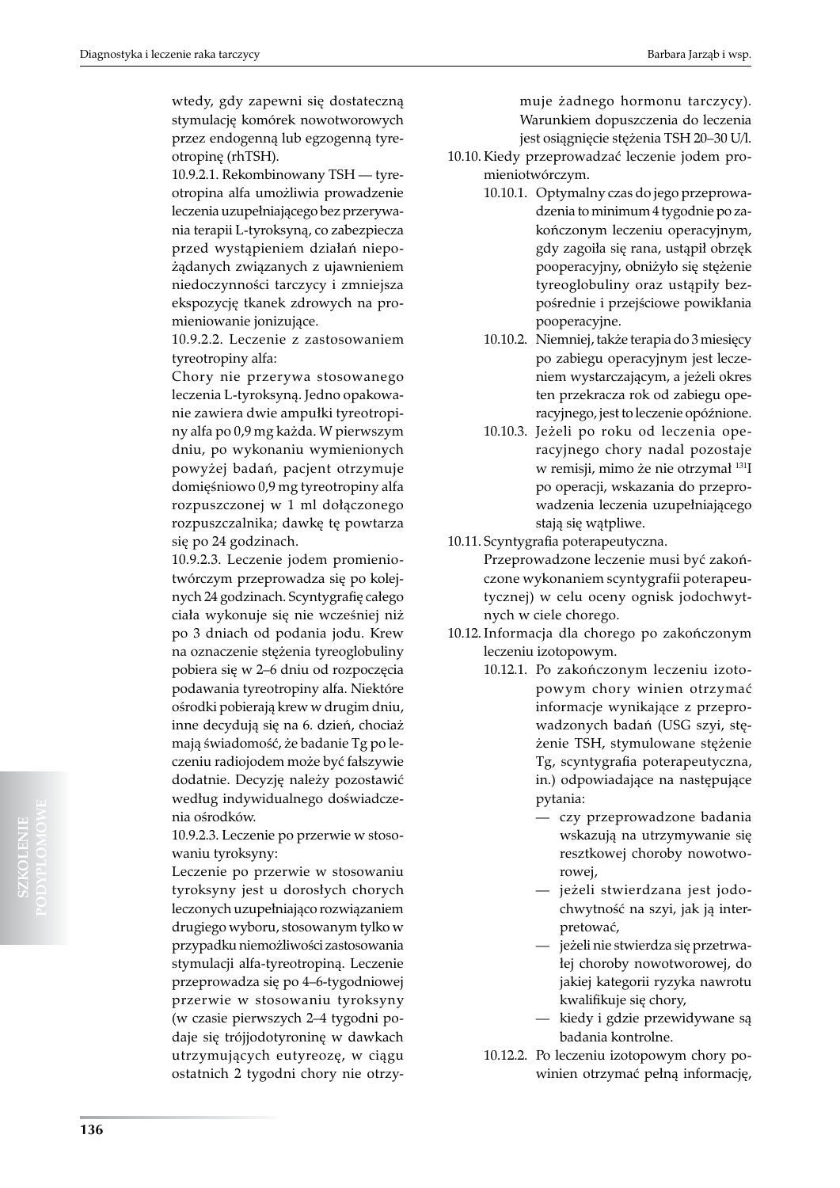wtedy, gdy zapewni się dostateczną stymulację komórek nowotworowych przez endogenną lub egzogenną tyreotropinę (rhTSH).

10.9.2.1. Rekombinowany TSH — tyreotropina alfa umożliwia prowadzenie leczenia uzupełniającego bez przerywania terapii L-tyroksyną, co zabezpiecza przed wystąpieniem działań niepożądanych związanych z ujawnieniem niedoczynności tarczycy i zmniejsza ekspozycję tkanek zdrowych na promieniowanie jonizujące.

10.9.2.2. Leczenie z zastosowaniem tyreotropiny alfa:

Chory nie przerywa stosowanego leczenia L-tyroksyną. Jedno opakowanie zawiera dwie ampułki tyreotropiny alfa po 0,9 mg każda. W pierwszym dniu, po wykonaniu wymienionych powyżej badań, pacjent otrzymuje domięśniowo 0,9 mg tyreotropiny alfa rozpuszczonej w 1 ml dołączonego rozpuszczalnika; dawkę tę powtarza się po 24 godzinach.

10.9.2.3. Leczenie jodem promieniotwórczym przeprowadza się po kolejnych 24 godzinach. Scyntygrafię całego ciała wykonuje się nie wcześniej niż po 3 dniach od podania jodu. Krew na oznaczenie stężenia tyreoglobuliny pobiera się w 2–6 dniu od rozpoczęcia podawania tyreotropiny alfa. Niektóre ośrodki pobierają krew w drugim dniu, inne decydują się na 6. dzień, chociaż mają świadomość, że badanie Tg po leczeniu radiojodem może być fałszywie dodatnie. Decyzję należy pozostawić według indywidualnego doświadczenia ośrodków.

10.9.2.3. Leczenie po przerwie w stosowaniu tyroksyny:

Leczenie po przerwie w stosowaniu tyroksyny jest u dorosłych chorych leczonych uzupełniająco rozwiązaniem drugiego wyboru, stosowanym tylko w przypadku niemożliwości zastosowania stymulacji alfa-tyreotropiną. Leczenie przeprowadza się po 4–6-tygodniowej przerwie w stosowaniu tyroksyny (w czasie pierwszych 2–4 tygodni podaje się trójjodotyroninę w dawkach utrzymujących eutyreozę, w ciągu ostatnich 2 tygodni chory nie otrzymuje żadnego hormonu tarczycy). Warunkiem dopuszczenia do leczenia jest osiągnięcie stężenia TSH 20–30 U/l.

10.10. Kiedy przeprowadzać leczenie jodem promieniotwórczym.

10.10.1. Optymalny czas do jego przeprowadzenia to minimum 4 tygodnie po zakończonym leczeniu operacyjnym, gdy zagoiła się rana, ustąpił obrzęk pooperacyjny, obniżyło się stężenie tyreoglobuliny oraz ustąpiły bezpośrednie i przejściowe powikłania pooperacyjne.

10.10.2. Niemniej, także terapia do 3 miesięcy po zabiegu operacyjnym jest leczeniem wystarczającym, a jeżeli okres ten przekracza rok od zabiegu operacyjnego, jest to leczenie opóźnione.

10.10.3. Jeżeli po roku od leczenia operacyjnego chory nadal pozostaje w remisji, mimo że nie otrzymał $^{131}$I po operacji, wskazania do przeprowadzenia leczenia uzupełniającego stają się wątpliwe.

10.11. Scyntygrafia poterapeutyczna.

Przeprowadzone leczenie musi być zakończone wykonaniem scyntygrafii poterapeutycznej) w celu oceny ognisk jodochwytnych w ciele chorego.

10.12. Informacja dla chorego po zakończonym leczeniu izotopowym.

10.12.1. Po zakończonym leczeniu izotopowym chory winien otrzymać informacje wynikające z przeprowadzonych badań (USG szyi, stężenie TSH, stymulowane stężenie Tg, scyntygrafia poterapeutyczna, in.) odpowiadające na następujące pytania:

- czy przeprowadzone badania wskazują na utrzymywanie się resztkowej choroby nowotworowej,
- jeżeli stwierdzana jest jodochwytność na szyi, jak ją interpretować,
- jeżeli nie stwierdza się przetrwałej choroby nowotworowej, do jakiej kategorii ryzyka nawrotu kwalifikuje się chory,
- kiedy i gdzie przewidywane są badania kontrolne.

10.12.2. Po leczeniu izotopowym chory powinien otrzymać pełną informację,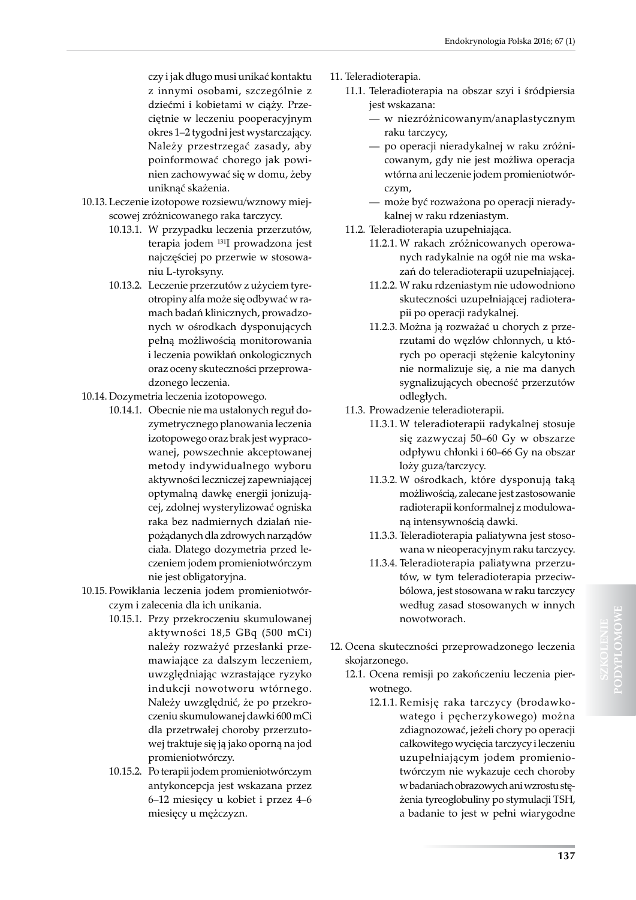czy i jak długo musi unikać kontaktu z innymi osobami, szczególnie z dziećmi i kobietami w ciąży. Przeciętnie w leczeniu pooperacyjnym okres 1–2 tygodni jest wystarczający. Należy przestrzegać zasady, aby poinformować chorego jak powinien zachowywać się w domu, żeby uniknąć skażenia.

10.13. Leczenie izotopowe rozsiewu/wznowy miejscowej zróżnicowanego raka tarczycy.

10.13.1. W przypadku leczenia przerzutów, terapia jodem [131]I prowadzona jest najczęściej po przerwie w stosowaniu L-tyroksyny.

10.13.2. Leczenie przerzutów z użyciem tyreotropiny alfa może się odbywać w ramach badań klinicznych, prowadzonych w ośrodkach dysponujących pełną możliwością monitorowania i leczenia powikłań onkologicznych oraz oceny skuteczności przeprowadzonego leczenia.

10.14. Dozymetria leczenia izotopowego.

10.14.1. Obecnie nie ma ustalonych reguł dozymetrycznego planowania leczenia izotopowego oraz brak jest wypracowanej, powszechnie akceptowanej metody indywidualnego wyboru aktywności leczniczej zapewniającej optymalną dawkę energii jonizującej, zdolnej wysterylizować ogniska raka bez nadmiernych działań niepożądanych dla zdrowych narządów ciała. Dlatego dozymetria przed leczeniem jodem promieniotwórczym nie jest obligatoryjna.

10.15. Powikłania leczenia jodem promieniotwórczym i zalecenia dla ich unikania.

10.15.1. Przy przekroczeniu skumulowanej aktywności 18,5 GBq (500 mCi) należy rozważyć przesłanki przemawiające za dalszym leczeniem, uwzględniając wzrastające ryzyko indukcji nowotworu wtórnego. Należy uwzględnić, że po przekroczeniu skumulowanej dawki 600 mCi dla przetrwałej choroby przerzutowej traktuje się ją jako oporną na jod promieniotwórczy.

10.15.2. Po terapii jodem promieniotwórczym antykoncepcja jest wskazana przez 6–12 miesięcy u kobiet i przez 4–6 miesięcy u mężczyzn.

11. Teleradioterapia.

11.1. Teleradioterapia na obszar szyi i śródpiersia jest wskazana:
- w niezróżnicowanym/anaplastycznym raku tarczycy,
- po operacji nieradykalnej w raku zróżnicowanym, gdy nie jest możliwa operacja wtórna ani leczenie jodem promieniotwórczym,
- może być rozważona po operacji nieradykalnej w raku rdzeniastym.

11.2. Teleradioterapia uzupełniająca.

11.2.1. W rakach zróżnicowanych operowanych radykalnie na ogół nie ma wskazań do teleradioterapii uzupełniającej.

11.2.2. W raku rdzeniastym nie udowodniono skuteczności uzupełniającej radioterapii po operacji radykalnej.

11.2.3. Można ją rozważać u chorych z przerzutami do węzłów chłonnych, u których po operacji stężenie kalcytoniny nie normalizuje się, a nie ma danych sygnalizujących obecność przerzutów odległych.

11.3. Prowadzenie teleradioterapii.

11.3.1. W teleradioterapii radykalnej stosuje się zazwyczaj 50–60 Gy w obszarze odpływu chłonki i 60–66 Gy na obszar loży guza/tarczycy.

11.3.2. W ośrodkach, które dysponują taką możliwością, zalecane jest zastosowanie radioterapii konformalnej z modulowaną intensywnością dawki.

11.3.3. Teleradioterapia paliatywna jest stosowana w nieoperacyjnym raku tarczycy.

11.3.4. Teleradioterapia paliatywna przerzutów, w tym teleradioterapia przeciwbólowa, jest stosowana w raku tarczycy według zasad stosowanych w innych nowotworach.

12. Ocena skuteczności przeprowadzonego leczenia skojarzonego.

12.1. Ocena remisji po zakończeniu leczenia pierwotnego.

12.1.1. Remisję raka tarczycy (brodawkowatego i pęcherzykowego) można zdiagnozować, jeżeli chory po operacji całkowitego wycięcia tarczycy i leczeniu uzupełniającym jodem promieniotwórczym nie wykazuje cech choroby w badaniach obrazowych ani wzrostu stężenia tyreoglobuliny po stymulacji TSH, a badanie to jest w pełni wiarygodne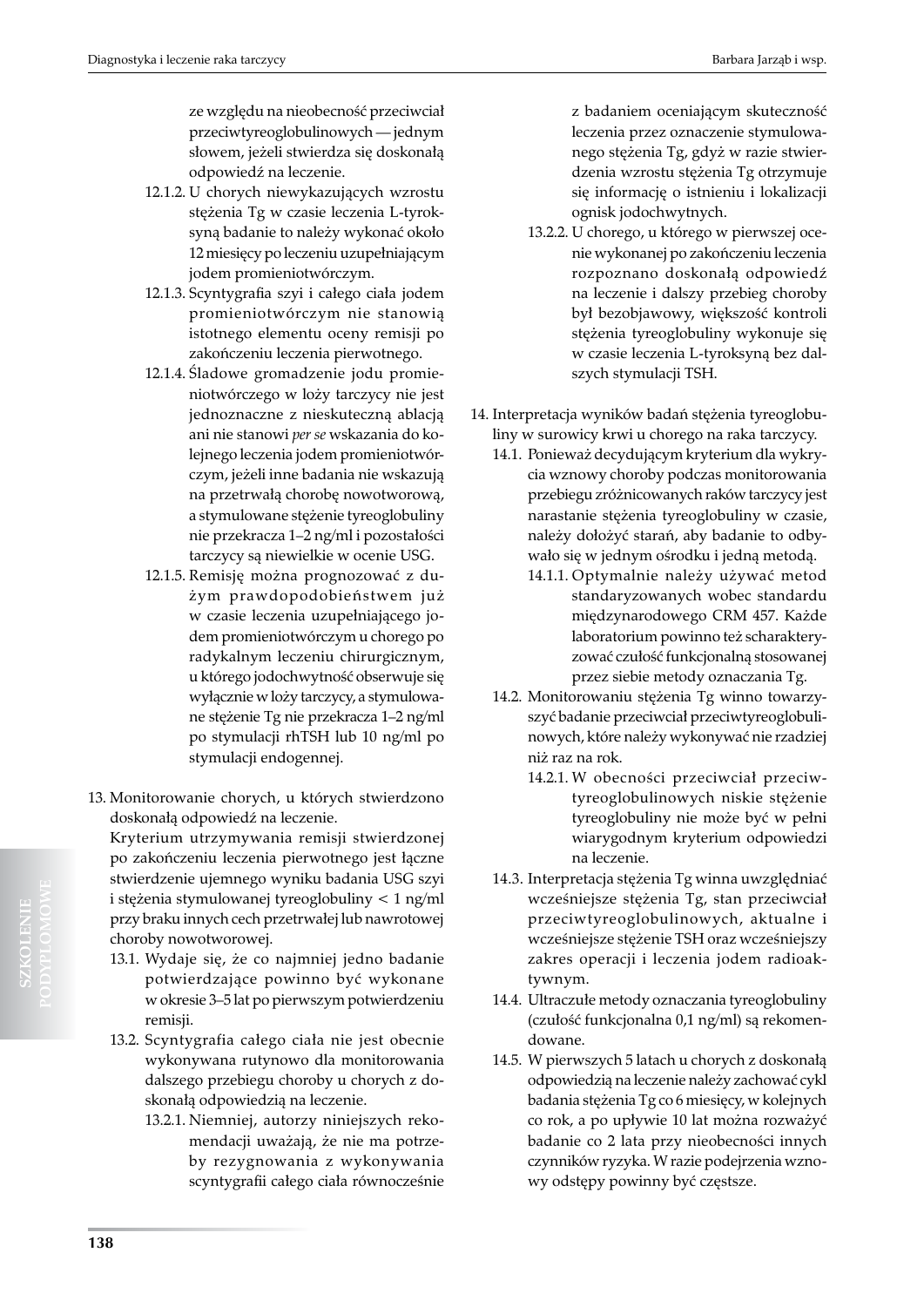ze względu na nieobecność przeciwciał przeciwtyreoglobulinowych — jednym słowem, jeżeli stwierdza się doskonałą odpowiedź na leczenie.

12.1.2. U chorych niewykazujących wzrostu stężenia Tg w czasie leczenia L-tyroksyną badanie to należy wykonać około 12 miesięcy po leczeniu uzupełniającym jodem promieniotwórczym.

12.1.3. Scyntygrafia szyi i całego ciała jodem promieniotwórczym nie stanowią istotnego elementu oceny remisji po zakończeniu leczenia pierwotnego.

12.1.4. Śladowe gromadzenie jodu promieniotwórczego w loży tarczycy nie jest jednoznaczne z nieskuteczną ablacją ani nie stanowi *per se* wskazania do kolejnego leczenia jodem promieniotwórczym, jeżeli inne badania nie wskazują na przetrwałą chorobę nowotworową, a stymulowane stężenie tyreoglobuliny nie przekracza 1–2 ng/ml i pozostałości tarczycy są niewielkie w ocenie USG.

12.1.5. Remisję można prognozować z dużym prawdopodobieństwem już w czasie leczenia uzupełniającego jodem promieniotwórczym u chorego po radykalnym leczeniu chirurgicznym, u którego jodochwytność obserwuje się wyłącznie w loży tarczycy, a stymulowane stężenie Tg nie przekracza 1–2 ng/ml po stymulacji rhTSH lub 10 ng/ml po stymulacji endogennej.

13. Monitorowanie chorych, u których stwierdzono doskonałą odpowiedź na leczenie.
Kryterium utrzymywania remisji stwierdzonej po zakończeniu leczenia pierwotnego jest łączne stwierdzenie ujemnego wyniku badania USG szyi i stężenia stymulowanej tyreoglobuliny < 1 ng/ml przy braku innych cech przetrwałej lub nawrotowej choroby nowotworowej.

13.1. Wydaje się, że co najmniej jedno badanie potwierdzające powinno być wykonane w okresie 3–5 lat po pierwszym potwierdzeniu remisji.

13.2. Scyntygrafia całego ciała nie jest obecnie wykonywana rutynowo dla monitorowania dalszego przebiegu choroby u chorych z doskonałą odpowiedzią na leczenie.

13.2.1. Niemniej, autorzy niniejszych rekomendacji uważają, że nie ma potrzeby rezygnowania z wykonywania scyntygrafii całego ciała równocześnie z badaniem oceniającym skuteczność leczenia przez oznaczenie stymulowanego stężenia Tg, gdyż w razie stwierdzenia wzrostu stężenia Tg otrzymuje się informację o istnieniu i lokalizacji ognisk jodochwytnych.

13.2.2. U chorego, u którego w pierwszej ocenie wykonanej po zakończeniu leczenia rozpoznano doskonałą odpowiedź na leczenie i dalszy przebieg choroby był bezobjawowy, większość kontroli stężenia tyreoglobuliny wykonuje się w czasie leczenia L-tyroksyną bez dalszych stymulacji TSH.

14. Interpretacja wyników badań stężenia tyreoglobuliny w surowicy krwi u chorego na raka tarczycy.

14.1. Ponieważ decydującym kryterium dla wykrycia wznowy choroby podczas monitorowania przebiegu zróżnicowanych raków tarczycy jest narastanie stężenia tyreoglobuliny w czasie, należy dołożyć starań, aby badanie to odbywało się w jednym ośrodku i jedną metodą.

14.1.1. Optymalnie należy używać metod standaryzowanych wobec standardu międzynarodowego CRM 457. Każde laboratorium powinno też scharakteryzować czułość funkcjonalną stosowanej przez siebie metody oznaczania Tg.

14.2. Monitorowaniu stężenia Tg winno towarzyszyć badanie przeciwciał przeciwtyreoglobulinowych, które należy wykonywać nie rzadziej niż raz na rok.

14.2.1. W obecności przeciwciał przeciwtyreoglobulinowych niskie stężenie tyreoglobuliny nie może być w pełni wiarygodnym kryterium odpowiedzi na leczenie.

14.3. Interpretacja stężenia Tg winna uwzględniać wcześniejsze stężenia Tg, stan przeciwciał przeciwtyreoglobulinowych, aktualne i wcześniejsze stężenie TSH oraz wcześniejszy zakres operacji i leczenia jodem radioaktywnym.

14.4. Ultraczułe metody oznaczania tyreoglobuliny (czułość funkcjonalna 0,1 ng/ml) są rekomendowane.

14.5. W pierwszych 5 latach u chorych z doskonałą odpowiedzią na leczenie należy zachować cykl badania stężenia Tg co 6 miesięcy, w kolejnych co rok, a po upływie 10 lat można rozważyć badanie co 2 lata przy nieobecności innych czynników ryzyka. W razie podejrzenia wznowy odstępy powinny być częstsze.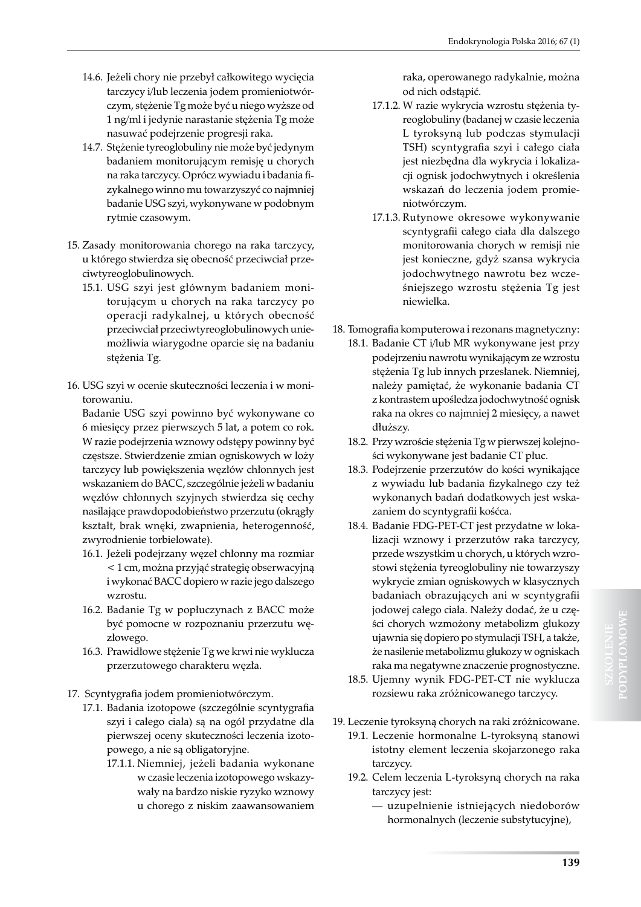14.6. Jeżeli chory nie przebył całkowitego wycięcia tarczycy i/lub leczenia jodem promieniotwórczym, stężenie Tg może być u niego wyższe od 1 ng/ml i jedynie narastanie stężenia Tg może nasuwać podejrzenie progresji raka.

14.7. Stężenie tyreoglobuliny nie może być jedynym badaniem monitorującym remisję u chorych na raka tarczycy. Oprócz wywiadu i badania fizykalnego winno mu towarzyszyć co najmniej badanie USG szyi, wykonywane w podobnym rytmie czasowym.

15. Zasady monitorowania chorego na raka tarczycy, u którego stwierdza się obecność przeciwciał przeciwtyreoglobulinowych.

    15.1. USG szyi jest głównym badaniem monitorującym u chorych na raka tarczycy po operacji radykalnej, u których obecność przeciwciał przeciwtyreoglobulinowych uniemożliwia wiarygodne oparcie się na badaniu stężenia Tg.

16. USG szyi w ocenie skuteczności leczenia i w monitorowaniu.

    Badanie USG szyi powinno być wykonywane co 6 miesięcy przez pierwszych 5 lat, a potem co rok. W razie podejrzenia wznowy odstępy powinny być częstsze. Stwierdzenie zmian ogniskowych w loży tarczycy lub powiększenia węzłów chłonnych jest wskazaniem do BACC, szczególnie jeżeli w badaniu węzłów chłonnych szyjnych stwierdza się cechy nasilające prawdopodobieństwo przerzutu (okrągły kształt, brak wnęki, zwapnienia, heterogenność, zwyrodnienie torbielowate).

    16.1. Jeżeli podejrzany węzeł chłonny ma rozmiar < 1 cm, można przyjąć strategię obserwacyjną i wykonać BACC dopiero w razie jego dalszego wzrostu.

    16.2. Badanie Tg w popłuczynach z BACC może być pomocne w rozpoznaniu przerzutu węzłowego.

    16.3. Prawidłowe stężenie Tg we krwi nie wyklucza przerzutowego charakteru węzła.

17. Scyntygrafia jodem promieniotwórczym.

    17.1. Badania izotopowe (szczególnie scyntygrafia szyi i całego ciała) są na ogół przydatne dla pierwszej oceny skuteczności leczenia izotopowego, a nie są obligatoryjne.

    17.1.1. Niemniej, jeżeli badania wykonane w czasie leczenia izotopowego wskazywały na bardzo niskie ryzyko wznowy u chorego z niskim zaawansowaniem raka, operowanego radykalnie, można od nich odstąpić.

    17.1.2. W razie wykrycia wzrostu stężenia tyreoglobuliny (badanej w czasie leczenia L tyroksyną lub podczas stymulacji TSH) scyntygrafia szyi i całego ciała jest niezbędna dla wykrycia i lokalizacji ognisk jodochwytnych i określenia wskazań do leczenia jodem promieniotwórczym.

    17.1.3. Rutynowe okresowe wykonywanie scyntygrafii całego ciała dla dalszego monitorowania chorych w remisji nie jest konieczne, gdyż szansa wykrycia jodochwytnego nawrotu bez wcześniejszego wzrostu stężenia Tg jest niewielka.

18. Tomografia komputerowa i rezonans magnetyczny:

    18.1. Badanie CT i/lub MR wykonywane jest przy podejrzeniu nawrotu wynikającym ze wzrostu stężenia Tg lub innych przesłanek. Niemniej, należy pamiętać, że wykonanie badania CT z kontrastem upośledza jodochwytność ognisk raka na okres co najmniej 2 miesięcy, a nawet dłuższy.

    18.2. Przy wzroście stężenia Tg w pierwszej kolejności wykonywane jest badanie CT płuc.

    18.3. Podejrzenie przerzutów do kości wynikające z wywiadu lub badania fizykalnego czy też wykonanych badań dodatkowych jest wskazaniem do scyntygrafii kośćca.

    18.4. Badanie FDG-PET-CT jest przydatne w lokalizacji wznowy i przerzutów raka tarczycy, przede wszystkim u chorych, u których wzrostowi stężenia tyreoglobuliny nie towarzyszy wykrycie zmian ogniskowych w klasycznych badaniach obrazujących ani w scyntygrafii jodowej całego ciała. Należy dodać, że u części chorych wzmożony metabolizm glukozy ujawnia się dopiero po stymulacji TSH, a także, że nasilenie metabolizmu glukozy w ogniskach raka ma negatywne znaczenie prognostyczne.

    18.5. Ujemny wynik FDG-PET-CT nie wyklucza rozsiewu raka zróżnicowanego tarczycy.

19. Leczenie tyroksyną chorych na raki zróżnicowane.

    19.1. Leczenie hormonalne L-tyroksyną stanowi istotny element leczenia skojarzonego raka tarczycy.

    19.2. Celem leczenia L-tyroksyną chorych na raka tarczycy jest:

    — uzupełnienie istniejących niedoborów hormonalnych (leczenie substytucyjne),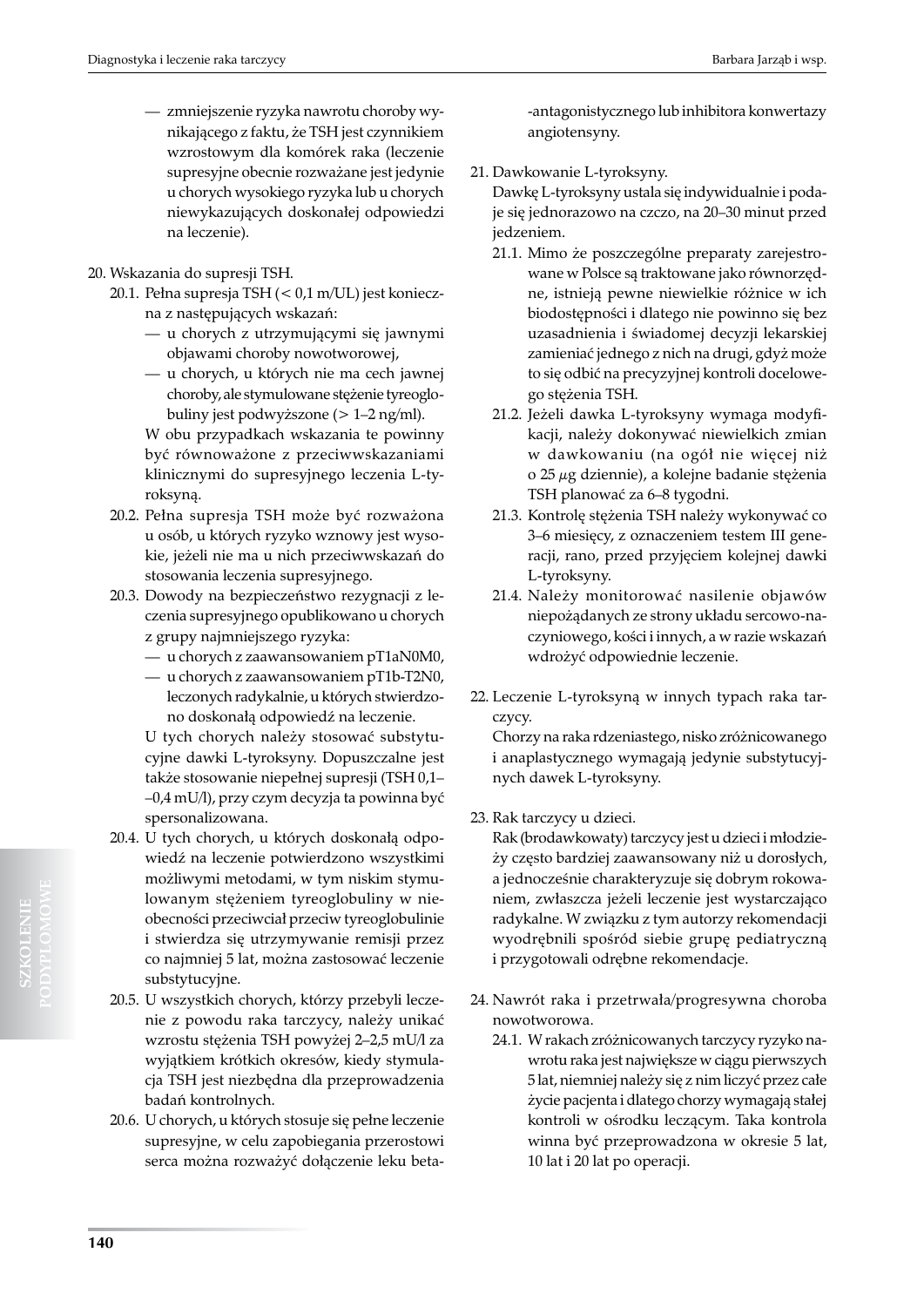— zmniejszenie ryzyka nawrotu choroby wynikającego z faktu, że TSH jest czynnikiem wzrostowym dla komórek raka (leczenie supresyjne obecnie rozważane jest jedynie u chorych wysokiego ryzyka lub u chorych niewykazujących doskonałej odpowiedzi na leczenie).

20. Wskazania do supresji TSH.
    20.1. Pełna supresja TSH (< 0,1 m/UL) jest konieczna z następujących wskazań:
    — u chorych z utrzymującymi się jawnymi objawami choroby nowotworowej,
    — u chorych, u których nie ma cech jawnej choroby, ale stymulowane stężenie tyreoglobuliny jest podwyższone (> 1–2 ng/ml).

    W obu przypadkach wskazania te powinny być równoważone z przeciwwskazaniami klinicznymi do supresyjnego leczenia L-tyroksyną.
    20.2. Pełna supresja TSH może być rozważona u osób, u których ryzyko wznowy jest wysokie, jeżeli nie ma u nich przeciwwskazań do stosowania leczenia supresyjnego.
    20.3. Dowody na bezpieczeństwo rezygnacji z leczenia supresyjnego opublikowano u chorych z grupy najmniejszego ryzyka:
    — u chorych z zaawansowaniem pT1aN0M0,
    — u chorych z zaawansowaniem pT1b-T2N0, leczonych radykalnie, u których stwierdzono doskonałą odpowiedź na leczenie.

    U tych chorych należy stosować substytucyjne dawki L-tyroksyny. Dopuszczalne jest także stosowanie niepełnej supresji (TSH 0,1–0,4 mU/l), przy czym decyzja ta powinna być spersonalizowana.
    20.4. U tych chorych, u których doskonałą odpowiedź na leczenie potwierdzono wszystkimi możliwymi metodami, w tym niskim stymulowanym stężeniem tyreoglobuliny w nieobecności przeciwciał przeciw tyreoglobulinie i stwierdza się utrzymywanie remisji przez co najmniej 5 lat, można zastosować leczenie substytucyjne.
    20.5. U wszystkich chorych, którzy przebyli leczenie z powodu raka tarczycy, należy unikać wzrostu stężenia TSH powyżej 2–2,5 mU/l za wyjątkiem krótkich okresów, kiedy stymulacja TSH jest niezbędna dla przeprowadzenia badań kontrolnych.
    20.6. U chorych, u których stosuje się pełne leczenie supresyjne, w celu zapobiegania przerostowi serca można rozważyć dołączenie leku beta-antagonistycznego lub inhibitora konwertazy angiotensyny.

21. Dawkowanie L-tyroksyny.

    Dawkę L-tyroksyny ustala się indywidualnie i podaje się jednorazowo na czczo, na 20–30 minut przed jedzeniem.
    21.1. Mimo że poszczególne preparaty zarejestrowane w Polsce są traktowane jako równorzędne, istnieją pewne niewielkie różnice w ich biodostępności i dlatego nie powinno się bez uzasadnienia i świadomej decyzji lekarskiej zamieniać jednego z nich na drugi, gdyż może to się odbić na precyzyjnej kontroli docelowego stężenia TSH.
    21.2. Jeżeli dawka L-tyroksyny wymaga modyfikacji, należy dokonywać niewielkich zmian w dawkowaniu (na ogół nie więcej niż o 25 $\mu$g dziennie), a kolejne badanie stężenia TSH planować za 6–8 tygodni.
    21.3. Kontrolę stężenia TSH należy wykonywać co 3–6 miesięcy, z oznaczeniem testem III generacji, rano, przed przyjęciem kolejnej dawki L-tyroksyny.
    21.4. Należy monitorować nasilenie objawów niepożądanych ze strony układu sercowo-naczyniowego, kości i innych, a w razie wskazań wdrożyć odpowiednie leczenie.

22. Leczenie L-tyroksyną w innych typach raka tarczycy.

    Chorzy na raka rdzeniastego, nisko zróżnicowanego i anaplastycznego wymagają jedynie substytucyjnych dawek L-tyroksyny.

23. Rak tarczycy u dzieci.

    Rak (brodawkowy) tarczycy jest u dzieci i młodzieży często bardziej zaawansowany niż u dorosłych, a jednocześnie charakteryzuje się dobrym rokowaniem, zwłaszcza jeżeli leczenie jest wystarczająco radykalne. W związku z tym autorzy rekomendacji wyodrębnili spośród siebie grupę pediatryczną i przygotowali odrębne rekomendacje.

24. Nawrót raka i przetrwała/progresywna choroba nowotworowa.
    24.1. W rakach zróżnicowanych tarczycy ryzyko nawrotu raka jest największe w ciągu pierwszych 5 lat, niemniej należy się z nim liczyć przez całe życie pacjenta i dlatego chorzy wymagają stałej kontroli w ośrodku leczącym. Taka kontrola winna być przeprowadzona w okresie 5 lat, 10 lat i 20 lat po operacji.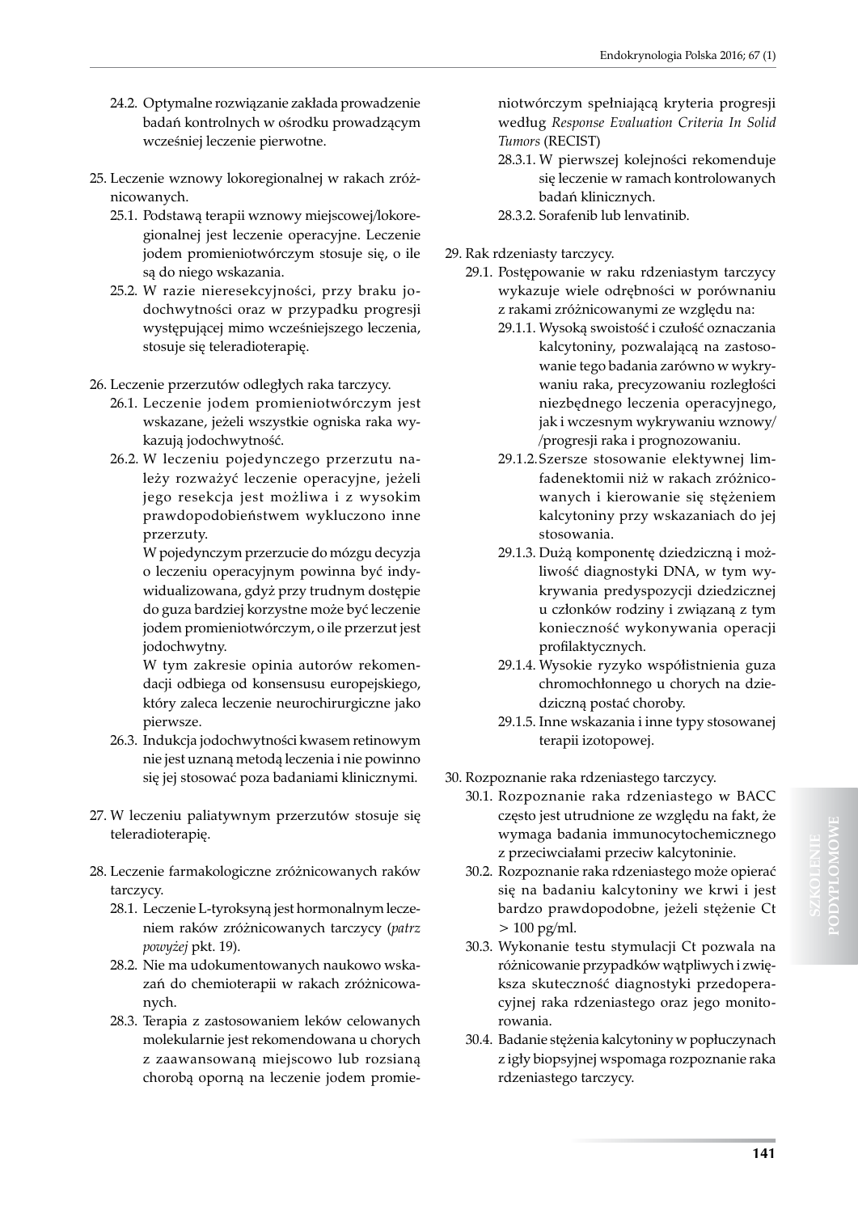24.2. Optymalne rozwiązanie zakłada prowadzenie badań kontrolnych w ośrodku prowadzącym wcześniej leczenie pierwotne.

25. Leczenie wznowy lokoregionalnej w rakach zróżnicowanych.
   25.1. Podstawą terapii wznowy miejscowej/lokoregionalnej jest leczenie operacyjne. Leczenie jodem promieniotwórczym stosuje się, o ile są do niego wskazania.
   25.2. W razie nieresekcyjności, przy braku jodochwytności oraz w przypadku progresji występującej mimo wcześniejszego leczenia, stosuje się teleradioterapię.

26. Leczenie przerzutów odległych raka tarczycy.
   26.1. Leczenie jodem promieniotwórczym jest wskazane, jeżeli wszystkie ogniska raka wykazują jodochwytność.
   26.2. W leczeniu pojedynczego przerzutu należy rozważyć leczenie operacyjne, jeżeli jego resekcja jest możliwa i z wysokim prawdopodobieństwem wykluczono inne przerzuty.
   W pojedynczym przerzucie do mózgu decyzja o leczeniu operacyjnym powinna być indywidualizowana, gdyż przy trudnym dostępie do guza bardziej korzystne może być leczenie jodem promieniotwórczym, o ile przerzut jest jodochwytny.
   W tym zakresie opinia autorów rekomendacji odbiega od konsensusu europejskiego, który zaleca leczenie neurochirurgiczne jako pierwsze.
   26.3. Indukcja jodochwytności kwasem retinowym nie jest uznaną metodą leczenia i nie powinno się jej stosować poza badaniami klinicznymi.

27. W leczeniu paliatywnym przerzutów stosuje się teleradioterapię.

28. Leczenie farmakologiczne zróżnicowanych raków tarczycy.
   28.1. Leczenie L-tyroksyną jest hormonalnym leczeniem raków zróżnicowanych tarczycy (*patrz powyżej* pkt. 19).
   28.2. Nie ma udokumentowanych naukowo wskazań do chemioterapii w rakach zróżnicowanych.
   28.3. Terapia z zastosowaniem leków celowanych molekularnie jest rekomendowana u chorych z zaawansowaną miejscowo lub rozsianą chorobą oporną na leczenie jodem promieniotwórczym spełniającą kryteria progresji według *Response Evaluation Criteria In Solid Tumors* (RECIST)
      28.3.1. W pierwszej kolejności rekomenduje się leczenie w ramach kontrolowanych badań klinicznych.
      28.3.2. Sorafenib lub lenvatinib.

29. Rak rdzeniasty tarczycy.
   29.1. Postępowanie w raku rdzeniastym tarczycy wykazuje wiele odrębności w porównaniu z rakami zróżnicowanymi ze względu na:
      29.1.1. Wysoką swoistość i czułość oznaczania kalcytoniny, pozwalającą na zastosowanie tego badania zarówno w wykrywaniu raka, precyzowaniu rozległości niezbędnego leczenia operacyjnego, jak i wczesnym wykrywaniu wznowy/ /progresji raka i prognozowaniu.
      29.1.2. Szersze stosowanie elektywnej limfadenektomii niż w rakach zróżnicowanych i kierowanie się stężeniem kalcytoniny przy wskazaniach do jej stosowania.
      29.1.3. Dużą komponentę dziedziczną i możliwość diagnostyki DNA, w tym wykrywania predyspozycji dziedzicznej u członków rodziny i związaną z tym konieczność wykonywania operacji profilaktycznych.
      29.1.4. Wysokie ryzyko współistnienia guza chromochłonnego u chorych na dziedziczną postać choroby.
      29.1.5. Inne wskazania i inne typy stosowanej terapii izotopowej.

30. Rozpoznanie raka rdzeniastego tarczycy.
   30.1. Rozpoznanie raka rdzeniastego w BACC często jest utrudnione ze względu na fakt, że wymaga badania immunocytochemicznego z przeciwciałami przeciw kalcytoninie.
   30.2. Rozpoznanie raka rdzeniastego może opierać się na badaniu kalcytoniny we krwi i jest bardzo prawdopodobne, jeżeli stężenie Ct $> 100$ pg/ml.
   30.3. Wykonanie testu stymulacji Ct pozwala na różnicowanie przypadków wątpliwych i zwiększa skuteczność diagnostyki przedoperacyjnej raka rdzeniastego oraz jego monitorowania.
   30.4. Badanie stężenia kalcytoniny w popłuczynach z igły biopsyjnej wspomaga rozpoznanie raka rdzeniastego tarczycy.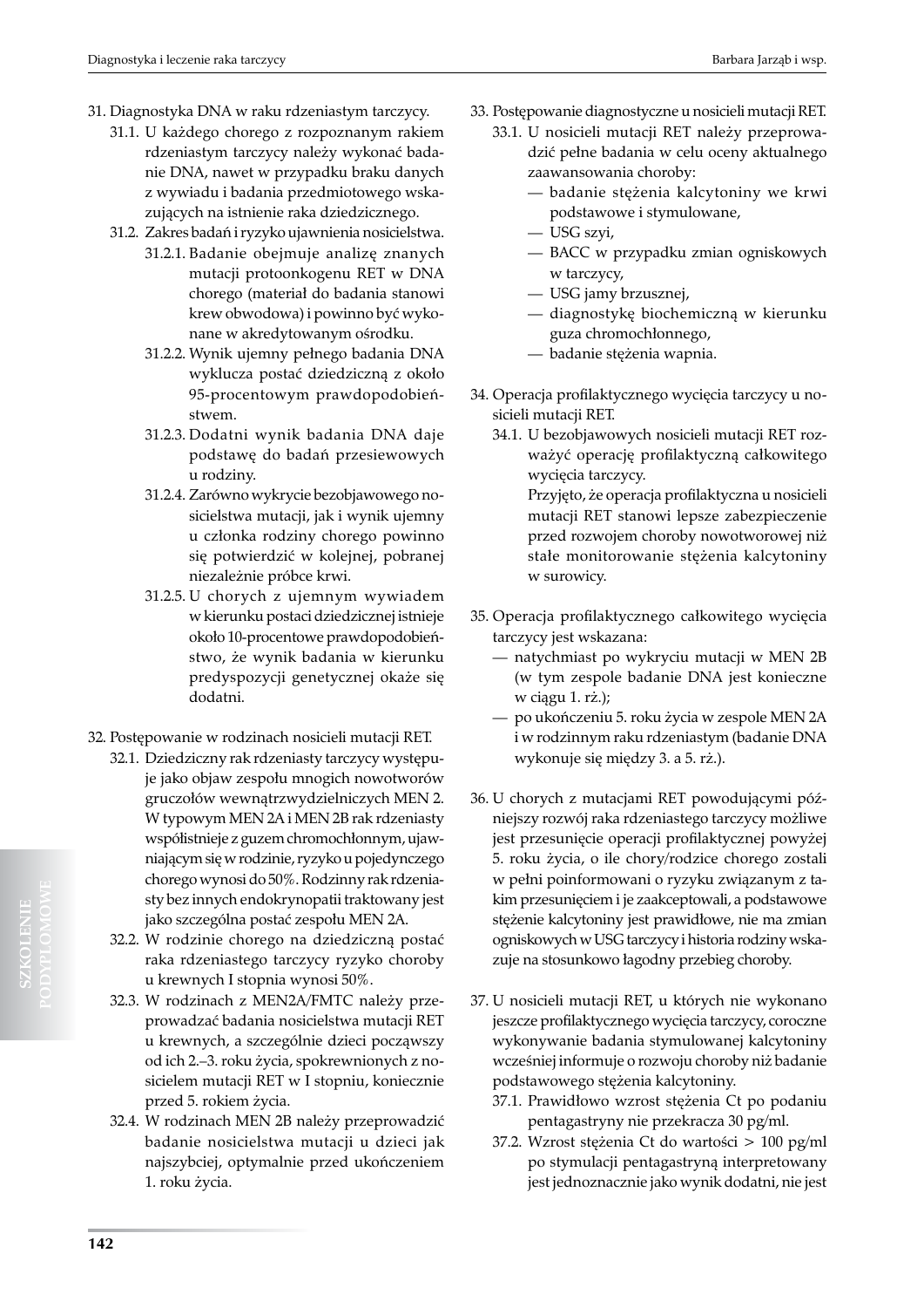31. Diagnostyka DNA w raku rdzeniastym tarczycy.
    31.1. U każdego chorego z rozpoznanym rakiem rdzeniastym tarczycy należy wykonać badanie DNA, nawet w przypadku braku danych z wywiadu i badania przedmiotowego wskazujących na istnienie raka dziedzicznego.
    31.2. Zakres badań i ryzyko ujawnienia nosicielstwa.
        31.2.1. Badanie obejmuje analizę znanych mutacji protoonkogenu RET w DNA chorego (materiał do badania stanowi krew obwodowa) i powinno być wykonane w akredytowanym ośrodku.
        31.2.2. Wynik ujemny pełnego badania DNA wyklucza postać dziedziczną z około 95-procentowym prawdopodobieństwem.
        31.2.3. Dodatni wynik badania DNA daje podstawę do badań przesiewowych u rodziny.
        31.2.4. Zarówno wykrycie bezobjawowego nosicielstwa mutacji, jak i wynik ujemny u członka rodziny chorego powinno się potwierdzić w kolejnej, pobranej niezależnie próbce krwi.
        31.2.5. U chorych z ujemnym wywiadem w kierunku postaci dziedzicznej istnieje około 10-procentowe prawdopodobieństwo, że wynik badania w kierunku predyspozycji genetycznej okaże się dodatni.

32. Postępowanie w rodzinach nosicieli mutacji RET.
    32.1. Dziedziczny rak rdzeniasty tarczycy występuje jako objaw zespołu mnogich nowotworów gruczołów wewnątrzwydzielniczych MEN 2. W typowym MEN 2A i MEN 2B rak rdzeniasty współistnieje z guzem chromochłonnym, ujawniającym się w rodzinie, ryzyko u pojedynczego chorego wynosi do 50%. Rodzinny rak rdzeniasty bez innych endokrynopatii traktowany jest jako szczególna postać zespołu MEN 2A.
    32.2. W rodzinie chorego na dziedziczną postać raka rdzeniastego tarczycy ryzyko choroby u krewnych I stopnia wynosi 50%.
    32.3. W rodzinach z MEN2A/FMTC należy przeprowadzać badania nosicielstwa mutacji RET u krewnych, a szczególnie dzieci począwszy od ich 2.–3. roku życia, spokrewnionych z nosicielem mutacji RET w I stopniu, koniecznie przed 5. rokiem życia.
    32.4. W rodzinach MEN 2B należy przeprowadzić badanie nosicielstwa mutacji u dzieci jak najszybciej, optymalnie przed ukończeniem 1. roku życia.

33. Postępowanie diagnostyczne u nosicieli mutacji RET.
    33.1. U nosicieli mutacji RET należy przeprowadzić pełne badania w celu oceny aktualnego zaawansowania choroby:
    - badanie stężenia kalcytoniny we krwi podstawowe i stymulowane,
    - USG szyi,
    - BACC w przypadku zmian ogniskowych w tarczycy,
    - USG jamy brzusznej,
    - diagnostykę biochemiczną w kierunku guza chromochłonnego,
    - badanie stężenia wapnia.

34. Operacja profilaktycznego wycięcia tarczycy u nosicieli mutacji RET.
    34.1. U bezobjawowych nosicieli mutacji RET rozważyć operację profilaktyczną całkowitego wycięcia tarczycy.
    Przyjęto, że operacja profilaktyczna u nosicieli mutacji RET stanowi lepsze zabezpieczenie przed rozwojem choroby nowotworowej niż stałe monitorowanie stężenia kalcytoniny w surowicy.

35. Operacja profilaktycznego całkowitego wycięcia tarczycy jest wskazana:
    - natychmiast po wykryciu mutacji w MEN 2B (w tym zespole badanie DNA jest konieczne w ciągu 1. rż.);
    - po ukończeniu 5. roku życia w zespole MEN 2A i w rodzinnym raku rdzeniastym (badanie DNA wykonuje się między 3. a 5. rż.).

36. U chorych z mutacjami RET powodującymi późniejszy rozwój raka rdzeniastego tarczycy możliwe jest przesunięcie operacji profilaktycznej powyżej 5. roku życia, o ile chory/rodzice chorego zostali w pełni poinformowani o ryzyku związanym z takim przesunięciem i je zaakceptowali, a podstawowe stężenie kalcytoniny jest prawidłowe, nie ma zmian ogniskowych w USG tarczycy i historia rodziny wskazuje na stosunkowo łagodny przebieg choroby.

37. U nosicieli mutacji RET, u których nie wykonano jeszcze profilaktycznego wycięcia tarczycy, coroczne wykonywanie badania stymulowanej kalcytoniny wcześniej informuje o rozwoju choroby niż badanie podstawowego stężenia kalcytoniny.
    37.1. Prawidłowo wzrost stężenia Ct po podaniu pentagastryny nie przekracza 30 pg/ml.
    37.2. Wzrost stężenia Ct do wartości > 100 pg/ml po stymulacji pentagastryną interpretowany jest jednoznacznie jako wynik dodatni, nie jest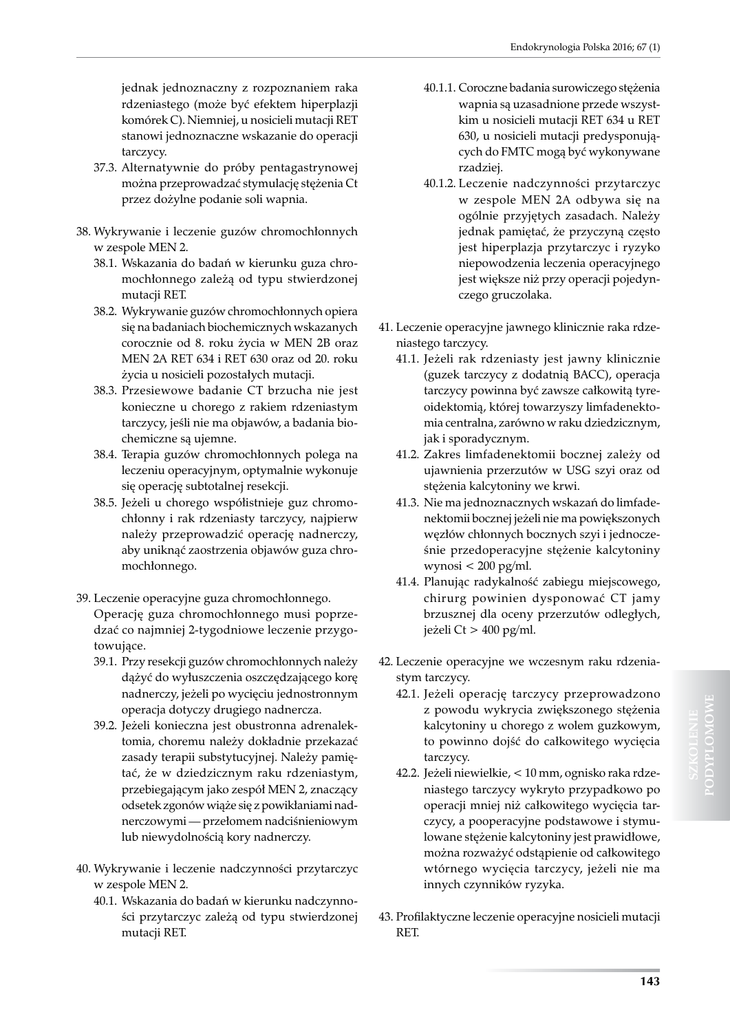jednak jednoznaczny z rozpoznaniem raka rdzeniastego (może być efektem hiperplazji komórek C). Niemniej, u nosicieli mutacji RET stanowi jednoznaczne wskazanie do operacji tarczycy.

37.3. Alternatywnie do próby pentagastrynowej można przeprowadzać stymulację stężenia Ct przez dożylne podanie soli wapnia.

38. Wykrywanie i leczenie guzów chromochłonnych w zespole MEN 2.

38.1. Wskazania do badań w kierunku guza chromochłonnego zależą od typu stwierdzonej mutacji RET.

38.2. Wykrywanie guzów chromochłonnych opiera się na badaniach biochemicznych wskazanych corocznie od 8. roku życia w MEN 2B oraz MEN 2A RET 634 i RET 630 oraz od 20. roku życia u nosicieli pozostałych mutacji.

38.3. Przesiewowe badanie CT brzucha nie jest konieczne u chorego z rakiem rdzeniastym tarczycy, jeśli nie ma objawów, a badania biochemiczne są ujemne.

38.4. Terapia guzów chromochłonnych polega na leczeniu operacyjnym, optymalnie wykonuje się operację subtotalnej resekcji.

38.5. Jeżeli u chorego współistnieje guz chromochłonny i rak rdzeniasty tarczycy, najpierw należy przeprowadzić operację nadnerczy, aby uniknąć zaostrzenia objawów guza chromochłonnego.

39. Leczenie operacyjne guza chromochłonnego.
Operację guza chromochłonnego musi poprzedzać co najmniej 2-tygodniowe leczenie przygotowujące.

39.1. Przy resekcji guzów chromochłonnych należy dążyć do wyłuszczenia oszczędzającego korę nadnerczy, jeżeli po wycięciu jednostronnym operacja dotyczy drugiego nadnercza.

39.2. Jeżeli konieczna jest obustronna adrenalektomia, choremu należy dokładnie przekazać zasady terapii substytucyjnej. Należy pamiętać, że w dziedzicznym raku rdzeniastym, przebiegającym jako zespół MEN 2, znaczący odsetek zgonów wiąże się z powikłaniami nadnerczowymi — przełomem nadciśnieniowym lub niewydolnością kory nadnerczy.

40. Wykrywanie i leczenie nadczynności przytarczyc w zespole MEN 2.

40.1. Wskazania do badań w kierunku nadczynności przytarczyc zależą od typu stwierdzonej mutacji RET.

40.1.1. Coroczne badania surowiczego stężenia wapnia są uzasadnione przede wszystkim u nosicieli mutacji RET 634 u RET 630, u nosicieli mutacji predysponujących do FMTC mogą być wykonywane rzadziej.

40.1.2. Leczenie nadczynności przytarczyc w zespole MEN 2A odbywa się na ogólnie przyjętych zasadach. Należy jednak pamiętać, że przyczyną często jest hiperplazja przytarczyc i ryzyko niepowodzenia leczenia operacyjnego jest większe niż przy operacji pojedynczego gruczolaka.

41. Leczenie operacyjne jawnego klinicznie raka rdzeniastego tarczycy.

41.1. Jeżeli rak rdzeniasty jest jawny klinicznie (guzek tarczycy z dodatnią BACC), operacja tarczycy powinna być zawsze całkowitą tyreoidektomią, której towarzyszy limfadenektomia centralna, zarówno w raku dziedzicznym, jak i sporadycznym.

41.2. Zakres limfadenektomii bocznej zależy od ujawnienia przerzutów w USG szyi oraz od stężenia kalcytoniny we krwi.

41.3. Nie ma jednoznacznych wskazań do limfadenektomii bocznej jeżeli nie ma powiększonych węzłów chłonnych bocznych szyi i jednocześnie przedoperacyjne stężenie kalcytoniny wynosi < 200 pg/ml.

41.4. Planując radykalność zabiegu miejscowego, chirurg powinien dysponować CT jamy brzusznej dla oceny przerzutów odległych, jeżeli Ct > 400 pg/ml.

42. Leczenie operacyjne we wczesnym raku rdzeniastym tarczycy.

42.1. Jeżeli operację tarczycy przeprowadzono z powodu wykrycia zwiększonego stężenia kalcytoniny u chorego z wolem guzkowym, to powinno dojść do całkowitego wycięcia tarczycy.

42.2. Jeżeli niewielkie, < 10 mm, ognisko raka rdzeniastego tarczycy wykryto przypadkowo po operacji mniej niż całkowitego wycięcia tarczycy, a pooperacyjne podstawowe i stymulowane stężenie kalcytoniny jest prawidłowe, można rozważyć odstąpienie od całkowitego wtórnego wycięcia tarczycy, jeżeli nie ma innych czynników ryzyka.

43. Profilaktyczne leczenie operacyjne nosicieli mutacji RET.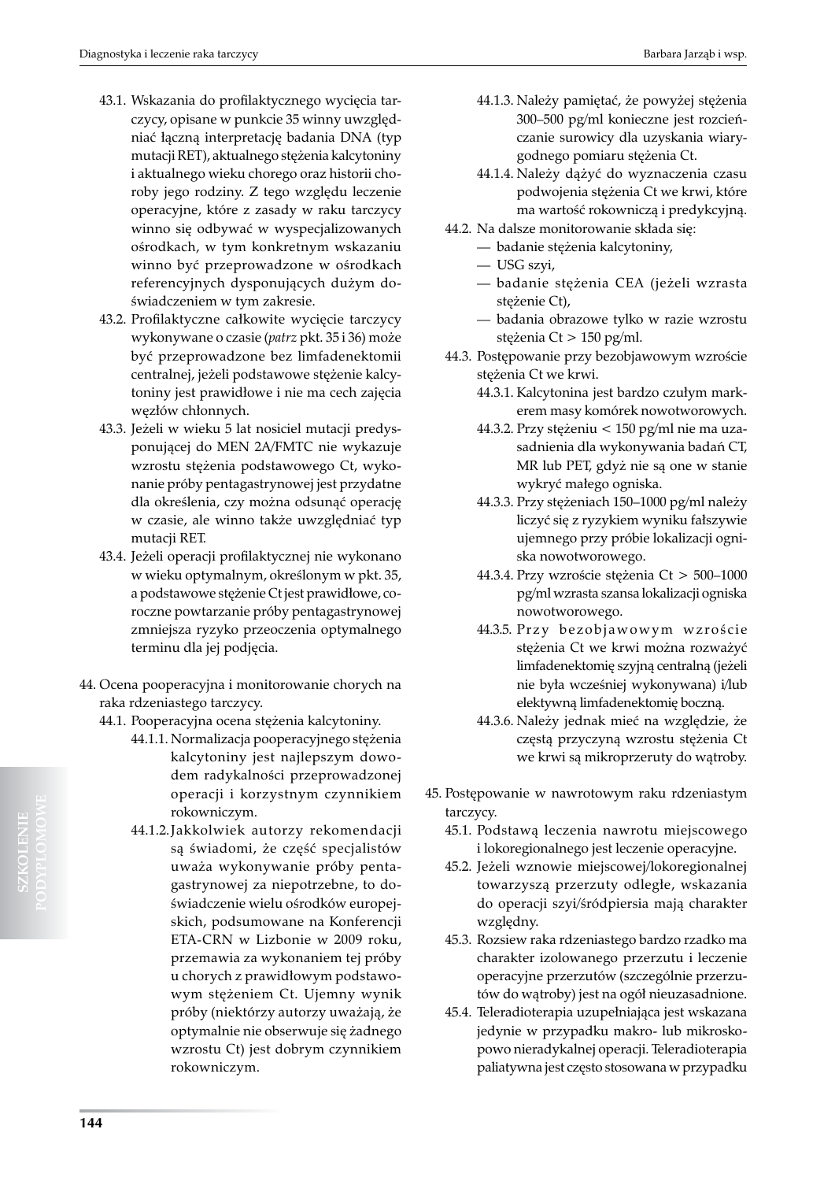43.1. Wskazania do profilaktycznego wycięcia tarczycy, opisane w punkcie 35 winny uwzględniać łączną interpretację badania DNA (typ mutacji RET), aktualnego stężenia kalcytoniny i aktualnego wieku chorego oraz historii choroby jego rodziny. Z tego względu leczenie operacyjne, które z zasady w raku tarczycy winno się odbywać w wyspecjalizowanych ośrodkach, w tym konkretnym wskazaniu winno być przeprowadzone w ośrodkach referencyjnych dysponujących dużym doświadczeniem w tym zakresie.

43.2. Profilaktyczne całkowite wycięcie tarczycy wykonywane o czasie (*patrz* pkt. 35 i 36) może być przeprowadzone bez limfadenektomii centralnej, jeżeli podstawowe stężenie kalcytoniny jest prawidłowe i nie ma cech zajęcia węzłów chłonnych.

43.3. Jeżeli w wieku 5 lat nosiciel mutacji predysponującej do MEN 2A/FMTC nie wykazuje wzrostu stężenia podstawowego Ct, wykonanie próby pentagastrynowej jest przydatne dla określenia, czy można odsunąć operację w czasie, ale winno także uwzględniać typ mutacji RET.

43.4. Jeżeli operacji profilaktycznej nie wykonano w wieku optymalnym, określonym w pkt. 35, a podstawowe stężenie Ct jest prawidłowe, coroczne powtarzanie próby pentagastrynowej zmniejsza ryzyko przeoczenia optymalnego terminu dla jej podjęcia.

44. Ocena pooperacyjna i monitorowanie chorych na raka rdzeniastego tarczycy.

44.1. Pooperacyjna ocena stężenia kalcytoniny.

44.1.1. Normalizacja pooperacyjnego stężenia kalcytoniny jest najlepszym dowodem radykalności przeprowadzonej operacji i korzystnym czynnikiem rokowniczym.

44.1.2. Jakkolwiek autorzy rekomendacji są świadomi, że część specjalistów uważa wykonywanie próby pentagastrynowej za niepotrzebne, to doświadczenie wielu ośrodków europejskich, podsumowane na Konferencji ETA-CRN w Lizbonie w 2009 roku, przemawia za wykonaniem tej próby u chorych z prawidłowym podstawowym stężeniem Ct. Ujemny wynik próby (niektórzy autorzy uważają, że optymalnie nie obserwuje się żadnego wzrostu Ct) jest dobrym czynnikiem rokowniczym.

44.1.3. Należy pamiętać, że powyżej stężenia 300–500 pg/ml konieczne jest rozcieńczanie surowicy dla uzyskania wiarygodnego pomiaru stężenia Ct.

44.1.4. Należy dążyć do wyznaczenia czasu podwojenia stężenia Ct we krwi, które ma wartość rokowniczą i predykcyjną.

44.2. Na dalsze monitorowanie składa się:
- badanie stężenia kalcytoniny,
- USG szyi,
- badanie stężenia CEA (jeżeli wzrasta stężenie Ct),
- badania obrazowe tylko w razie wzrostu stężenia Ct > 150 pg/ml.

44.3. Postępowanie przy bezobjawowym wzroście stężenia Ct we krwi.

44.3.1. Kalcytonina jest bardzo czułym markerem masy komórek nowotworowych.

44.3.2. Przy stężeniu < 150 pg/ml nie ma uzasadnienia dla wykonywania badań CT, MR lub PET, gdyż nie są one w stanie wykryć małego ogniska.

44.3.3. Przy stężeniach 150–1000 pg/ml należy liczyć się z ryzykiem wyniku fałszywie ujemnego przy próbie lokalizacji ogniska nowotworowego.

44.3.4. Przy wzroście stężenia Ct > 500–1000 pg/ml wzrasta szansa lokalizacji ogniska nowotworowego.

44.3.5. Przy bezobjawowym wzroście stężenia Ct we krwi można rozważyć limfadenektomię szyjną centralną (jeżeli nie była wcześniej wykonywana) i/lub elektywną limfadenektomię boczną.

44.3.6. Należy jednak mieć na względzie, że częstą przyczyną wzrostu stężenia Ct we krwi są mikroprzeruty do wątroby.

45. Postępowanie w nawrotowym raku rdzeniastym tarczycy.

45.1. Podstawą leczenia nawrotu miejscowego i lokoregionalnego jest leczenie operacyjne.

45.2. Jeżeli wznowie miejscowej/lokoregionalnej towarzyszą przerzuty odległe, wskazania do operacji szyi/śródpiersia mają charakter względny.

45.3. Rozsiew raka rdzeniastego bardzo rzadko ma charakter izolowanego przerzutu i leczenie operacyjne przerzutów (szczególnie przerzutów do wątroby) jest na ogół nieuzasadnione.

45.4. Teleradioterapia uzupełniająca jest wskazana jedynie w przypadku makro- lub mikroskopowo nieradykalnej operacji. Teleradioterapia paliatywna jest często stosowana w przypadku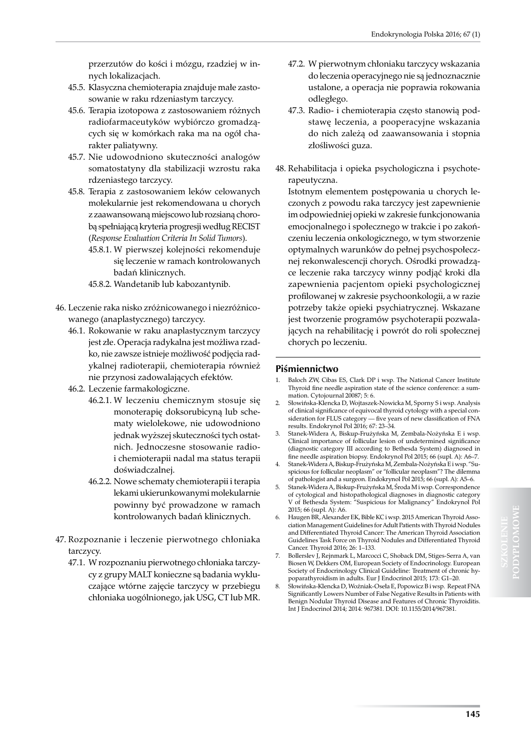przerzutów do kości i mózgu, rzadziej w innych lokalizacjach.

45.5. Klasyczna chemioterapia znajduje małe zastosowanie w raku rdzeniastym tarczycy.

45.6. Terapia izotopowa z zastosowaniem różnych radiofarmaceutyków wybiórczo gromadzących się w komórkach raka ma na ogół charakter paliatywny.

45.7. Nie udowodniono skuteczności analogów somatostatyny dla stabilizacji wzrostu raka rdzeniastego tarczycy.

45.8. Terapia z zastosowaniem leków celowanych molekularnie jest rekomendowana u chorych z zaawansowaną miejscowo lub rozsianą chorobą spełniającą kryteria progresji według RECIST (*Response Evaluation Criteria In Solid Tumors*).

45.8.1. W pierwszej kolejności rekomenduje się leczenie w ramach kontrolowanych badań klinicznych.

45.8.2. Wandetanib lub kabozantynib.

46. Leczenie raka nisko zróżnicowanego i niezróżnicowanego (anaplastycznego) tarczycy.

46.1. Rokowanie w raku anaplastycznym tarczycy jest złe. Operacja radykalna jest możliwa rzadko, nie zawsze istnieje możliwość podjęcia radykalnej radioterapii, chemioterapia również nie przynosi zadowalających efektów.

46.2. Leczenie farmakologiczne.

46.2.1. W leczeniu chemicznym stosuje się monoterapię doksorubicyną lub schematy wielolekowe, nie udowodniono jednak wyższej skuteczności tych ostatnich. Jednoczesne stosowanie radio- i chemioterapii nadal ma status terapii doświadczalnej.

46.2.2. Nowe schematy chemioterapii i terapia lekami ukierunkowanymi molekularnie powinny być prowadzone w ramach kontrolowanych badań klinicznych.

47. Rozpoznanie i leczenie pierwotnego chłoniaka tarczycy.

47.1. W rozpoznaniu pierwotnego chłoniaka tarczycy z grupy MALT konieczne są badania wykluczające wtórne zajęcie tarczycy w przebiegu chłoniaka uogólnionego, jak USG, CT lub MR.

47.2. W pierwotnym chłoniaku tarczycy wskazania do leczenia operacyjnego nie są jednoznacznie ustalone, a operacja nie poprawia rokowania odległego.

47.3. Radio- i chemioterapia często stanowią podstawę leczenia, a pooperacyjne wskazania do nich zależą od zaawansowania i stopnia złośliwości guza.

48. Rehabilitacja i opieka psychologiczna i psychoterapeutyczna.

Istotnym elementem postępowania u chorych leczonych z powodu raka tarczycy jest zapewnienie im odpowiedniej opieki w zakresie funkcjonowania emocjonalnego i społecznego w trakcie i po zakończeniu leczenia onkologicznego, w tym stworzenie optymalnych warunków do pełnej psychospołecznej rekonwalescencji chorych. Ośrodki prowadzące leczenie raka tarczycy winny podjąć kroki dla zapewnienia pacjentom opieki psychologicznej profilowanej w zakresie psychoonkologii, a w razie potrzeby także opieki psychiatrycznej. Wskazane jest tworzenie programów psychoterapii pozwalających na rehabilitację i powrót do roli społecznej chorych po leczeniu.

## Piśmiennictwo

1. Baloch ZW, Cibas ES, Clark DP i wsp. The National Cancer Institute Thyroid fine needle aspiration state of the science conference: a summation. Cytojournal 20087; 5: 6.
2. Słowińska-Klencka D, Wojtaszek-Nowicka M, Sporny S i wsp. Analysis of clinical significance of equivocal thyroid cytology with a special consideration for FLUS category — five years of new classification of FNA results. Endokrynol Pol 2016; 67: 23–34.
3. Stanek-Widera A, Biskup-Frużyńska M, Zembala-Nożyńska E i wsp. Clinical importance of follicular lesion of undetermined significance (diagnostic category III according to Bethesda System) diagnosed in fine needle aspiration biopsy. Endokrynol Pol 2015; 66 (supl. A): A6–7.
4. Stanek-Widera A, Biskup-Frużyńska M, Zembala-Nożyńska E i wsp. "Suspicious for follicular neoplasm" or "follicular neoplasm"? The dilemma of pathologist and a surgeon. Endokrynol Pol 2015; 66 (supl. A): A5–6.
5. Stanek-Widera A, Biskup-Frużyńska M, Środa M i wsp. Correspondence of cytological and histopathological diagnoses in diagnostic category V of Bethesda System: "Suspicious for Malignancy" Endokrynol Pol 2015; 66 (supl. A): A6.
6. Haugen BR, Alexander EK, Bible KC i wsp. 2015 American Thyroid Association Management Guidelines for Adult Patients with Thyroid Nodules and Differentiated Thyroid Cancer: The American Thyroid Association Guidelines Task Force on Thyroid Nodules and Differentiated Thyroid Cancer. Thyroid 2016; 26: 1–133.
7. Bollerslev J, Rejnmark L, Marcocci C, Shoback DM, Stiges-Serra A, van Biosen W, Dekkers OM, European Society of Endocrinology. European Society of Endocrinology Clinical Guideline: Treatment of chronic hypoparathyroidism in adults. Eur J Endocrinol 2015; 173: G1–20.
8. Słowińska-Klencka D, Woźniak-Oseła E, Popowicz B i wsp. Repeat FNA Significantly Lowers Number of False Negative Results in Patients with Benign Nodular Thyroid Disease and Features of Chronic Thyroiditis. Int J Endocrinol 2014; 2014: 967381. DOI: 10.1155/2014/967381.